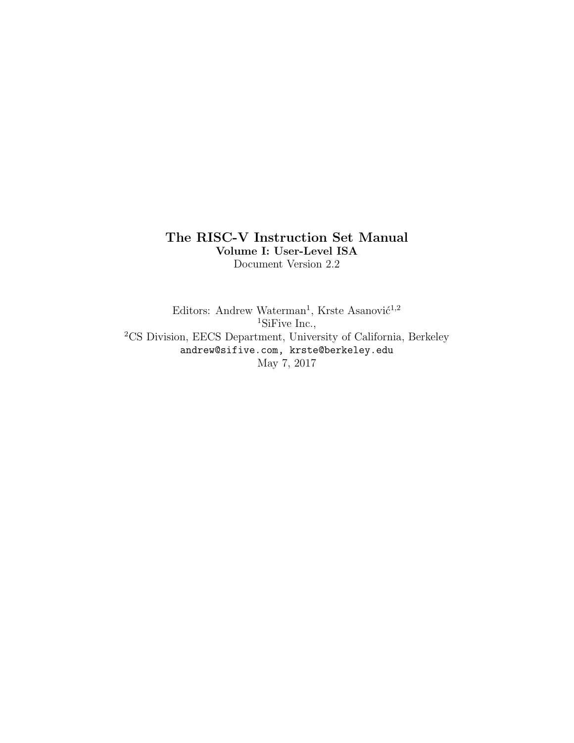# The RISC-V Instruction Set Manual

## Volume I: User-Level ISA

Document Version 2.2

Editors: Andrew Waterman[1], Krste Asanović[1,2]

[1]SiFive Inc.,

[2]CS Division, EECS Department, University of California, Berkeley

andrew@sifive.com, krste@berkeley.edu

May 7, 2017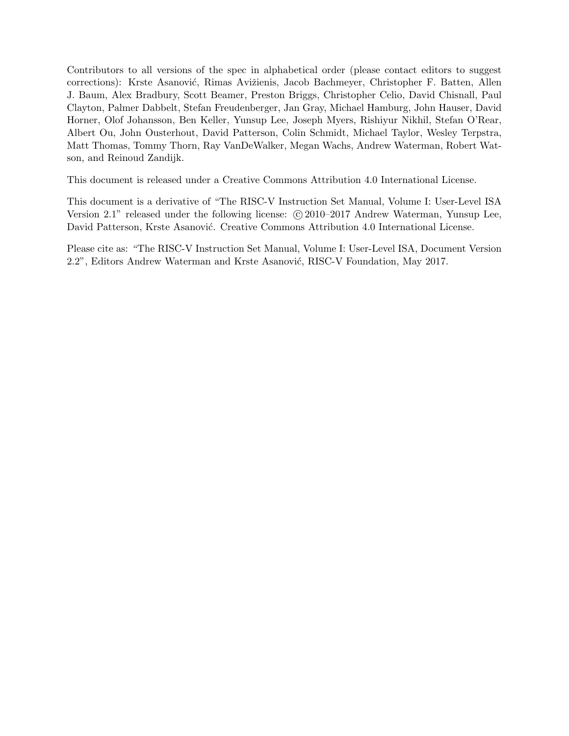Contributors to all versions of the spec in alphabetical order (please contact editors to suggest corrections): Krste Asanović, Rimas Avižienis, Jacob Bachmeyer, Christopher F. Batten, Allen J. Baum, Alex Bradbury, Scott Beamer, Preston Briggs, Christopher Celio, David Chisnall, Paul Clayton, Palmer Dabbelt, Stefan Freudenberger, Jan Gray, Michael Hamburg, John Hauser, David Horner, Olof Johansson, Ben Keller, Yunsup Lee, Joseph Myers, Rishiyur Nikhil, Stefan O'Rear, Albert Ou, John Ousterhout, David Patterson, Colin Schmidt, Michael Taylor, Wesley Terpstra, Matt Thomas, Tommy Thorn, Ray VanDeWalker, Megan Wachs, Andrew Waterman, Robert Watson, and Reinoud Zandijk.

This document is released under a Creative Commons Attribution 4.0 International License.

This document is a derivative of "The RISC-V Instruction Set Manual, Volume I: User-Level ISA Version 2.1" released under the following license: © 2010–2017 Andrew Waterman, Yunsup Lee, David Patterson, Krste Asanović. Creative Commons Attribution 4.0 International License.

Please cite as: "The RISC-V Instruction Set Manual, Volume I: User-Level ISA, Document Version 2.2", Editors Andrew Waterman and Krste Asanović, RISC-V Foundation, May 2017.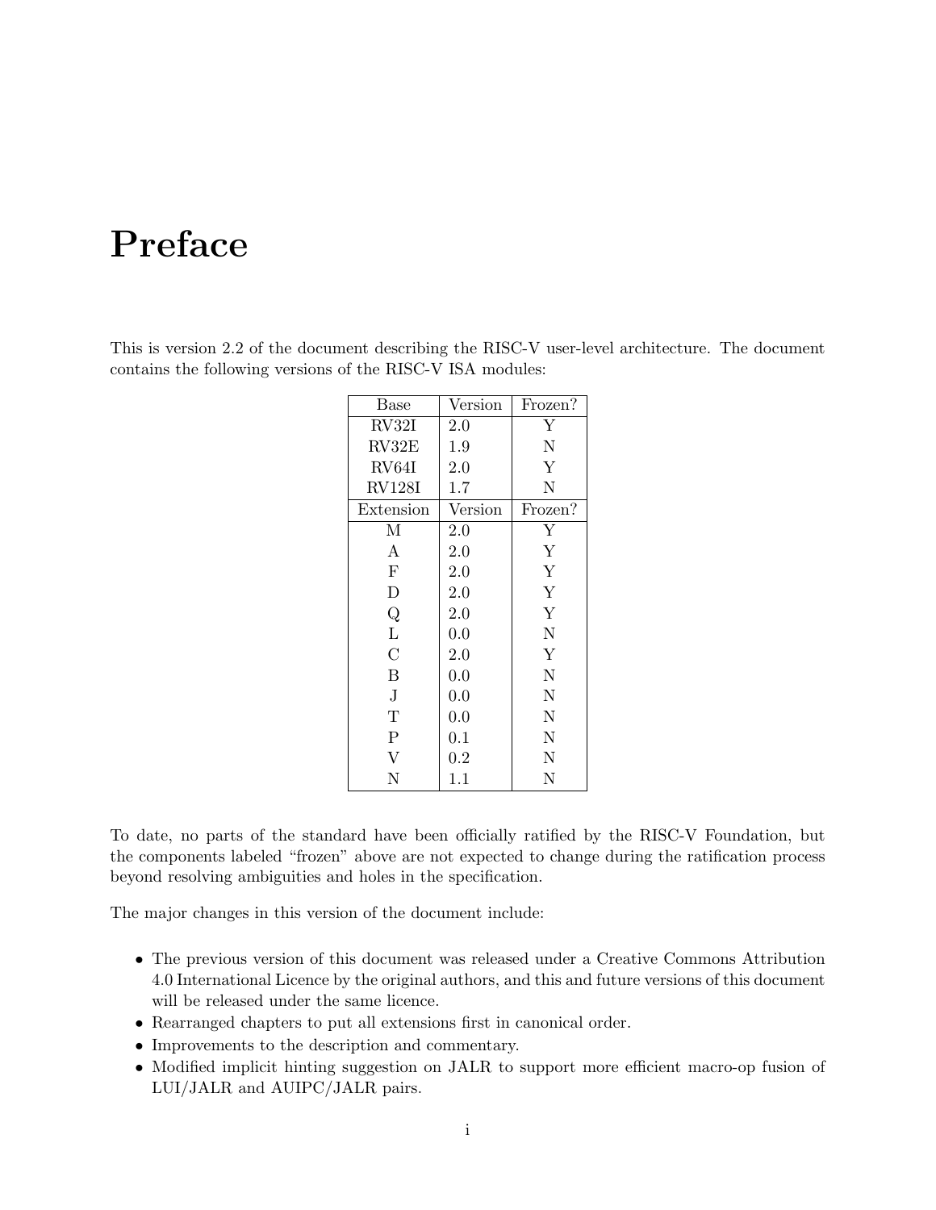# Preface

This is version 2.2 of the document describing the RISC-V user-level architecture. The document contains the following versions of the RISC-V ISA modules:

| Base | Version | Frozen? |
|---|---|---|
| RV32I | 2.0 | Y |
| RV32E | 1.9 | N |
| RV64I | 2.0 | Y |
| RV128I | 1.7 | N |
| **Extension** | **Version** | **Frozen?** |
| M | 2.0 | Y |
| A | 2.0 | Y |
| F | 2.0 | Y |
| D | 2.0 | Y |
| Q | 2.0 | Y |
| L | 0.0 | N |
| C | 2.0 | Y |
| B | 0.0 | N |
| J | 0.0 | N |
| T | 0.0 | N |
| P | 0.1 | N |
| V | 0.2 | N |
| N | 1.1 | N |

To date, no parts of the standard have been officially ratified by the RISC-V Foundation, but the components labeled "frozen" above are not expected to change during the ratification process beyond resolving ambiguities and holes in the specification.

The major changes in this version of the document include:

- The previous version of this document was released under a Creative Commons Attribution 4.0 International Licence by the original authors, and this and future versions of this document will be released under the same licence.
- Rearranged chapters to put all extensions first in canonical order.
- Improvements to the description and commentary.
- Modified implicit hinting suggestion on JALR to support more efficient macro-op fusion of LUI/JALR and AUIPC/JALR pairs.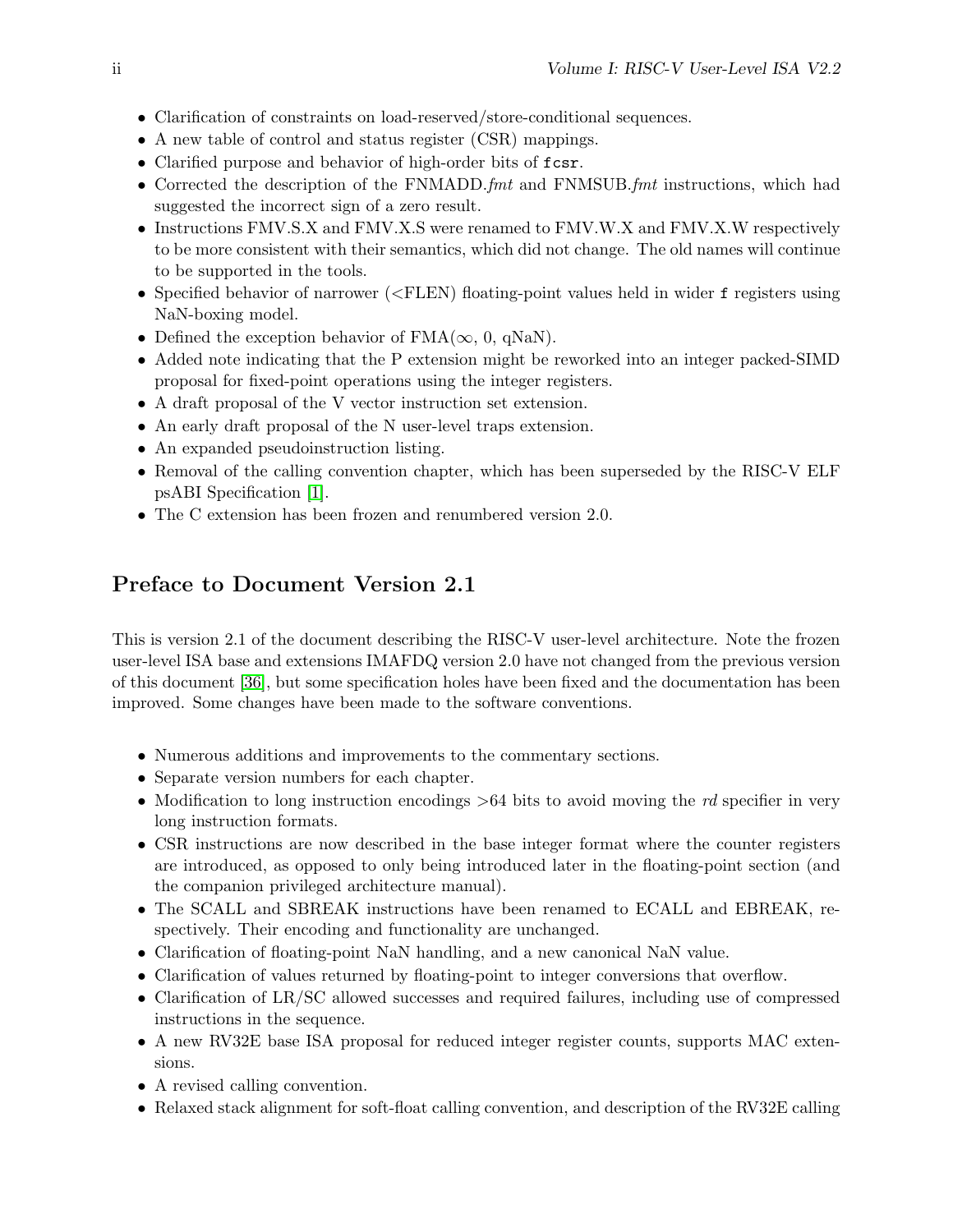- Clarification of constraints on load-reserved/store-conditional sequences.
- A new table of control and status register (CSR) mappings.
- Clarified purpose and behavior of high-order bits of `fcsr`.
- Corrected the description of the FNMADD.*fmt* and FNMSUB.*fmt* instructions, which had suggested the incorrect sign of a zero result.
- Instructions FMV.S.X and FMV.X.S were renamed to FMV.W.X and FMV.X.W respectively to be more consistent with their semantics, which did not change. The old names will continue to be supported in the tools.
- Specified behavior of narrower (<FLEN) floating-point values held in wider `f` registers using NaN-boxing model.
- Defined the exception behavior of FMA($\infty$, 0, qNaN).
- Added note indicating that the P extension might be reworked into an integer packed-SIMD proposal for fixed-point operations using the integer registers.
- A draft proposal of the V vector instruction set extension.
- An early draft proposal of the N user-level traps extension.
- An expanded pseudoinstruction listing.
- Removal of the calling convention chapter, which has been superseded by the RISC-V ELF psABI Specification [1].
- The C extension has been frozen and renumbered version 2.0.

## Preface to Document Version 2.1

This is version 2.1 of the document describing the RISC-V user-level architecture. Note the frozen user-level ISA base and extensions IMAFDQ version 2.0 have not changed from the previous version of this document [36], but some specification holes have been fixed and the documentation has been improved. Some changes have been made to the software conventions.

- Numerous additions and improvements to the commentary sections.
- Separate version numbers for each chapter.
- Modification to long instruction encodings >64 bits to avoid moving the *rd* specifier in very long instruction formats.
- CSR instructions are now described in the base integer format where the counter registers are introduced, as opposed to only being introduced later in the floating-point section (and the companion privileged architecture manual).
- The SCALL and SBREAK instructions have been renamed to ECALL and EBREAK, respectively. Their encoding and functionality are unchanged.
- Clarification of floating-point NaN handling, and a new canonical NaN value.
- Clarification of values returned by floating-point to integer conversions that overflow.
- Clarification of LR/SC allowed successes and required failures, including use of compressed instructions in the sequence.
- A new RV32E base ISA proposal for reduced integer register counts, supports MAC extensions.
- A revised calling convention.
- Relaxed stack alignment for soft-float calling convention, and description of the RV32E calling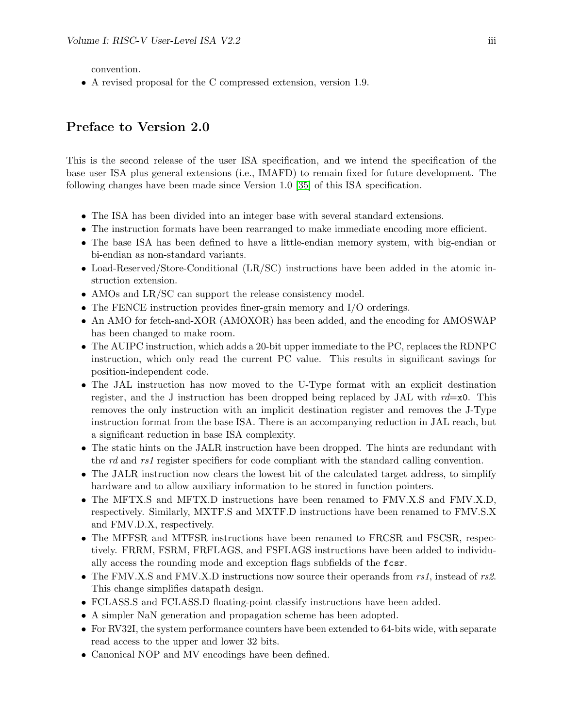convention.

- A revised proposal for the C compressed extension, version 1.9.

## Preface to Version 2.0

This is the second release of the user ISA specification, and we intend the specification of the base user ISA plus general extensions (i.e., IMAFD) to remain fixed for future development. The following changes have been made since Version 1.0 [35] of this ISA specification.

- The ISA has been divided into an integer base with several standard extensions.
- The instruction formats have been rearranged to make immediate encoding more efficient.
- The base ISA has been defined to have a little-endian memory system, with big-endian or bi-endian as non-standard variants.
- Load-Reserved/Store-Conditional (LR/SC) instructions have been added in the atomic instruction extension.
- AMOs and LR/SC can support the release consistency model.
- The FENCE instruction provides finer-grain memory and I/O orderings.
- An AMO for fetch-and-XOR (AMOXOR) has been added, and the encoding for AMOSWAP has been changed to make room.
- The AUIPC instruction, which adds a 20-bit upper immediate to the PC, replaces the RDNPC instruction, which only read the current PC value. This results in significant savings for position-independent code.
- The JAL instruction has now moved to the U-Type format with an explicit destination register, and the J instruction has been dropped being replaced by JAL with *rd*=`x0`. This removes the only instruction with an implicit destination register and removes the J-Type instruction format from the base ISA. There is an accompanying reduction in JAL reach, but a significant reduction in base ISA complexity.
- The static hints on the JALR instruction have been dropped. The hints are redundant with the *rd* and *rs1* register specifiers for code compliant with the standard calling convention.
- The JALR instruction now clears the lowest bit of the calculated target address, to simplify hardware and to allow auxiliary information to be stored in function pointers.
- The MFTX.S and MFTX.D instructions have been renamed to FMV.X.S and FMV.X.D, respectively. Similarly, MXTF.S and MXTF.D instructions have been renamed to FMV.S.X and FMV.D.X, respectively.
- The MFFSR and MTFSR instructions have been renamed to FRCSR and FSCSR, respectively. FRRM, FSRM, FRFLAGS, and FSFLAGS instructions have been added to individually access the rounding mode and exception flags subfields of the `fcsr`.
- The FMV.X.S and FMV.X.D instructions now source their operands from *rs1*, instead of *rs2*. This change simplifies datapath design.
- FCLASS.S and FCLASS.D floating-point classify instructions have been added.
- A simpler NaN generation and propagation scheme has been adopted.
- For RV32I, the system performance counters have been extended to 64-bits wide, with separate read access to the upper and lower 32 bits.
- Canonical NOP and MV encodings have been defined.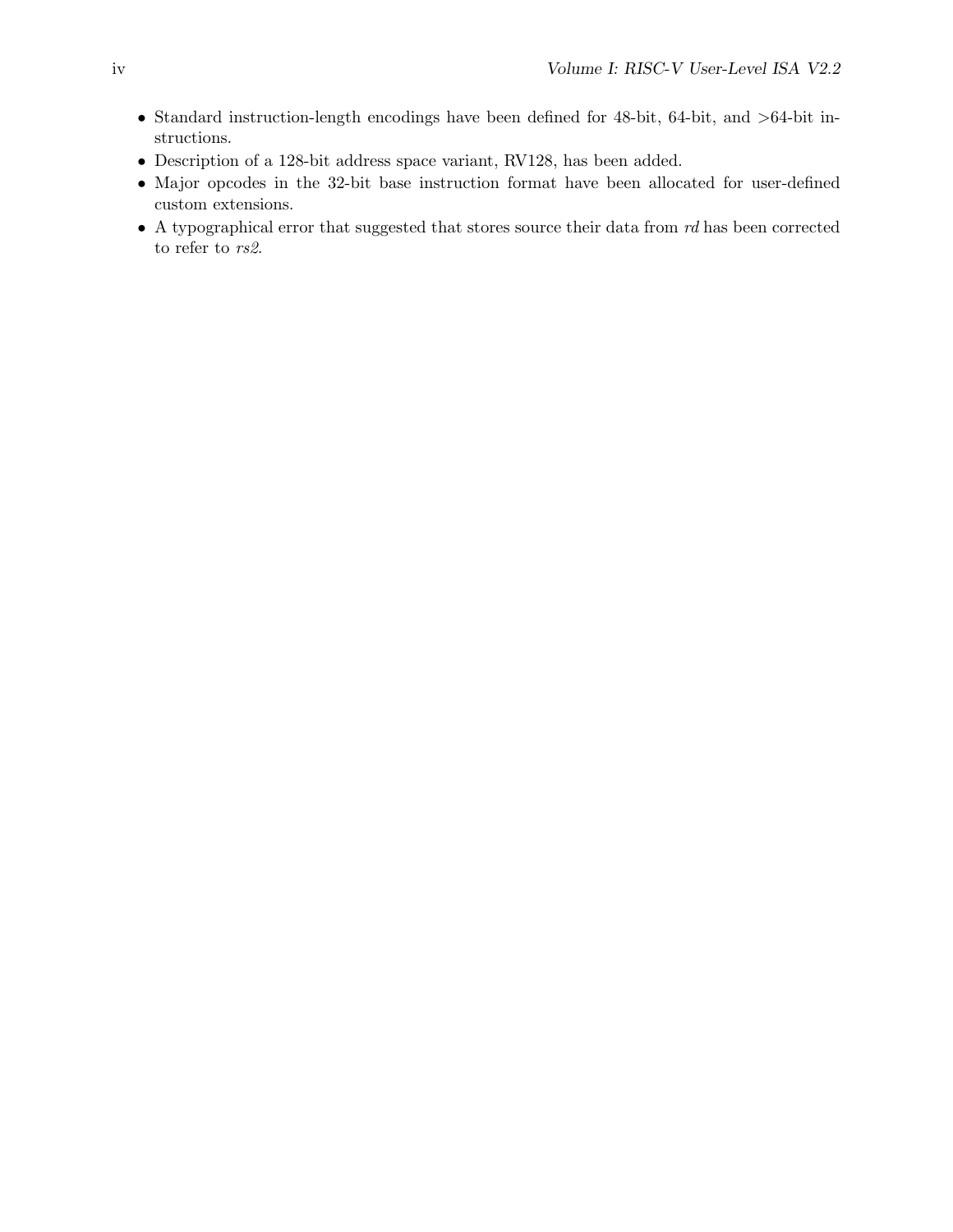- Standard instruction-length encodings have been defined for 48-bit, 64-bit, and >64-bit instructions.
- Description of a 128-bit address space variant, RV128, has been added.
- Major opcodes in the 32-bit base instruction format have been allocated for user-defined custom extensions.
- A typographical error that suggested that stores source their data from *rd* has been corrected to refer to *rs2*.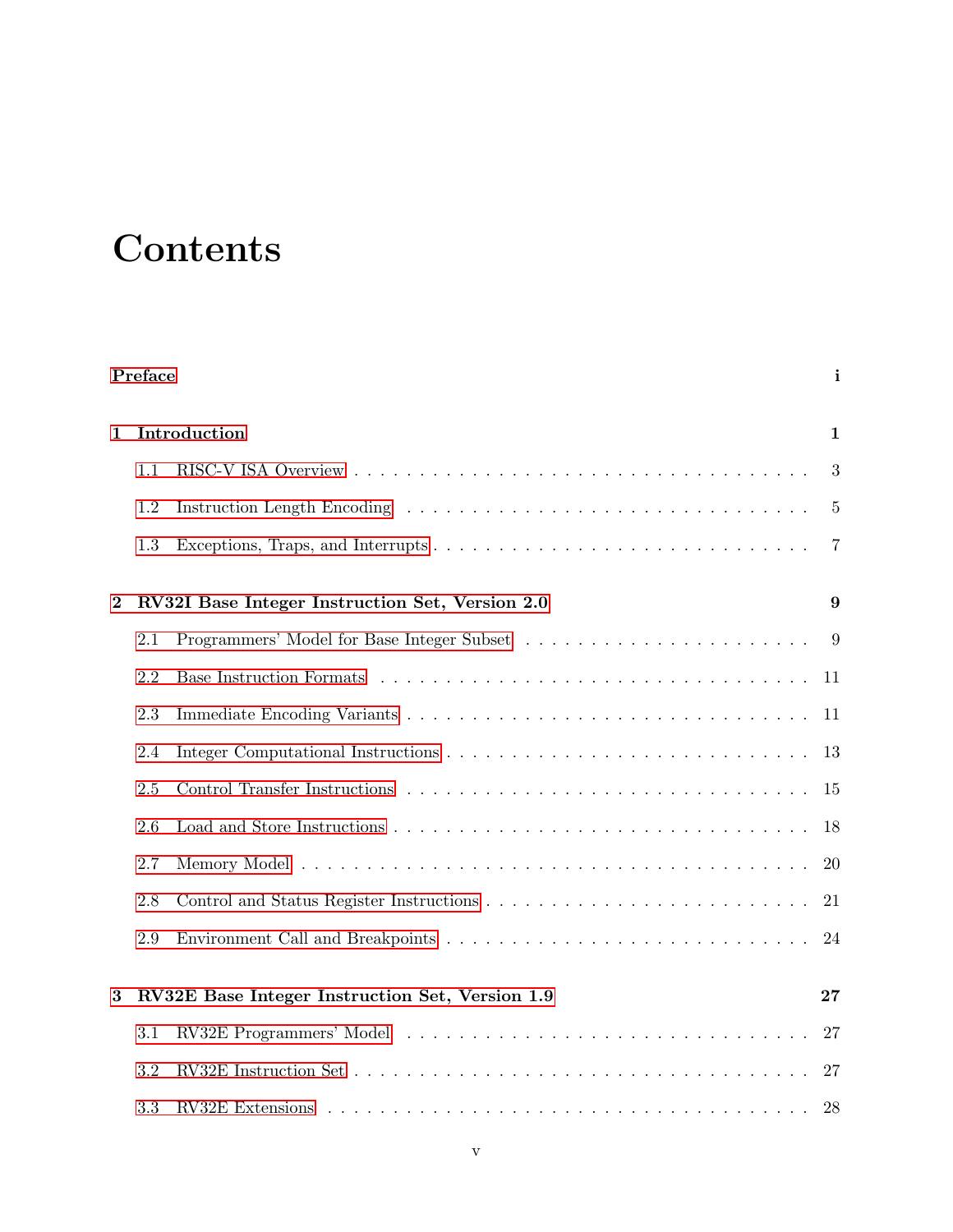# Contents

**Preface** **i**

**1 Introduction** **1**

1.1 RISC-V ISA Overview . . . . . . . . . . . . . . . . . . . . . . . . . . . . . . . . 3

1.2 Instruction Length Encoding . . . . . . . . . . . . . . . . . . . . . . . . . . . . 5

1.3 Exceptions, Traps, and Interrupts . . . . . . . . . . . . . . . . . . . . . . . . . 7

**2 RV32I Base Integer Instruction Set, Version 2.0** **9**

2.1 Programmers' Model for Base Integer Subset . . . . . . . . . . . . . . . . . . 9

2.2 Base Instruction Formats . . . . . . . . . . . . . . . . . . . . . . . . . . . . . 11

2.3 Immediate Encoding Variants . . . . . . . . . . . . . . . . . . . . . . . . . . . 11

2.4 Integer Computational Instructions . . . . . . . . . . . . . . . . . . . . . . . . 13

2.5 Control Transfer Instructions . . . . . . . . . . . . . . . . . . . . . . . . . . . 15

2.6 Load and Store Instructions . . . . . . . . . . . . . . . . . . . . . . . . . . . . 18

2.7 Memory Model . . . . . . . . . . . . . . . . . . . . . . . . . . . . . . . . . . . 20

2.8 Control and Status Register Instructions . . . . . . . . . . . . . . . . . . . . . 21

2.9 Environment Call and Breakpoints . . . . . . . . . . . . . . . . . . . . . . . . 24

**3 RV32E Base Integer Instruction Set, Version 1.9** **27**

3.1 RV32E Programmers' Model . . . . . . . . . . . . . . . . . . . . . . . . . . . . 27

3.2 RV32E Instruction Set . . . . . . . . . . . . . . . . . . . . . . . . . . . . . . . 27

3.3 RV32E Extensions . . . . . . . . . . . . . . . . . . . . . . . . . . . . . . . . . 28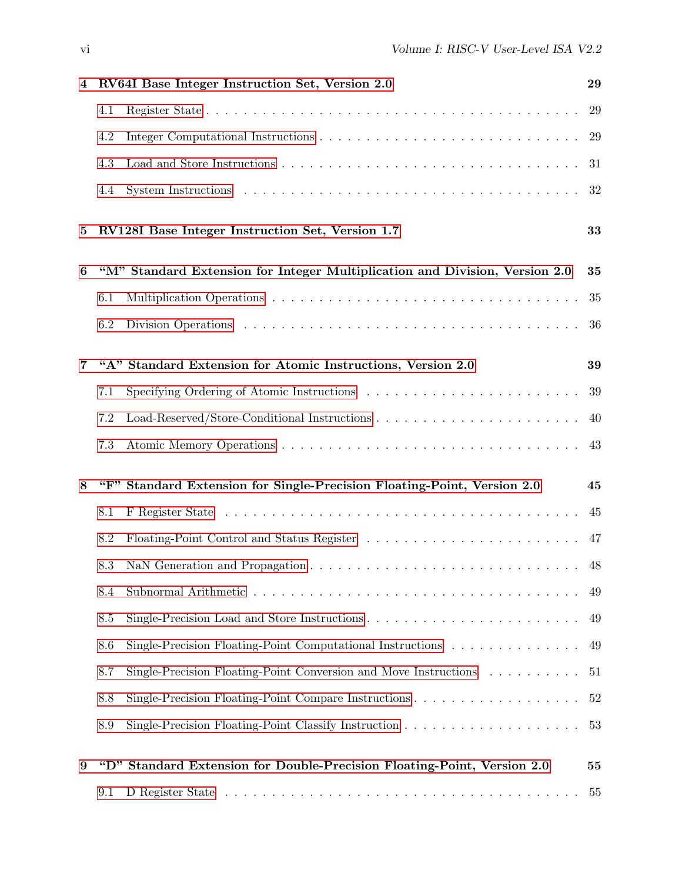**4 RV64I Base Integer Instruction Set, Version 2.0** **29**

4.1 Register State . . . . . . . . . . . . . . . . . . . . . . . . . . . . . . . . . . . . . . 29

4.2 Integer Computational Instructions . . . . . . . . . . . . . . . . . . . . . . . . . . . . 29

4.3 Load and Store Instructions . . . . . . . . . . . . . . . . . . . . . . . . . . . . . . . 31

4.4 System Instructions . . . . . . . . . . . . . . . . . . . . . . . . . . . . . . . . . . . 32

**5 RV128I Base Integer Instruction Set, Version 1.7** **33**

**6 "M" Standard Extension for Integer Multiplication and Division, Version 2.0** **35**

6.1 Multiplication Operations . . . . . . . . . . . . . . . . . . . . . . . . . . . . . . . . 35

6.2 Division Operations . . . . . . . . . . . . . . . . . . . . . . . . . . . . . . . . . . . 36

**7 "A" Standard Extension for Atomic Instructions, Version 2.0** **39**

7.1 Specifying Ordering of Atomic Instructions . . . . . . . . . . . . . . . . . . . . . . . 39

7.2 Load-Reserved/Store-Conditional Instructions . . . . . . . . . . . . . . . . . . . . . . 40

7.3 Atomic Memory Operations . . . . . . . . . . . . . . . . . . . . . . . . . . . . . . . 43

**8 "F" Standard Extension for Single-Precision Floating-Point, Version 2.0** **45**

8.1 F Register State . . . . . . . . . . . . . . . . . . . . . . . . . . . . . . . . . . . . . 45

8.2 Floating-Point Control and Status Register . . . . . . . . . . . . . . . . . . . . . . . 47

8.3 NaN Generation and Propagation . . . . . . . . . . . . . . . . . . . . . . . . . . . . 48

8.4 Subnormal Arithmetic . . . . . . . . . . . . . . . . . . . . . . . . . . . . . . . . . . 49

8.5 Single-Precision Load and Store Instructions . . . . . . . . . . . . . . . . . . . . . . 49

8.6 Single-Precision Floating-Point Computational Instructions . . . . . . . . . . . . . . 49

8.7 Single-Precision Floating-Point Conversion and Move Instructions . . . . . . . . . . . 51

8.8 Single-Precision Floating-Point Compare Instructions . . . . . . . . . . . . . . . . . . 52

8.9 Single-Precision Floating-Point Classify Instruction . . . . . . . . . . . . . . . . . . . 53

**9 "D" Standard Extension for Double-Precision Floating-Point, Version 2.0** **55**

9.1 D Register State . . . . . . . . . . . . . . . . . . . . . . . . . . . . . . . . . . . . . 55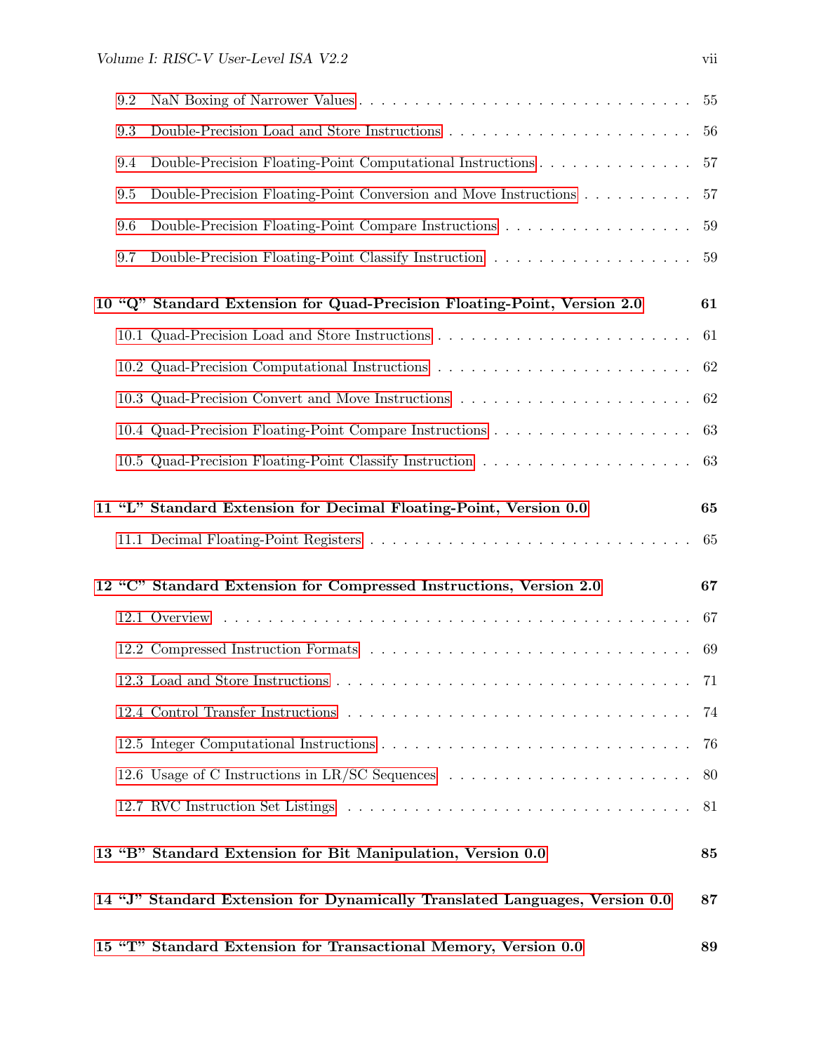9.2 NaN Boxing of Narrower Values . . . . . . . . . . . . . . . . . . . . . . . . . . . . 55

9.3 Double-Precision Load and Store Instructions . . . . . . . . . . . . . . . . . . . . . . 56

9.4 Double-Precision Floating-Point Computational Instructions . . . . . . . . . . . . . . 57

9.5 Double-Precision Floating-Point Conversion and Move Instructions . . . . . . . . . . 57

9.6 Double-Precision Floating-Point Compare Instructions . . . . . . . . . . . . . . . . . 59

9.7 Double-Precision Floating-Point Classify Instruction . . . . . . . . . . . . . . . . . . 59

**10 "Q" Standard Extension for Quad-Precision Floating-Point, Version 2.0 61**

10.1 Quad-Precision Load and Store Instructions . . . . . . . . . . . . . . . . . . . . . . 61

10.2 Quad-Precision Computational Instructions . . . . . . . . . . . . . . . . . . . . . . . 62

10.3 Quad-Precision Convert and Move Instructions . . . . . . . . . . . . . . . . . . . . . 62

10.4 Quad-Precision Floating-Point Compare Instructions . . . . . . . . . . . . . . . . . . 63

10.5 Quad-Precision Floating-Point Classify Instruction . . . . . . . . . . . . . . . . . . . 63

**11 "L" Standard Extension for Decimal Floating-Point, Version 0.0 65**

11.1 Decimal Floating-Point Registers . . . . . . . . . . . . . . . . . . . . . . . . . . . . 65

**12 "C" Standard Extension for Compressed Instructions, Version 2.0 67**

12.1 Overview . . . . . . . . . . . . . . . . . . . . . . . . . . . . . . . . . . . . . . . . . 67

12.2 Compressed Instruction Formats . . . . . . . . . . . . . . . . . . . . . . . . . . . . . 69

12.3 Load and Store Instructions . . . . . . . . . . . . . . . . . . . . . . . . . . . . . . . 71

12.4 Control Transfer Instructions . . . . . . . . . . . . . . . . . . . . . . . . . . . . . . . 74

12.5 Integer Computational Instructions . . . . . . . . . . . . . . . . . . . . . . . . . . . 76

12.6 Usage of C Instructions in LR/SC Sequences . . . . . . . . . . . . . . . . . . . . . . 80

12.7 RVC Instruction Set Listings . . . . . . . . . . . . . . . . . . . . . . . . . . . . . . . 81

**13 "B" Standard Extension for Bit Manipulation, Version 0.0 85**

**14 "J" Standard Extension for Dynamically Translated Languages, Version 0.0 87**

**15 "T" Standard Extension for Transactional Memory, Version 0.0 89**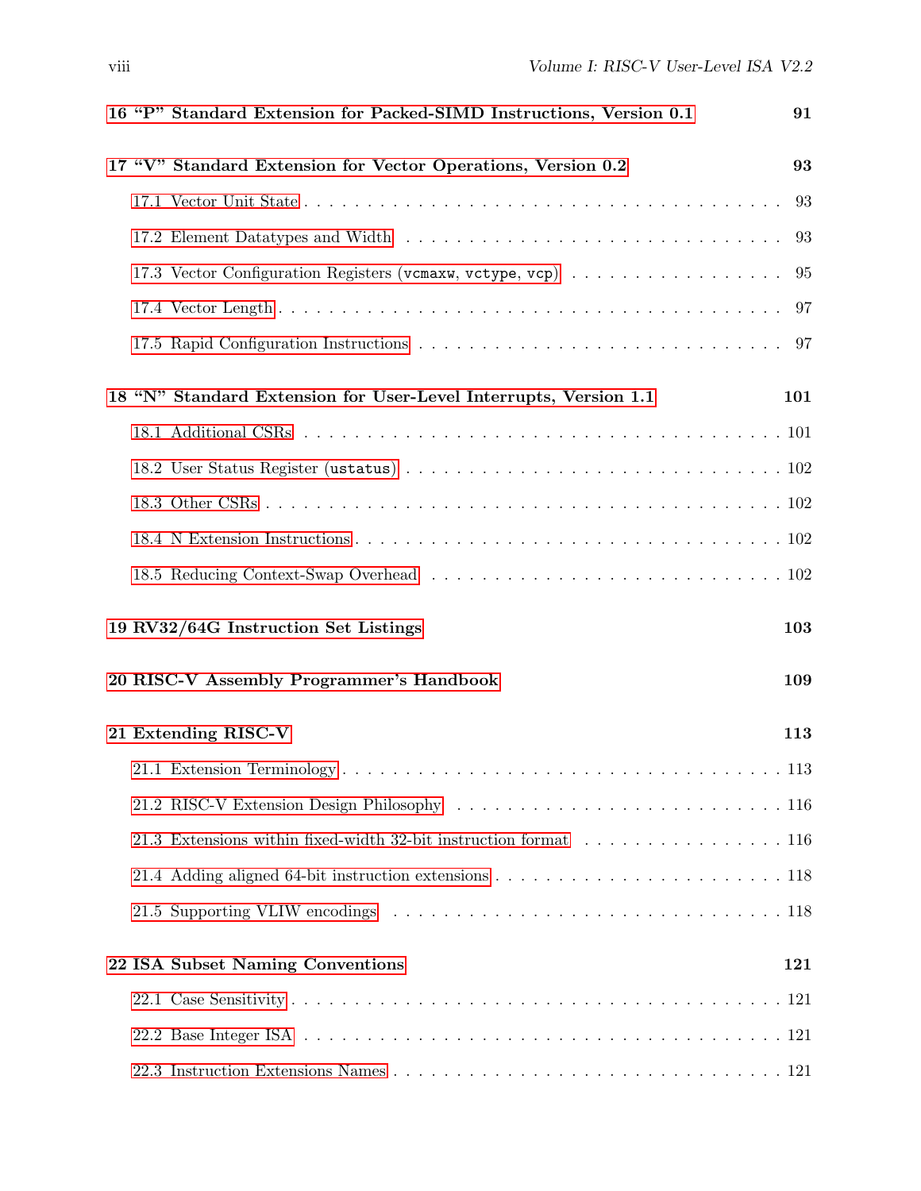**16 "P" Standard Extension for Packed-SIMD Instructions, Version 0.1** **91**

**17 "V" Standard Extension for Vector Operations, Version 0.2** **93**

17.1 Vector Unit State . . . . . . . . . . . . . . . . . . . . . . . . . . . . . . . . . . . . . . 93

17.2 Element Datatypes and Width . . . . . . . . . . . . . . . . . . . . . . . . . . . . . . 93

17.3 Vector Configuration Registers (`vcmaxw`, `vctype`, `vcp`) . . . . . . . . . . . . . . . . . 95

17.4 Vector Length . . . . . . . . . . . . . . . . . . . . . . . . . . . . . . . . . . . . . . . 97

17.5 Rapid Configuration Instructions . . . . . . . . . . . . . . . . . . . . . . . . . . . . 97

**18 "N" Standard Extension for User-Level Interrupts, Version 1.1** **101**

18.1 Additional CSRs . . . . . . . . . . . . . . . . . . . . . . . . . . . . . . . . . . . . . 101

18.2 User Status Register (`ustatus`) . . . . . . . . . . . . . . . . . . . . . . . . . . . . . 102

18.3 Other CSRs . . . . . . . . . . . . . . . . . . . . . . . . . . . . . . . . . . . . . . . . 102

18.4 N Extension Instructions . . . . . . . . . . . . . . . . . . . . . . . . . . . . . . . . . 102

18.5 Reducing Context-Swap Overhead . . . . . . . . . . . . . . . . . . . . . . . . . . . . 102

**19 RV32/64G Instruction Set Listings** **103**

**20 RISC-V Assembly Programmer's Handbook** **109**

**21 Extending RISC-V** **113**

21.1 Extension Terminology . . . . . . . . . . . . . . . . . . . . . . . . . . . . . . . . . . 113

21.2 RISC-V Extension Design Philosophy . . . . . . . . . . . . . . . . . . . . . . . . . . 116

21.3 Extensions within fixed-width 32-bit instruction format . . . . . . . . . . . . . . . . . 116

21.4 Adding aligned 64-bit instruction extensions . . . . . . . . . . . . . . . . . . . . . . . 118

21.5 Supporting VLIW encodings . . . . . . . . . . . . . . . . . . . . . . . . . . . . . . . 118

**22 ISA Subset Naming Conventions** **121**

22.1 Case Sensitivity . . . . . . . . . . . . . . . . . . . . . . . . . . . . . . . . . . . . . . 121

22.2 Base Integer ISA . . . . . . . . . . . . . . . . . . . . . . . . . . . . . . . . . . . . . 121

22.3 Instruction Extensions Names . . . . . . . . . . . . . . . . . . . . . . . . . . . . . . 121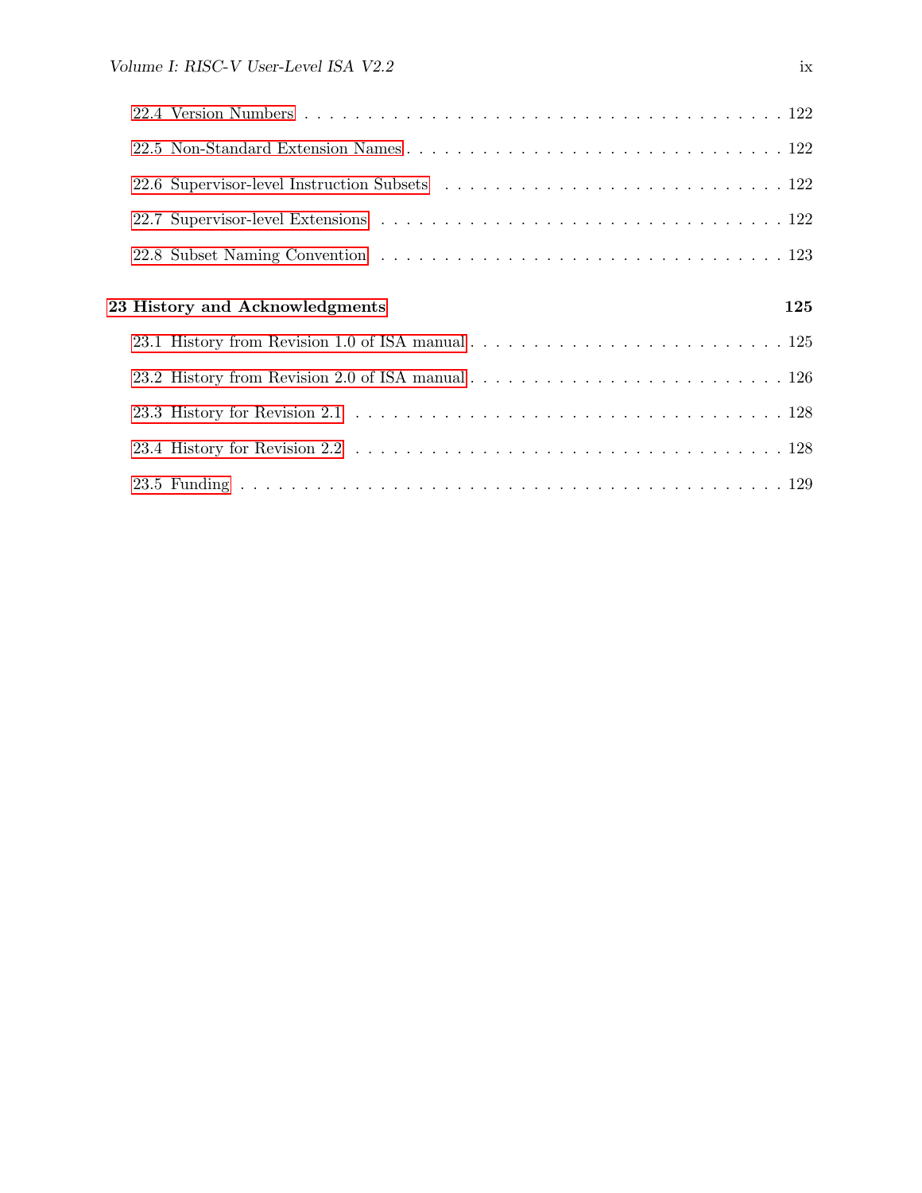22.4 Version Numbers . . . . . . . . . . . . . . . . . . . . . . . . . . . . . . . . . . . 122

22.5 Non-Standard Extension Names . . . . . . . . . . . . . . . . . . . . . . . . . . . 122

22.6 Supervisor-level Instruction Subsets . . . . . . . . . . . . . . . . . . . . . . . . 122

22.7 Supervisor-level Extensions . . . . . . . . . . . . . . . . . . . . . . . . . . . . 122

22.8 Subset Naming Convention . . . . . . . . . . . . . . . . . . . . . . . . . . . . 123

**23 History and Acknowledgments** **125**

23.1 History from Revision 1.0 of ISA manual . . . . . . . . . . . . . . . . . . . . . 125

23.2 History from Revision 2.0 of ISA manual . . . . . . . . . . . . . . . . . . . . . 126

23.3 History for Revision 2.1 . . . . . . . . . . . . . . . . . . . . . . . . . . . . . . 128

23.4 History for Revision 2.2 . . . . . . . . . . . . . . . . . . . . . . . . . . . . . . 128

23.5 Funding . . . . . . . . . . . . . . . . . . . . . . . . . . . . . . . . . . . . . . . 129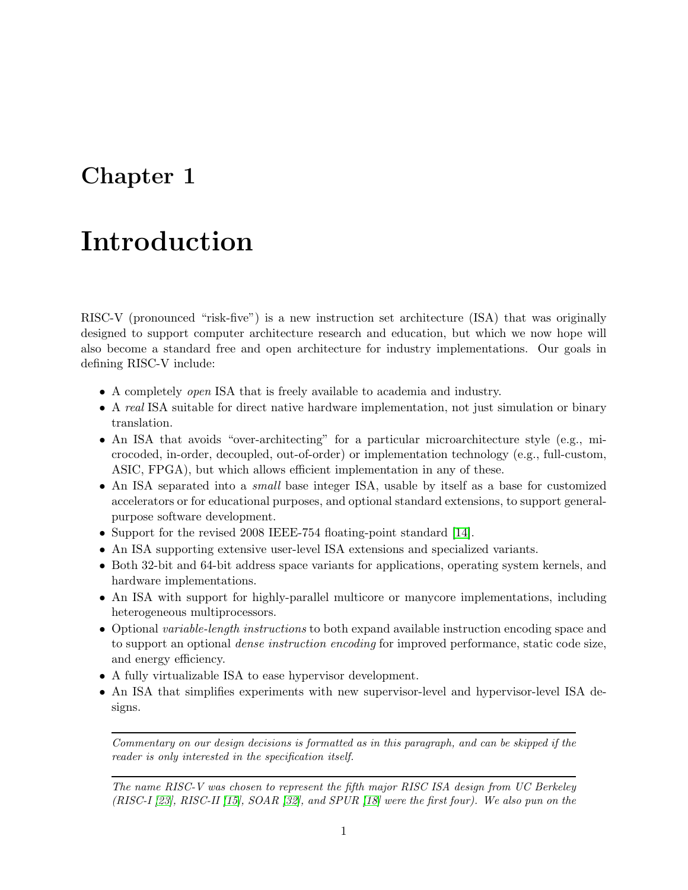# Chapter 1

# Introduction

RISC-V (pronounced "risk-five") is a new instruction set architecture (ISA) that was originally designed to support computer architecture research and education, but which we now hope will also become a standard free and open architecture for industry implementations. Our goals in defining RISC-V include:

- A completely *open* ISA that is freely available to academia and industry.
- A *real* ISA suitable for direct native hardware implementation, not just simulation or binary translation.
- An ISA that avoids "over-architecting" for a particular microarchitecture style (e.g., microcoded, in-order, decoupled, out-of-order) or implementation technology (e.g., full-custom, ASIC, FPGA), but which allows efficient implementation in any of these.
- An ISA separated into a *small* base integer ISA, usable by itself as a base for customized accelerators or for educational purposes, and optional standard extensions, to support general-purpose software development.
- Support for the revised 2008 IEEE-754 floating-point standard [14].
- An ISA supporting extensive user-level ISA extensions and specialized variants.
- Both 32-bit and 64-bit address space variants for applications, operating system kernels, and hardware implementations.
- An ISA with support for highly-parallel multicore or manycore implementations, including heterogeneous multiprocessors.
- Optional *variable-length instructions* to both expand available instruction encoding space and to support an optional *dense instruction encoding* for improved performance, static code size, and energy efficiency.
- A fully virtualizable ISA to ease hypervisor development.
- An ISA that simplifies experiments with new supervisor-level and hypervisor-level ISA designs.

---

*Commentary on our design decisions is formatted as in this paragraph, and can be skipped if the reader is only interested in the specification itself.*

---

*The name RISC-V was chosen to represent the fifth major RISC ISA design from UC Berkeley (RISC-I [23], RISC-II [15], SOAR [32], and SPUR [18] were the first four). We also pun on the*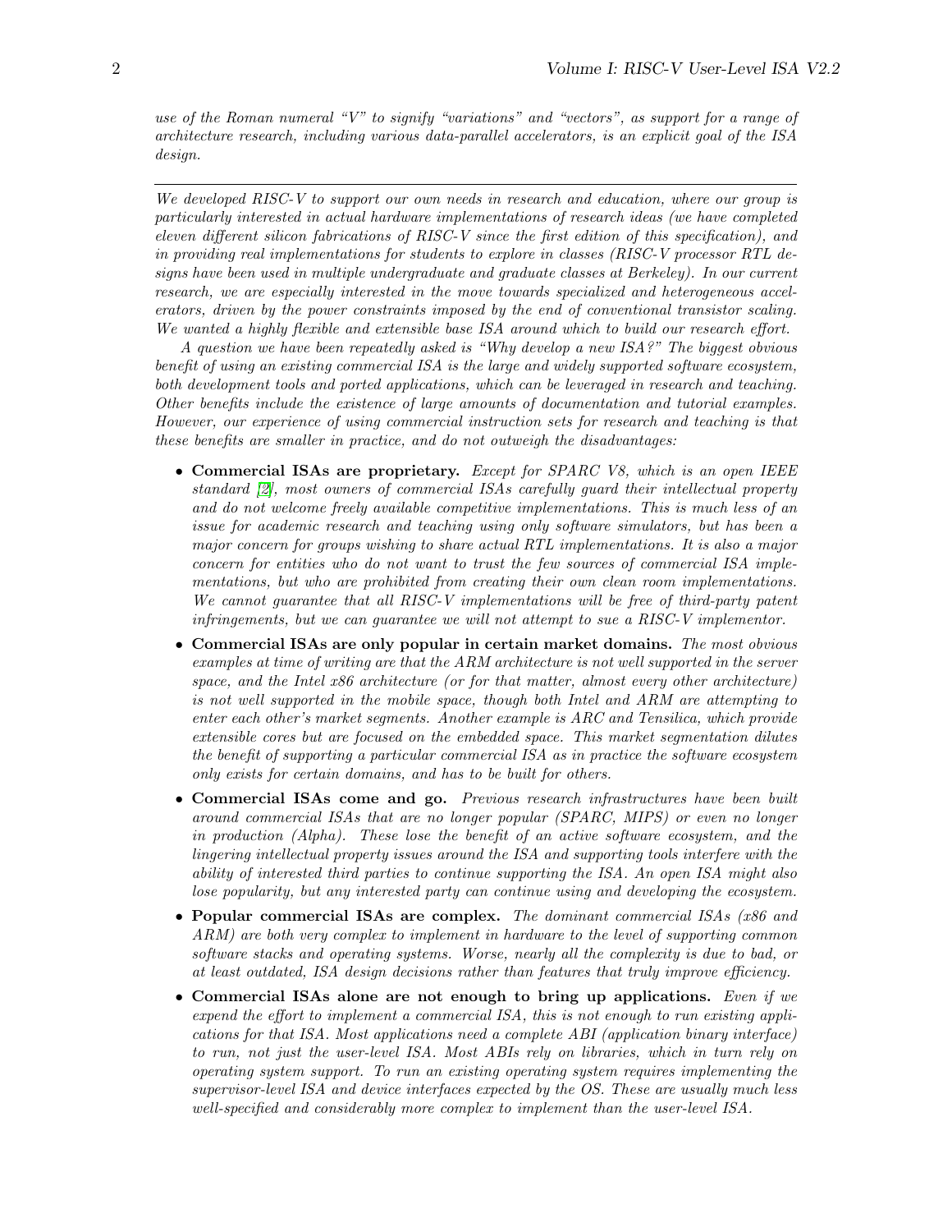*use of the Roman numeral "V" to signify "variations" and "vectors", as support for a range of architecture research, including various data-parallel accelerators, is an explicit goal of the ISA design.*

---

*We developed RISC-V to support our own needs in research and education, where our group is particularly interested in actual hardware implementations of research ideas (we have completed eleven different silicon fabrications of RISC-V since the first edition of this specification), and in providing real implementations for students to explore in classes (RISC-V processor RTL designs have been used in multiple undergraduate and graduate classes at Berkeley). In our current research, we are especially interested in the move towards specialized and heterogeneous accelerators, driven by the power constraints imposed by the end of conventional transistor scaling. We wanted a highly flexible and extensible base ISA around which to build our research effort.*

*A question we have been repeatedly asked is "Why develop a new ISA?" The biggest obvious benefit of using an existing commercial ISA is the large and widely supported software ecosystem, both development tools and ported applications, which can be leveraged in research and teaching. Other benefits include the existence of large amounts of documentation and tutorial examples. However, our experience of using commercial instruction sets for research and teaching is that these benefits are smaller in practice, and do not outweigh the disadvantages:*

- **Commercial ISAs are proprietary.** *Except for SPARC V8, which is an open IEEE standard [2], most owners of commercial ISAs carefully guard their intellectual property and do not welcome freely available competitive implementations. This is much less of an issue for academic research and teaching using only software simulators, but has been a major concern for groups wishing to share actual RTL implementations. It is also a major concern for entities who do not want to trust the few sources of commercial ISA implementations, but who are prohibited from creating their own clean room implementations. We cannot guarantee that all RISC-V implementations will be free of third-party patent infringements, but we can guarantee we will not attempt to sue a RISC-V implementor.*
- **Commercial ISAs are only popular in certain market domains.** *The most obvious examples at time of writing are that the ARM architecture is not well supported in the server space, and the Intel x86 architecture (or for that matter, almost every other architecture) is not well supported in the mobile space, though both Intel and ARM are attempting to enter each other's market segments. Another example is ARC and Tensilica, which provide extensible cores but are focused on the embedded space. This market segmentation dilutes the benefit of supporting a particular commercial ISA as in practice the software ecosystem only exists for certain domains, and has to be built for others.*
- **Commercial ISAs come and go.** *Previous research infrastructures have been built around commercial ISAs that are no longer popular (SPARC, MIPS) or even no longer in production (Alpha). These lose the benefit of an active software ecosystem, and the lingering intellectual property issues around the ISA and supporting tools interfere with the ability of interested third parties to continue supporting the ISA. An open ISA might also lose popularity, but any interested party can continue using and developing the ecosystem.*
- **Popular commercial ISAs are complex.** *The dominant commercial ISAs (x86 and ARM) are both very complex to implement in hardware to the level of supporting common software stacks and operating systems. Worse, nearly all the complexity is due to bad, or at least outdated, ISA design decisions rather than features that truly improve efficiency.*
- **Commercial ISAs alone are not enough to bring up applications.** *Even if we expend the effort to implement a commercial ISA, this is not enough to run existing applications for that ISA. Most applications need a complete ABI (application binary interface) to run, not just the user-level ISA. Most ABIs rely on libraries, which in turn rely on operating system support. To run an existing operating system requires implementing the supervisor-level ISA and device interfaces expected by the OS. These are usually much less well-specified and considerably more complex to implement than the user-level ISA.*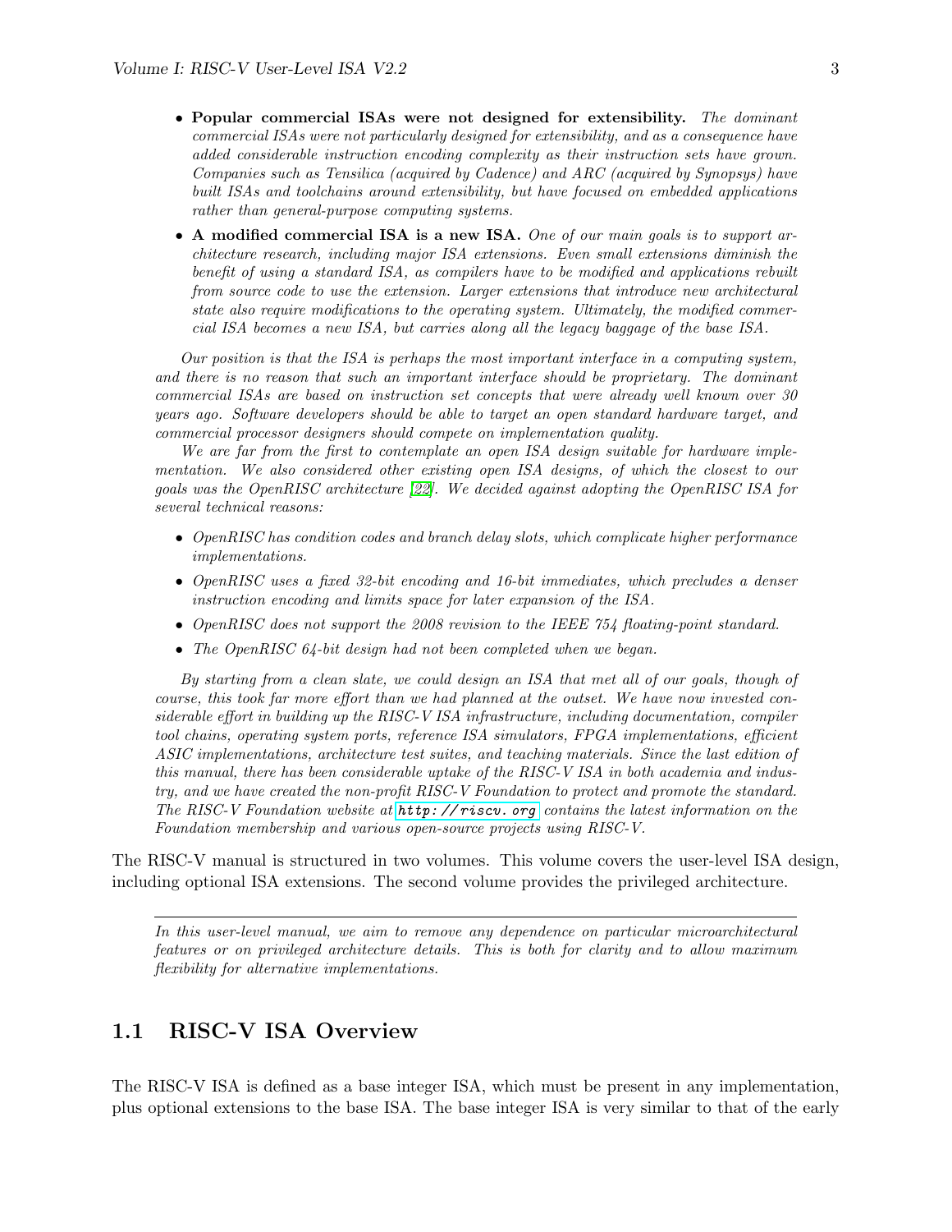- **Popular commercial ISAs were not designed for extensibility.** *The dominant commercial ISAs were not particularly designed for extensibility, and as a consequence have added considerable instruction encoding complexity as their instruction sets have grown. Companies such as Tensilica (acquired by Cadence) and ARC (acquired by Synopsys) have built ISAs and toolchains around extensibility, but have focused on embedded applications rather than general-purpose computing systems.*
- **A modified commercial ISA is a new ISA.** *One of our main goals is to support architecture research, including major ISA extensions. Even small extensions diminish the benefit of using a standard ISA, as compilers have to be modified and applications rebuilt from source code to use the extension. Larger extensions that introduce new architectural state also require modifications to the operating system. Ultimately, the modified commercial ISA becomes a new ISA, but carries along all the legacy baggage of the base ISA.*

*Our position is that the ISA is perhaps the most important interface in a computing system, and there is no reason that such an important interface should be proprietary. The dominant commercial ISAs are based on instruction set concepts that were already well known over 30 years ago. Software developers should be able to target an open standard hardware target, and commercial processor designers should compete on implementation quality.*

*We are far from the first to contemplate an open ISA design suitable for hardware implementation. We also considered other existing open ISA designs, of which the closest to our goals was the OpenRISC architecture [22]. We decided against adopting the OpenRISC ISA for several technical reasons:*

- *OpenRISC has condition codes and branch delay slots, which complicate higher performance implementations.*
- *OpenRISC uses a fixed 32-bit encoding and 16-bit immediates, which precludes a denser instruction encoding and limits space for later expansion of the ISA.*
- *OpenRISC does not support the 2008 revision to the IEEE 754 floating-point standard.*
- *The OpenRISC 64-bit design had not been completed when we began.*

*By starting from a clean slate, we could design an ISA that met all of our goals, though of course, this took far more effort than we had planned at the outset. We have now invested considerable effort in building up the RISC-V ISA infrastructure, including documentation, compiler tool chains, operating system ports, reference ISA simulators, FPGA implementations, efficient ASIC implementations, architecture test suites, and teaching materials. Since the last edition of this manual, there has been considerable uptake of the RISC-V ISA in both academia and industry, and we have created the non-profit RISC-V Foundation to protect and promote the standard. The RISC-V Foundation website at `http://riscv.org` contains the latest information on the Foundation membership and various open-source projects using RISC-V.*

The RISC-V manual is structured in two volumes. This volume covers the user-level ISA design, including optional ISA extensions. The second volume provides the privileged architecture.

---

*In this user-level manual, we aim to remove any dependence on particular microarchitectural features or on privileged architecture details. This is both for clarity and to allow maximum flexibility for alternative implementations.*

## 1.1 RISC-V ISA Overview

The RISC-V ISA is defined as a base integer ISA, which must be present in any implementation, plus optional extensions to the base ISA. The base integer ISA is very similar to that of the early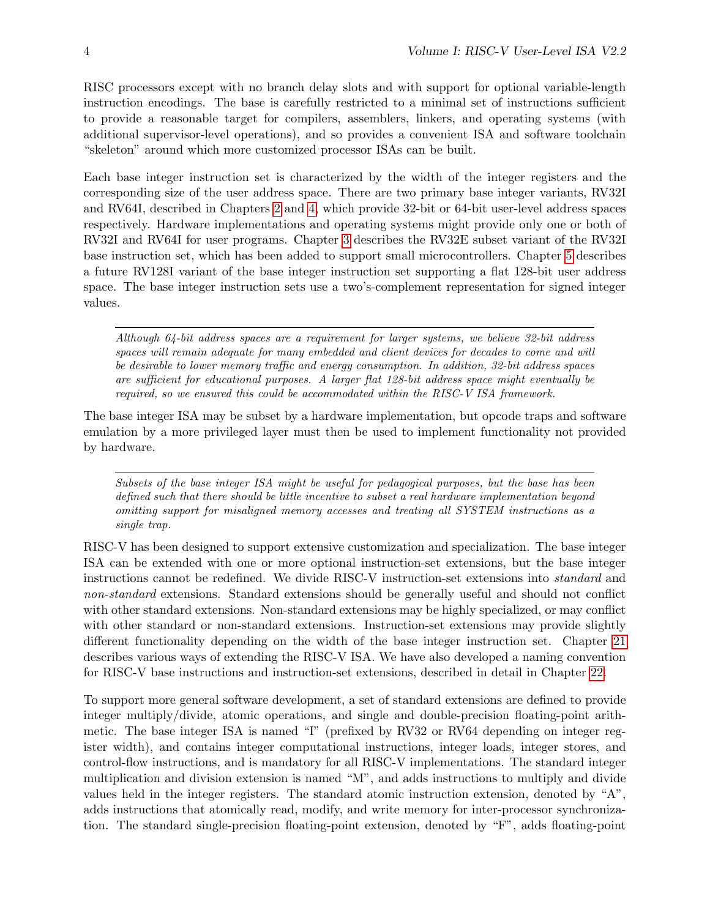RISC processors except with no branch delay slots and with support for optional variable-length instruction encodings. The base is carefully restricted to a minimal set of instructions sufficient to provide a reasonable target for compilers, assemblers, linkers, and operating systems (with additional supervisor-level operations), and so provides a convenient ISA and software toolchain "skeleton" around which more customized processor ISAs can be built.

Each base integer instruction set is characterized by the width of the integer registers and the corresponding size of the user address space. There are two primary base integer variants, RV32I and RV64I, described in Chapters 2 and 4, which provide 32-bit or 64-bit user-level address spaces respectively. Hardware implementations and operating systems might provide only one or both of RV32I and RV64I for user programs. Chapter 3 describes the RV32E subset variant of the RV32I base instruction set, which has been added to support small microcontrollers. Chapter 5 describes a future RV128I variant of the base integer instruction set supporting a flat 128-bit user address space. The base integer instruction sets use a two's-complement representation for signed integer values.

---

*Although 64-bit address spaces are a requirement for larger systems, we believe 32-bit address spaces will remain adequate for many embedded and client devices for decades to come and will be desirable to lower memory traffic and energy consumption. In addition, 32-bit address spaces are sufficient for educational purposes. A larger flat 128-bit address space might eventually be required, so we ensured this could be accommodated within the RISC-V ISA framework.*

The base integer ISA may be subset by a hardware implementation, but opcode traps and software emulation by a more privileged layer must then be used to implement functionality not provided by hardware.

---

*Subsets of the base integer ISA might be useful for pedagogical purposes, but the base has been defined such that there should be little incentive to subset a real hardware implementation beyond omitting support for misaligned memory accesses and treating all SYSTEM instructions as a single trap.*

RISC-V has been designed to support extensive customization and specialization. The base integer ISA can be extended with one or more optional instruction-set extensions, but the base integer instructions cannot be redefined. We divide RISC-V instruction-set extensions into *standard* and *non-standard* extensions. Standard extensions should be generally useful and should not conflict with other standard extensions. Non-standard extensions may be highly specialized, or may conflict with other standard or non-standard extensions. Instruction-set extensions may provide slightly different functionality depending on the width of the base integer instruction set. Chapter 21 describes various ways of extending the RISC-V ISA. We have also developed a naming convention for RISC-V base instructions and instruction-set extensions, described in detail in Chapter 22.

To support more general software development, a set of standard extensions are defined to provide integer multiply/divide, atomic operations, and single and double-precision floating-point arithmetic. The base integer ISA is named "I" (prefixed by RV32 or RV64 depending on integer register width), and contains integer computational instructions, integer loads, integer stores, and control-flow instructions, and is mandatory for all RISC-V implementations. The standard integer multiplication and division extension is named "M", and adds instructions to multiply and divide values held in the integer registers. The standard atomic instruction extension, denoted by "A", adds instructions that atomically read, modify, and write memory for inter-processor synchronization. The standard single-precision floating-point extension, denoted by "F", adds floating-point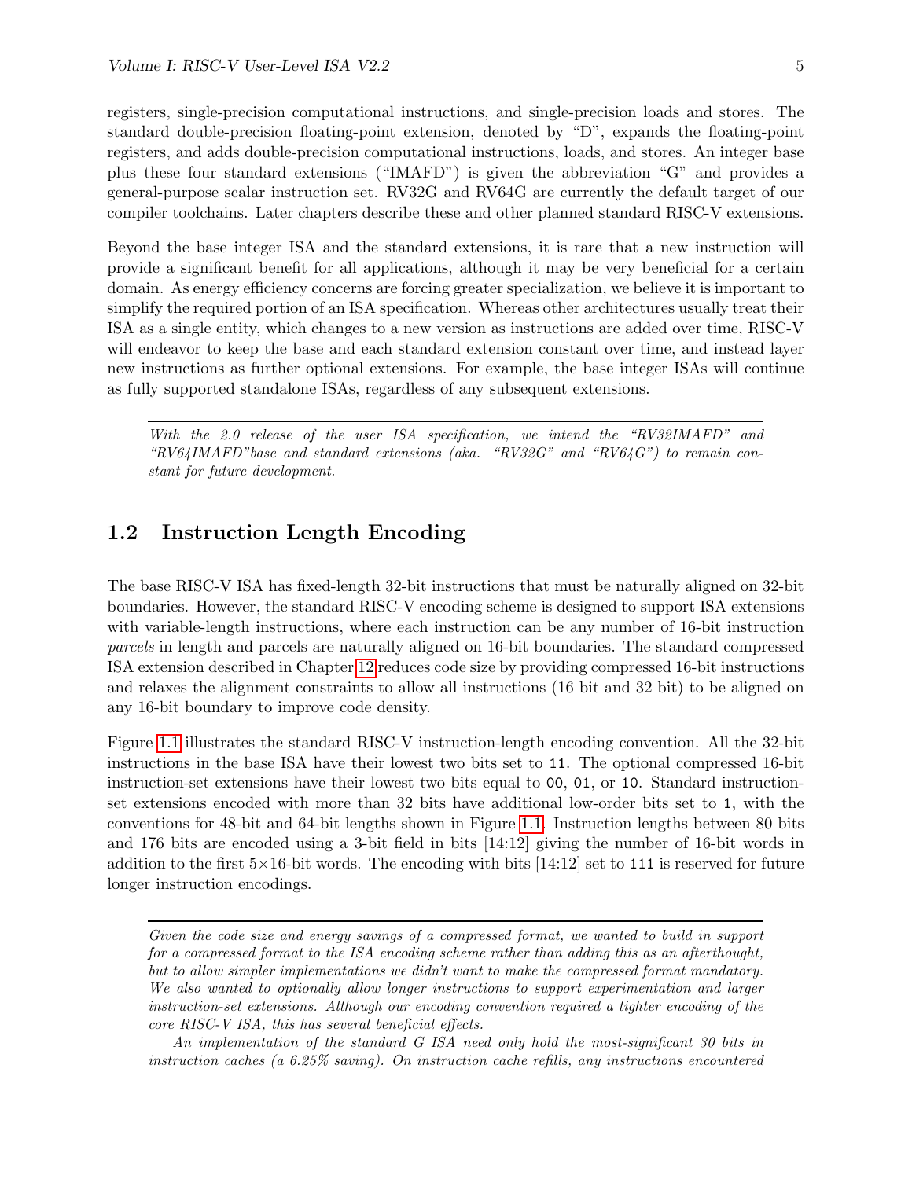registers, single-precision computational instructions, and single-precision loads and stores. The standard double-precision floating-point extension, denoted by "D", expands the floating-point registers, and adds double-precision computational instructions, loads, and stores. An integer base plus these four standard extensions ("IMAFD") is given the abbreviation "G" and provides a general-purpose scalar instruction set. RV32G and RV64G are currently the default target of our compiler toolchains. Later chapters describe these and other planned standard RISC-V extensions.

Beyond the base integer ISA and the standard extensions, it is rare that a new instruction will provide a significant benefit for all applications, although it may be very beneficial for a certain domain. As energy efficiency concerns are forcing greater specialization, we believe it is important to simplify the required portion of an ISA specification. Whereas other architectures usually treat their ISA as a single entity, which changes to a new version as instructions are added over time, RISC-V will endeavor to keep the base and each standard extension constant over time, and instead layer new instructions as further optional extensions. For example, the base integer ISAs will continue as fully supported standalone ISAs, regardless of any subsequent extensions.

---

*With the 2.0 release of the user ISA specification, we intend the "RV32IMAFD" and "RV64IMAFD"base and standard extensions (aka. "RV32G" and "RV64G") to remain constant for future development.*

## 1.2 Instruction Length Encoding

The base RISC-V ISA has fixed-length 32-bit instructions that must be naturally aligned on 32-bit boundaries. However, the standard RISC-V encoding scheme is designed to support ISA extensions with variable-length instructions, where each instruction can be any number of 16-bit instruction *parcels* in length and parcels are naturally aligned on 16-bit boundaries. The standard compressed ISA extension described in Chapter 12 reduces code size by providing compressed 16-bit instructions and relaxes the alignment constraints to allow all instructions (16 bit and 32 bit) to be aligned on any 16-bit boundary to improve code density.

Figure 1.1 illustrates the standard RISC-V instruction-length encoding convention. All the 32-bit instructions in the base ISA have their lowest two bits set to `11`. The optional compressed 16-bit instruction-set extensions have their lowest two bits equal to `00`, `01`, or `10`. Standard instruction-set extensions encoded with more than 32 bits have additional low-order bits set to `1`, with the conventions for 48-bit and 64-bit lengths shown in Figure 1.1. Instruction lengths between 80 bits and 176 bits are encoded using a 3-bit field in bits [14:12] giving the number of 16-bit words in addition to the first 5×16-bit words. The encoding with bits [14:12] set to `111` is reserved for future longer instruction encodings.

---

*Given the code size and energy savings of a compressed format, we wanted to build in support for a compressed format to the ISA encoding scheme rather than adding this as an afterthought, but to allow simpler implementations we didn't want to make the compressed format mandatory. We also wanted to optionally allow longer instructions to support experimentation and larger instruction-set extensions. Although our encoding convention required a tighter encoding of the core RISC-V ISA, this has several beneficial effects.*

*An implementation of the standard G ISA need only hold the most-significant 30 bits in instruction caches (a 6.25% saving). On instruction cache refills, any instructions encountered*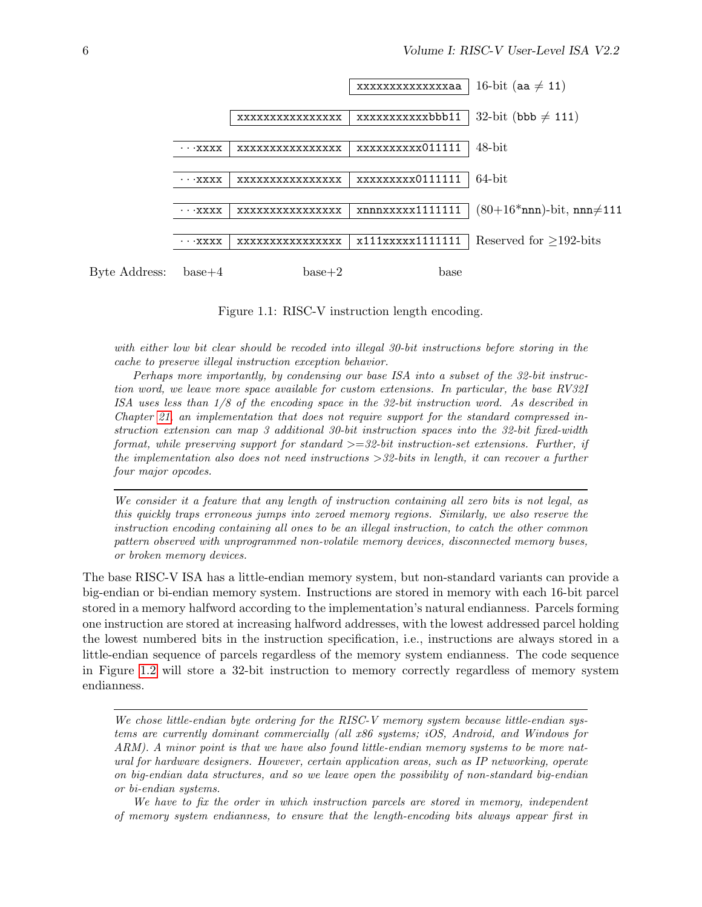| | | | |
|---|---|---|---|
| | | `xxxxxxxxxxxxxxaa` | 16-bit (`aa` ≠ `11`) |
| | `xxxxxxxxxxxxxxxx` | `xxxxxxxxxxxbbb11` | 32-bit (`bbb` ≠ `111`) |
| `···xxxx` | `xxxxxxxxxxxxxxxx` | `xxxxxxxxxx011111` | 48-bit |
| `···xxxx` | `xxxxxxxxxxxxxxxx` | `xxxxxxxxx0111111` | 64-bit |
| `···xxxx` | `xxxxxxxxxxxxxxxx` | `xnnnxxxxx1111111` | (80+16*`nnn`)-bit, `nnn`≠`111` |
| `···xxxx` | `xxxxxxxxxxxxxxxx` | `x111xxxxx1111111` | Reserved for ≥192-bits |
| base+4 | base+2 | base | Byte Address |

Figure 1.1: RISC-V instruction length encoding.

*with either low bit clear should be recoded into illegal 30-bit instructions before storing in the cache to preserve illegal instruction exception behavior.*

*Perhaps more importantly, by condensing our base ISA into a subset of the 32-bit instruction word, we leave more space available for custom extensions. In particular, the base RV32I ISA uses less than 1/8 of the encoding space in the 32-bit instruction word. As described in Chapter 21, an implementation that does not require support for the standard compressed instruction extension can map 3 additional 30-bit instruction spaces into the 32-bit fixed-width format, while preserving support for standard >=32-bit instruction-set extensions. Further, if the implementation also does not need instructions >32-bits in length, it can recover a further four major opcodes.*

---

*We consider it a feature that any length of instruction containing all zero bits is not legal, as this quickly traps erroneous jumps into zeroed memory regions. Similarly, we also reserve the instruction encoding containing all ones to be an illegal instruction, to catch the other common pattern observed with unprogrammed non-volatile memory devices, disconnected memory buses, or broken memory devices.*

The base RISC-V ISA has a little-endian memory system, but non-standard variants can provide a big-endian or bi-endian memory system. Instructions are stored in memory with each 16-bit parcel stored in a memory halfword according to the implementation's natural endianness. Parcels forming one instruction are stored at increasing halfword addresses, with the lowest addressed parcel holding the lowest numbered bits in the instruction specification, i.e., instructions are always stored in a little-endian sequence of parcels regardless of the memory system endianness. The code sequence in Figure 1.2 will store a 32-bit instruction to memory correctly regardless of memory system endianness.

---

*We chose little-endian byte ordering for the RISC-V memory system because little-endian systems are currently dominant commercially (all x86 systems; iOS, Android, and Windows for ARM). A minor point is that we have also found little-endian memory systems to be more natural for hardware designers. However, certain application areas, such as IP networking, operate on big-endian data structures, and so we leave open the possibility of non-standard big-endian or bi-endian systems.*

*We have to fix the order in which instruction parcels are stored in memory, independent of memory system endianness, to ensure that the length-encoding bits always appear first in*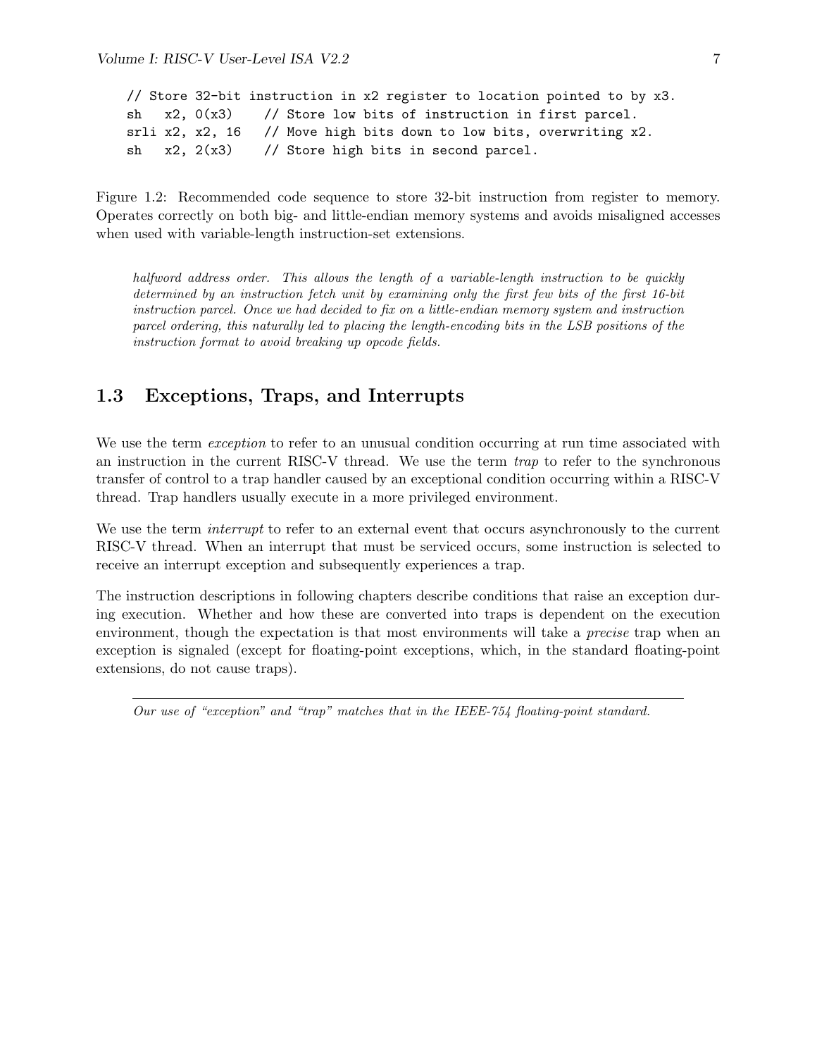```
// Store 32-bit instruction in x2 register to location pointed to by x3.
sh   x2, 0(x3)     // Store low bits of instruction in first parcel.
srli x2, x2, 16    // Move high bits down to low bits, overwriting x2.
sh   x2, 2(x3)     // Store high bits in second parcel.
```

Figure 1.2: Recommended code sequence to store 32-bit instruction from register to memory. Operates correctly on both big- and little-endian memory systems and avoids misaligned accesses when used with variable-length instruction-set extensions.

*halfword address order. This allows the length of a variable-length instruction to be quickly determined by an instruction fetch unit by examining only the first few bits of the first 16-bit instruction parcel. Once we had decided to fix on a little-endian memory system and instruction parcel ordering, this naturally led to placing the length-encoding bits in the LSB positions of the instruction format to avoid breaking up opcode fields.*

## 1.3 Exceptions, Traps, and Interrupts

We use the term *exception* to refer to an unusual condition occurring at run time associated with an instruction in the current RISC-V thread. We use the term *trap* to refer to the synchronous transfer of control to a trap handler caused by an exceptional condition occurring within a RISC-V thread. Trap handlers usually execute in a more privileged environment.

We use the term *interrupt* to refer to an external event that occurs asynchronously to the current RISC-V thread. When an interrupt that must be serviced occurs, some instruction is selected to receive an interrupt exception and subsequently experiences a trap.

The instruction descriptions in following chapters describe conditions that raise an exception during execution. Whether and how these are converted into traps is dependent on the execution environment, though the expectation is that most environments will take a *precise* trap when an exception is signaled (except for floating-point exceptions, which, in the standard floating-point extensions, do not cause traps).

---

*Our use of "exception" and "trap" matches that in the IEEE-754 floating-point standard.*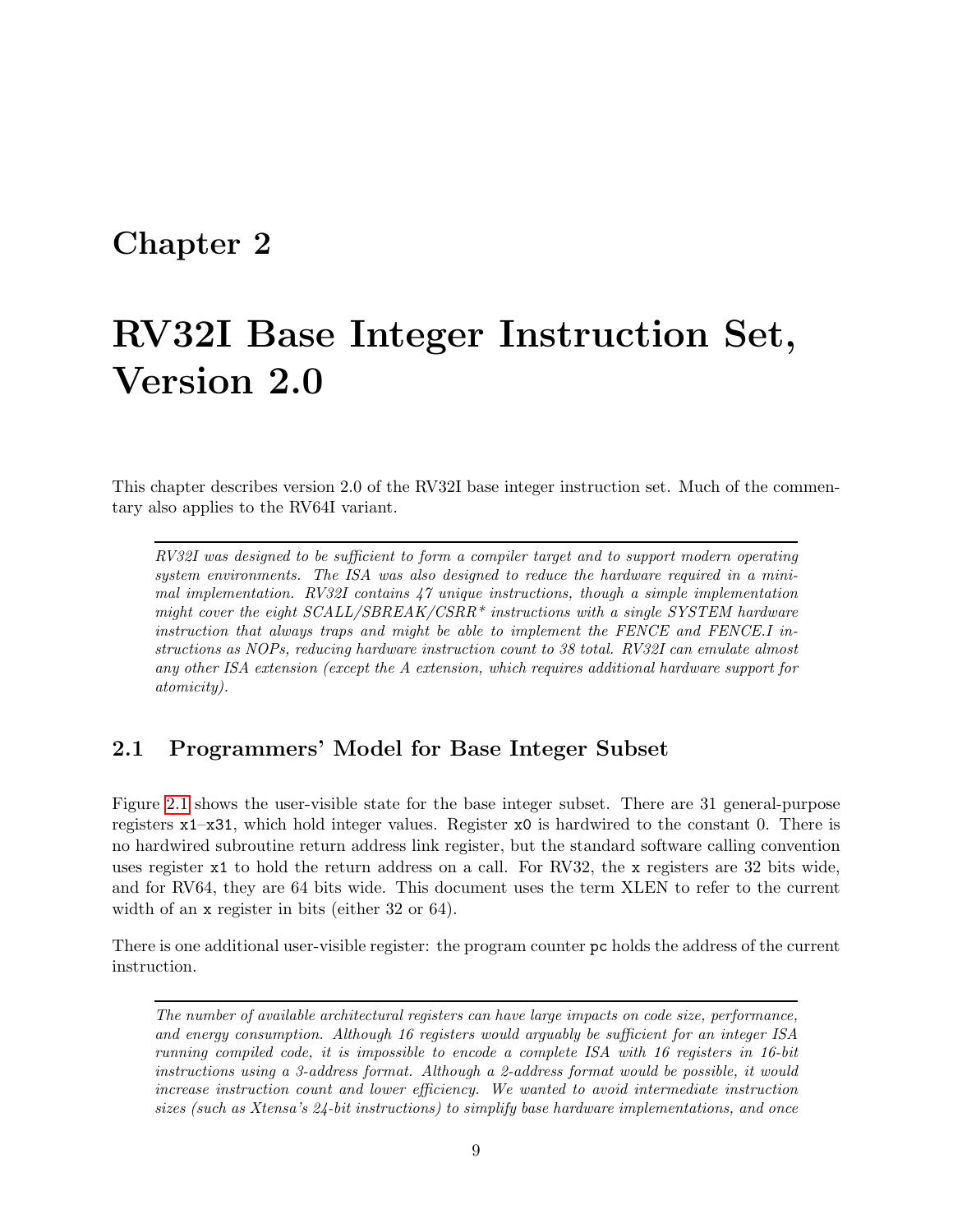# Chapter 2

# RV32I Base Integer Instruction Set, Version 2.0

This chapter describes version 2.0 of the RV32I base integer instruction set. Much of the commentary also applies to the RV64I variant.

---

*RV32I was designed to be sufficient to form a compiler target and to support modern operating system environments. The ISA was also designed to reduce the hardware required in a minimal implementation. RV32I contains 47 unique instructions, though a simple implementation might cover the eight SCALL/SBREAK/CSRR* instructions with a single SYSTEM hardware instruction that always traps and might be able to implement the FENCE and FENCE.I instructions as NOPs, reducing hardware instruction count to 38 total. RV32I can emulate almost any other ISA extension (except the A extension, which requires additional hardware support for atomicity).*

---

## 2.1 Programmers' Model for Base Integer Subset

Figure 2.1 shows the user-visible state for the base integer subset. There are 31 general-purpose registers `x1`–`x31`, which hold integer values. Register `x0` is hardwired to the constant 0. There is no hardwired subroutine return address link register, but the standard software calling convention uses register `x1` to hold the return address on a call. For RV32, the `x` registers are 32 bits wide, and for RV64, they are 64 bits wide. This document uses the term XLEN to refer to the current width of an `x` register in bits (either 32 or 64).

There is one additional user-visible register: the program counter `pc` holds the address of the current instruction.

---

*The number of available architectural registers can have large impacts on code size, performance, and energy consumption. Although 16 registers would arguably be sufficient for an integer ISA running compiled code, it is impossible to encode a complete ISA with 16 registers in 16-bit instructions using a 3-address format. Although a 2-address format would be possible, it would increase instruction count and lower efficiency. We wanted to avoid intermediate instruction sizes (such as Xtensa's 24-bit instructions) to simplify base hardware implementations, and once*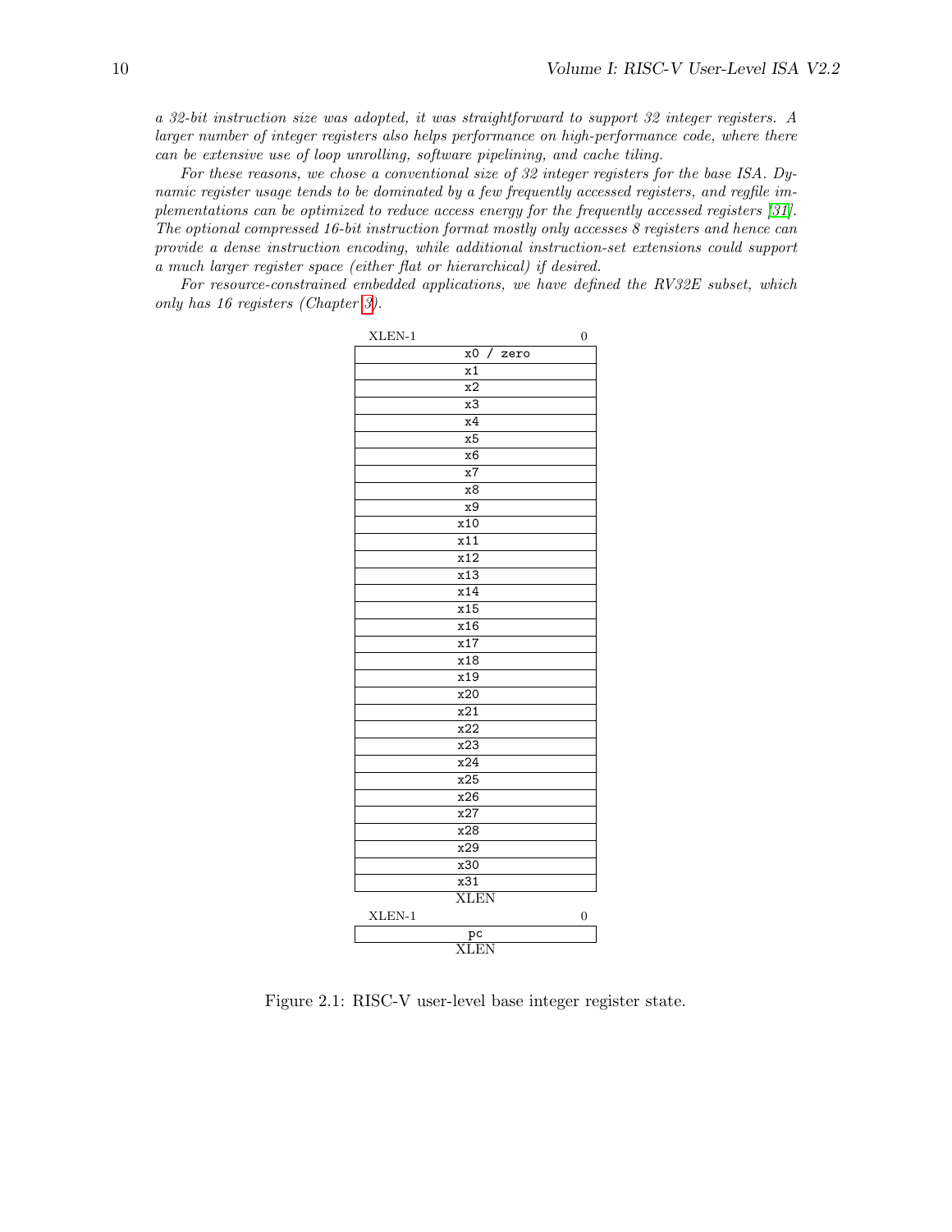*a 32-bit instruction size was adopted, it was straightforward to support 32 integer registers. A larger number of integer registers also helps performance on high-performance code, where there can be extensive use of loop unrolling, software pipelining, and cache tiling.*

*For these reasons, we chose a conventional size of 32 integer registers for the base ISA. Dynamic register usage tends to be dominated by a few frequently accessed registers, and regfile implementations can be optimized to reduce access energy for the frequently accessed registers [31]. The optional compressed 16-bit instruction format mostly only accesses 8 registers and hence can provide a dense instruction encoding, while additional instruction-set extensions could support a much larger register space (either flat or hierarchical) if desired.*

*For resource-constrained embedded applications, we have defined the RV32E subset, which only has 16 registers (Chapter 3).*

| XLEN-1 &nbsp;&nbsp;&nbsp;&nbsp;&nbsp;&nbsp;&nbsp;&nbsp;&nbsp;&nbsp;&nbsp;&nbsp;&nbsp;&nbsp;&nbsp;&nbsp;&nbsp;&nbsp;&nbsp;&nbsp; 0 |
|---|
| `x0 / zero` |
| `x1` |
| `x2` |
| `x3` |
| `x4` |
| `x5` |
| `x6` |
| `x7` |
| `x8` |
| `x9` |
| `x10` |
| `x11` |
| `x12` |
| `x13` |
| `x14` |
| `x15` |
| `x16` |
| `x17` |
| `x18` |
| `x19` |
| `x20` |
| `x21` |
| `x22` |
| `x23` |
| `x24` |
| `x25` |
| `x26` |
| `x27` |
| `x28` |
| `x29` |
| `x30` |
| `x31` |
| XLEN |

| XLEN-1 &nbsp;&nbsp;&nbsp;&nbsp;&nbsp;&nbsp;&nbsp;&nbsp;&nbsp;&nbsp;&nbsp;&nbsp;&nbsp;&nbsp;&nbsp;&nbsp;&nbsp;&nbsp;&nbsp;&nbsp; 0 |
|---|
| `pc` |
| XLEN |

Figure 2.1: RISC-V user-level base integer register state.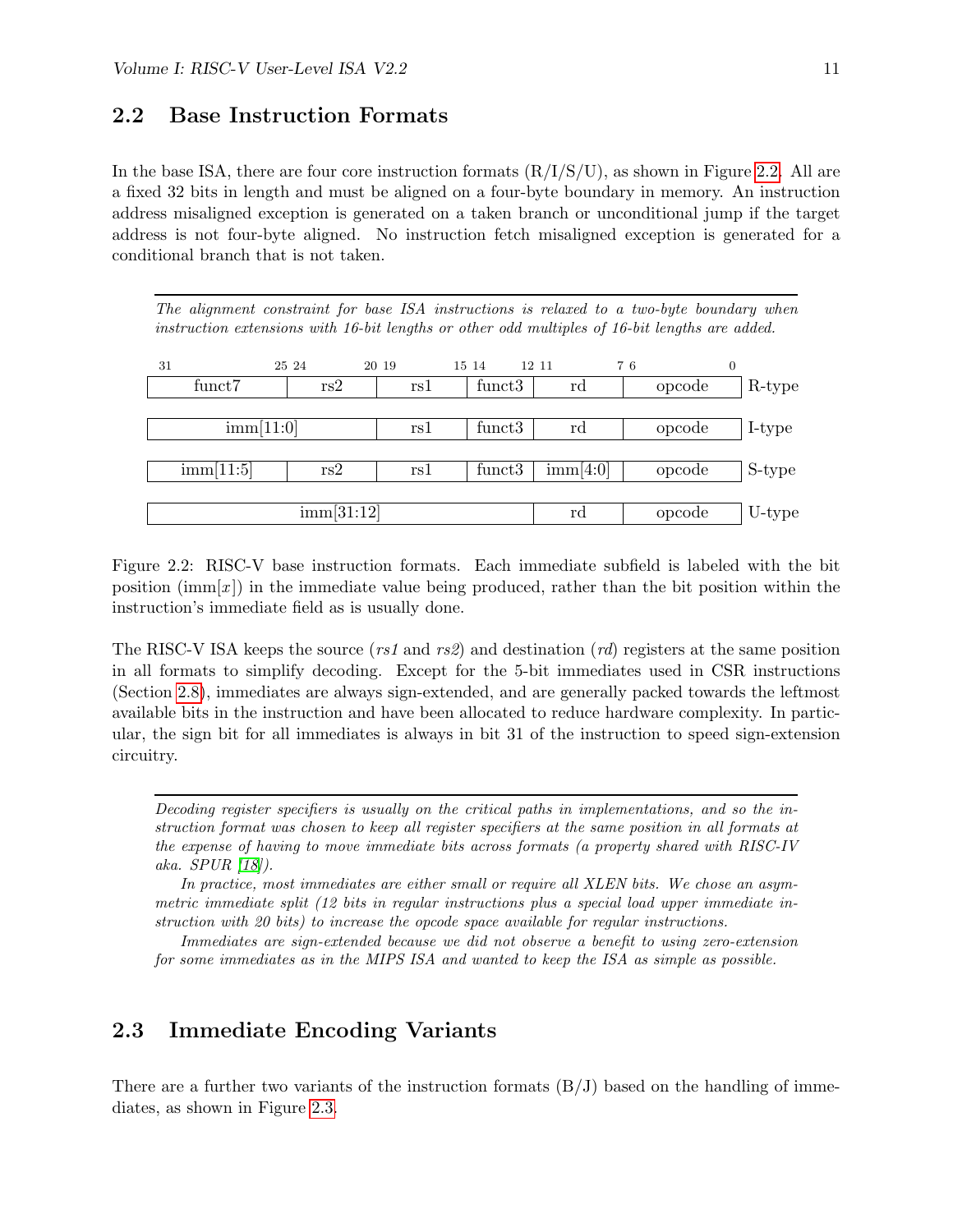## 2.2 Base Instruction Formats

In the base ISA, there are four core instruction formats (R/I/S/U), as shown in Figure 2.2. All are a fixed 32 bits in length and must be aligned on a four-byte boundary in memory. An instruction address misaligned exception is generated on a taken branch or unconditional jump if the target address is not four-byte aligned. No instruction fetch misaligned exception is generated for a conditional branch that is not taken.

---

*The alignment constraint for base ISA instructions is relaxed to a two-byte boundary when instruction extensions with 16-bit lengths or other odd multiples of 16-bit lengths are added.*

| 31 — 25 | 24 — 20 | 19 — 15 | 14 — 12 | 11 — 7 | 6 — 0 | |
|---|---|---|---|---|---|---|
| funct7 | rs2 | rs1 | funct3 | rd | opcode | R-type |
| imm[11:0] | | rs1 | funct3 | rd | opcode | I-type |
| imm[11:5] | rs2 | rs1 | funct3 | imm[4:0] | opcode | S-type |
| imm[31:12] | | | | rd | opcode | U-type |

Figure 2.2: RISC-V base instruction formats. Each immediate subfield is labeled with the bit position (imm[$x$]) in the immediate value being produced, rather than the bit position within the instruction's immediate field as is usually done.

The RISC-V ISA keeps the source (*rs1* and *rs2*) and destination (*rd*) registers at the same position in all formats to simplify decoding. Except for the 5-bit immediates used in CSR instructions (Section 2.8), immediates are always sign-extended, and are generally packed towards the leftmost available bits in the instruction and have been allocated to reduce hardware complexity. In particular, the sign bit for all immediates is always in bit 31 of the instruction to speed sign-extension circuitry.

---

*Decoding register specifiers is usually on the critical paths in implementations, and so the instruction format was chosen to keep all register specifiers at the same position in all formats at the expense of having to move immediate bits across formats (a property shared with RISC-IV aka. SPUR [18]).*

*In practice, most immediates are either small or require all XLEN bits. We chose an asymmetric immediate split (12 bits in regular instructions plus a special load upper immediate instruction with 20 bits) to increase the opcode space available for regular instructions.*

*Immediates are sign-extended because we did not observe a benefit to using zero-extension for some immediates as in the MIPS ISA and wanted to keep the ISA as simple as possible.*

## 2.3 Immediate Encoding Variants

There are a further two variants of the instruction formats (B/J) based on the handling of immediates, as shown in Figure 2.3.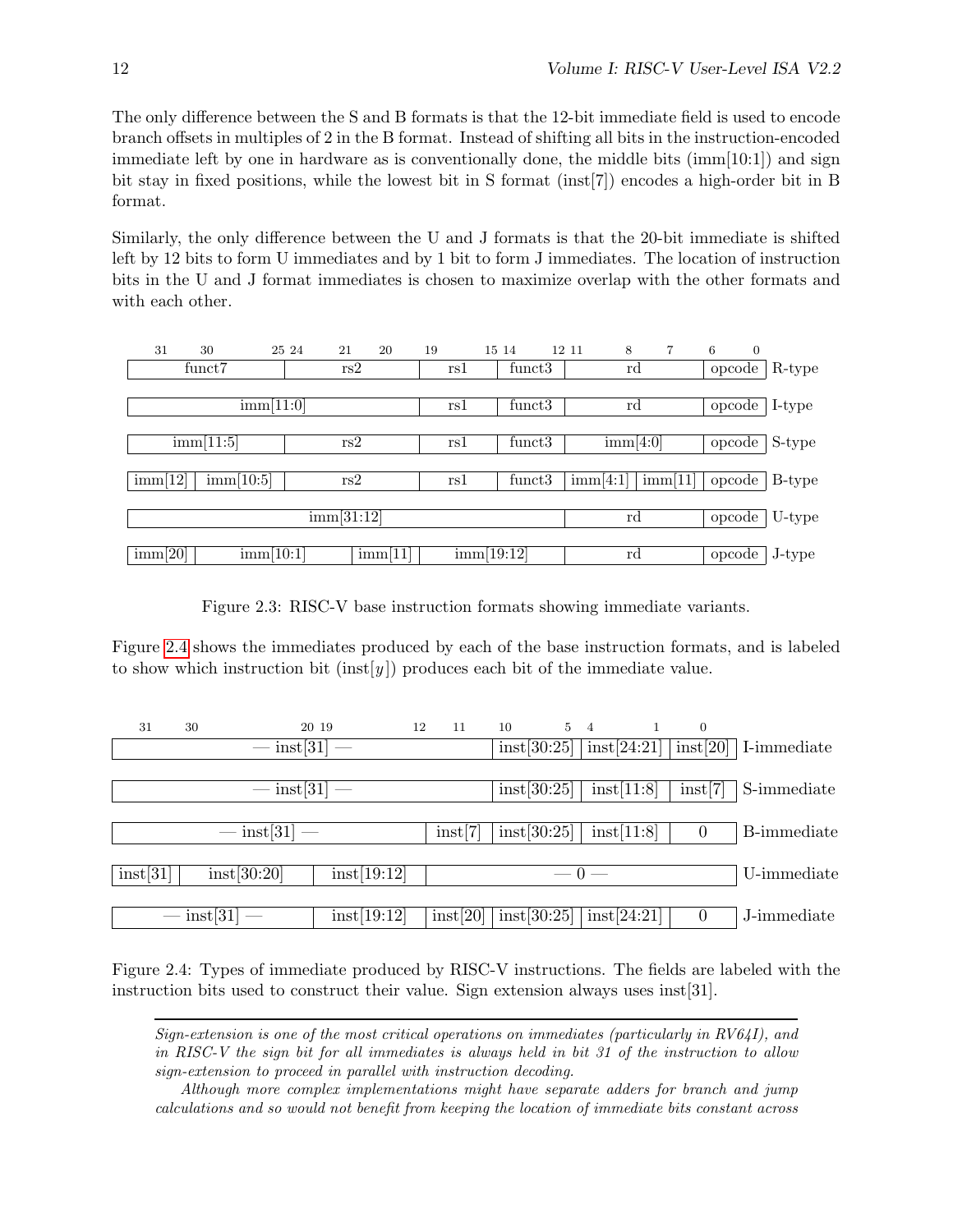The only difference between the S and B formats is that the 12-bit immediate field is used to encode branch offsets in multiples of 2 in the B format. Instead of shifting all bits in the instruction-encoded immediate left by one in hardware as is conventionally done, the middle bits (imm[10:1]) and sign bit stay in fixed positions, while the lowest bit in S format (inst[7]) encodes a high-order bit in B format.

Similarly, the only difference between the U and J formats is that the 20-bit immediate is shifted left by 12 bits to form U immediates and by 1 bit to form J immediates. The location of instruction bits in the U and J format immediates is chosen to maximize overlap with the other formats and with each other.

| 31 | 30 — 25 | 24 — 21 | 20 | 19 — 15 | 14 — 12 | 11 — 8 | 7 | 6 — 0 | |
|---|---|---|---|---|---|---|---|---|---|
| funct7 | | rs2 | | rs1 | funct3 | rd | | opcode | R-type |
| imm[11:0] | | | | rs1 | funct3 | rd | | opcode | I-type |
| imm[11:5] | | rs2 | | rs1 | funct3 | imm[4:0] | | opcode | S-type |
| imm[12] | imm[10:5] | rs2 | | rs1 | funct3 | imm[4:1] | imm[11] | opcode | B-type |
| imm[31:12] | | | | | | rd | | opcode | U-type |
| imm[20] | imm[10:1] | | imm[11] | imm[19:12] | | rd | | opcode | J-type |

Figure 2.3: RISC-V base instruction formats showing immediate variants.

Figure 2.4 shows the immediates produced by each of the base instruction formats, and is labeled to show which instruction bit (inst[$y$]) produces each bit of the immediate value.

| 31 | 30 — 20 | 19 — 12 | 11 | 10 — 5 | 4 — 1 | 0 | |
|---|---|---|---|---|---|---|---|
| — inst[31] — | | | | inst[30:25] | inst[24:21] | inst[20] | I-immediate |
| — inst[31] — | | | | inst[30:25] | inst[11:8] | inst[7] | S-immediate |
| — inst[31] — | | | inst[7] | inst[30:25] | inst[11:8] | 0 | B-immediate |
| inst[31] | inst[30:20] | inst[19:12] | — 0 — | | | | U-immediate |
| — inst[31] — | | inst[19:12] | inst[20] | inst[30:25] | inst[24:21] | 0 | J-immediate |

Figure 2.4: Types of immediate produced by RISC-V instructions. The fields are labeled with the instruction bits used to construct their value. Sign extension always uses inst[31].

---

*Sign-extension is one of the most critical operations on immediates (particularly in RV64I), and in RISC-V the sign bit for all immediates is always held in bit 31 of the instruction to allow sign-extension to proceed in parallel with instruction decoding.*

*Although more complex implementations might have separate adders for branch and jump calculations and so would not benefit from keeping the location of immediate bits constant across*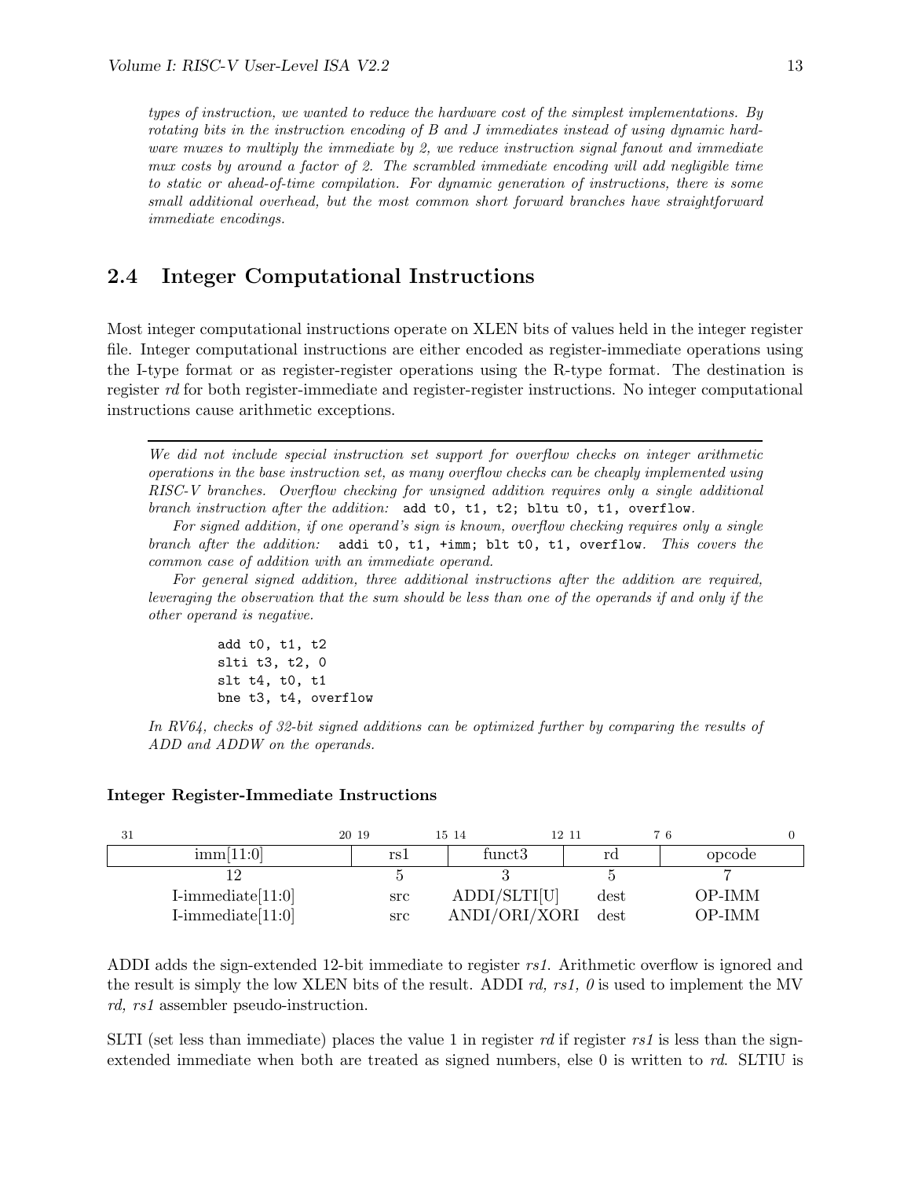*types of instruction, we wanted to reduce the hardware cost of the simplest implementations. By rotating bits in the instruction encoding of B and J immediates instead of using dynamic hardware muxes to multiply the immediate by 2, we reduce instruction signal fanout and immediate mux costs by around a factor of 2. The scrambled immediate encoding will add negligible time to static or ahead-of-time compilation. For dynamic generation of instructions, there is some small additional overhead, but the most common short forward branches have straightforward immediate encodings.*

## 2.4 Integer Computational Instructions

Most integer computational instructions operate on XLEN bits of values held in the integer register file. Integer computational instructions are either encoded as register-immediate operations using the I-type format or as register-register operations using the R-type format. The destination is register *rd* for both register-immediate and register-register instructions. No integer computational instructions cause arithmetic exceptions.

---

*We did not include special instruction set support for overflow checks on integer arithmetic operations in the base instruction set, as many overflow checks can be cheaply implemented using RISC-V branches. Overflow checking for unsigned addition requires only a single additional branch instruction after the addition:* `add t0, t1, t2; bltu t0, t1, overflow`*.*

*For signed addition, if one operand's sign is known, overflow checking requires only a single branch after the addition:* `addi t0, t1, +imm; blt t0, t1, overflow`*. This covers the common case of addition with an immediate operand.*

*For general signed addition, three additional instructions after the addition are required, leveraging the observation that the sum should be less than one of the operands if and only if the other operand is negative.*

```
add t0, t1, t2
slti t3, t2, 0
slt t4, t0, t1
bne t3, t4, overflow
```

*In RV64, checks of 32-bit signed additions can be optimized further by comparing the results of ADD and ADDW on the operands.*

### Integer Register-Immediate Instructions

| 31 — 20 | 19 — 15 | 14 — 12 | 11 — 7 | 6 — 0 |
|---|---|---|---|---|
| imm[11:0] | rs1 | funct3 | rd | opcode |
| 12 | 5 | 3 | 5 | 7 |
| I-immediate[11:0] | src | ADDI/SLTI[U] | dest | OP-IMM |
| I-immediate[11:0] | src | ANDI/ORI/XORI | dest | OP-IMM |

ADDI adds the sign-extended 12-bit immediate to register *rs1*. Arithmetic overflow is ignored and the result is simply the low XLEN bits of the result. ADDI *rd, rs1, 0* is used to implement the MV *rd, rs1* assembler pseudo-instruction.

SLTI (set less than immediate) places the value 1 in register *rd* if register *rs1* is less than the sign-extended immediate when both are treated as signed numbers, else 0 is written to *rd*. SLTIU is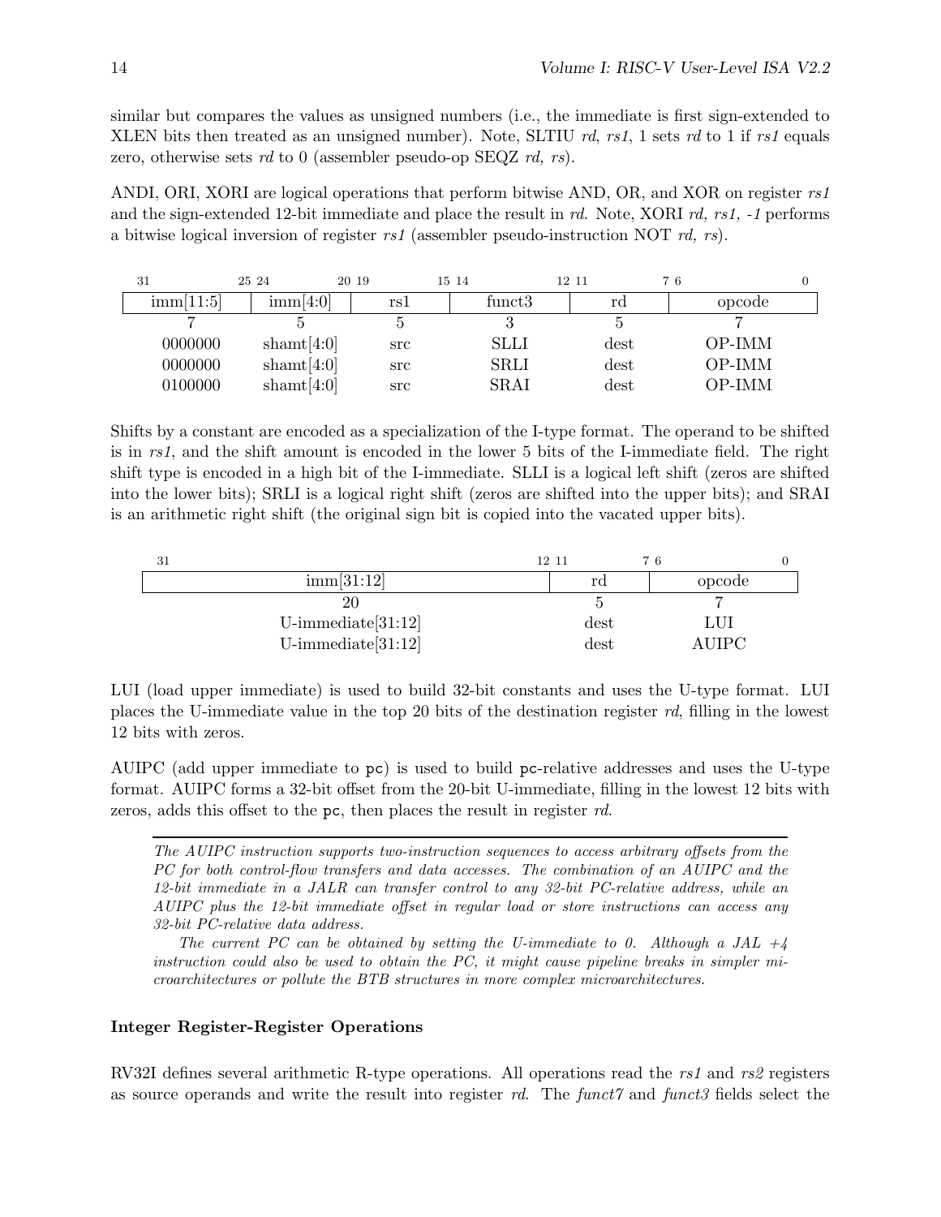similar but compares the values as unsigned numbers (i.e., the immediate is first sign-extended to XLEN bits then treated as an unsigned number). Note, SLTIU *rd*, *rs1*, 1 sets *rd* to 1 if *rs1* equals zero, otherwise sets *rd* to 0 (assembler pseudo-op SEQZ *rd, rs*).

ANDI, ORI, XORI are logical operations that perform bitwise AND, OR, and XOR on register *rs1* and the sign-extended 12-bit immediate and place the result in *rd*. Note, XORI *rd, rs1, -1* performs a bitwise logical inversion of register *rs1* (assembler pseudo-instruction NOT *rd, rs*).

| 31 25 | 24 20 | 19 15 | 14 12 | 11 7 | 6 0 |
|---|---|---|---|---|---|
| imm[11:5] | imm[4:0] | rs1 | funct3 | rd | opcode |
| 7 | 5 | 5 | 3 | 5 | 7 |
| 0000000 | shamt[4:0] | src | SLLI | dest | OP-IMM |
| 0000000 | shamt[4:0] | src | SRLI | dest | OP-IMM |
| 0100000 | shamt[4:0] | src | SRAI | dest | OP-IMM |

Shifts by a constant are encoded as a specialization of the I-type format. The operand to be shifted is in *rs1*, and the shift amount is encoded in the lower 5 bits of the I-immediate field. The right shift type is encoded in a high bit of the I-immediate. SLLI is a logical left shift (zeros are shifted into the lower bits); SRLI is a logical right shift (zeros are shifted into the upper bits); and SRAI is an arithmetic right shift (the original sign bit is copied into the vacated upper bits).

| 31 12 | 11 7 | 6 0 |
|---|---|---|
| imm[31:12] | rd | opcode |
| 20 | 5 | 7 |
| U-immediate[31:12] | dest | LUI |
| U-immediate[31:12] | dest | AUIPC |

LUI (load upper immediate) is used to build 32-bit constants and uses the U-type format. LUI places the U-immediate value in the top 20 bits of the destination register *rd*, filling in the lowest 12 bits with zeros.

AUIPC (add upper immediate to `pc`) is used to build `pc`-relative addresses and uses the U-type format. AUIPC forms a 32-bit offset from the 20-bit U-immediate, filling in the lowest 12 bits with zeros, adds this offset to the `pc`, then places the result in register *rd*.

---

*The AUIPC instruction supports two-instruction sequences to access arbitrary offsets from the PC for both control-flow transfers and data accesses. The combination of an AUIPC and the 12-bit immediate in a JALR can transfer control to any 32-bit PC-relative address, while an AUIPC plus the 12-bit immediate offset in regular load or store instructions can access any 32-bit PC-relative data address.*

*The current PC can be obtained by setting the U-immediate to 0. Although a JAL +4 instruction could also be used to obtain the PC, it might cause pipeline breaks in simpler microarchitectures or pollute the BTB structures in more complex microarchitectures.*

#### Integer Register-Register Operations

RV32I defines several arithmetic R-type operations. All operations read the *rs1* and *rs2* registers as source operands and write the result into register *rd*. The *funct7* and *funct3* fields select the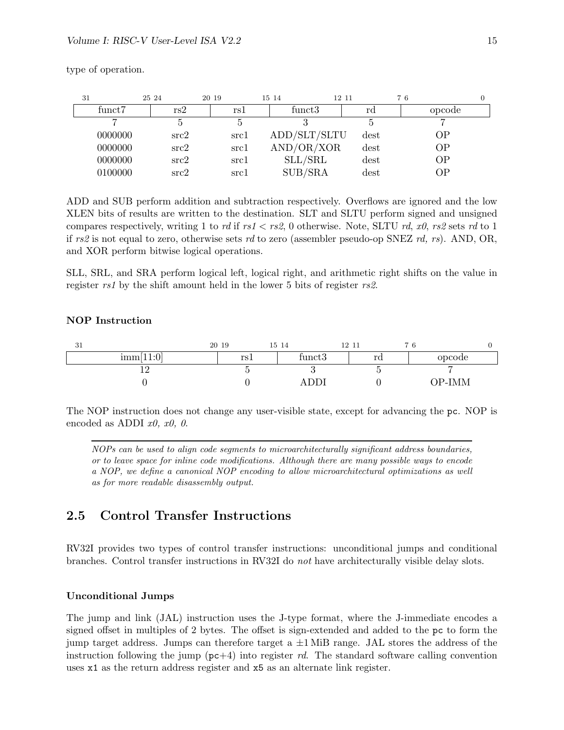type of operation.

| 31 — 25 | 24 — 20 | 19 — 15 | 14 — 12 | 11 — 7 | 6 — 0 |
|---|---|---|---|---|---|
| funct7 | rs2 | rs1 | funct3 | rd | opcode |
| 7 | 5 | 5 | 3 | 5 | 7 |
| 0000000 | src2 | src1 | ADD/SLT/SLTU | dest | OP |
| 0000000 | src2 | src1 | AND/OR/XOR | dest | OP |
| 0000000 | src2 | src1 | SLL/SRL | dest | OP |
| 0100000 | src2 | src1 | SUB/SRA | dest | OP |

ADD and SUB perform addition and subtraction respectively. Overflows are ignored and the low XLEN bits of results are written to the destination. SLT and SLTU perform signed and unsigned compares respectively, writing 1 to *rd* if *rs1* < *rs2*, 0 otherwise. Note, SLTU *rd*, *x0*, *rs2* sets *rd* to 1 if *rs2* is not equal to zero, otherwise sets *rd* to zero (assembler pseudo-op SNEZ *rd, rs*). AND, OR, and XOR perform bitwise logical operations.

SLL, SRL, and SRA perform logical left, logical right, and arithmetic right shifts on the value in register *rs1* by the shift amount held in the lower 5 bits of register *rs2*.

#### NOP Instruction

| 31 — 20 | 19 — 15 | 14 — 12 | 11 — 7 | 6 — 0 |
|---|---|---|---|---|
| imm[11:0] | rs1 | funct3 | rd | opcode |
| 12 | 5 | 3 | 5 | 7 |
| 0 | 0 | ADDI | 0 | OP-IMM |

The NOP instruction does not change any user-visible state, except for advancing the `pc`. NOP is encoded as ADDI *x0, x0, 0*.

*NOPs can be used to align code segments to microarchitecturally significant address boundaries, or to leave space for inline code modifications. Although there are many possible ways to encode a NOP, we define a canonical NOP encoding to allow microarchitectural optimizations as well as for more readable disassembly output.*

## 2.5 Control Transfer Instructions

RV32I provides two types of control transfer instructions: unconditional jumps and conditional branches. Control transfer instructions in RV32I do *not* have architecturally visible delay slots.

#### Unconditional Jumps

The jump and link (JAL) instruction uses the J-type format, where the J-immediate encodes a signed offset in multiples of 2 bytes. The offset is sign-extended and added to the `pc` to form the jump target address. Jumps can therefore target a ±1 MiB range. JAL stores the address of the instruction following the jump (`pc`+4) into register *rd*. The standard software calling convention uses `x1` as the return address register and `x5` as an alternate link register.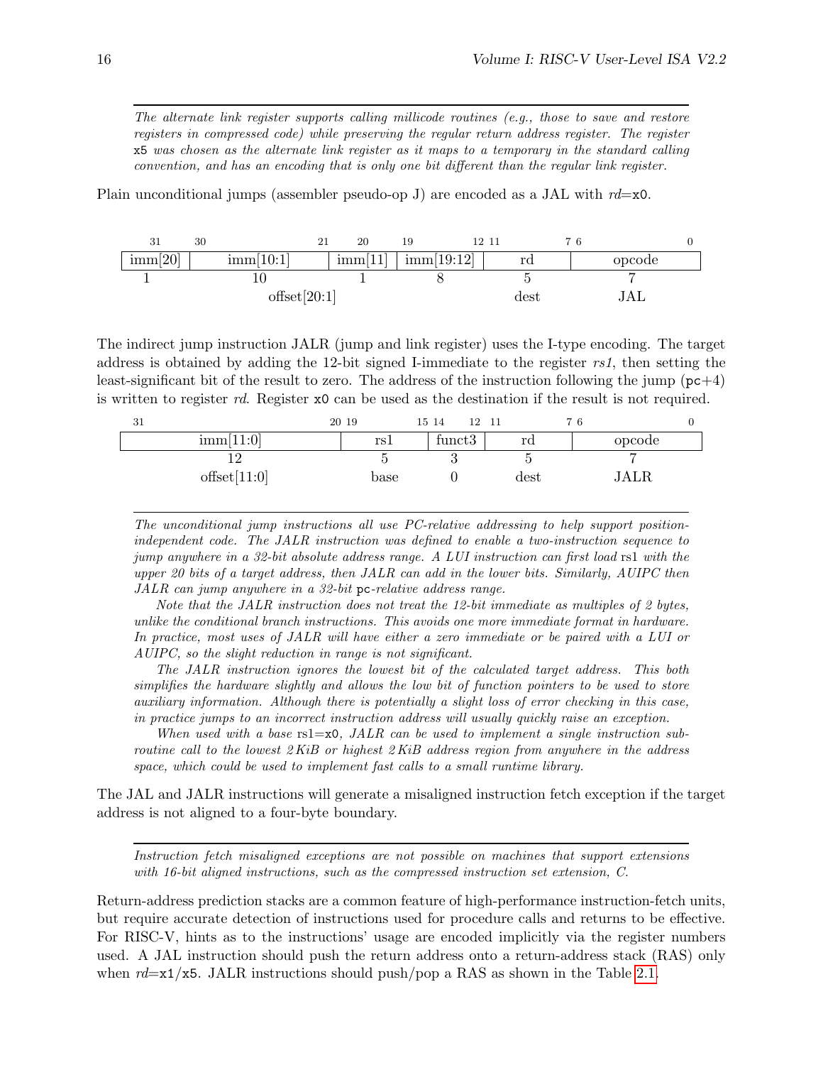*The alternate link register supports calling millicode routines (e.g., those to save and restore registers in compressed code) while preserving the regular return address register. The register* `x5` *was chosen as the alternate link register as it maps to a temporary in the standard calling convention, and has an encoding that is only one bit different than the regular link register.*

Plain unconditional jumps (assembler pseudo-op J) are encoded as a JAL with *rd*=`x0`.

| 31 | 30 — 21 | 20 | 19 — 12 | 11 — 7 | 6 — 0 |
|---|---|---|---|---|---|
| imm[20] | imm[10:1] | imm[11] | imm[19:12] | rd | opcode |
| 1 | 10 | 1 | 8 | 5 | 7 |
| offset[20:1] | | | | dest | JAL |

The indirect jump instruction JALR (jump and link register) uses the I-type encoding. The target address is obtained by adding the 12-bit signed I-immediate to the register *rs1*, then setting the least-significant bit of the result to zero. The address of the instruction following the jump (`pc`+4) is written to register *rd*. Register `x0` can be used as the destination if the result is not required.

| 31 — 20 | 19 — 15 | 14 — 12 | 11 — 7 | 6 — 0 |
|---|---|---|---|---|
| imm[11:0] | rs1 | funct3 | rd | opcode |
| 12 | 5 | 3 | 5 | 7 |
| offset[11:0] | base | 0 | dest | JALR |

*The unconditional jump instructions all use PC-relative addressing to help support position-independent code. The JALR instruction was defined to enable a two-instruction sequence to jump anywhere in a 32-bit absolute address range. A LUI instruction can first load* rs1 *with the upper 20 bits of a target address, then JALR can add in the lower bits. Similarly, AUIPC then JALR can jump anywhere in a 32-bit* `pc`*-relative address range.*

*Note that the JALR instruction does not treat the 12-bit immediate as multiples of 2 bytes, unlike the conditional branch instructions. This avoids one more immediate format in hardware. In practice, most uses of JALR will have either a zero immediate or be paired with a LUI or AUIPC, so the slight reduction in range is not significant.*

*The JALR instruction ignores the lowest bit of the calculated target address. This both simplifies the hardware slightly and allows the low bit of function pointers to be used to store auxiliary information. Although there is potentially a slight loss of error checking in this case, in practice jumps to an incorrect instruction address will usually quickly raise an exception.*

*When used with a base* rs1=`x0`*, JALR can be used to implement a single instruction subroutine call to the lowest 2 KiB or highest 2 KiB address region from anywhere in the address space, which could be used to implement fast calls to a small runtime library.*

The JAL and JALR instructions will generate a misaligned instruction fetch exception if the target address is not aligned to a four-byte boundary.

*Instruction fetch misaligned exceptions are not possible on machines that support extensions with 16-bit aligned instructions, such as the compressed instruction set extension, C.*

Return-address prediction stacks are a common feature of high-performance instruction-fetch units, but require accurate detection of instructions used for procedure calls and returns to be effective. For RISC-V, hints as to the instructions' usage are encoded implicitly via the register numbers used. A JAL instruction should push the return address onto a return-address stack (RAS) only when *rd*=`x1`/`x5`. JALR instructions should push/pop a RAS as shown in the Table 2.1.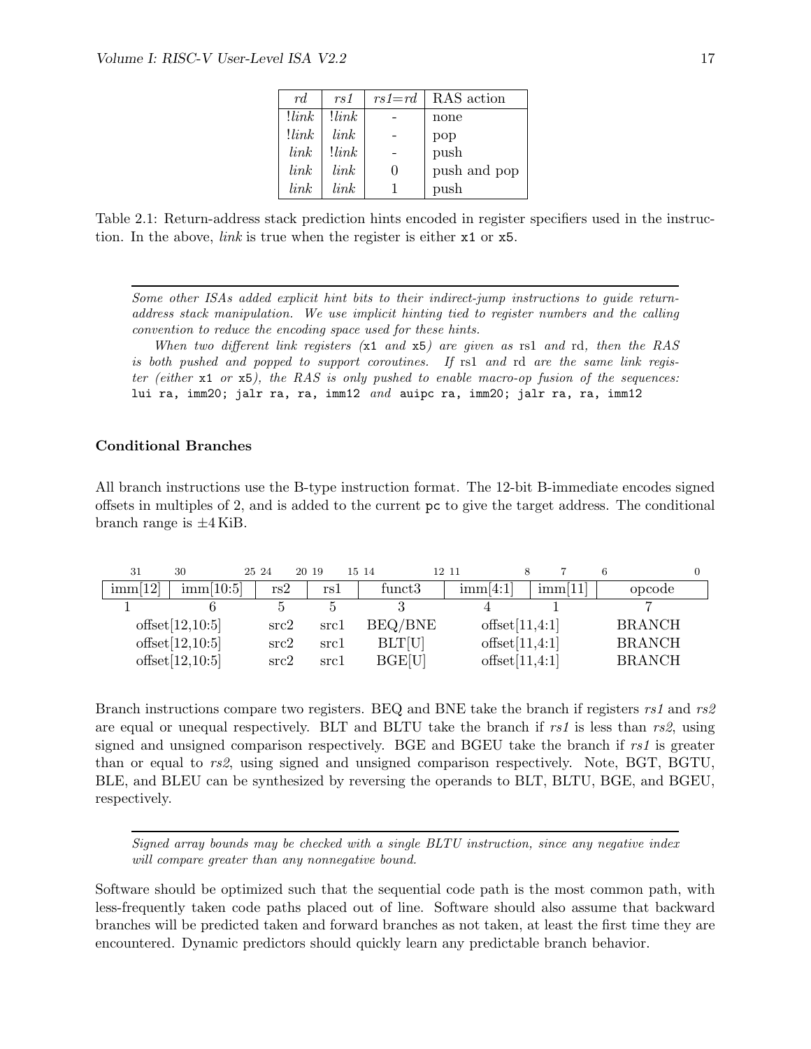| *rd* | *rs1* | *rs1*=*rd* | RAS action |
|---|---|---|---|
| !*link* | !*link* | - | none |
| !*link* | *link* | - | pop |
| *link* | !*link* | - | push |
| *link* | *link* | 0 | push and pop |
| *link* | *link* | 1 | push |

Table 2.1: Return-address stack prediction hints encoded in register specifiers used in the instruction. In the above, *link* is true when the register is either `x1` or `x5`.

---

*Some other ISAs added explicit hint bits to their indirect-jump instructions to guide return-address stack manipulation. We use implicit hinting tied to register numbers and the calling convention to reduce the encoding space used for these hints.*

*When two different link registers (`x1` and `x5`) are given as* rs1 *and* rd*, then the RAS is both pushed and popped to support coroutines. If* rs1 *and* rd *are the same link register (either `x1` or `x5`), the RAS is only pushed to enable macro-op fusion of the sequences:* `lui ra, imm20; jalr ra, ra, imm12` *and* `auipc ra, imm20; jalr ra, ra, imm12`

### Conditional Branches

All branch instructions use the B-type instruction format. The 12-bit B-immediate encodes signed offsets in multiples of 2, and is added to the current `pc` to give the target address. The conditional branch range is ±4 KiB.

| 31 | 30 — 25 | 24 — 20 | 19 — 15 | 14 — 12 | 11 — 8 | 7 | 6 — 0 |
|---|---|---|---|---|---|---|---|
| imm[12] | imm[10:5] | rs2 | rs1 | funct3 | imm[4:1] | imm[11] | opcode |
| 1 | 6 | 5 | 5 | 3 | 4 | 1 | 7 |
| offset[12,10:5] | | src2 | src1 | BEQ/BNE | offset[11,4:1] | | BRANCH |
| offset[12,10:5] | | src2 | src1 | BLT[U] | offset[11,4:1] | | BRANCH |
| offset[12,10:5] | | src2 | src1 | BGE[U] | offset[11,4:1] | | BRANCH |

Branch instructions compare two registers. BEQ and BNE take the branch if registers *rs1* and *rs2* are equal or unequal respectively. BLT and BLTU take the branch if *rs1* is less than *rs2*, using signed and unsigned comparison respectively. BGE and BGEU take the branch if *rs1* is greater than or equal to *rs2*, using signed and unsigned comparison respectively. Note, BGT, BGTU, BLE, and BLEU can be synthesized by reversing the operands to BLT, BLTU, BGE, and BGEU, respectively.

---

*Signed array bounds may be checked with a single BLTU instruction, since any negative index will compare greater than any nonnegative bound.*

Software should be optimized such that the sequential code path is the most common path, with less-frequently taken code paths placed out of line. Software should also assume that backward branches will be predicted taken and forward branches as not taken, at least the first time they are encountered. Dynamic predictors should quickly learn any predictable branch behavior.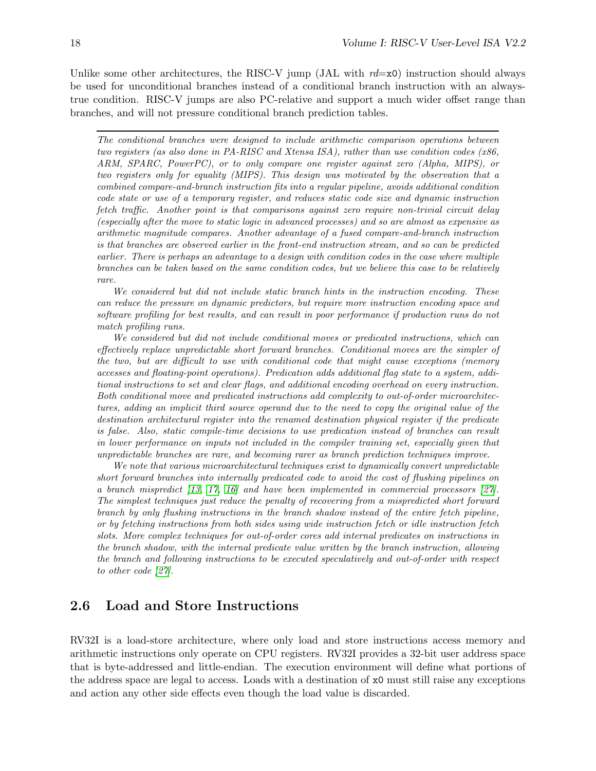Unlike some other architectures, the RISC-V jump (JAL with *rd*=`x0`) instruction should always be used for unconditional branches instead of a conditional branch instruction with an always-true condition. RISC-V jumps are also PC-relative and support a much wider offset range than branches, and will not pressure conditional branch prediction tables.

---

*The conditional branches were designed to include arithmetic comparison operations between two registers (as also done in PA-RISC and Xtensa ISA), rather than use condition codes (x86, ARM, SPARC, PowerPC), or to only compare one register against zero (Alpha, MIPS), or two registers only for equality (MIPS). This design was motivated by the observation that a combined compare-and-branch instruction fits into a regular pipeline, avoids additional condition code state or use of a temporary register, and reduces static code size and dynamic instruction fetch traffic. Another point is that comparisons against zero require non-trivial circuit delay (especially after the move to static logic in advanced processes) and so are almost as expensive as arithmetic magnitude compares. Another advantage of a fused compare-and-branch instruction is that branches are observed earlier in the front-end instruction stream, and so can be predicted earlier. There is perhaps an advantage to a design with condition codes in the case where multiple branches can be taken based on the same condition codes, but we believe this case to be relatively rare.*

*We considered but did not include static branch hints in the instruction encoding. These can reduce the pressure on dynamic predictors, but require more instruction encoding space and software profiling for best results, and can result in poor performance if production runs do not match profiling runs.*

*We considered but did not include conditional moves or predicated instructions, which can effectively replace unpredictable short forward branches. Conditional moves are the simpler of the two, but are difficult to use with conditional code that might cause exceptions (memory accesses and floating-point operations). Predication adds additional flag state to a system, additional instructions to set and clear flags, and additional encoding overhead on every instruction. Both conditional move and predicated instructions add complexity to out-of-order microarchitectures, adding an implicit third source operand due to the need to copy the original value of the destination architectural register into the renamed destination physical register if the predicate is false. Also, static compile-time decisions to use predication instead of branches can result in lower performance on inputs not included in the compiler training set, especially given that unpredictable branches are rare, and becoming rarer as branch prediction techniques improve.*

*We note that various microarchitectural techniques exist to dynamically convert unpredictable short forward branches into internally predicated code to avoid the cost of flushing pipelines on a branch mispredict [13, 17, 16] and have been implemented in commercial processors [27]. The simplest techniques just reduce the penalty of recovering from a mispredicted short forward branch by only flushing instructions in the branch shadow instead of the entire fetch pipeline, or by fetching instructions from both sides using wide instruction fetch or idle instruction fetch slots. More complex techniques for out-of-order cores add internal predicates on instructions in the branch shadow, with the internal predicate value written by the branch instruction, allowing the branch and following instructions to be executed speculatively and out-of-order with respect to other code [27].*

## 2.6 Load and Store Instructions

RV32I is a load-store architecture, where only load and store instructions access memory and arithmetic instructions only operate on CPU registers. RV32I provides a 32-bit user address space that is byte-addressed and little-endian. The execution environment will define what portions of the address space are legal to access. Loads with a destination of `x0` must still raise any exceptions and action any other side effects even though the load value is discarded.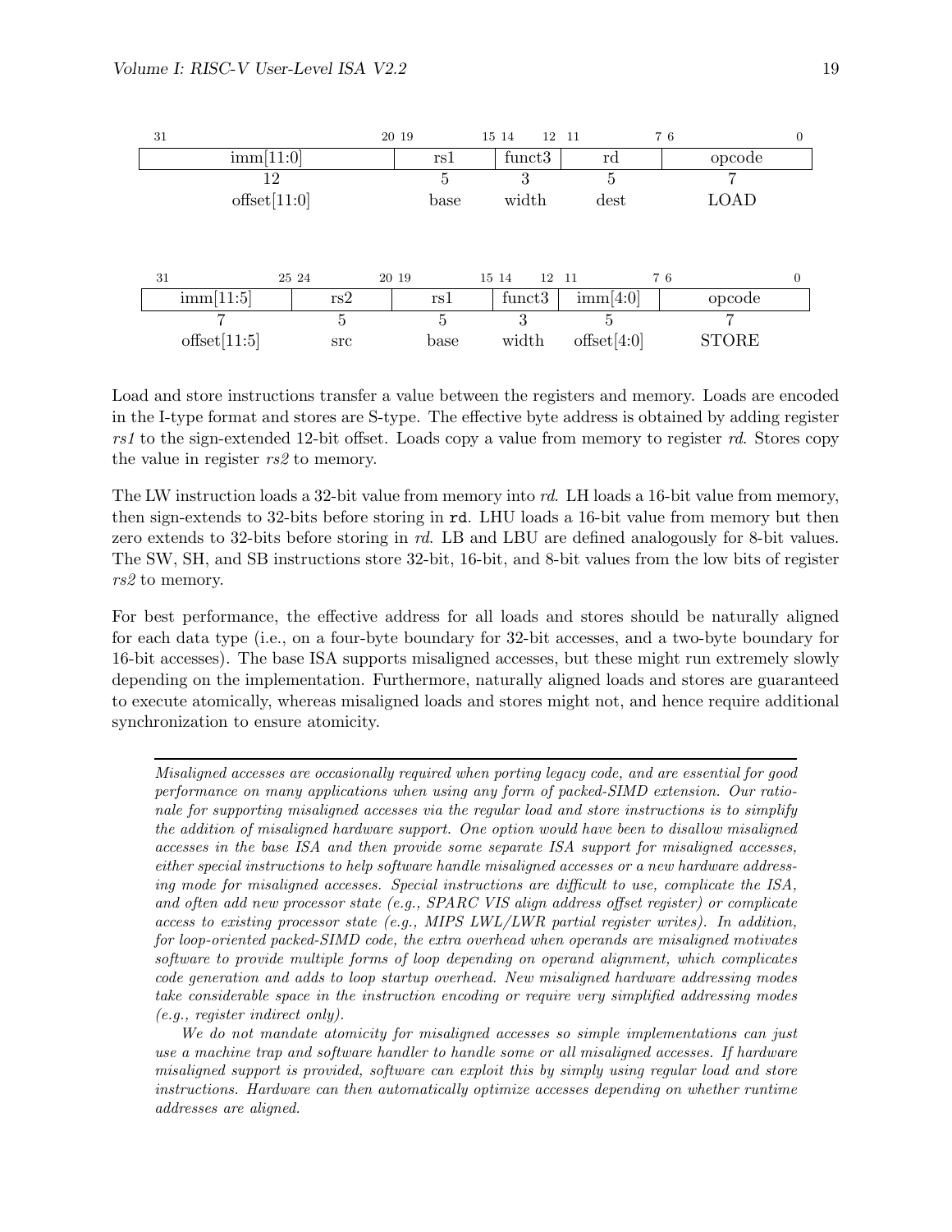| 31 — 20 | 19 — 15 | 14 — 12 | 11 — 7 | 6 — 0 |
|---|---|---|---|---|
| imm[11:0] | rs1 | funct3 | rd | opcode |
| 12 | 5 | 3 | 5 | 7 |
| offset[11:0] | base | width | dest | LOAD |

| 31 — 25 | 24 — 20 | 19 — 15 | 14 — 12 | 11 — 7 | 6 — 0 |
|---|---|---|---|---|---|
| imm[11:5] | rs2 | rs1 | funct3 | imm[4:0] | opcode |
| 7 | 5 | 5 | 3 | 5 | 7 |
| offset[11:5] | src | base | width | offset[4:0] | STORE |

Load and store instructions transfer a value between the registers and memory. Loads are encoded in the I-type format and stores are S-type. The effective byte address is obtained by adding register *rs1* to the sign-extended 12-bit offset. Loads copy a value from memory to register *rd*. Stores copy the value in register *rs2* to memory.

The LW instruction loads a 32-bit value from memory into *rd*. LH loads a 16-bit value from memory, then sign-extends to 32-bits before storing in `rd`. LHU loads a 16-bit value from memory but then zero extends to 32-bits before storing in *rd*. LB and LBU are defined analogously for 8-bit values. The SW, SH, and SB instructions store 32-bit, 16-bit, and 8-bit values from the low bits of register *rs2* to memory.

For best performance, the effective address for all loads and stores should be naturally aligned for each data type (i.e., on a four-byte boundary for 32-bit accesses, and a two-byte boundary for 16-bit accesses). The base ISA supports misaligned accesses, but these might run extremely slowly depending on the implementation. Furthermore, naturally aligned loads and stores are guaranteed to execute atomically, whereas misaligned loads and stores might not, and hence require additional synchronization to ensure atomicity.

---

*Misaligned accesses are occasionally required when porting legacy code, and are essential for good performance on many applications when using any form of packed-SIMD extension. Our rationale for supporting misaligned accesses via the regular load and store instructions is to simplify the addition of misaligned hardware support. One option would have been to disallow misaligned accesses in the base ISA and then provide some separate ISA support for misaligned accesses, either special instructions to help software handle misaligned accesses or a new hardware addressing mode for misaligned accesses. Special instructions are difficult to use, complicate the ISA, and often add new processor state (e.g., SPARC VIS align address offset register) or complicate access to existing processor state (e.g., MIPS LWL/LWR partial register writes). In addition, for loop-oriented packed-SIMD code, the extra overhead when operands are misaligned motivates software to provide multiple forms of loop depending on operand alignment, which complicates code generation and adds to loop startup overhead. New misaligned hardware addressing modes take considerable space in the instruction encoding or require very simplified addressing modes (e.g., register indirect only).*

*We do not mandate atomicity for misaligned accesses so simple implementations can just use a machine trap and software handler to handle some or all misaligned accesses. If hardware misaligned support is provided, software can exploit this by simply using regular load and store instructions. Hardware can then automatically optimize accesses depending on whether runtime addresses are aligned.*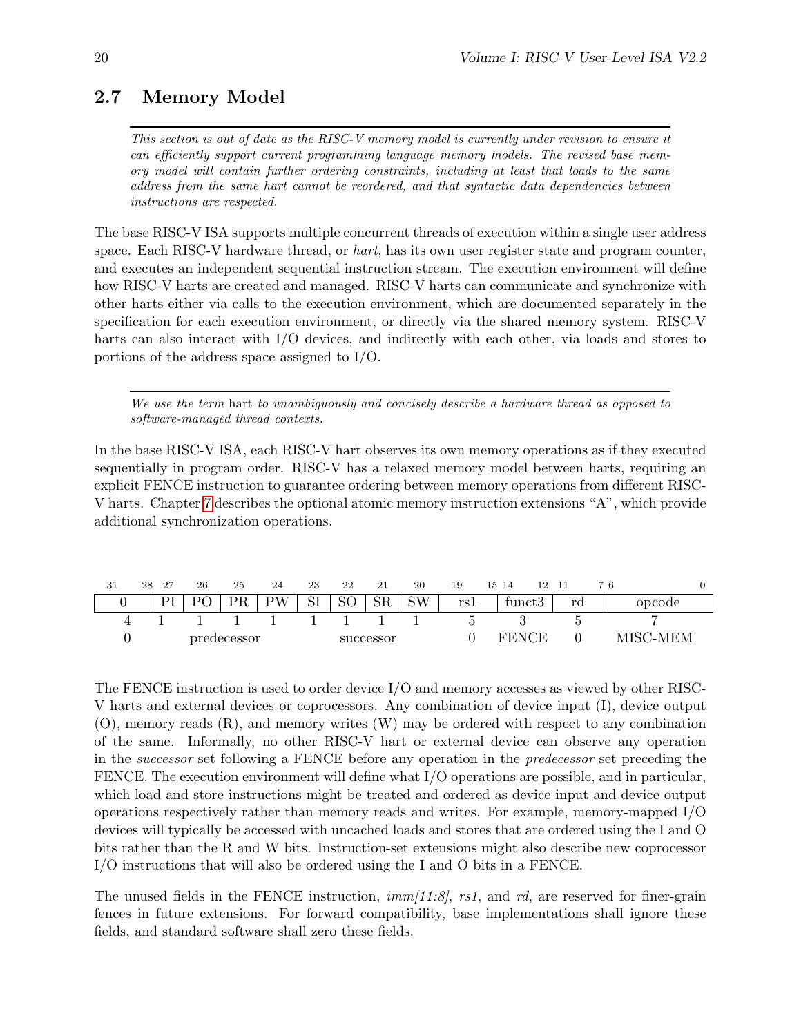## 2.7 Memory Model

---

*This section is out of date as the RISC-V memory model is currently under revision to ensure it can efficiently support current programming language memory models. The revised base memory model will contain further ordering constraints, including at least that loads to the same address from the same hart cannot be reordered, and that syntactic data dependencies between instructions are respected.*

The base RISC-V ISA supports multiple concurrent threads of execution within a single user address space. Each RISC-V hardware thread, or *hart*, has its own user register state and program counter, and executes an independent sequential instruction stream. The execution environment will define how RISC-V harts are created and managed. RISC-V harts can communicate and synchronize with other harts either via calls to the execution environment, which are documented separately in the specification for each execution environment, or directly via the shared memory system. RISC-V harts can also interact with I/O devices, and indirectly with each other, via loads and stores to portions of the address space assigned to I/O.

---

*We use the term* hart *to unambiguously and concisely describe a hardware thread as opposed to software-managed thread contexts.*

In the base RISC-V ISA, each RISC-V hart observes its own memory operations as if they executed sequentially in program order. RISC-V has a relaxed memory model between harts, requiring an explicit FENCE instruction to guarantee ordering between memory operations from different RISC-V harts. Chapter 7 describes the optional atomic memory instruction extensions "A", which provide additional synchronization operations.

| 31–28 | 27 | 26 | 25 | 24 | 23 | 22 | 21 | 20 | 19–15 | 14–12 | 11–7 | 6–0 |
|---|---|---|---|---|---|---|---|---|---|---|---|---|
| 0 | PI | PO | PR | PW | SI | SO | SR | SW | rs1 | funct3 | rd | opcode |
| 4 | 1 | 1 | 1 | 1 | 1 | 1 | 1 | 1 | 5 | 3 | 5 | 7 |
| 0 | predecessor | | | | successor | | | | 0 | FENCE | 0 | MISC-MEM |

The FENCE instruction is used to order device I/O and memory accesses as viewed by other RISC-V harts and external devices or coprocessors. Any combination of device input (I), device output (O), memory reads (R), and memory writes (W) may be ordered with respect to any combination of the same. Informally, no other RISC-V hart or external device can observe any operation in the *successor* set following a FENCE before any operation in the *predecessor* set preceding the FENCE. The execution environment will define what I/O operations are possible, and in particular, which load and store instructions might be treated and ordered as device input and device output operations respectively rather than memory reads and writes. For example, memory-mapped I/O devices will typically be accessed with uncached loads and stores that are ordered using the I and O bits rather than the R and W bits. Instruction-set extensions might also describe new coprocessor I/O instructions that will also be ordered using the I and O bits in a FENCE.

The unused fields in the FENCE instruction, *imm[11:8]*, *rs1*, and *rd*, are reserved for finer-grain fences in future extensions. For forward compatibility, base implementations shall ignore these fields, and standard software shall zero these fields.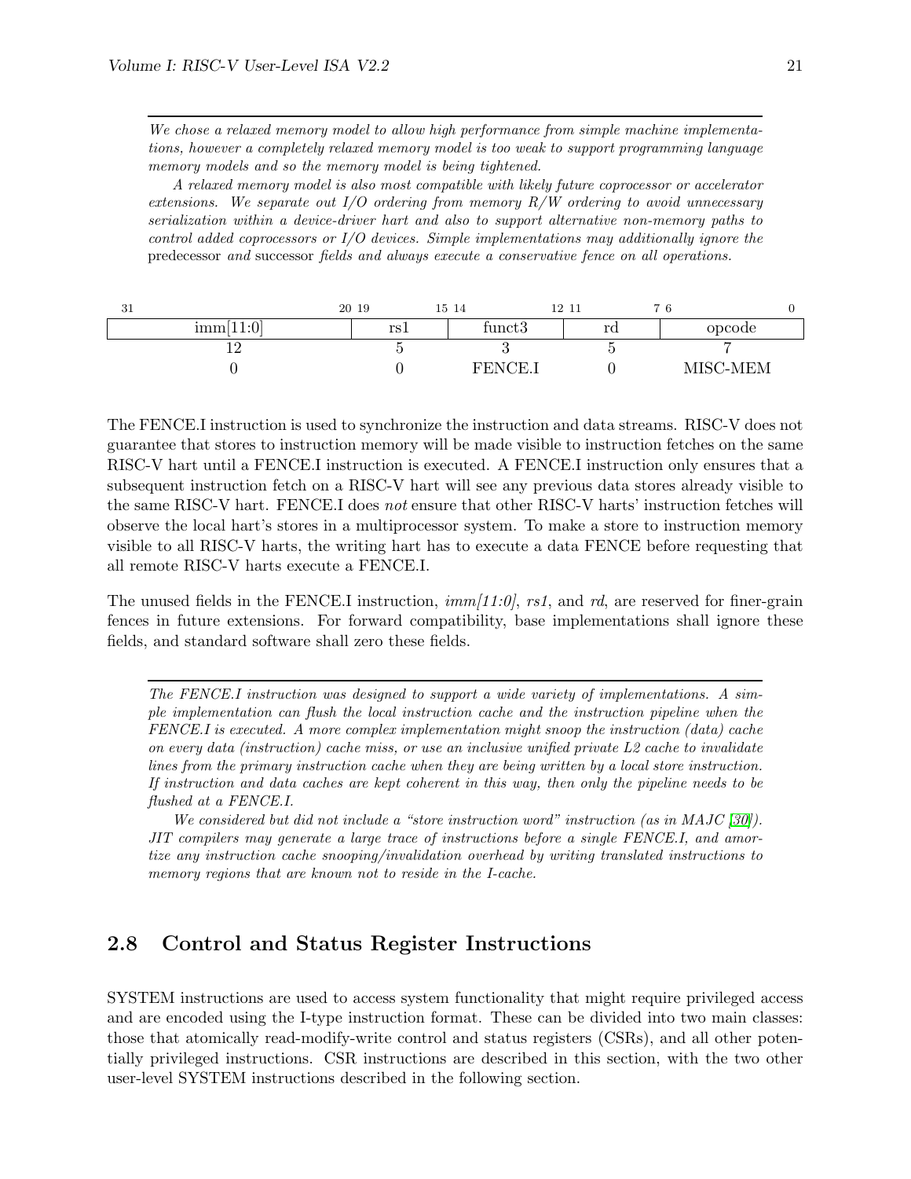*We chose a relaxed memory model to allow high performance from simple machine implementations, however a completely relaxed memory model is too weak to support programming language memory models and so the memory model is being tightened.*

*A relaxed memory model is also most compatible with likely future coprocessor or accelerator extensions. We separate out I/O ordering from memory R/W ordering to avoid unnecessary serialization within a device-driver hart and also to support alternative non-memory paths to control added coprocessors or I/O devices. Simple implementations may additionally ignore the* predecessor *and* successor *fields and always execute a conservative fence on all operations.*

| 31 — 20 | 19 — 15 | 14 — 12 | 11 — 7 | 6 — 0 |
|---|---|---|---|---|
| imm[11:0] | rs1 | funct3 | rd | opcode |
| 12 | 5 | 3 | 5 | 7 |
| 0 | 0 | FENCE.I | 0 | MISC-MEM |

The FENCE.I instruction is used to synchronize the instruction and data streams. RISC-V does not guarantee that stores to instruction memory will be made visible to instruction fetches on the same RISC-V hart until a FENCE.I instruction is executed. A FENCE.I instruction only ensures that a subsequent instruction fetch on a RISC-V hart will see any previous data stores already visible to the same RISC-V hart. FENCE.I does *not* ensure that other RISC-V harts' instruction fetches will observe the local hart's stores in a multiprocessor system. To make a store to instruction memory visible to all RISC-V harts, the writing hart has to execute a data FENCE before requesting that all remote RISC-V harts execute a FENCE.I.

The unused fields in the FENCE.I instruction, *imm[11:0]*, *rs1*, and *rd*, are reserved for finer-grain fences in future extensions. For forward compatibility, base implementations shall ignore these fields, and standard software shall zero these fields.

*The FENCE.I instruction was designed to support a wide variety of implementations. A simple implementation can flush the local instruction cache and the instruction pipeline when the FENCE.I is executed. A more complex implementation might snoop the instruction (data) cache on every data (instruction) cache miss, or use an inclusive unified private L2 cache to invalidate lines from the primary instruction cache when they are being written by a local store instruction. If instruction and data caches are kept coherent in this way, then only the pipeline needs to be flushed at a FENCE.I.*

*We considered but did not include a "store instruction word" instruction (as in MAJC [30]). JIT compilers may generate a large trace of instructions before a single FENCE.I, and amortize any instruction cache snooping/invalidation overhead by writing translated instructions to memory regions that are known not to reside in the I-cache.*

## 2.8 Control and Status Register Instructions

SYSTEM instructions are used to access system functionality that might require privileged access and are encoded using the I-type instruction format. These can be divided into two main classes: those that atomically read-modify-write control and status registers (CSRs), and all other potentially privileged instructions. CSR instructions are described in this section, with the two other user-level SYSTEM instructions described in the following section.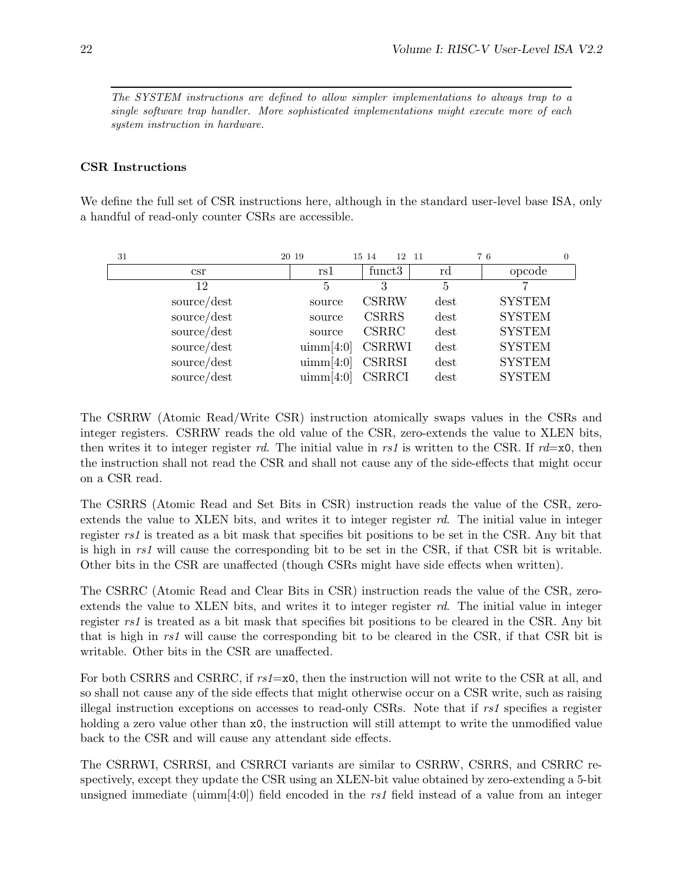*The SYSTEM instructions are defined to allow simpler implementations to always trap to a single software trap handler. More sophisticated implementations might execute more of each system instruction in hardware.*

---

#### CSR Instructions

We define the full set of CSR instructions here, although in the standard user-level base ISA, only a handful of read-only counter CSRs are accessible.

| 31 — 20 | 19 — 15 | 14 — 12 | 11 — 7 | 6 — 0 |
|---|---|---|---|---|
| csr | rs1 | funct3 | rd | opcode |
| 12 | 5 | 3 | 5 | 7 |
| source/dest | source | CSRRW | dest | SYSTEM |
| source/dest | source | CSRRS | dest | SYSTEM |
| source/dest | source | CSRRC | dest | SYSTEM |
| source/dest | uimm[4:0] | CSRRWI | dest | SYSTEM |
| source/dest | uimm[4:0] | CSRRSI | dest | SYSTEM |
| source/dest | uimm[4:0] | CSRRCI | dest | SYSTEM |

The CSRRW (Atomic Read/Write CSR) instruction atomically swaps values in the CSRs and integer registers. CSRRW reads the old value of the CSR, zero-extends the value to XLEN bits, then writes it to integer register *rd*. The initial value in *rs1* is written to the CSR. If *rd*=`x0`, then the instruction shall not read the CSR and shall not cause any of the side-effects that might occur on a CSR read.

The CSRRS (Atomic Read and Set Bits in CSR) instruction reads the value of the CSR, zero-extends the value to XLEN bits, and writes it to integer register *rd*. The initial value in integer register *rs1* is treated as a bit mask that specifies bit positions to be set in the CSR. Any bit that is high in *rs1* will cause the corresponding bit to be set in the CSR, if that CSR bit is writable. Other bits in the CSR are unaffected (though CSRs might have side effects when written).

The CSRRC (Atomic Read and Clear Bits in CSR) instruction reads the value of the CSR, zero-extends the value to XLEN bits, and writes it to integer register *rd*. The initial value in integer register *rs1* is treated as a bit mask that specifies bit positions to be cleared in the CSR. Any bit that is high in *rs1* will cause the corresponding bit to be cleared in the CSR, if that CSR bit is writable. Other bits in the CSR are unaffected.

For both CSRRS and CSRRC, if *rs1*=`x0`, then the instruction will not write to the CSR at all, and so shall not cause any of the side effects that might otherwise occur on a CSR write, such as raising illegal instruction exceptions on accesses to read-only CSRs. Note that if *rs1* specifies a register holding a zero value other than `x0`, the instruction will still attempt to write the unmodified value back to the CSR and will cause any attendant side effects.

The CSRRWI, CSRRSI, and CSRRCI variants are similar to CSRRW, CSRRS, and CSRRC respectively, except they update the CSR using an XLEN-bit value obtained by zero-extending a 5-bit unsigned immediate (uimm[4:0]) field encoded in the *rs1* field instead of a value from an integer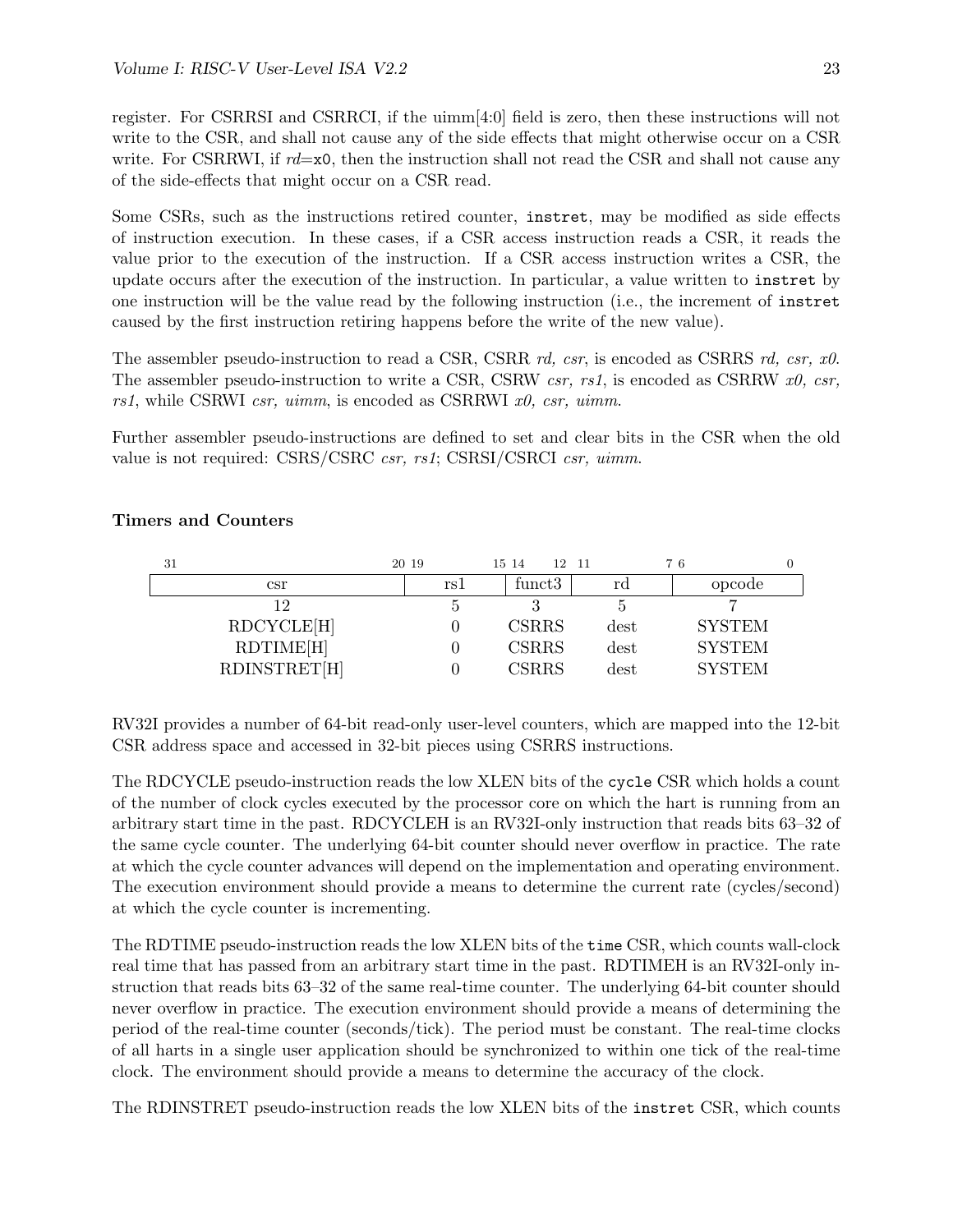register. For CSRRSI and CSRRCI, if the uimm[4:0] field is zero, then these instructions will not write to the CSR, and shall not cause any of the side effects that might otherwise occur on a CSR write. For CSRRWI, if *rd*=`x0`, then the instruction shall not read the CSR and shall not cause any of the side-effects that might occur on a CSR read.

Some CSRs, such as the instructions retired counter, `instret`, may be modified as side effects of instruction execution. In these cases, if a CSR access instruction reads a CSR, it reads the value prior to the execution of the instruction. If a CSR access instruction writes a CSR, the update occurs after the execution of the instruction. In particular, a value written to `instret` by one instruction will be the value read by the following instruction (i.e., the increment of `instret` caused by the first instruction retiring happens before the write of the new value).

The assembler pseudo-instruction to read a CSR, CSRR *rd, csr*, is encoded as CSRRS *rd, csr, x0*. The assembler pseudo-instruction to write a CSR, CSRW *csr, rs1*, is encoded as CSRRW *x0, csr, rs1*, while CSRWI *csr, uimm*, is encoded as CSRRWI *x0, csr, uimm*.

Further assembler pseudo-instructions are defined to set and clear bits in the CSR when the old value is not required: CSRS/CSRC *csr, rs1*; CSRSI/CSRCI *csr, uimm*.

### Timers and Counters

| csr (31–20) | rs1 (19–15) | funct3 (14–12) | rd (11–7) | opcode (6–0) |
|---|---|---|---|---|
| 12 | 5 | 3 | 5 | 7 |
| RDCYCLE[H] | 0 | CSRRS | dest | SYSTEM |
| RDTIME[H] | 0 | CSRRS | dest | SYSTEM |
| RDINSTRET[H] | 0 | CSRRS | dest | SYSTEM |

RV32I provides a number of 64-bit read-only user-level counters, which are mapped into the 12-bit CSR address space and accessed in 32-bit pieces using CSRRS instructions.

The RDCYCLE pseudo-instruction reads the low XLEN bits of the `cycle` CSR which holds a count of the number of clock cycles executed by the processor core on which the hart is running from an arbitrary start time in the past. RDCYCLEH is an RV32I-only instruction that reads bits 63–32 of the same cycle counter. The underlying 64-bit counter should never overflow in practice. The rate at which the cycle counter advances will depend on the implementation and operating environment. The execution environment should provide a means to determine the current rate (cycles/second) at which the cycle counter is incrementing.

The RDTIME pseudo-instruction reads the low XLEN bits of the `time` CSR, which counts wall-clock real time that has passed from an arbitrary start time in the past. RDTIMEH is an RV32I-only instruction that reads bits 63–32 of the same real-time counter. The underlying 64-bit counter should never overflow in practice. The execution environment should provide a means of determining the period of the real-time counter (seconds/tick). The period must be constant. The real-time clocks of all harts in a single user application should be synchronized to within one tick of the real-time clock. The environment should provide a means to determine the accuracy of the clock.

The RDINSTRET pseudo-instruction reads the low XLEN bits of the `instret` CSR, which counts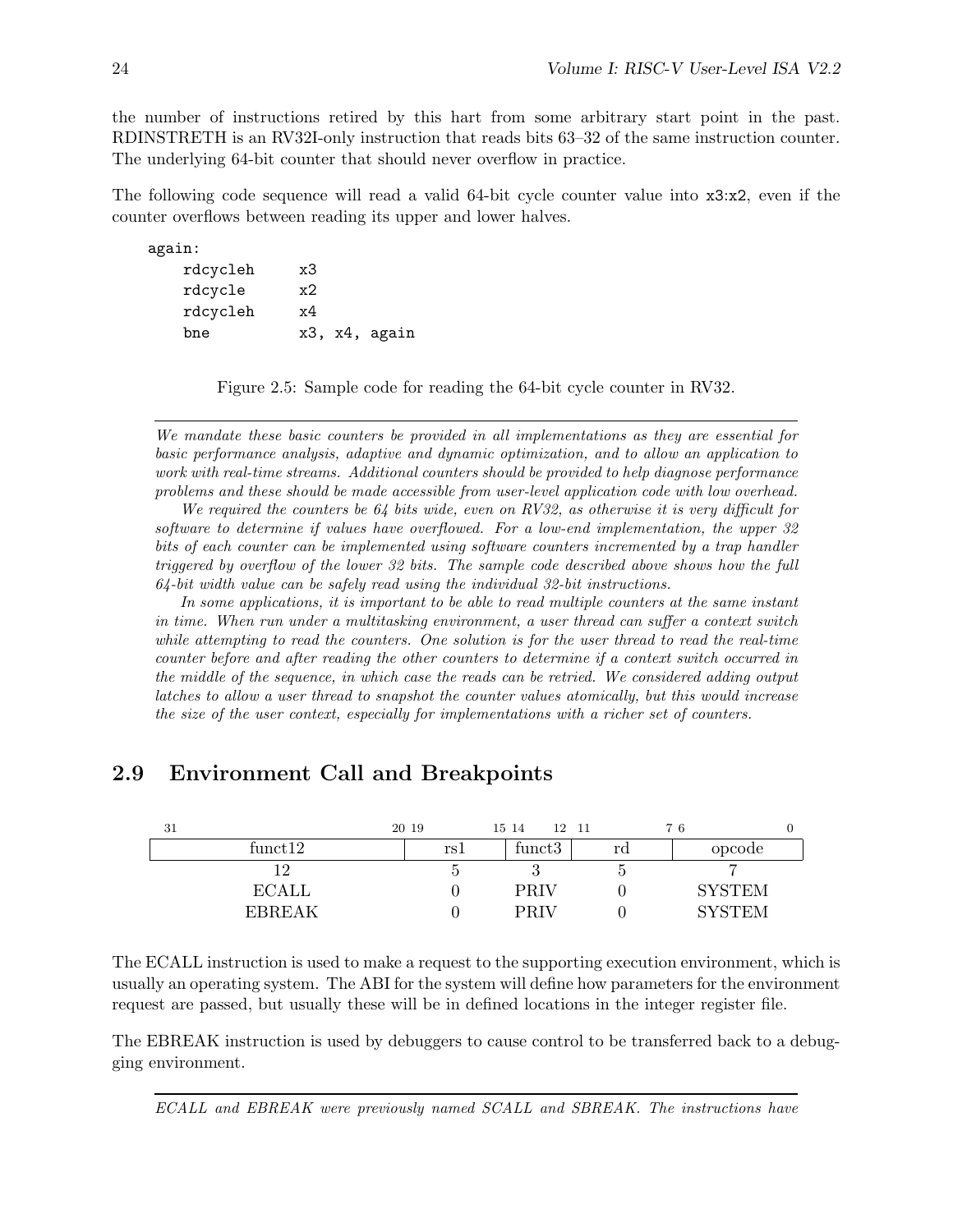the number of instructions retired by this hart from some arbitrary start point in the past. RDINSTRETH is an RV32I-only instruction that reads bits 63–32 of the same instruction counter. The underlying 64-bit counter that should never overflow in practice.

The following code sequence will read a valid 64-bit cycle counter value into x3:x2, even if the counter overflows between reading its upper and lower halves.

```
again:
    rdcycleh     x3
    rdcycle      x2
    rdcycleh     x4
    bne          x3, x4, again
```

Figure 2.5: Sample code for reading the 64-bit cycle counter in RV32.

---

*We mandate these basic counters be provided in all implementations as they are essential for basic performance analysis, adaptive and dynamic optimization, and to allow an application to work with real-time streams. Additional counters should be provided to help diagnose performance problems and these should be made accessible from user-level application code with low overhead.*

*We required the counters be 64 bits wide, even on RV32, as otherwise it is very difficult for software to determine if values have overflowed. For a low-end implementation, the upper 32 bits of each counter can be implemented using software counters incremented by a trap handler triggered by overflow of the lower 32 bits. The sample code described above shows how the full 64-bit width value can be safely read using the individual 32-bit instructions.*

*In some applications, it is important to be able to read multiple counters at the same instant in time. When run under a multitasking environment, a user thread can suffer a context switch while attempting to read the counters. One solution is for the user thread to read the real-time counter before and after reading the other counters to determine if a context switch occurred in the middle of the sequence, in which case the reads can be retried. We considered adding output latches to allow a user thread to snapshot the counter values atomically, but this would increase the size of the user context, especially for implementations with a richer set of counters.*

---

## 2.9 Environment Call and Breakpoints

| 31 — 20 | 19 — 15 | 14 — 12 | 11 — 7 | 6 — 0 |
|---|---|---|---|---|
| funct12 | rs1 | funct3 | rd | opcode |
| 12 | 5 | 3 | 5 | 7 |
| ECALL | 0 | PRIV | 0 | SYSTEM |
| EBREAK | 0 | PRIV | 0 | SYSTEM |

The ECALL instruction is used to make a request to the supporting execution environment, which is usually an operating system. The ABI for the system will define how parameters for the environment request are passed, but usually these will be in defined locations in the integer register file.

The EBREAK instruction is used by debuggers to cause control to be transferred back to a debugging environment.

---

*ECALL and EBREAK were previously named SCALL and SBREAK. The instructions have*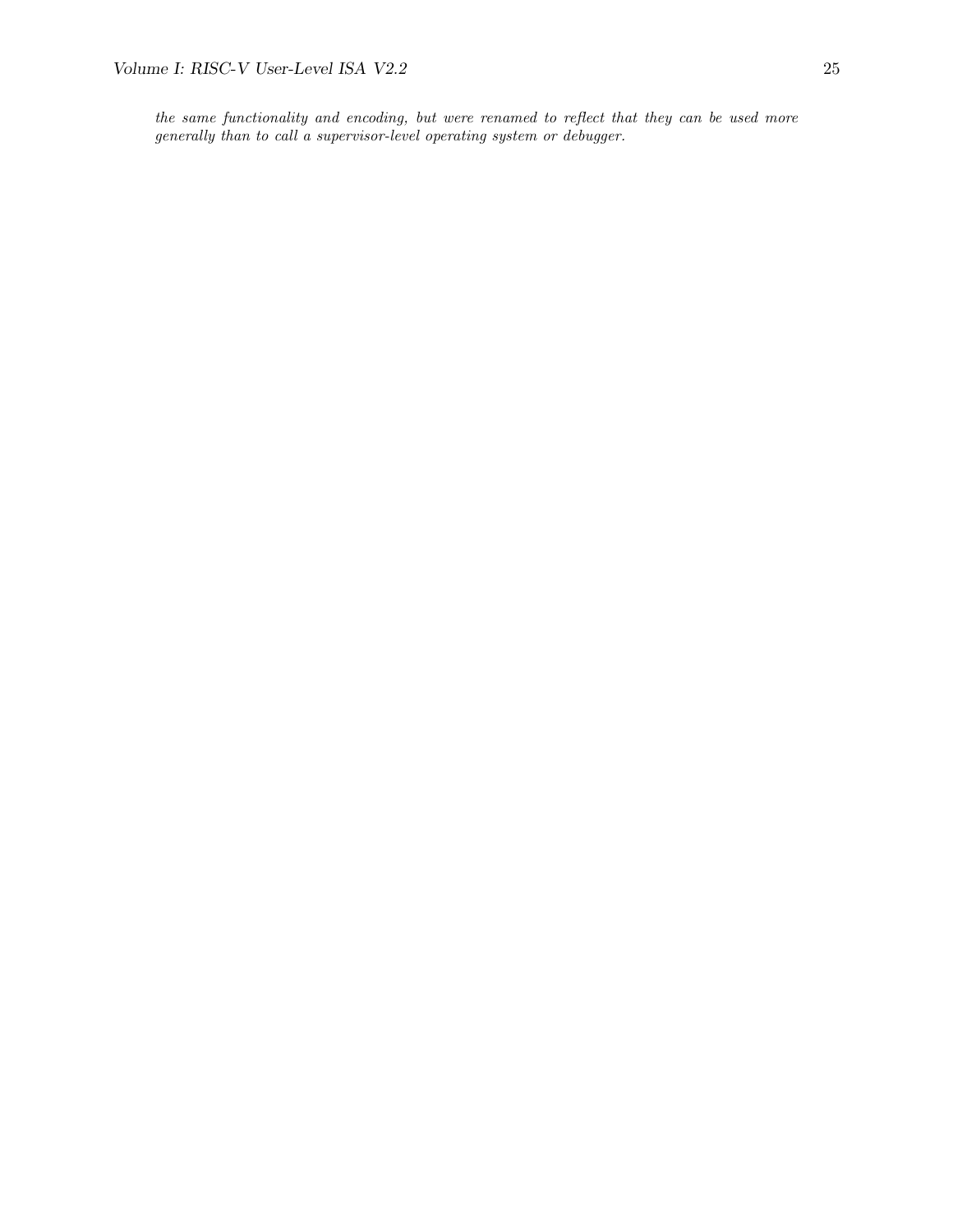*the same functionality and encoding, but were renamed to reflect that they can be used more generally than to call a supervisor-level operating system or debugger.*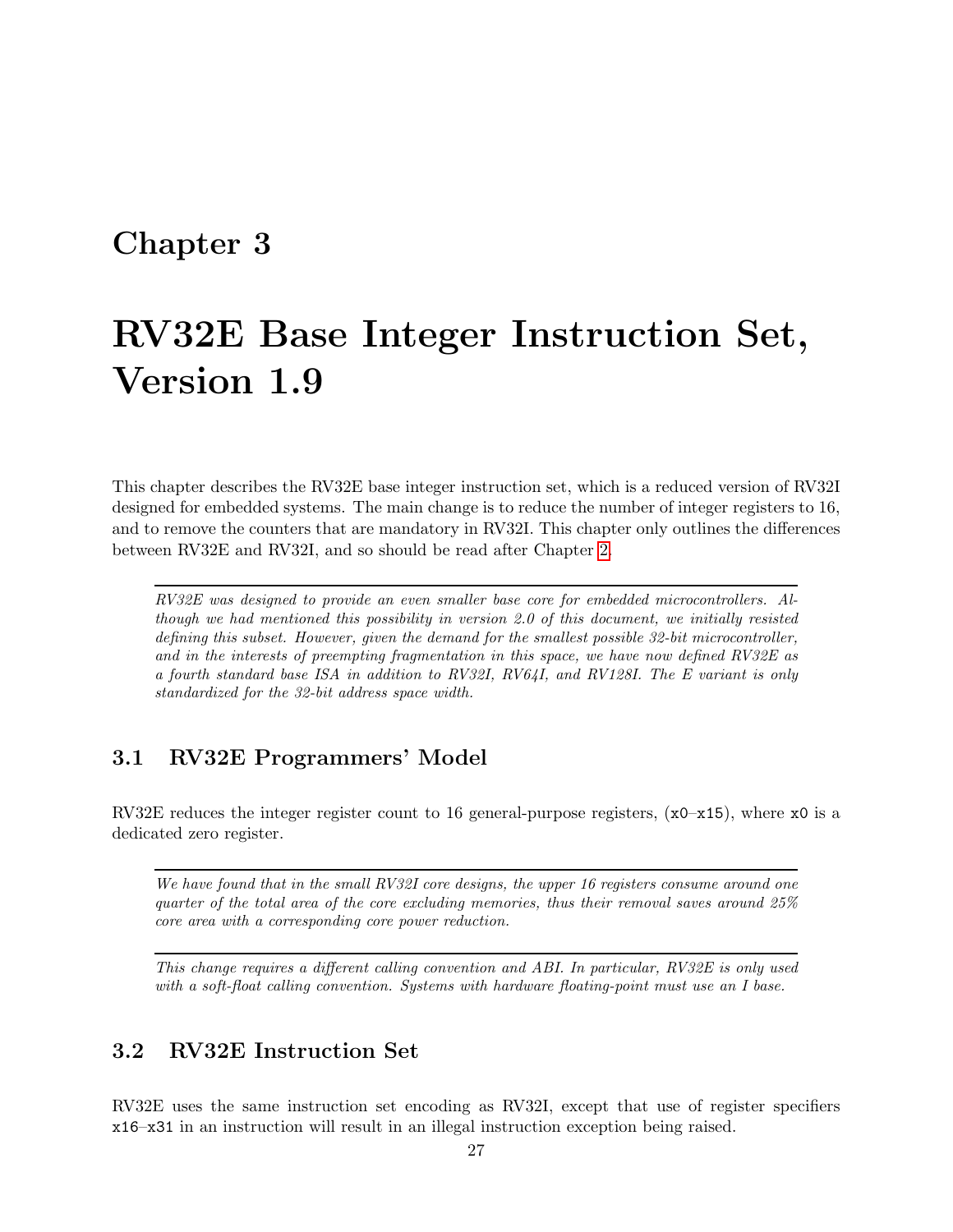# Chapter 3

# RV32E Base Integer Instruction Set, Version 1.9

This chapter describes the RV32E base integer instruction set, which is a reduced version of RV32I designed for embedded systems. The main change is to reduce the number of integer registers to 16, and to remove the counters that are mandatory in RV32I. This chapter only outlines the differences between RV32E and RV32I, and so should be read after Chapter 2.

---

*RV32E was designed to provide an even smaller base core for embedded microcontrollers. Although we had mentioned this possibility in version 2.0 of this document, we initially resisted defining this subset. However, given the demand for the smallest possible 32-bit microcontroller, and in the interests of preempting fragmentation in this space, we have now defined RV32E as a fourth standard base ISA in addition to RV32I, RV64I, and RV128I. The E variant is only standardized for the 32-bit address space width.*

## 3.1 RV32E Programmers' Model

RV32E reduces the integer register count to 16 general-purpose registers, (`x0`–`x15`), where `x0` is a dedicated zero register.

---

*We have found that in the small RV32I core designs, the upper 16 registers consume around one quarter of the total area of the core excluding memories, thus their removal saves around 25% core area with a corresponding core power reduction.*

---

*This change requires a different calling convention and ABI. In particular, RV32E is only used with a soft-float calling convention. Systems with hardware floating-point must use an I base.*

## 3.2 RV32E Instruction Set

RV32E uses the same instruction set encoding as RV32I, except that use of register specifiers `x16`–`x31` in an instruction will result in an illegal instruction exception being raised.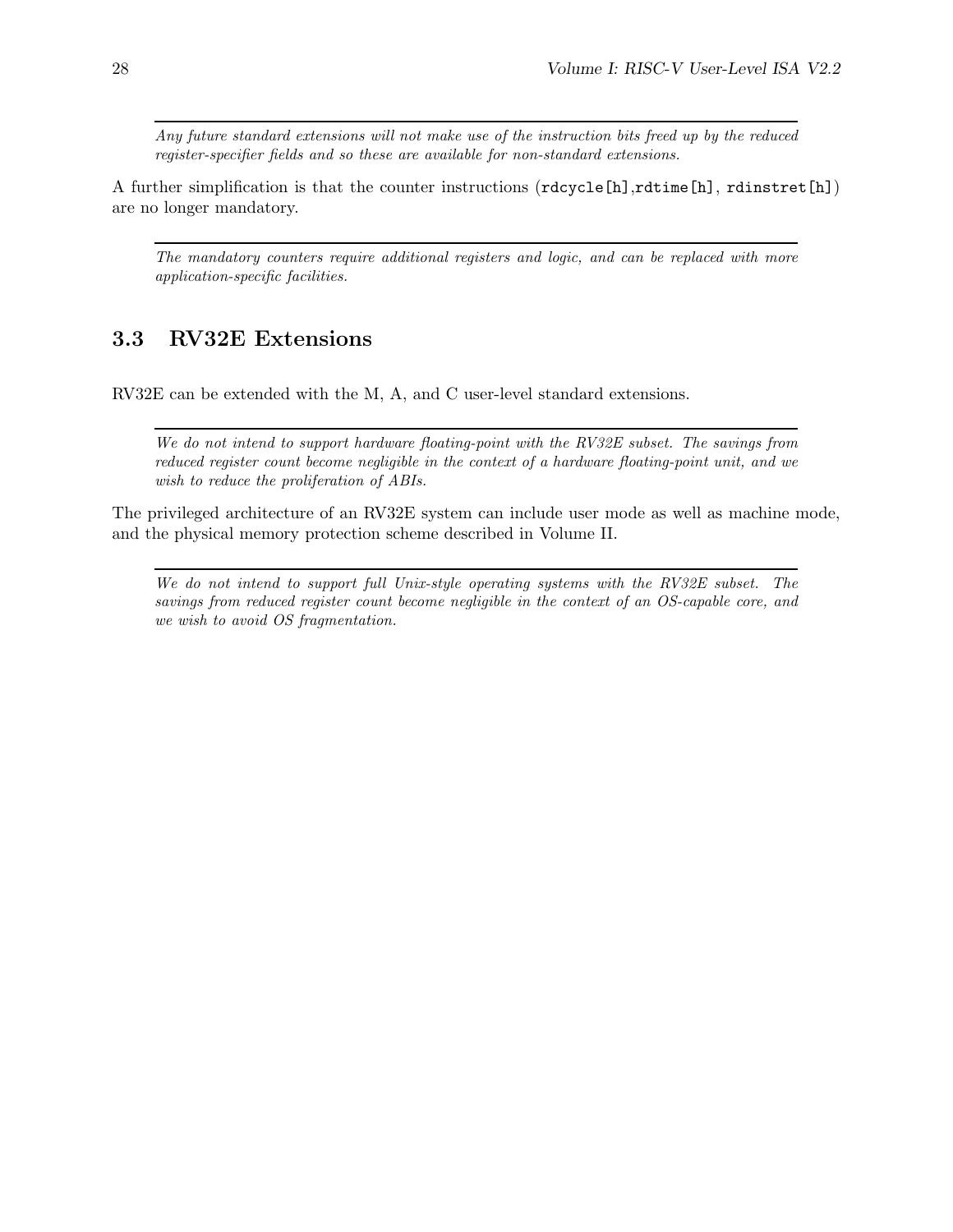---

*Any future standard extensions will not make use of the instruction bits freed up by the reduced register-specifier fields and so these are available for non-standard extensions.*

---

A further simplification is that the counter instructions (`rdcycle[h]`,`rdtime[h]`, `rdinstret[h]`) are no longer mandatory.

---

*The mandatory counters require additional registers and logic, and can be replaced with more application-specific facilities.*

---

## 3.3 RV32E Extensions

RV32E can be extended with the M, A, and C user-level standard extensions.

---

*We do not intend to support hardware floating-point with the RV32E subset. The savings from reduced register count become negligible in the context of a hardware floating-point unit, and we wish to reduce the proliferation of ABIs.*

---

The privileged architecture of an RV32E system can include user mode as well as machine mode, and the physical memory protection scheme described in Volume II.

---

*We do not intend to support full Unix-style operating systems with the RV32E subset. The savings from reduced register count become negligible in the context of an OS-capable core, and we wish to avoid OS fragmentation.*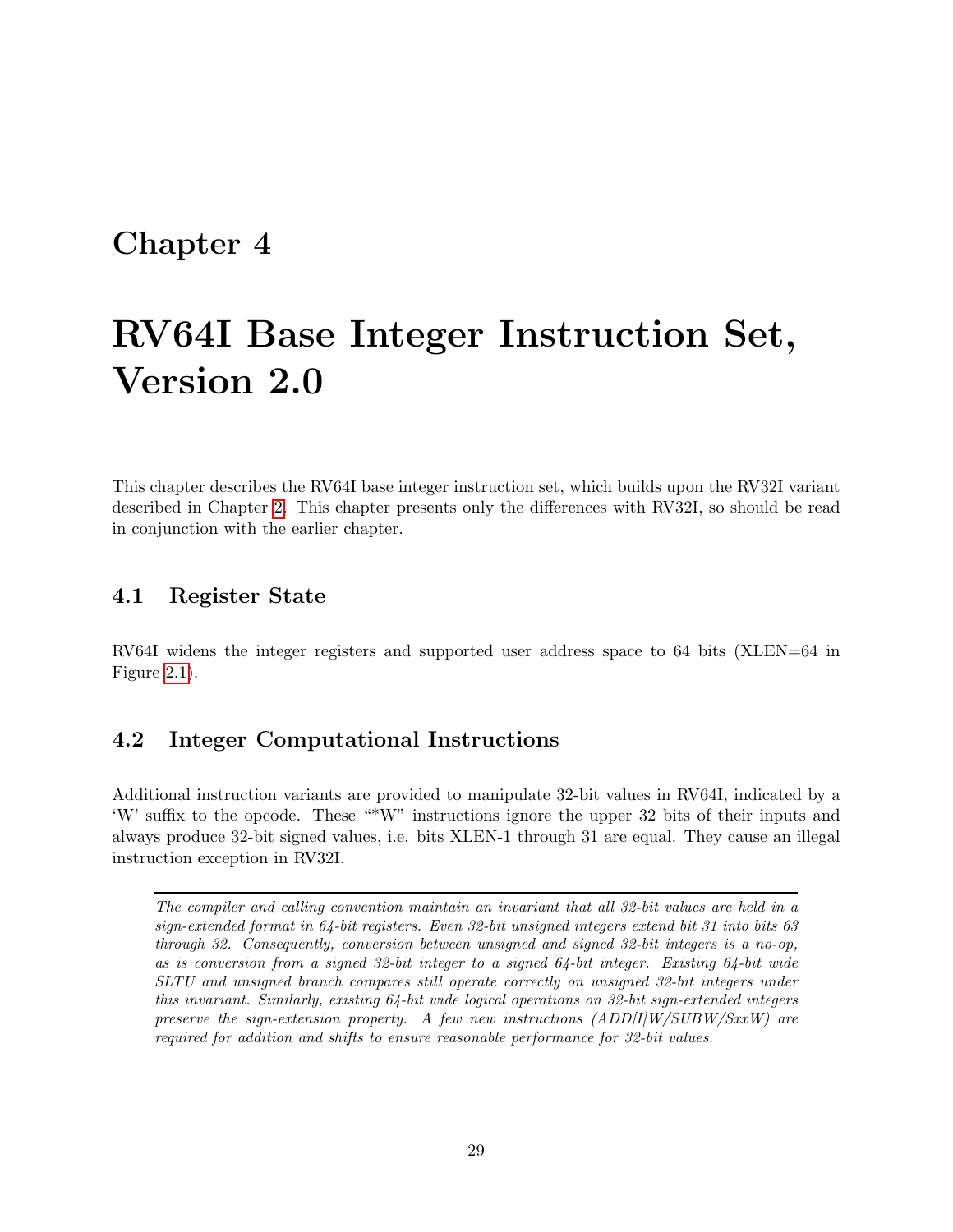# Chapter 4

# RV64I Base Integer Instruction Set, Version 2.0

This chapter describes the RV64I base integer instruction set, which builds upon the RV32I variant described in Chapter 2. This chapter presents only the differences with RV32I, so should be read in conjunction with the earlier chapter.

## 4.1 Register State

RV64I widens the integer registers and supported user address space to 64 bits (XLEN=64 in Figure 2.1).

## 4.2 Integer Computational Instructions

Additional instruction variants are provided to manipulate 32-bit values in RV64I, indicated by a 'W' suffix to the opcode. These "*W" instructions ignore the upper 32 bits of their inputs and always produce 32-bit signed values, i.e. bits XLEN-1 through 31 are equal. They cause an illegal instruction exception in RV32I.

---

*The compiler and calling convention maintain an invariant that all 32-bit values are held in a sign-extended format in 64-bit registers. Even 32-bit unsigned integers extend bit 31 into bits 63 through 32. Consequently, conversion between unsigned and signed 32-bit integers is a no-op, as is conversion from a signed 32-bit integer to a signed 64-bit integer. Existing 64-bit wide SLTU and unsigned branch compares still operate correctly on unsigned 32-bit integers under this invariant. Similarly, existing 64-bit wide logical operations on 32-bit sign-extended integers preserve the sign-extension property. A few new instructions (ADD[I]W/SUBW/SxxW) are required for addition and shifts to ensure reasonable performance for 32-bit values.*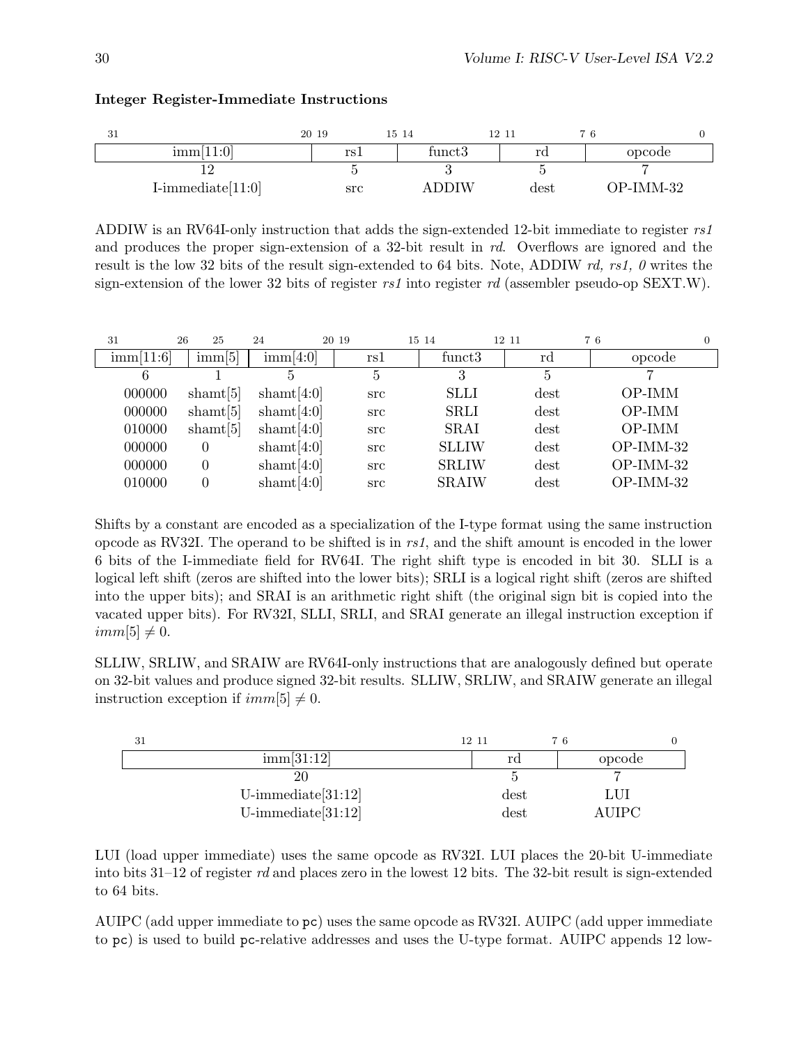**Integer Register-Immediate Instructions**

| 31 — 20 | 19 — 15 | 14 — 12 | 11 — 7 | 6 — 0 |
|---|---|---|---|---|
| imm[11:0] | rs1 | funct3 | rd | opcode |
| 12 | 5 | 3 | 5 | 7 |
| I-immediate[11:0] | src | ADDIW | dest | OP-IMM-32 |

ADDIW is an RV64I-only instruction that adds the sign-extended 12-bit immediate to register *rs1* and produces the proper sign-extension of a 32-bit result in *rd*. Overflows are ignored and the result is the low 32 bits of the result sign-extended to 64 bits. Note, ADDIW *rd, rs1, 0* writes the sign-extension of the lower 32 bits of register *rs1* into register *rd* (assembler pseudo-op SEXT.W).

| 31 — 26 | 25 | 24 — 20 | 19 — 15 | 14 — 12 | 11 — 7 | 6 — 0 |
|---|---|---|---|---|---|---|
| imm[11:6] | imm[5] | imm[4:0] | rs1 | funct3 | rd | opcode |
| 6 | 1 | 5 | 5 | 3 | 5 | 7 |
| 000000 | shamt[5] | shamt[4:0] | src | SLLI | dest | OP-IMM |
| 000000 | shamt[5] | shamt[4:0] | src | SRLI | dest | OP-IMM |
| 010000 | shamt[5] | shamt[4:0] | src | SRAI | dest | OP-IMM |
| 000000 | 0 | shamt[4:0] | src | SLLIW | dest | OP-IMM-32 |
| 000000 | 0 | shamt[4:0] | src | SRLIW | dest | OP-IMM-32 |
| 010000 | 0 | shamt[4:0] | src | SRAIW | dest | OP-IMM-32 |

Shifts by a constant are encoded as a specialization of the I-type format using the same instruction opcode as RV32I. The operand to be shifted is in *rs1*, and the shift amount is encoded in the lower 6 bits of the I-immediate field for RV64I. The right shift type is encoded in bit 30. SLLI is a logical left shift (zeros are shifted into the lower bits); SRLI is a logical right shift (zeros are shifted into the upper bits); and SRAI is an arithmetic right shift (the original sign bit is copied into the vacated upper bits). For RV32I, SLLI, SRLI, and SRAI generate an illegal instruction exception if $imm[5] \neq 0$.

SLLIW, SRLIW, and SRAIW are RV64I-only instructions that are analogously defined but operate on 32-bit values and produce signed 32-bit results. SLLIW, SRLIW, and SRAIW generate an illegal instruction exception if $imm[5] \neq 0$.

| 31 — 12 | 11 — 7 | 6 — 0 |
|---|---|---|
| imm[31:12] | rd | opcode |
| 20 | 5 | 7 |
| U-immediate[31:12] | dest | LUI |
| U-immediate[31:12] | dest | AUIPC |

LUI (load upper immediate) uses the same opcode as RV32I. LUI places the 20-bit U-immediate into bits 31–12 of register *rd* and places zero in the lowest 12 bits. The 32-bit result is sign-extended to 64 bits.

AUIPC (add upper immediate to `pc`) uses the same opcode as RV32I. AUIPC (add upper immediate to `pc`) is used to build `pc`-relative addresses and uses the U-type format. AUIPC appends 12 low-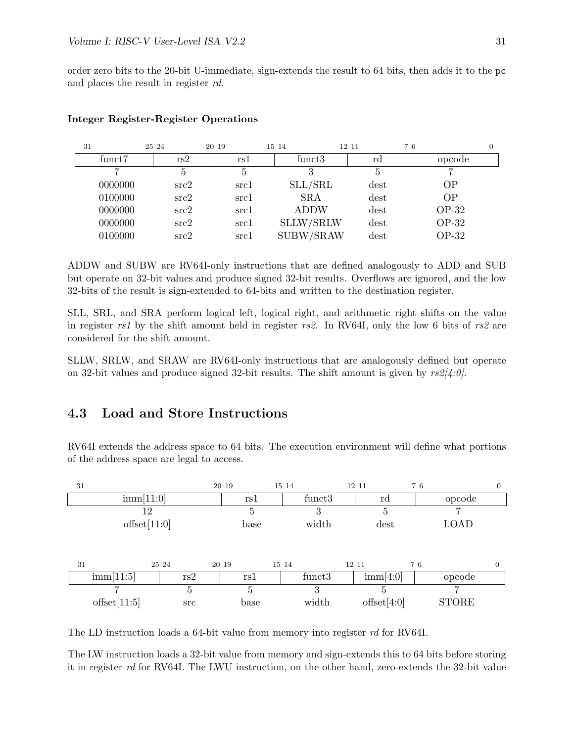order zero bits to the 20-bit U-immediate, sign-extends the result to 64 bits, then adds it to the `pc` and places the result in register *rd*.

#### Integer Register-Register Operations

| funct7 | rs2 | rs1 | funct3 | rd | opcode |
|---|---|---|---|---|---|
| 31–25 | 24–20 | 19–15 | 14–12 | 11–7 | 6–0 |
| 7 | 5 | 5 | 3 | 5 | 7 |
| 0000000 | src2 | src1 | SLL/SRL | dest | OP |
| 0100000 | src2 | src1 | SRA | dest | OP |
| 0000000 | src2 | src1 | ADDW | dest | OP-32 |
| 0000000 | src2 | src1 | SLLW/SRLW | dest | OP-32 |
| 0100000 | src2 | src1 | SUBW/SRAW | dest | OP-32 |

ADDW and SUBW are RV64I-only instructions that are defined analogously to ADD and SUB but operate on 32-bit values and produce signed 32-bit results. Overflows are ignored, and the low 32-bits of the result is sign-extended to 64-bits and written to the destination register.

SLL, SRL, and SRA perform logical left, logical right, and arithmetic right shifts on the value in register *rs1* by the shift amount held in register *rs2*. In RV64I, only the low 6 bits of *rs2* are considered for the shift amount.

SLLW, SRLW, and SRAW are RV64I-only instructions that are analogously defined but operate on 32-bit values and produce signed 32-bit results. The shift amount is given by *rs2[4:0]*.

## 4.3 Load and Store Instructions

RV64I extends the address space to 64 bits. The execution environment will define what portions of the address space are legal to access.

| imm[11:0] | rs1 | funct3 | rd | opcode |
|---|---|---|---|---|
| 31–20 | 19–15 | 14–12 | 11–7 | 6–0 |
| 12 | 5 | 3 | 5 | 7 |
| offset[11:0] | base | width | dest | LOAD |

| imm[11:5] | rs2 | rs1 | funct3 | imm[4:0] | opcode |
|---|---|---|---|---|---|
| 31–25 | 24–20 | 19–15 | 14–12 | 11–7 | 6–0 |
| 7 | 5 | 5 | 3 | 5 | 7 |
| offset[11:5] | src | base | width | offset[4:0] | STORE |

The LD instruction loads a 64-bit value from memory into register *rd* for RV64I.

The LW instruction loads a 32-bit value from memory and sign-extends this to 64 bits before storing it in register *rd* for RV64I. The LWU instruction, on the other hand, zero-extends the 32-bit value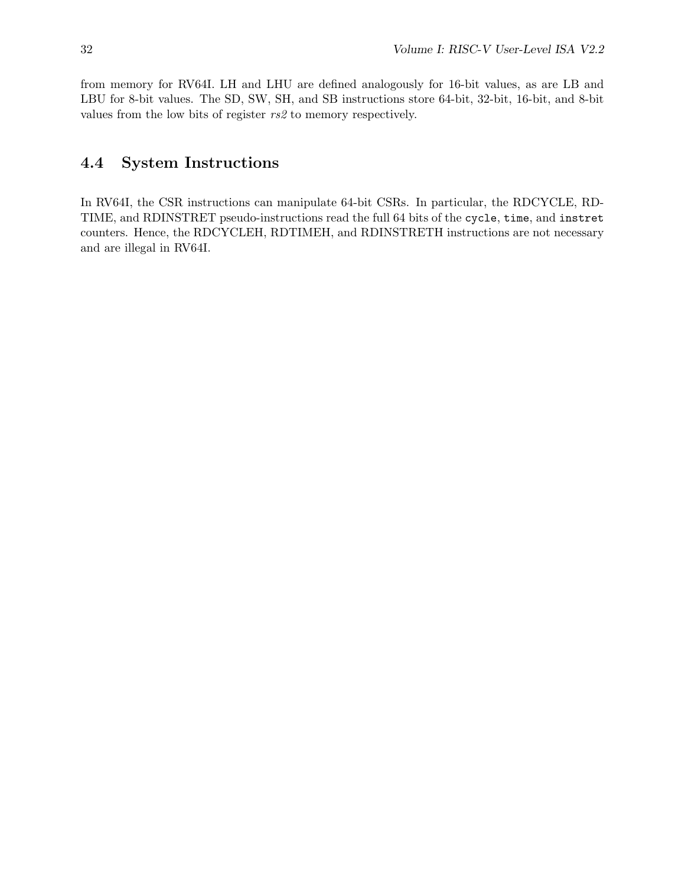from memory for RV64I. LH and LHU are defined analogously for 16-bit values, as are LB and LBU for 8-bit values. The SD, SW, SH, and SB instructions store 64-bit, 32-bit, 16-bit, and 8-bit values from the low bits of register *rs2* to memory respectively.

## 4.4 System Instructions

In RV64I, the CSR instructions can manipulate 64-bit CSRs. In particular, the RDCYCLE, RDTIME, and RDINSTRET pseudo-instructions read the full 64 bits of the `cycle`, `time`, and `instret` counters. Hence, the RDCYCLEH, RDTIMEH, and RDINSTRETH instructions are not necessary and are illegal in RV64I.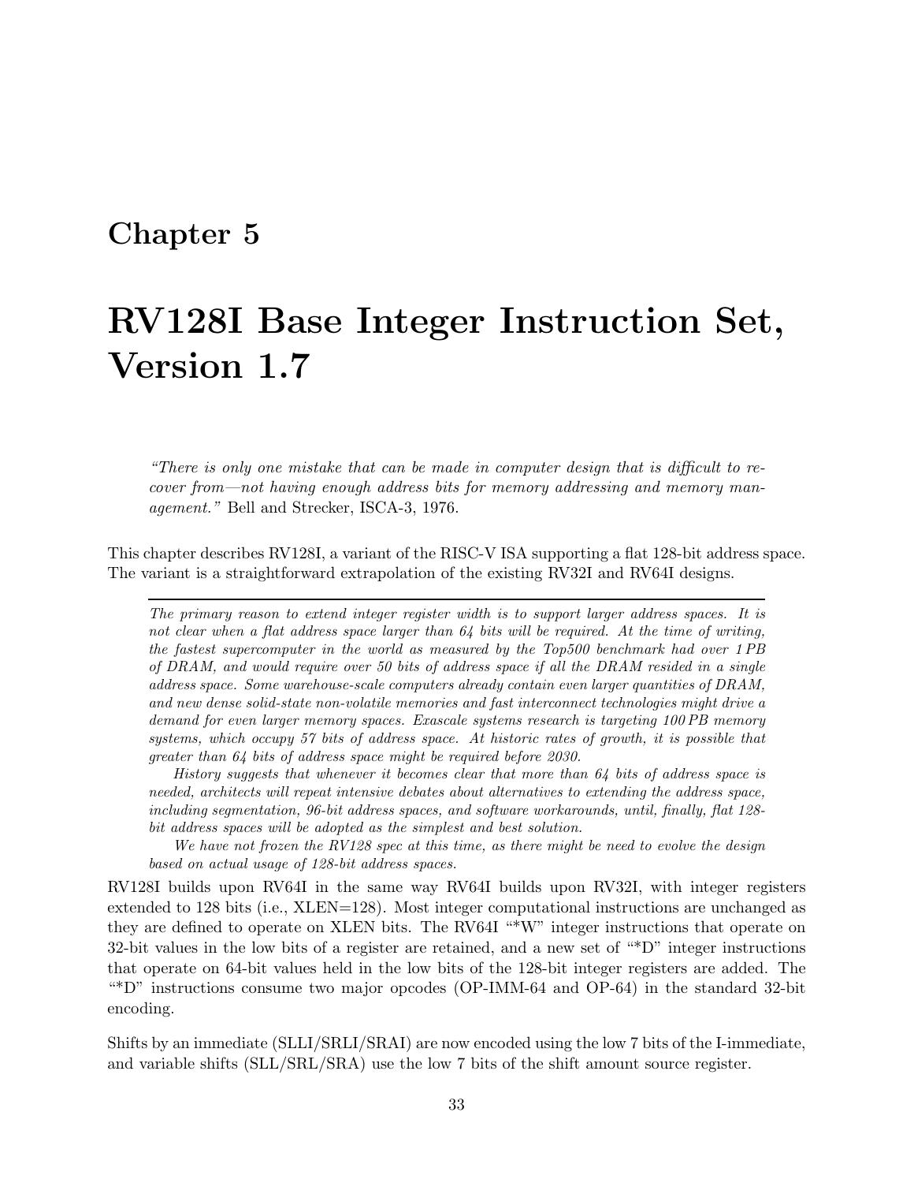# Chapter 5

# RV128I Base Integer Instruction Set, Version 1.7

*"There is only one mistake that can be made in computer design that is difficult to recover from—not having enough address bits for memory addressing and memory management."* Bell and Strecker, ISCA-3, 1976.

This chapter describes RV128I, a variant of the RISC-V ISA supporting a flat 128-bit address space. The variant is a straightforward extrapolation of the existing RV32I and RV64I designs.

---

*The primary reason to extend integer register width is to support larger address spaces. It is not clear when a flat address space larger than 64 bits will be required. At the time of writing, the fastest supercomputer in the world as measured by the Top500 benchmark had over 1 PB of DRAM, and would require over 50 bits of address space if all the DRAM resided in a single address space. Some warehouse-scale computers already contain even larger quantities of DRAM, and new dense solid-state non-volatile memories and fast interconnect technologies might drive a demand for even larger memory spaces. Exascale systems research is targeting 100 PB memory systems, which occupy 57 bits of address space. At historic rates of growth, it is possible that greater than 64 bits of address space might be required before 2030.*

*History suggests that whenever it becomes clear that more than 64 bits of address space is needed, architects will repeat intensive debates about alternatives to extending the address space, including segmentation, 96-bit address spaces, and software workarounds, until, finally, flat 128-bit address spaces will be adopted as the simplest and best solution.*

*We have not frozen the RV128 spec at this time, as there might be need to evolve the design based on actual usage of 128-bit address spaces.*

RV128I builds upon RV64I in the same way RV64I builds upon RV32I, with integer registers extended to 128 bits (i.e., XLEN=128). Most integer computational instructions are unchanged as they are defined to operate on XLEN bits. The RV64I "*W" integer instructions that operate on 32-bit values in the low bits of a register are retained, and a new set of "*D" integer instructions that operate on 64-bit values held in the low bits of the 128-bit integer registers are added. The "*D" instructions consume two major opcodes (OP-IMM-64 and OP-64) in the standard 32-bit encoding.

Shifts by an immediate (SLLI/SRLI/SRAI) are now encoded using the low 7 bits of the I-immediate, and variable shifts (SLL/SRL/SRA) use the low 7 bits of the shift amount source register.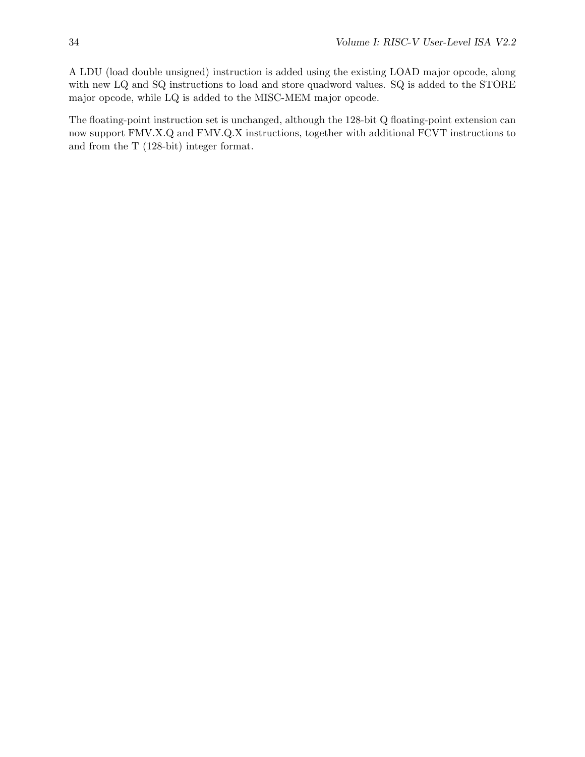A LDU (load double unsigned) instruction is added using the existing LOAD major opcode, along with new LQ and SQ instructions to load and store quadword values. SQ is added to the STORE major opcode, while LQ is added to the MISC-MEM major opcode.

The floating-point instruction set is unchanged, although the 128-bit Q floating-point extension can now support FMV.X.Q and FMV.Q.X instructions, together with additional FCVT instructions to and from the T (128-bit) integer format.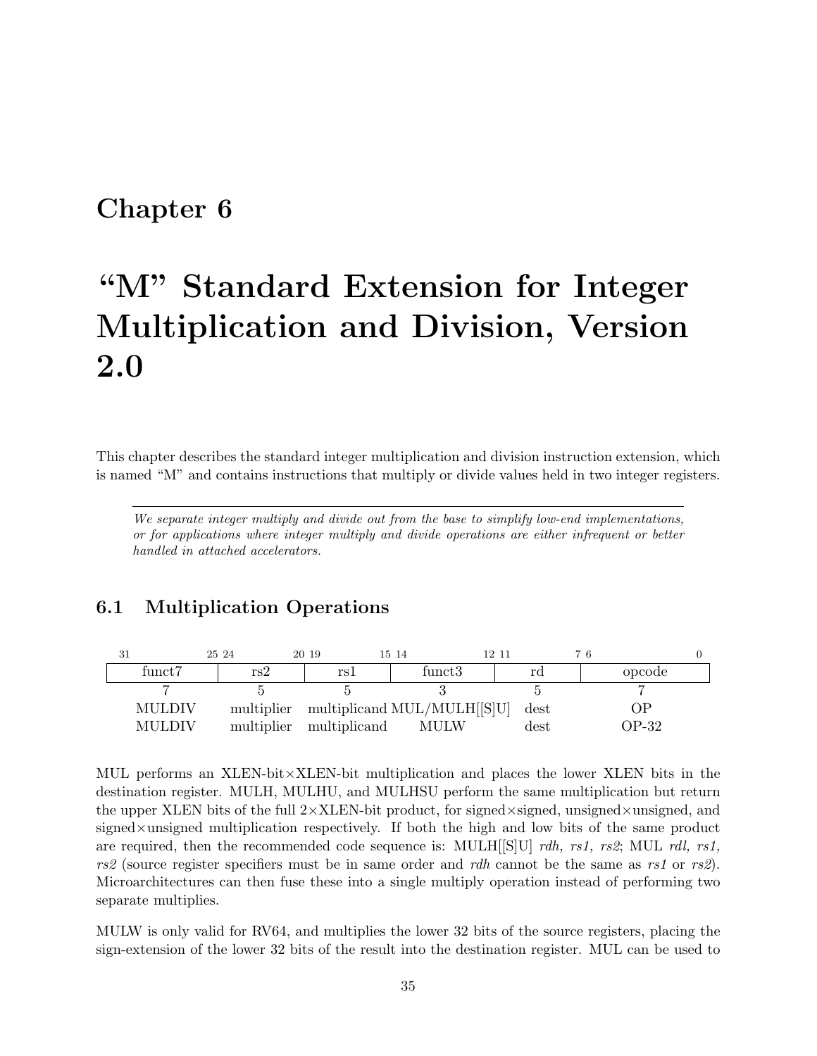# Chapter 6

# "M" Standard Extension for Integer Multiplication and Division, Version 2.0

This chapter describes the standard integer multiplication and division instruction extension, which is named "M" and contains instructions that multiply or divide values held in two integer registers.

*We separate integer multiply and divide out from the base to simplify low-end implementations, or for applications where integer multiply and divide operations are either infrequent or better handled in attached accelerators.*

## 6.1 Multiplication Operations

| 31 — 25 | 24 — 20 | 19 — 15 | 14 — 12 | 11 — 7 | 6 — 0 |
|---|---|---|---|---|---|
| funct7 | rs2 | rs1 | funct3 | rd | opcode |
| 7 | 5 | 5 | 3 | 5 | 7 |
| MULDIV | multiplier | multiplicand | MUL/MULH[[S]U] | dest | OP |
| MULDIV | multiplier | multiplicand | MULW | dest | OP-32 |

MUL performs an XLEN-bit×XLEN-bit multiplication and places the lower XLEN bits in the destination register. MULH, MULHU, and MULHSU perform the same multiplication but return the upper XLEN bits of the full 2×XLEN-bit product, for signed×signed, unsigned×unsigned, and signed×unsigned multiplication respectively. If both the high and low bits of the same product are required, then the recommended code sequence is: MULH[[S]U] *rdh, rs1, rs2*; MUL *rdl, rs1, rs2* (source register specifiers must be in same order and *rdh* cannot be the same as *rs1* or *rs2*). Microarchitectures can then fuse these into a single multiply operation instead of performing two separate multiplies.

MULW is only valid for RV64, and multiplies the lower 32 bits of the source registers, placing the sign-extension of the lower 32 bits of the result into the destination register. MUL can be used to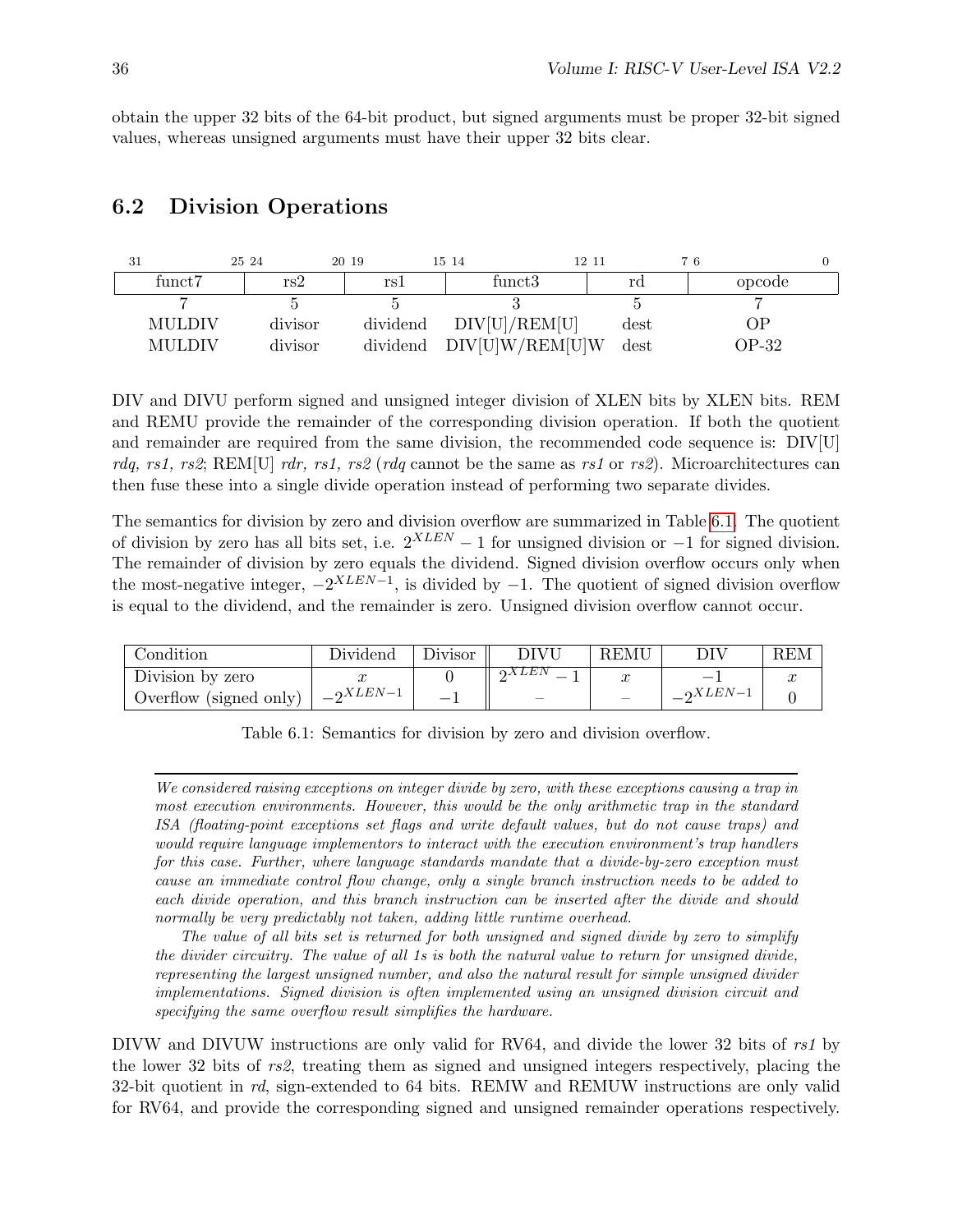obtain the upper 32 bits of the 64-bit product, but signed arguments must be proper 32-bit signed values, whereas unsigned arguments must have their upper 32 bits clear.

## 6.2 Division Operations

| 31 — 25 | 24 — 20 | 19 — 15 | 14 — 12 | 11 — 7 | 6 — 0 |
|---|---|---|---|---|---|
| funct7 | rs2 | rs1 | funct3 | rd | opcode |
| 7 | 5 | 5 | 3 | 5 | 7 |
| MULDIV | divisor | dividend | DIV[U]/REM[U] | dest | OP |
| MULDIV | divisor | dividend | DIV[U]W/REM[U]W | dest | OP-32 |

DIV and DIVU perform signed and unsigned integer division of XLEN bits by XLEN bits. REM and REMU provide the remainder of the corresponding division operation. If both the quotient and remainder are required from the same division, the recommended code sequence is: DIV[U] *rdq, rs1, rs2*; REM[U] *rdr, rs1, rs2* (*rdq* cannot be the same as *rs1* or *rs2*). Microarchitectures can then fuse these into a single divide operation instead of performing two separate divides.

The semantics for division by zero and division overflow are summarized in Table 6.1. The quotient of division by zero has all bits set, i.e. $2^{XLEN} - 1$ for unsigned division or $-1$ for signed division. The remainder of division by zero equals the dividend. Signed division overflow occurs only when the most-negative integer, $-2^{XLEN-1}$, is divided by $-1$. The quotient of signed division overflow is equal to the dividend, and the remainder is zero. Unsigned division overflow cannot occur.

| Condition | Dividend | Divisor | DIVU | REMU | DIV | REM |
|---|---|---|---|---|---|---|
| Division by zero | $x$ | 0 | $2^{XLEN} - 1$ | $x$ | $-1$ | $x$ |
| Overflow (signed only) | $-2^{XLEN-1}$ | $-1$ | – | – | $-2^{XLEN-1}$ | 0 |

Table 6.1: Semantics for division by zero and division overflow.

---

*We considered raising exceptions on integer divide by zero, with these exceptions causing a trap in most execution environments. However, this would be the only arithmetic trap in the standard ISA (floating-point exceptions set flags and write default values, but do not cause traps) and would require language implementors to interact with the execution environment's trap handlers for this case. Further, where language standards mandate that a divide-by-zero exception must cause an immediate control flow change, only a single branch instruction needs to be added to each divide operation, and this branch instruction can be inserted after the divide and should normally be very predictably not taken, adding little runtime overhead.*

*The value of all bits set is returned for both unsigned and signed divide by zero to simplify the divider circuitry. The value of all 1s is both the natural value to return for unsigned divide, representing the largest unsigned number, and also the natural result for simple unsigned divider implementations. Signed division is often implemented using an unsigned division circuit and specifying the same overflow result simplifies the hardware.*

DIVW and DIVUW instructions are only valid for RV64, and divide the lower 32 bits of *rs1* by the lower 32 bits of *rs2*, treating them as signed and unsigned integers respectively, placing the 32-bit quotient in *rd*, sign-extended to 64 bits. REMW and REMUW instructions are only valid for RV64, and provide the corresponding signed and unsigned remainder operations respectively.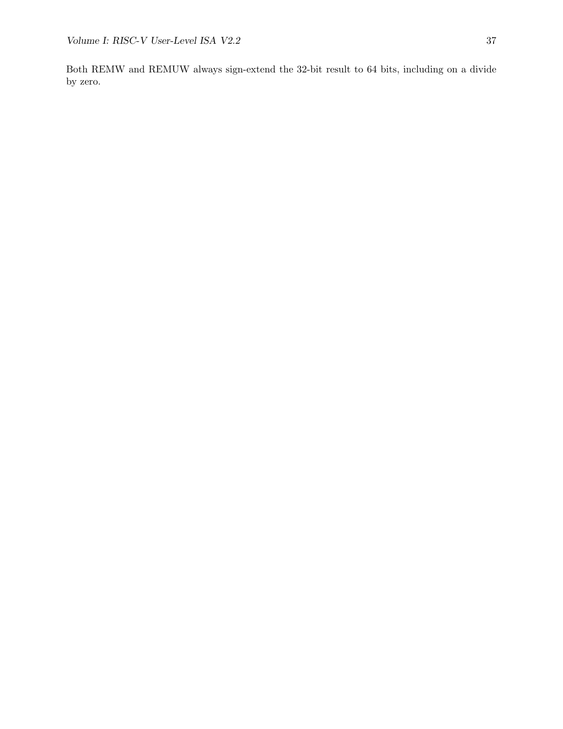Both REMW and REMUW always sign-extend the 32-bit result to 64 bits, including on a divide by zero.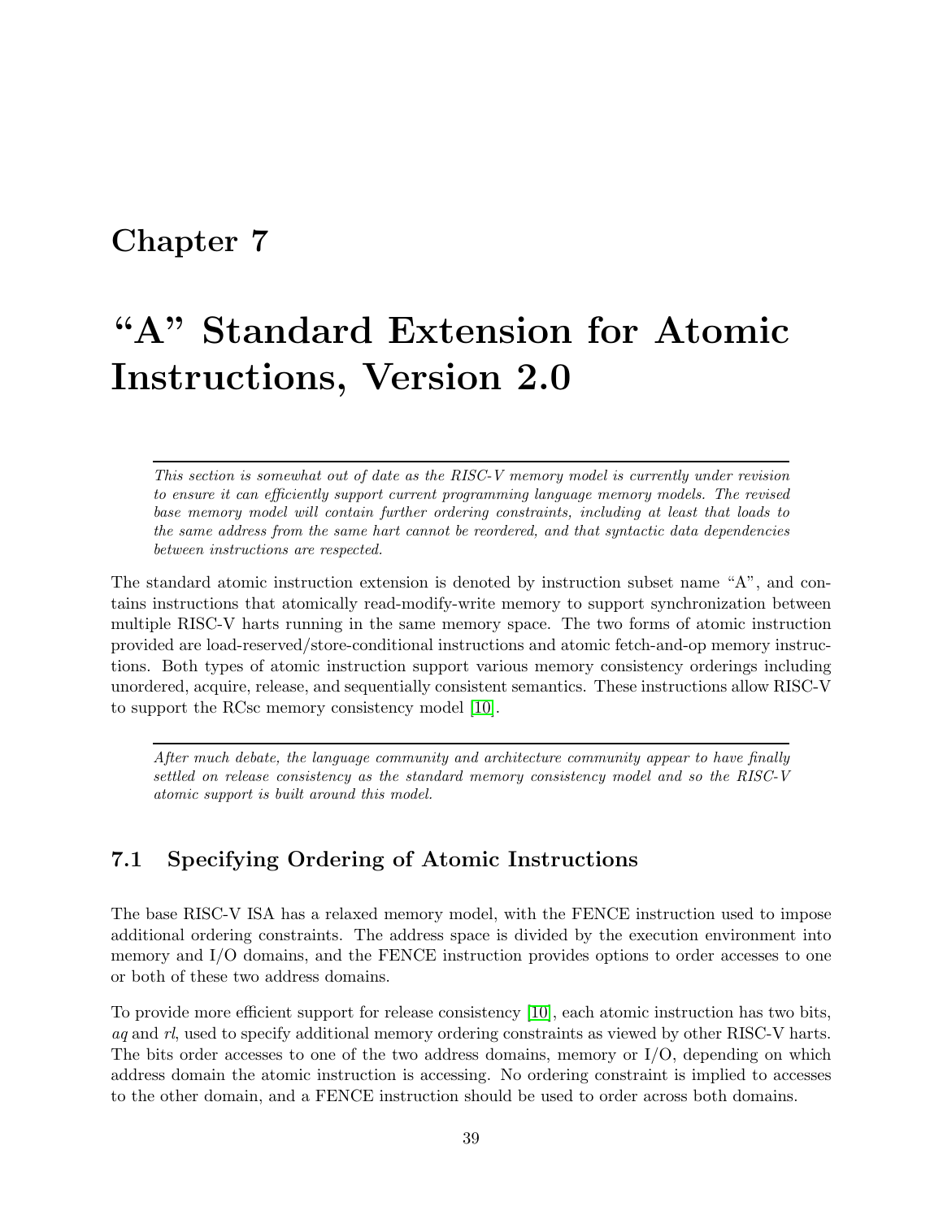# Chapter 7

# "A" Standard Extension for Atomic Instructions, Version 2.0

---

*This section is somewhat out of date as the RISC-V memory model is currently under revision to ensure it can efficiently support current programming language memory models. The revised base memory model will contain further ordering constraints, including at least that loads to the same address from the same hart cannot be reordered, and that syntactic data dependencies between instructions are respected.*

The standard atomic instruction extension is denoted by instruction subset name "A", and contains instructions that atomically read-modify-write memory to support synchronization between multiple RISC-V harts running in the same memory space. The two forms of atomic instruction provided are load-reserved/store-conditional instructions and atomic fetch-and-op memory instructions. Both types of atomic instruction support various memory consistency orderings including unordered, acquire, release, and sequentially consistent semantics. These instructions allow RISC-V to support the RCsc memory consistency model [10].

---

*After much debate, the language community and architecture community appear to have finally settled on release consistency as the standard memory consistency model and so the RISC-V atomic support is built around this model.*

## 7.1 Specifying Ordering of Atomic Instructions

The base RISC-V ISA has a relaxed memory model, with the FENCE instruction used to impose additional ordering constraints. The address space is divided by the execution environment into memory and I/O domains, and the FENCE instruction provides options to order accesses to one or both of these two address domains.

To provide more efficient support for release consistency [10], each atomic instruction has two bits, *aq* and *rl*, used to specify additional memory ordering constraints as viewed by other RISC-V harts. The bits order accesses to one of the two address domains, memory or I/O, depending on which address domain the atomic instruction is accessing. No ordering constraint is implied to accesses to the other domain, and a FENCE instruction should be used to order across both domains.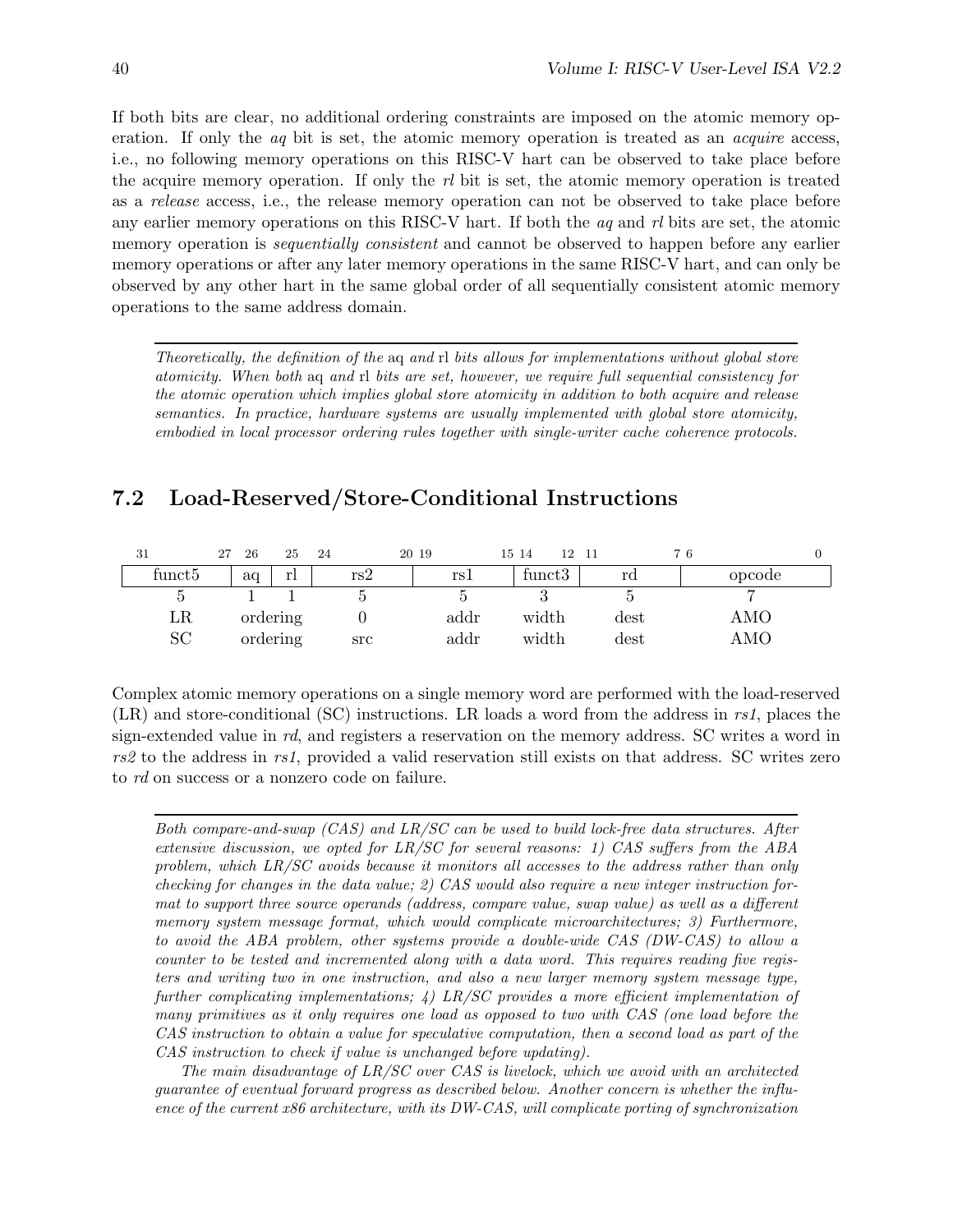If both bits are clear, no additional ordering constraints are imposed on the atomic memory operation. If only the *aq* bit is set, the atomic memory operation is treated as an *acquire* access, i.e., no following memory operations on this RISC-V hart can be observed to take place before the acquire memory operation. If only the *rl* bit is set, the atomic memory operation is treated as a *release* access, i.e., the release memory operation can not be observed to take place before any earlier memory operations on this RISC-V hart. If both the *aq* and *rl* bits are set, the atomic memory operation is *sequentially consistent* and cannot be observed to happen before any earlier memory operations or after any later memory operations in the same RISC-V hart, and can only be observed by any other hart in the same global order of all sequentially consistent atomic memory operations to the same address domain.

---

*Theoretically, the definition of the* aq *and* rl *bits allows for implementations without global store atomicity. When both* aq *and* rl *bits are set, however, we require full sequential consistency for the atomic operation which implies global store atomicity in addition to both acquire and release semantics. In practice, hardware systems are usually implemented with global store atomicity, embodied in local processor ordering rules together with single-writer cache coherence protocols.*

---

## 7.2 Load-Reserved/Store-Conditional Instructions

| 31 — 27 | 26 | 25 | 24 — 20 | 19 — 15 | 14 — 12 | 11 — 7 | 6 — 0 |
|---|---|---|---|---|---|---|---|
| funct5 | aq | rl | rs2 | rs1 | funct3 | rd | opcode |
| 5 | 1 | 1 | 5 | 5 | 3 | 5 | 7 |
| LR | ordering | | 0 | addr | width | dest | AMO |
| SC | ordering | | src | addr | width | dest | AMO |

Complex atomic memory operations on a single memory word are performed with the load-reserved (LR) and store-conditional (SC) instructions. LR loads a word from the address in *rs1*, places the sign-extended value in *rd*, and registers a reservation on the memory address. SC writes a word in *rs2* to the address in *rs1*, provided a valid reservation still exists on that address. SC writes zero to *rd* on success or a nonzero code on failure.

---

*Both compare-and-swap (CAS) and LR/SC can be used to build lock-free data structures. After extensive discussion, we opted for LR/SC for several reasons: 1) CAS suffers from the ABA problem, which LR/SC avoids because it monitors all accesses to the address rather than only checking for changes in the data value; 2) CAS would also require a new integer instruction format to support three source operands (address, compare value, swap value) as well as a different memory system message format, which would complicate microarchitectures; 3) Furthermore, to avoid the ABA problem, other systems provide a double-wide CAS (DW-CAS) to allow a counter to be tested and incremented along with a data word. This requires reading five registers and writing two in one instruction, and also a new larger memory system message type, further complicating implementations; 4) LR/SC provides a more efficient implementation of many primitives as it only requires one load as opposed to two with CAS (one load before the CAS instruction to obtain a value for speculative computation, then a second load as part of the CAS instruction to check if value is unchanged before updating).*

*The main disadvantage of LR/SC over CAS is livelock, which we avoid with an architected guarantee of eventual forward progress as described below. Another concern is whether the influence of the current x86 architecture, with its DW-CAS, will complicate porting of synchronization*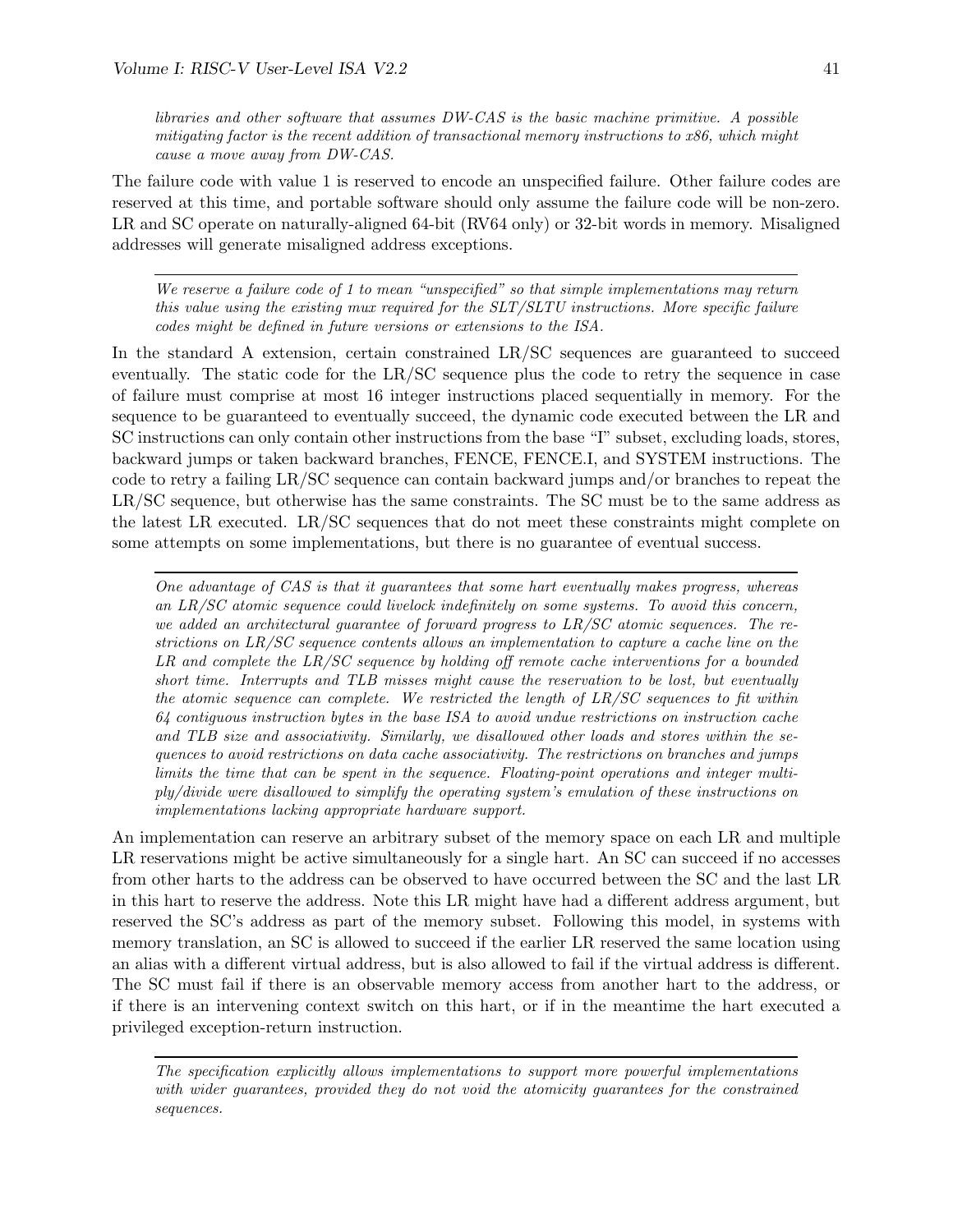*libraries and other software that assumes DW-CAS is the basic machine primitive. A possible mitigating factor is the recent addition of transactional memory instructions to x86, which might cause a move away from DW-CAS.*

The failure code with value 1 is reserved to encode an unspecified failure. Other failure codes are reserved at this time, and portable software should only assume the failure code will be non-zero. LR and SC operate on naturally-aligned 64-bit (RV64 only) or 32-bit words in memory. Misaligned addresses will generate misaligned address exceptions.

---

*We reserve a failure code of 1 to mean "unspecified" so that simple implementations may return this value using the existing mux required for the SLT/SLTU instructions. More specific failure codes might be defined in future versions or extensions to the ISA.*

In the standard A extension, certain constrained LR/SC sequences are guaranteed to succeed eventually. The static code for the LR/SC sequence plus the code to retry the sequence in case of failure must comprise at most 16 integer instructions placed sequentially in memory. For the sequence to be guaranteed to eventually succeed, the dynamic code executed between the LR and SC instructions can only contain other instructions from the base "I" subset, excluding loads, stores, backward jumps or taken backward branches, FENCE, FENCE.I, and SYSTEM instructions. The code to retry a failing LR/SC sequence can contain backward jumps and/or branches to repeat the LR/SC sequence, but otherwise has the same constraints. The SC must be to the same address as the latest LR executed. LR/SC sequences that do not meet these constraints might complete on some attempts on some implementations, but there is no guarantee of eventual success.

---

*One advantage of CAS is that it guarantees that some hart eventually makes progress, whereas an LR/SC atomic sequence could livelock indefinitely on some systems. To avoid this concern, we added an architectural guarantee of forward progress to LR/SC atomic sequences. The restrictions on LR/SC sequence contents allows an implementation to capture a cache line on the LR and complete the LR/SC sequence by holding off remote cache interventions for a bounded short time. Interrupts and TLB misses might cause the reservation to be lost, but eventually the atomic sequence can complete. We restricted the length of LR/SC sequences to fit within 64 contiguous instruction bytes in the base ISA to avoid undue restrictions on instruction cache and TLB size and associativity. Similarly, we disallowed other loads and stores within the sequences to avoid restrictions on data cache associativity. The restrictions on branches and jumps limits the time that can be spent in the sequence. Floating-point operations and integer multiply/divide were disallowed to simplify the operating system's emulation of these instructions on implementations lacking appropriate hardware support.*

An implementation can reserve an arbitrary subset of the memory space on each LR and multiple LR reservations might be active simultaneously for a single hart. An SC can succeed if no accesses from other harts to the address can be observed to have occurred between the SC and the last LR in this hart to reserve the address. Note this LR might have had a different address argument, but reserved the SC's address as part of the memory subset. Following this model, in systems with memory translation, an SC is allowed to succeed if the earlier LR reserved the same location using an alias with a different virtual address, but is also allowed to fail if the virtual address is different. The SC must fail if there is an observable memory access from another hart to the address, or if there is an intervening context switch on this hart, or if in the meantime the hart executed a privileged exception-return instruction.

---

*The specification explicitly allows implementations to support more powerful implementations with wider guarantees, provided they do not void the atomicity guarantees for the constrained sequences.*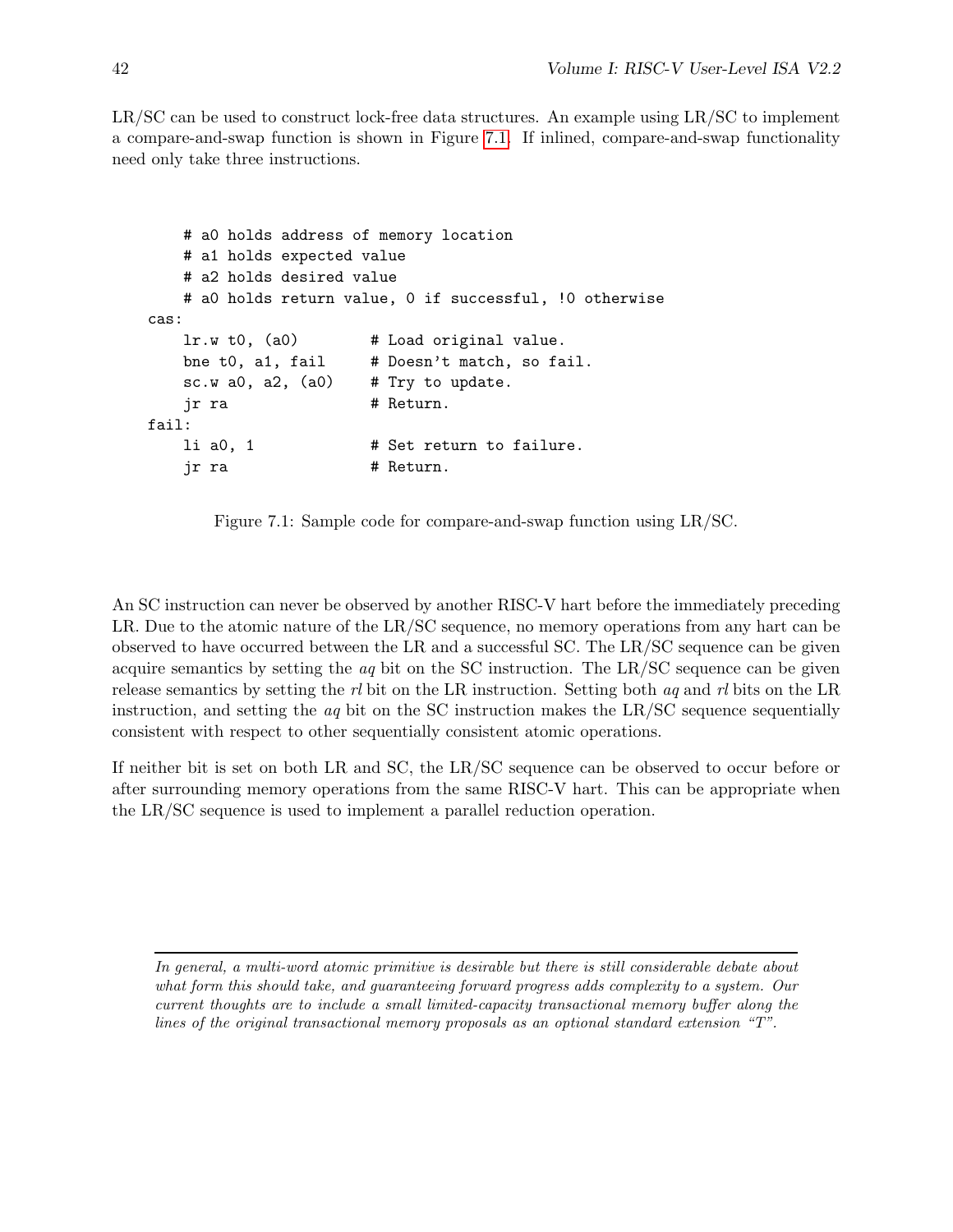LR/SC can be used to construct lock-free data structures. An example using LR/SC to implement a compare-and-swap function is shown in Figure 7.1. If inlined, compare-and-swap functionality need only take three instructions.

```
    # a0 holds address of memory location
    # a1 holds expected value
    # a2 holds desired value
    # a0 holds return value, 0 if successful, !0 otherwise
cas:
    lr.w t0, (a0)        # Load original value.
    bne t0, a1, fail     # Doesn't match, so fail.
    sc.w a0, a2, (a0)    # Try to update.
    jr ra                # Return.
fail:
    li a0, 1             # Set return to failure.
    jr ra                # Return.
```

Figure 7.1: Sample code for compare-and-swap function using LR/SC.

An SC instruction can never be observed by another RISC-V hart before the immediately preceding LR. Due to the atomic nature of the LR/SC sequence, no memory operations from any hart can be observed to have occurred between the LR and a successful SC. The LR/SC sequence can be given acquire semantics by setting the *aq* bit on the SC instruction. The LR/SC sequence can be given release semantics by setting the *rl* bit on the LR instruction. Setting both *aq* and *rl* bits on the LR instruction, and setting the *aq* bit on the SC instruction makes the LR/SC sequence sequentially consistent with respect to other sequentially consistent atomic operations.

If neither bit is set on both LR and SC, the LR/SC sequence can be observed to occur before or after surrounding memory operations from the same RISC-V hart. This can be appropriate when the LR/SC sequence is used to implement a parallel reduction operation.

---

*In general, a multi-word atomic primitive is desirable but there is still considerable debate about what form this should take, and guaranteeing forward progress adds complexity to a system. Our current thoughts are to include a small limited-capacity transactional memory buffer along the lines of the original transactional memory proposals as an optional standard extension "T".*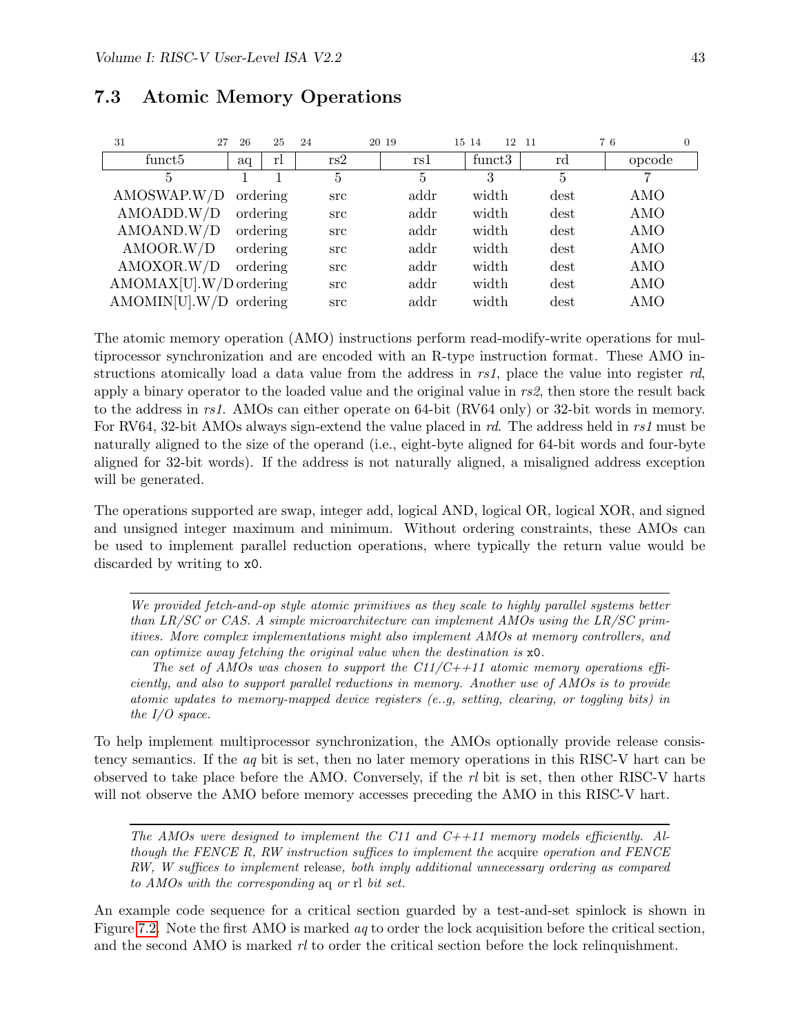## 7.3 Atomic Memory Operations

| 31–27 | 26 | 25 | 24–20 | 19–15 | 14–12 | 11–7 | 6–0 |
|---|---|---|---|---|---|---|---|
| funct5 | aq | rl | rs2 | rs1 | funct3 | rd | opcode |
| 5 | 1 | 1 | 5 | 5 | 3 | 5 | 7 |
| AMOSWAP.W/D | ordering | | src | addr | width | dest | AMO |
| AMOADD.W/D | ordering | | src | addr | width | dest | AMO |
| AMOAND.W/D | ordering | | src | addr | width | dest | AMO |
| AMOOR.W/D | ordering | | src | addr | width | dest | AMO |
| AMOXOR.W/D | ordering | | src | addr | width | dest | AMO |
| AMOMAX[U].W/D | ordering | | src | addr | width | dest | AMO |
| AMOMIN[U].W/D | ordering | | src | addr | width | dest | AMO |

The atomic memory operation (AMO) instructions perform read-modify-write operations for multiprocessor synchronization and are encoded with an R-type instruction format. These AMO instructions atomically load a data value from the address in *rs1*, place the value into register *rd*, apply a binary operator to the loaded value and the original value in *rs2*, then store the result back to the address in *rs1*. AMOs can either operate on 64-bit (RV64 only) or 32-bit words in memory. For RV64, 32-bit AMOs always sign-extend the value placed in *rd*. The address held in *rs1* must be naturally aligned to the size of the operand (i.e., eight-byte aligned for 64-bit words and four-byte aligned for 32-bit words). If the address is not naturally aligned, a misaligned address exception will be generated.

The operations supported are swap, integer add, logical AND, logical OR, logical XOR, and signed and unsigned integer maximum and minimum. Without ordering constraints, these AMOs can be used to implement parallel reduction operations, where typically the return value would be discarded by writing to `x0`.

---

*We provided fetch-and-op style atomic primitives as they scale to highly parallel systems better than LR/SC or CAS. A simple microarchitecture can implement AMOs using the LR/SC primitives. More complex implementations might also implement AMOs at memory controllers, and can optimize away fetching the original value when the destination is* `x0`*.*

*The set of AMOs was chosen to support the C11/C++11 atomic memory operations efficiently, and also to support parallel reductions in memory. Another use of AMOs is to provide atomic updates to memory-mapped device registers (e..g, setting, clearing, or toggling bits) in the I/O space.*

---

To help implement multiprocessor synchronization, the AMOs optionally provide release consistency semantics. If the *aq* bit is set, then no later memory operations in this RISC-V hart can be observed to take place before the AMO. Conversely, if the *rl* bit is set, then other RISC-V harts will not observe the AMO before memory accesses preceding the AMO in this RISC-V hart.

---

*The AMOs were designed to implement the C11 and C++11 memory models efficiently. Although the FENCE R, RW instruction suffices to implement the* acquire *operation and FENCE RW, W suffices to implement* release*, both imply additional unnecessary ordering as compared to AMOs with the corresponding* aq *or* rl *bit set.*

---

An example code sequence for a critical section guarded by a test-and-set spinlock is shown in Figure 7.2. Note the first AMO is marked *aq* to order the lock acquisition before the critical section, and the second AMO is marked *rl* to order the critical section before the lock relinquishment.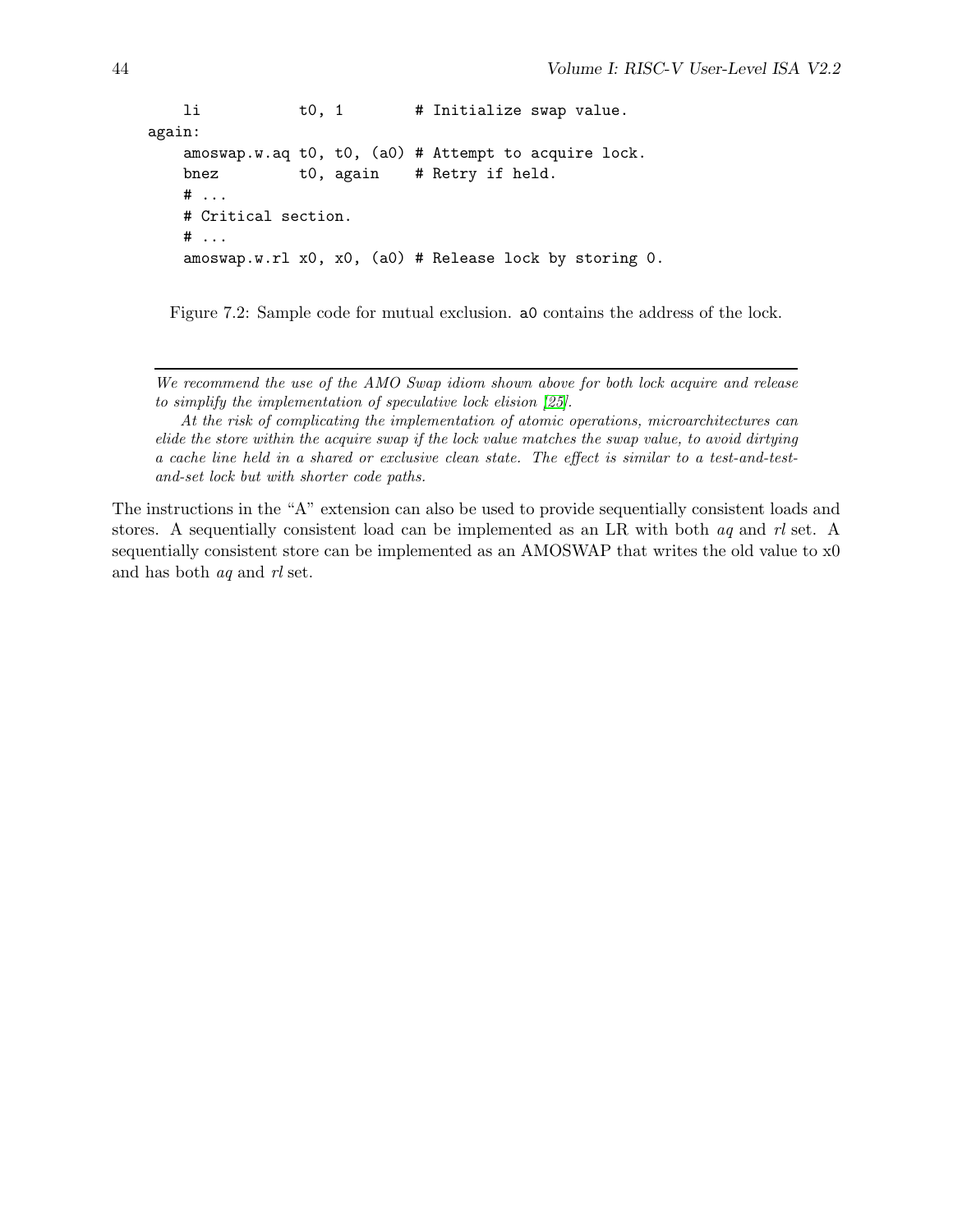```
    li           t0, 1        # Initialize swap value.
again:
    amoswap.w.aq t0, t0, (a0) # Attempt to acquire lock.
    bnez         t0, again    # Retry if held.
    # ...
    # Critical section.
    # ...
    amoswap.w.rl x0, x0, (a0) # Release lock by storing 0.
```

Figure 7.2: Sample code for mutual exclusion. a0 contains the address of the lock.

---

*We recommend the use of the AMO Swap idiom shown above for both lock acquire and release to simplify the implementation of speculative lock elision [25].*

*At the risk of complicating the implementation of atomic operations, microarchitectures can elide the store within the acquire swap if the lock value matches the swap value, to avoid dirtying a cache line held in a shared or exclusive clean state. The effect is similar to a test-and-test-and-set lock but with shorter code paths.*

The instructions in the "A" extension can also be used to provide sequentially consistent loads and stores. A sequentially consistent load can be implemented as an LR with both *aq* and *rl* set. A sequentially consistent store can be implemented as an AMOSWAP that writes the old value to x0 and has both *aq* and *rl* set.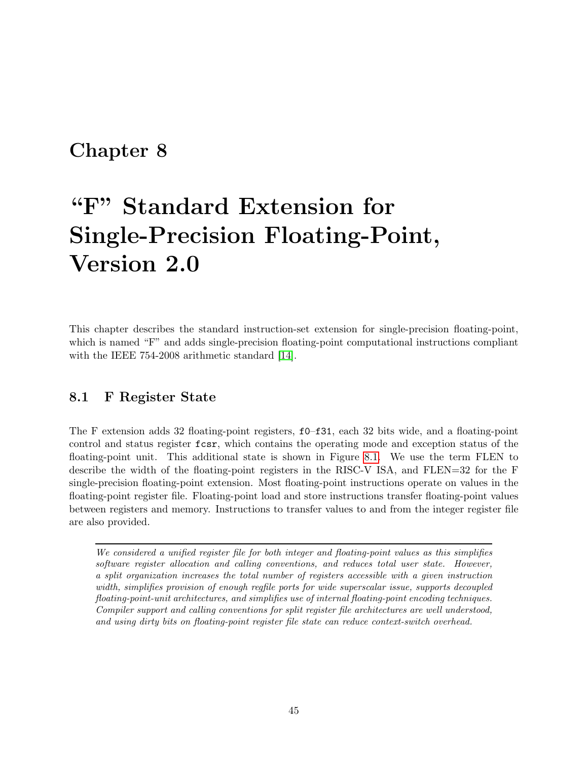# Chapter 8

# "F" Standard Extension for Single-Precision Floating-Point, Version 2.0

This chapter describes the standard instruction-set extension for single-precision floating-point, which is named "F" and adds single-precision floating-point computational instructions compliant with the IEEE 754-2008 arithmetic standard [14].

## 8.1 F Register State

The F extension adds 32 floating-point registers, `f0`–`f31`, each 32 bits wide, and a floating-point control and status register `fcsr`, which contains the operating mode and exception status of the floating-point unit. This additional state is shown in Figure 8.1. We use the term FLEN to describe the width of the floating-point registers in the RISC-V ISA, and FLEN=32 for the F single-precision floating-point extension. Most floating-point instructions operate on values in the floating-point register file. Floating-point load and store instructions transfer floating-point values between registers and memory. Instructions to transfer values to and from the integer register file are also provided.

---

*We considered a unified register file for both integer and floating-point values as this simplifies software register allocation and calling conventions, and reduces total user state. However, a split organization increases the total number of registers accessible with a given instruction width, simplifies provision of enough regfile ports for wide superscalar issue, supports decoupled floating-point-unit architectures, and simplifies use of internal floating-point encoding techniques. Compiler support and calling conventions for split register file architectures are well understood, and using dirty bits on floating-point register file state can reduce context-switch overhead.*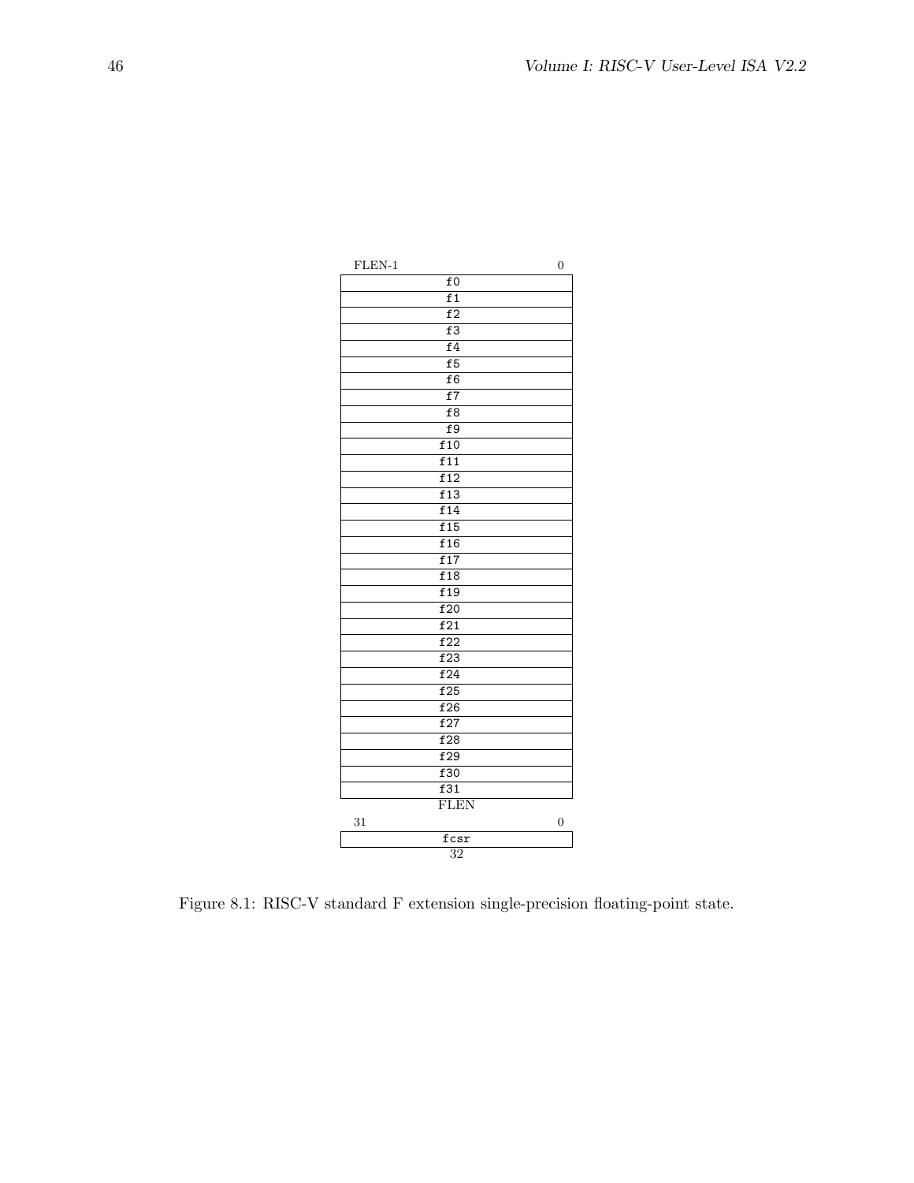| FLEN-1 | 0 |
|---|---|
| f0 | |
| f1 | |
| f2 | |
| f3 | |
| f4 | |
| f5 | |
| f6 | |
| f7 | |
| f8 | |
| f9 | |
| f10 | |
| f11 | |
| f12 | |
| f13 | |
| f14 | |
| f15 | |
| f16 | |
| f17 | |
| f18 | |
| f19 | |
| f20 | |
| f21 | |
| f22 | |
| f23 | |
| f24 | |
| f25 | |
| f26 | |
| f27 | |
| f28 | |
| f29 | |
| f30 | |
| f31 | |
| FLEN | |

| 31 | 0 |
|---|---|
| fcsr | |
| 32 | |

Figure 8.1: RISC-V standard F extension single-precision floating-point state.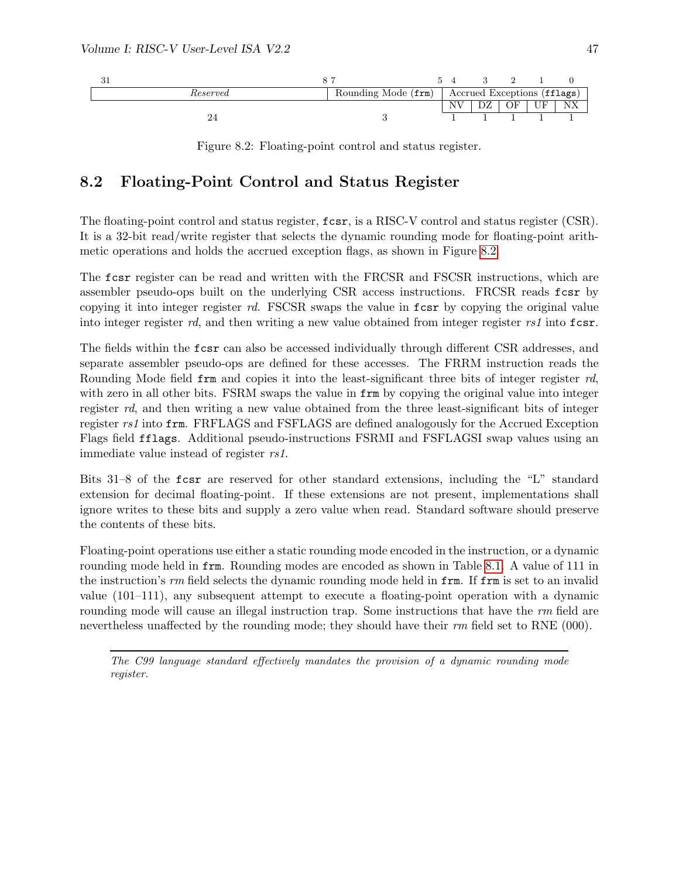| 31 | 8 7 | 5 4 | 3 | 2 | 1 | 0 |
|---|---|---|---|---|---|---|
| *Reserved* | Rounding Mode (`frm`) | Accrued Exceptions (`fflags`) | | | | |
| | | NV | DZ | OF | UF | NX |
| 24 | 3 | 1 | 1 | 1 | 1 | 1 |

Figure 8.2: Floating-point control and status register.

## 8.2 Floating-Point Control and Status Register

The floating-point control and status register, `fcsr`, is a RISC-V control and status register (CSR). It is a 32-bit read/write register that selects the dynamic rounding mode for floating-point arithmetic operations and holds the accrued exception flags, as shown in Figure 8.2.

The `fcsr` register can be read and written with the FRCSR and FSCSR instructions, which are assembler pseudo-ops built on the underlying CSR access instructions. FRCSR reads `fcsr` by copying it into integer register *rd*. FSCSR swaps the value in `fcsr` by copying the original value into integer register *rd*, and then writing a new value obtained from integer register *rs1* into `fcsr`.

The fields within the `fcsr` can also be accessed individually through different CSR addresses, and separate assembler pseudo-ops are defined for these accesses. The FRRM instruction reads the Rounding Mode field `frm` and copies it into the least-significant three bits of integer register *rd*, with zero in all other bits. FSRM swaps the value in `frm` by copying the original value into integer register *rd*, and then writing a new value obtained from the three least-significant bits of integer register *rs1* into `frm`. FRFLAGS and FSFLAGS are defined analogously for the Accrued Exception Flags field `fflags`. Additional pseudo-instructions FSRMI and FSFLAGSI swap values using an immediate value instead of register *rs1*.

Bits 31–8 of the `fcsr` are reserved for other standard extensions, including the "L" standard extension for decimal floating-point. If these extensions are not present, implementations shall ignore writes to these bits and supply a zero value when read. Standard software should preserve the contents of these bits.

Floating-point operations use either a static rounding mode encoded in the instruction, or a dynamic rounding mode held in `frm`. Rounding modes are encoded as shown in Table 8.1. A value of 111 in the instruction's *rm* field selects the dynamic rounding mode held in `frm`. If `frm` is set to an invalid value (101–111), any subsequent attempt to execute a floating-point operation with a dynamic rounding mode will cause an illegal instruction trap. Some instructions that have the *rm* field are nevertheless unaffected by the rounding mode; they should have their *rm* field set to RNE (000).

---

*The C99 language standard effectively mandates the provision of a dynamic rounding mode register.*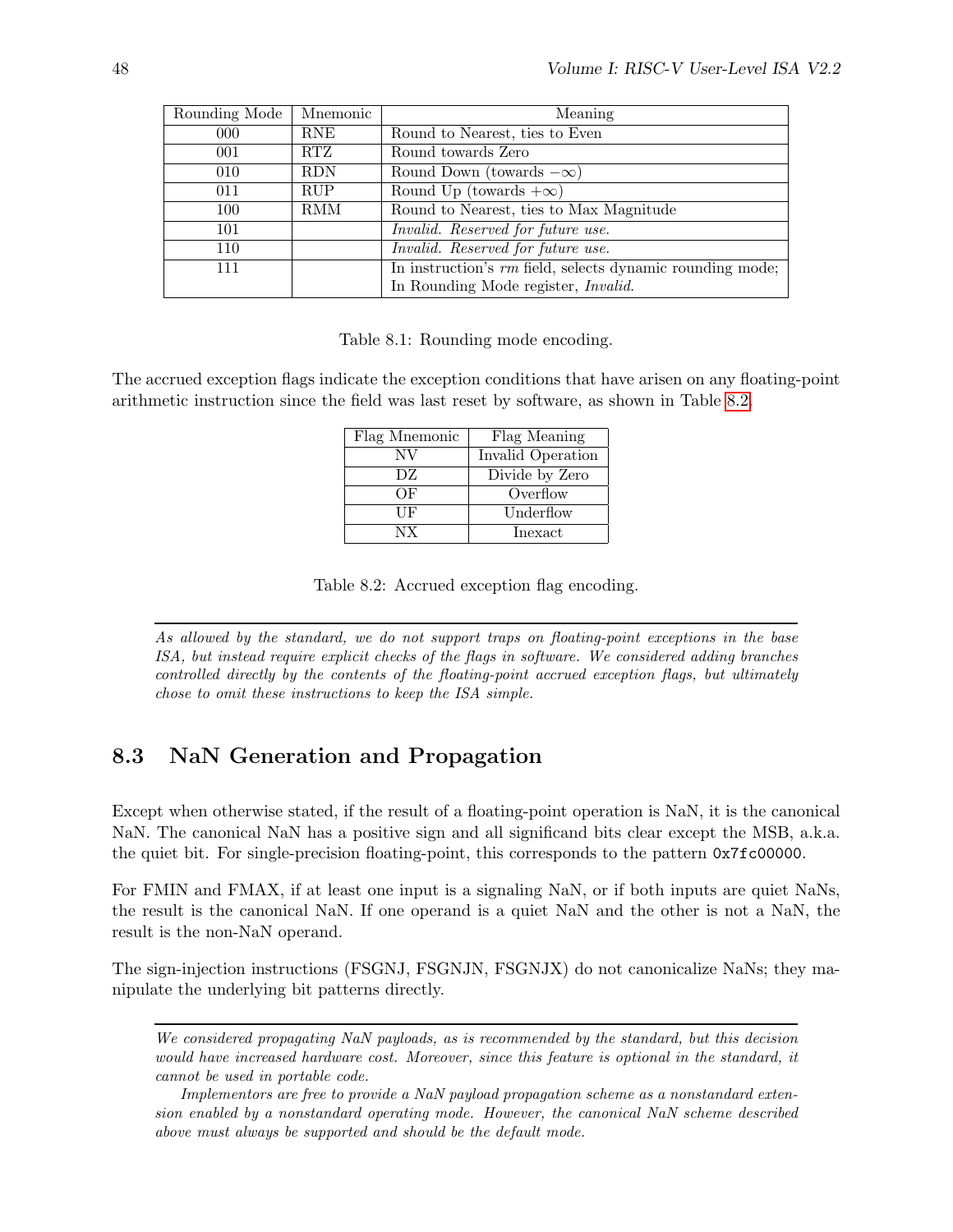| Rounding Mode | Mnemonic | Meaning |
|---|---|---|
| 000 | RNE | Round to Nearest, ties to Even |
| 001 | RTZ | Round towards Zero |
| 010 | RDN | Round Down (towards $-\infty$) |
| 011 | RUP | Round Up (towards $+\infty$) |
| 100 | RMM | Round to Nearest, ties to Max Magnitude |
| 101 | | *Invalid. Reserved for future use.* |
| 110 | | *Invalid. Reserved for future use.* |
| 111 | | In instruction's *rm* field, selects dynamic rounding mode; In Rounding Mode register, *Invalid*. |

Table 8.1: Rounding mode encoding.

The accrued exception flags indicate the exception conditions that have arisen on any floating-point arithmetic instruction since the field was last reset by software, as shown in Table 8.2.

| Flag Mnemonic | Flag Meaning |
|---|---|
| NV | Invalid Operation |
| DZ | Divide by Zero |
| OF | Overflow |
| UF | Underflow |
| NX | Inexact |

Table 8.2: Accrued exception flag encoding.

---

*As allowed by the standard, we do not support traps on floating-point exceptions in the base ISA, but instead require explicit checks of the flags in software. We considered adding branches controlled directly by the contents of the floating-point accrued exception flags, but ultimately chose to omit these instructions to keep the ISA simple.*

---

## 8.3 NaN Generation and Propagation

Except when otherwise stated, if the result of a floating-point operation is NaN, it is the canonical NaN. The canonical NaN has a positive sign and all significand bits clear except the MSB, a.k.a. the quiet bit. For single-precision floating-point, this corresponds to the pattern `0x7fc00000`.

For FMIN and FMAX, if at least one input is a signaling NaN, or if both inputs are quiet NaNs, the result is the canonical NaN. If one operand is a quiet NaN and the other is not a NaN, the result is the non-NaN operand.

The sign-injection instructions (FSGNJ, FSGNJN, FSGNJX) do not canonicalize NaNs; they manipulate the underlying bit patterns directly.

---

*We considered propagating NaN payloads, as is recommended by the standard, but this decision would have increased hardware cost. Moreover, since this feature is optional in the standard, it cannot be used in portable code.*

*Implementors are free to provide a NaN payload propagation scheme as a nonstandard extension enabled by a nonstandard operating mode. However, the canonical NaN scheme described above must always be supported and should be the default mode.*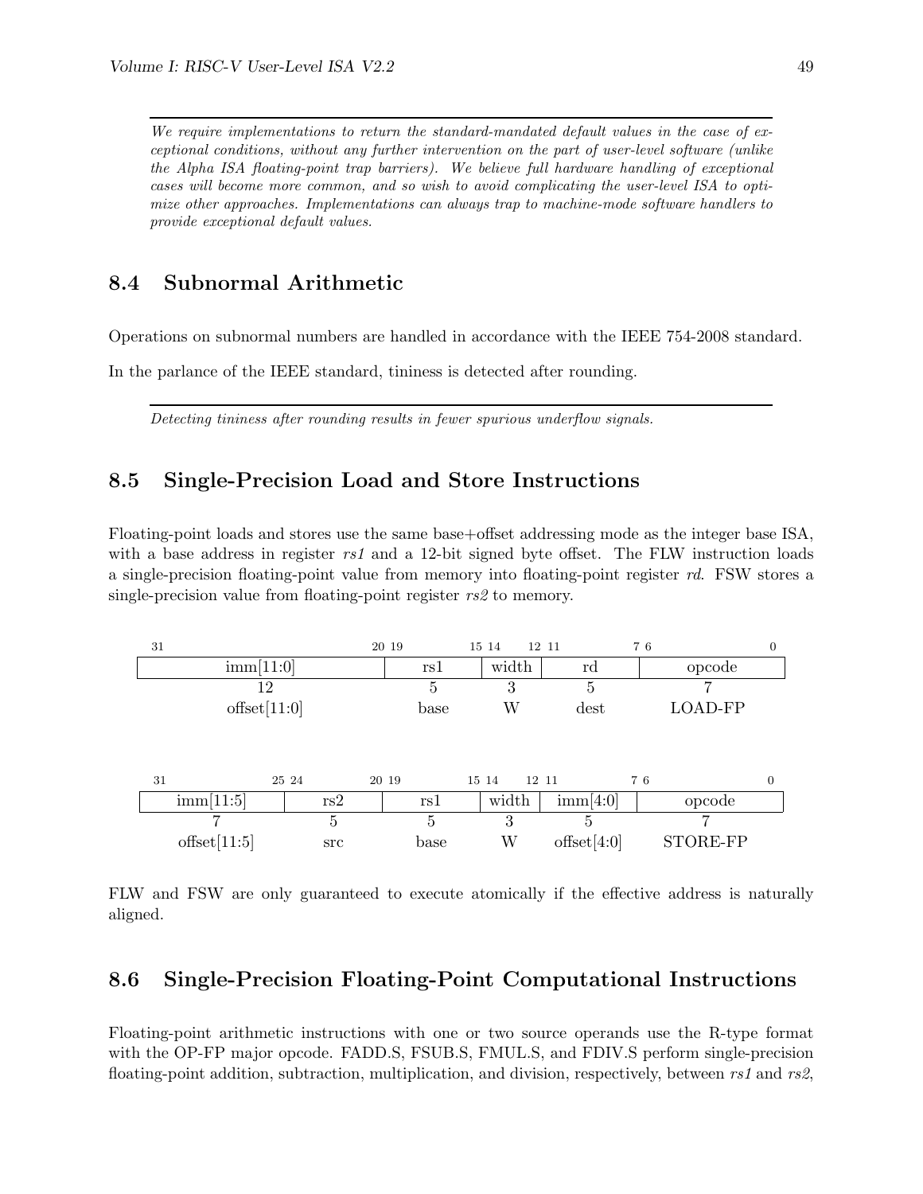*We require implementations to return the standard-mandated default values in the case of exceptional conditions, without any further intervention on the part of user-level software (unlike the Alpha ISA floating-point trap barriers). We believe full hardware handling of exceptional cases will become more common, and so wish to avoid complicating the user-level ISA to optimize other approaches. Implementations can always trap to machine-mode software handlers to provide exceptional default values.*

## 8.4 Subnormal Arithmetic

Operations on subnormal numbers are handled in accordance with the IEEE 754-2008 standard.

In the parlance of the IEEE standard, tininess is detected after rounding.

*Detecting tininess after rounding results in fewer spurious underflow signals.*

## 8.5 Single-Precision Load and Store Instructions

Floating-point loads and stores use the same base+offset addressing mode as the integer base ISA, with a base address in register *rs1* and a 12-bit signed byte offset. The FLW instruction loads a single-precision floating-point value from memory into floating-point register *rd*. FSW stores a single-precision value from floating-point register *rs2* to memory.

| 31 — 20 | 19 — 15 | 14 — 12 | 11 — 7 | 6 — 0 |
|---|---|---|---|---|
| imm[11:0] | rs1 | width | rd | opcode |
| 12 | 5 | 3 | 5 | 7 |
| offset[11:0] | base | W | dest | LOAD-FP |

| 31 — 25 | 24 — 20 | 19 — 15 | 14 — 12 | 11 — 7 | 6 — 0 |
|---|---|---|---|---|---|
| imm[11:5] | rs2 | rs1 | width | imm[4:0] | opcode |
| 7 | 5 | 5 | 3 | 5 | 7 |
| offset[11:5] | src | base | W | offset[4:0] | STORE-FP |

FLW and FSW are only guaranteed to execute atomically if the effective address is naturally aligned.

## 8.6 Single-Precision Floating-Point Computational Instructions

Floating-point arithmetic instructions with one or two source operands use the R-type format with the OP-FP major opcode. FADD.S, FSUB.S, FMUL.S, and FDIV.S perform single-precision floating-point addition, subtraction, multiplication, and division, respectively, between *rs1* and *rs2*,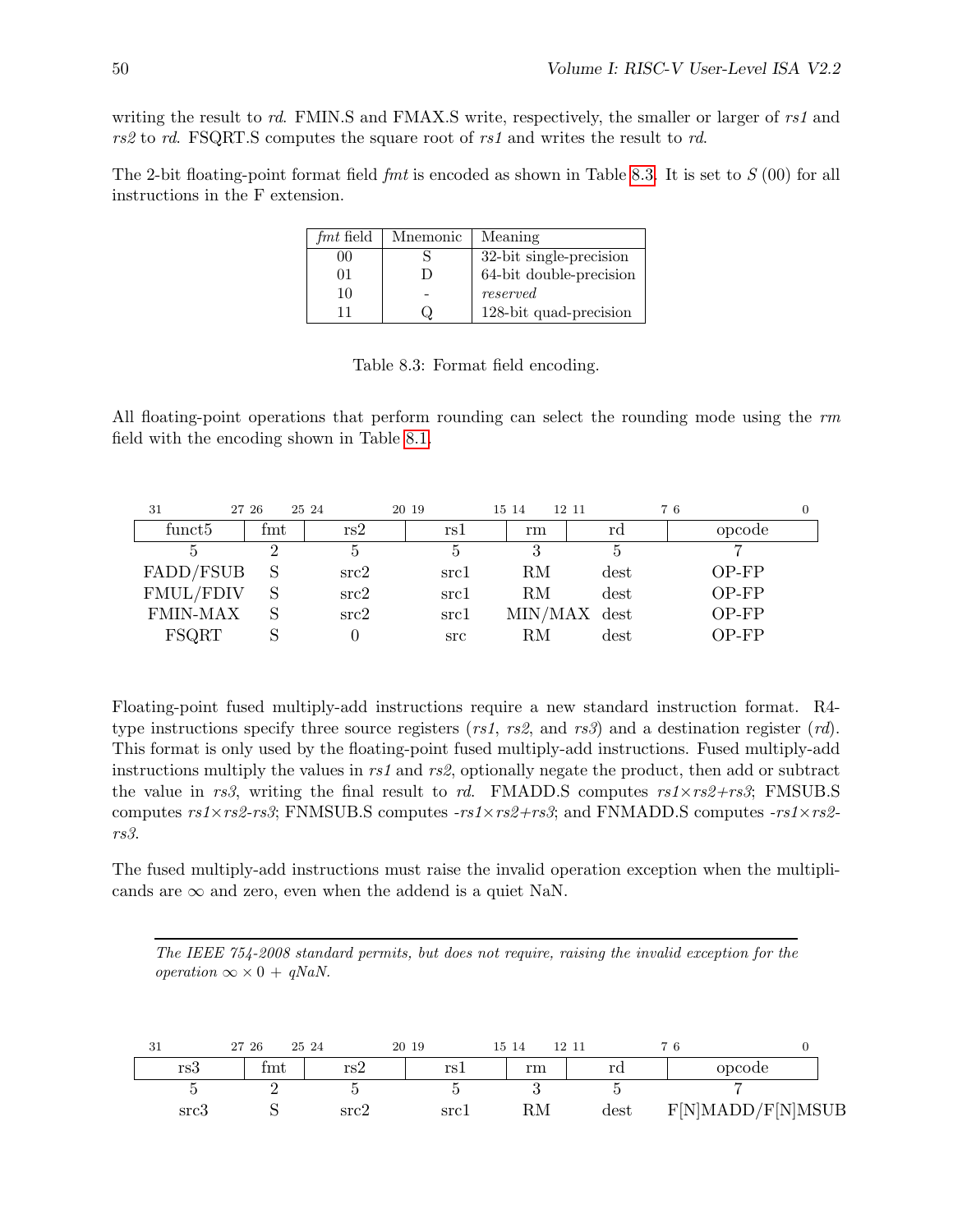writing the result to *rd*. FMIN.S and FMAX.S write, respectively, the smaller or larger of *rs1* and *rs2* to *rd*. FSQRT.S computes the square root of *rs1* and writes the result to *rd*.

The 2-bit floating-point format field *fmt* is encoded as shown in Table 8.3. It is set to *S* (00) for all instructions in the F extension.

| *fmt* field | Mnemonic | Meaning |
|---|---|---|
| 00 | S | 32-bit single-precision |
| 01 | D | 64-bit double-precision |
| 10 | - | *reserved* |
| 11 | Q | 128-bit quad-precision |

Table 8.3: Format field encoding.

All floating-point operations that perform rounding can select the rounding mode using the *rm* field with the encoding shown in Table 8.1.

| 31–27 | 26–25 | 24–20 | 19–15 | 14–12 | 11–7 | 6–0 |
|---|---|---|---|---|---|---|
| funct5 | fmt | rs2 | rs1 | rm | rd | opcode |
| 5 | 2 | 5 | 5 | 3 | 5 | 7 |
| FADD/FSUB | S | src2 | src1 | RM | dest | OP-FP |
| FMUL/FDIV | S | src2 | src1 | RM | dest | OP-FP |
| FMIN-MAX | S | src2 | src1 | MIN/MAX | dest | OP-FP |
| FSQRT | S | 0 | src | RM | dest | OP-FP |

Floating-point fused multiply-add instructions require a new standard instruction format. R4-type instructions specify three source registers (*rs1*, *rs2*, and *rs3*) and a destination register (*rd*). This format is only used by the floating-point fused multiply-add instructions. Fused multiply-add instructions multiply the values in *rs1* and *rs2*, optionally negate the product, then add or subtract the value in *rs3*, writing the final result to *rd*. FMADD.S computes *rs1*×*rs2*+*rs3*; FMSUB.S computes *rs1*×*rs2*-*rs3*; FNMSUB.S computes -*rs1*×*rs2*+*rs3*; and FNMADD.S computes -*rs1*×*rs2*-*rs3*.

The fused multiply-add instructions must raise the invalid operation exception when the multiplicands are $\infty$ and zero, even when the addend is a quiet NaN.

---

*The IEEE 754-2008 standard permits, but does not require, raising the invalid exception for the operation* $\infty \times 0 + qNaN$.

---

| 31–27 | 26–25 | 24–20 | 19–15 | 14–12 | 11–7 | 6–0 |
|---|---|---|---|---|---|---|
| rs3 | fmt | rs2 | rs1 | rm | rd | opcode |
| 5 | 2 | 5 | 5 | 3 | 5 | 7 |
| src3 | S | src2 | src1 | RM | dest | F[N]MADD/F[N]MSUB |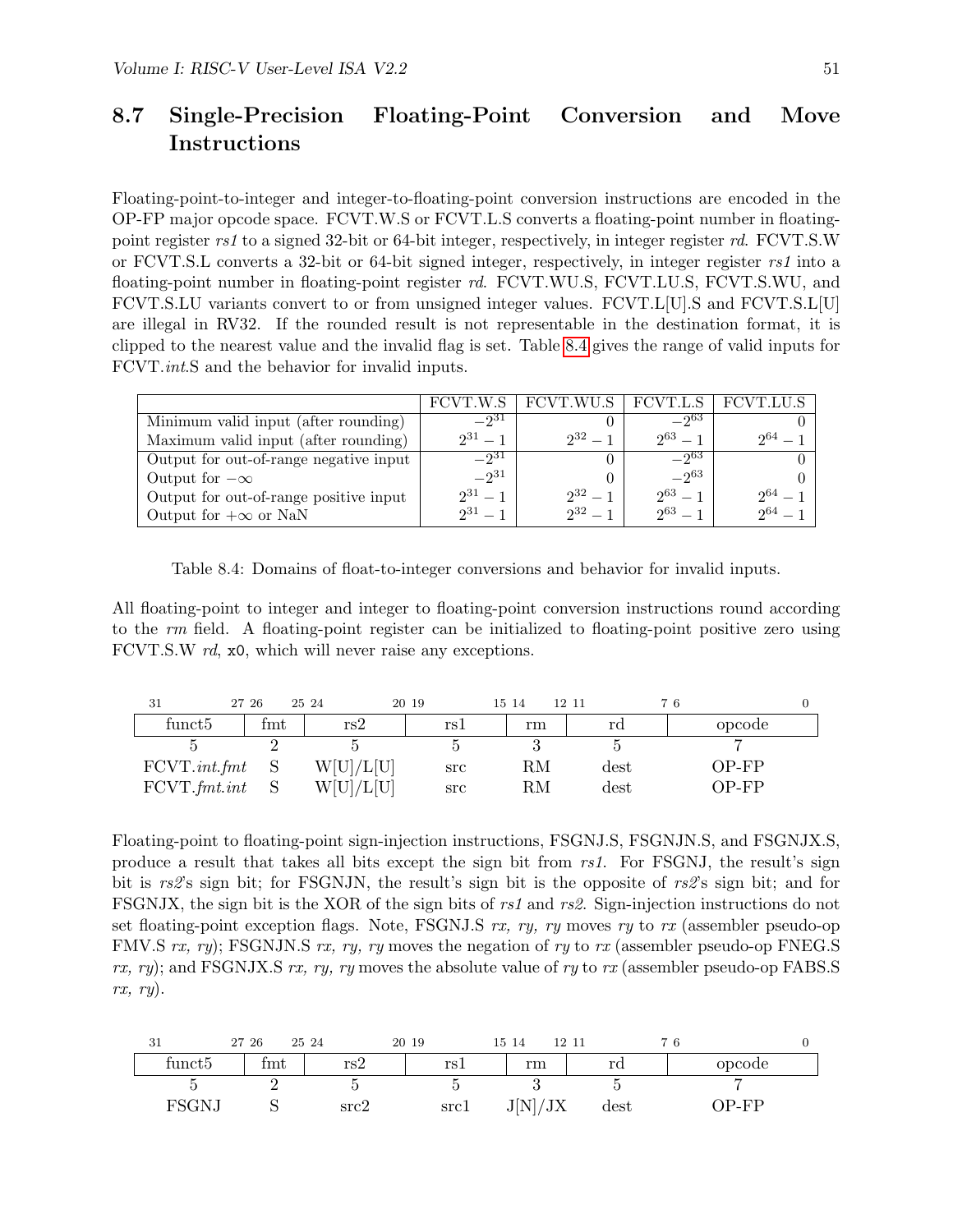## 8.7 Single-Precision Floating-Point Conversion and Move Instructions

Floating-point-to-integer and integer-to-floating-point conversion instructions are encoded in the OP-FP major opcode space. FCVT.W.S or FCVT.L.S converts a floating-point number in floating-point register *rs1* to a signed 32-bit or 64-bit integer, respectively, in integer register *rd*. FCVT.S.W or FCVT.S.L converts a 32-bit or 64-bit signed integer, respectively, in integer register *rs1* into a floating-point number in floating-point register *rd*. FCVT.WU.S, FCVT.LU.S, FCVT.S.WU, and FCVT.S.LU variants convert to or from unsigned integer values. FCVT.L[U].S and FCVT.S.L[U] are illegal in RV32. If the rounded result is not representable in the destination format, it is clipped to the nearest value and the invalid flag is set. Table 8.4 gives the range of valid inputs for FCVT.*int*.S and the behavior for invalid inputs.

| | FCVT.W.S | FCVT.WU.S | FCVT.L.S | FCVT.LU.S |
|---|---|---|---|---|
| Minimum valid input (after rounding) | $-2^{31}$ | 0 | $-2^{63}$ | 0 |
| Maximum valid input (after rounding) | $2^{31}-1$ | $2^{32}-1$ | $2^{63}-1$ | $2^{64}-1$ |
| Output for out-of-range negative input | $-2^{31}$ | 0 | $-2^{63}$ | 0 |
| Output for $-\infty$ | $-2^{31}$ | 0 | $-2^{63}$ | 0 |
| Output for out-of-range positive input | $2^{31}-1$ | $2^{32}-1$ | $2^{63}-1$ | $2^{64}-1$ |
| Output for $+\infty$ or NaN | $2^{31}-1$ | $2^{32}-1$ | $2^{63}-1$ | $2^{64}-1$ |

Table 8.4: Domains of float-to-integer conversions and behavior for invalid inputs.

All floating-point to integer and integer to floating-point conversion instructions round according to the *rm* field. A floating-point register can be initialized to floating-point positive zero using FCVT.S.W *rd*, `x0`, which will never raise any exceptions.

| 31–27 | 26–25 | 24–20 | 19–15 | 14–12 | 11–7 | 6–0 |
|---|---|---|---|---|---|---|
| funct5 | fmt | rs2 | rs1 | rm | rd | opcode |
| 5 | 2 | 5 | 5 | 3 | 5 | 7 |
| FCVT.*int*.*fmt* | S | W[U]/L[U] | src | RM | dest | OP-FP |
| FCVT.*fmt*.*int* | S | W[U]/L[U] | src | RM | dest | OP-FP |

Floating-point to floating-point sign-injection instructions, FSGNJ.S, FSGNJN.S, and FSGNJX.S, produce a result that takes all bits except the sign bit from *rs1*. For FSGNJ, the result's sign bit is *rs2*'s sign bit; for FSGNJN, the result's sign bit is the opposite of *rs2*'s sign bit; and for FSGNJX, the sign bit is the XOR of the sign bits of *rs1* and *rs2*. Sign-injection instructions do not set floating-point exception flags. Note, FSGNJ.S *rx, ry, ry* moves *ry* to *rx* (assembler pseudo-op FMV.S *rx, ry*); FSGNJN.S *rx, ry, ry* moves the negation of *ry* to *rx* (assembler pseudo-op FNEG.S *rx, ry*); and FSGNJX.S *rx, ry, ry* moves the absolute value of *ry* to *rx* (assembler pseudo-op FABS.S *rx, ry*).

| 31–27 | 26–25 | 24–20 | 19–15 | 14–12 | 11–7 | 6–0 |
|---|---|---|---|---|---|---|
| funct5 | fmt | rs2 | rs1 | rm | rd | opcode |
| 5 | 2 | 5 | 5 | 3 | 5 | 7 |
| FSGNJ | S | src2 | src1 | J[N]/JX | dest | OP-FP |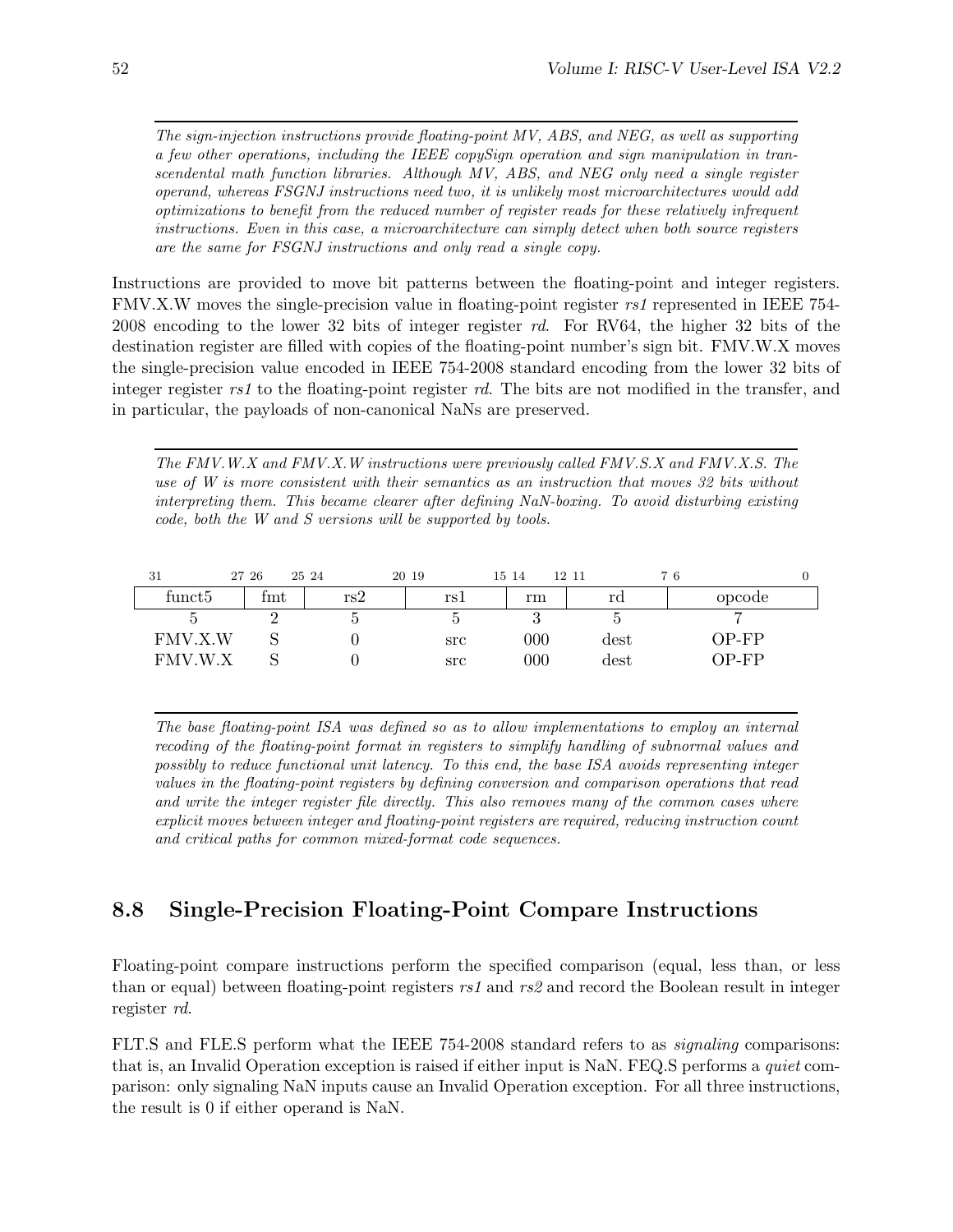*The sign-injection instructions provide floating-point MV, ABS, and NEG, as well as supporting a few other operations, including the IEEE copySign operation and sign manipulation in transcendental math function libraries. Although MV, ABS, and NEG only need a single register operand, whereas FSGNJ instructions need two, it is unlikely most microarchitectures would add optimizations to benefit from the reduced number of register reads for these relatively infrequent instructions. Even in this case, a microarchitecture can simply detect when both source registers are the same for FSGNJ instructions and only read a single copy.*

Instructions are provided to move bit patterns between the floating-point and integer registers. FMV.X.W moves the single-precision value in floating-point register *rs1* represented in IEEE 754-2008 encoding to the lower 32 bits of integer register *rd*. For RV64, the higher 32 bits of the destination register are filled with copies of the floating-point number's sign bit. FMV.W.X moves the single-precision value encoded in IEEE 754-2008 standard encoding from the lower 32 bits of integer register *rs1* to the floating-point register *rd*. The bits are not modified in the transfer, and in particular, the payloads of non-canonical NaNs are preserved.

*The FMV.W.X and FMV.X.W instructions were previously called FMV.S.X and FMV.X.S. The use of W is more consistent with their semantics as an instruction that moves 32 bits without interpreting them. This became clearer after defining NaN-boxing. To avoid disturbing existing code, both the W and S versions will be supported by tools.*

| 31–27 | 26–25 | 24–20 | 19–15 | 14–12 | 11–7 | 6–0 |
|---|---|---|---|---|---|---|
| funct5 | fmt | rs2 | rs1 | rm | rd | opcode |
| 5 | 2 | 5 | 5 | 3 | 5 | 7 |
| FMV.X.W | S | 0 | src | 000 | dest | OP-FP |
| FMV.W.X | S | 0 | src | 000 | dest | OP-FP |

*The base floating-point ISA was defined so as to allow implementations to employ an internal recoding of the floating-point format in registers to simplify handling of subnormal values and possibly to reduce functional unit latency. To this end, the base ISA avoids representing integer values in the floating-point registers by defining conversion and comparison operations that read and write the integer register file directly. This also removes many of the common cases where explicit moves between integer and floating-point registers are required, reducing instruction count and critical paths for common mixed-format code sequences.*

## 8.8 Single-Precision Floating-Point Compare Instructions

Floating-point compare instructions perform the specified comparison (equal, less than, or less than or equal) between floating-point registers *rs1* and *rs2* and record the Boolean result in integer register *rd*.

FLT.S and FLE.S perform what the IEEE 754-2008 standard refers to as *signaling* comparisons: that is, an Invalid Operation exception is raised if either input is NaN. FEQ.S performs a *quiet* comparison: only signaling NaN inputs cause an Invalid Operation exception. For all three instructions, the result is 0 if either operand is NaN.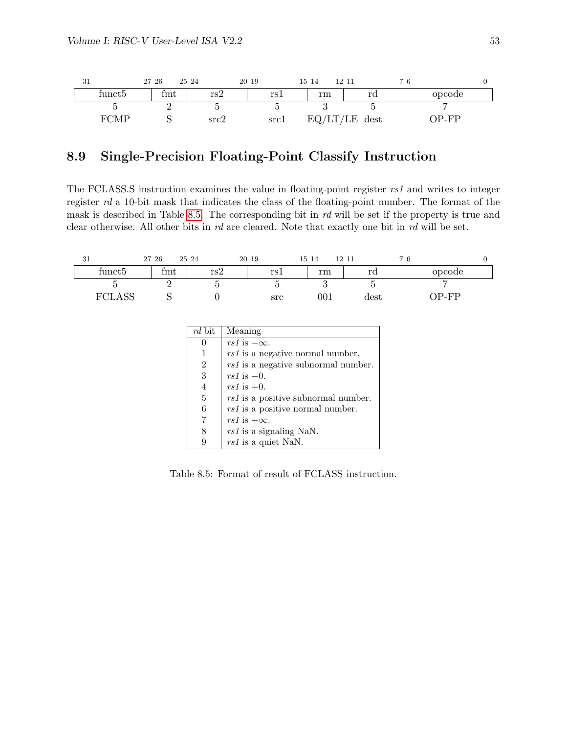| 31 27 | 26 25 | 24 20 | 19 15 | 14 12 | 11 7 | 6 0 |
|---|---|---|---|---|---|---|
| funct5 | fmt | rs2 | rs1 | rm | rd | opcode |
| 5 | 2 | 5 | 5 | 3 | 5 | 7 |
| FCMP | S | src2 | src1 | EQ/LT/LE | dest | OP-FP |

## 8.9 Single-Precision Floating-Point Classify Instruction

The FCLASS.S instruction examines the value in floating-point register *rs1* and writes to integer register *rd* a 10-bit mask that indicates the class of the floating-point number. The format of the mask is described in Table 8.5. The corresponding bit in *rd* will be set if the property is true and clear otherwise. All other bits in *rd* are cleared. Note that exactly one bit in *rd* will be set.

| 31 27 | 26 25 | 24 20 | 19 15 | 14 12 | 11 7 | 6 0 |
|---|---|---|---|---|---|---|
| funct5 | fmt | rs2 | rs1 | rm | rd | opcode |
| 5 | 2 | 5 | 5 | 3 | 5 | 7 |
| FCLASS | S | 0 | src | 001 | dest | OP-FP |

| *rd* bit | Meaning |
|---|---|
| 0 | *rs1* is $-\infty$. |
| 1 | *rs1* is a negative normal number. |
| 2 | *rs1* is a negative subnormal number. |
| 3 | *rs1* is $-0$. |
| 4 | *rs1* is $+0$. |
| 5 | *rs1* is a positive subnormal number. |
| 6 | *rs1* is a positive normal number. |
| 7 | *rs1* is $+\infty$. |
| 8 | *rs1* is a signaling NaN. |
| 9 | *rs1* is a quiet NaN. |

Table 8.5: Format of result of FCLASS instruction.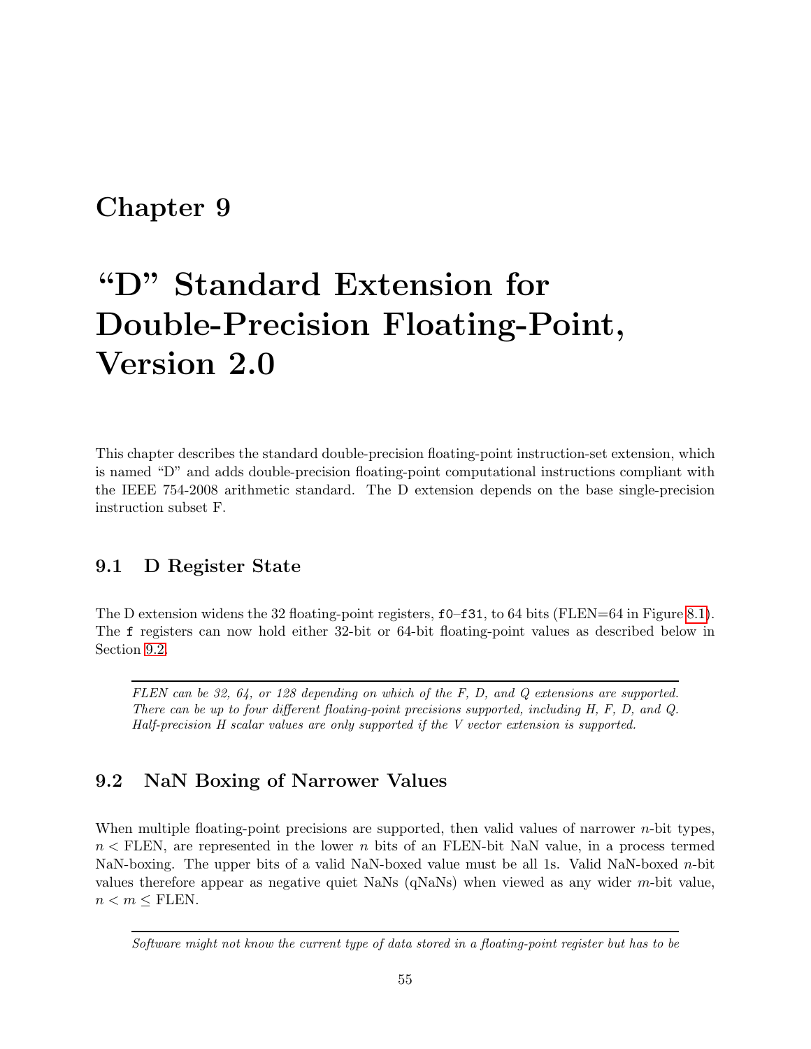# Chapter 9

# "D" Standard Extension for Double-Precision Floating-Point, Version 2.0

This chapter describes the standard double-precision floating-point instruction-set extension, which is named "D" and adds double-precision floating-point computational instructions compliant with the IEEE 754-2008 arithmetic standard. The D extension depends on the base single-precision instruction subset F.

## 9.1 D Register State

The D extension widens the 32 floating-point registers, `f0`–`f31`, to 64 bits (FLEN=64 in Figure 8.1). The `f` registers can now hold either 32-bit or 64-bit floating-point values as described below in Section 9.2.

*FLEN can be 32, 64, or 128 depending on which of the F, D, and Q extensions are supported. There can be up to four different floating-point precisions supported, including H, F, D, and Q. Half-precision H scalar values are only supported if the V vector extension is supported.*

## 9.2 NaN Boxing of Narrower Values

When multiple floating-point precisions are supported, then valid values of narrower $n$-bit types, $n <$ FLEN, are represented in the lower $n$ bits of an FLEN-bit NaN value, in a process termed NaN-boxing. The upper bits of a valid NaN-boxed value must be all 1s. Valid NaN-boxed $n$-bit values therefore appear as negative quiet NaNs (qNaNs) when viewed as any wider $m$-bit value, $n < m \leq$ FLEN.

*Software might not know the current type of data stored in a floating-point register but has to be*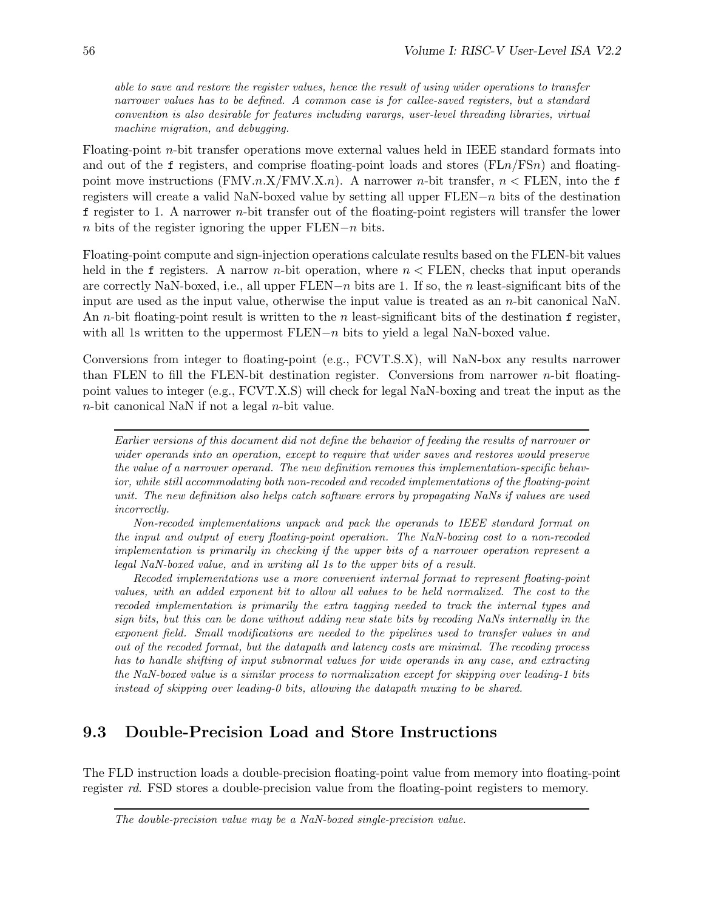*able to save and restore the register values, hence the result of using wider operations to transfer narrower values has to be defined. A common case is for callee-saved registers, but a standard convention is also desirable for features including varargs, user-level threading libraries, virtual machine migration, and debugging.*

Floating-point $n$-bit transfer operations move external values held in IEEE standard formats into and out of the `f` registers, and comprise floating-point loads and stores (FL$n$/FS$n$) and floating-point move instructions (FMV.$n$.X/FMV.X.$n$). A narrower $n$-bit transfer, $n <$ FLEN, into the `f` registers will create a valid NaN-boxed value by setting all upper FLEN$-n$ bits of the destination `f` register to 1. A narrower $n$-bit transfer out of the floating-point registers will transfer the lower $n$ bits of the register ignoring the upper FLEN$-n$ bits.

Floating-point compute and sign-injection operations calculate results based on the FLEN-bit values held in the `f` registers. A narrow $n$-bit operation, where $n <$ FLEN, checks that input operands are correctly NaN-boxed, i.e., all upper FLEN$-n$ bits are 1. If so, the $n$ least-significant bits of the input are used as the input value, otherwise the input value is treated as an $n$-bit canonical NaN. An $n$-bit floating-point result is written to the $n$ least-significant bits of the destination `f` register, with all 1s written to the uppermost FLEN$-n$ bits to yield a legal NaN-boxed value.

Conversions from integer to floating-point (e.g., FCVT.S.X), will NaN-box any results narrower than FLEN to fill the FLEN-bit destination register. Conversions from narrower $n$-bit floating-point values to integer (e.g., FCVT.X.S) will check for legal NaN-boxing and treat the input as the $n$-bit canonical NaN if not a legal $n$-bit value.

---

*Earlier versions of this document did not define the behavior of feeding the results of narrower or wider operands into an operation, except to require that wider saves and restores would preserve the value of a narrower operand. The new definition removes this implementation-specific behavior, while still accommodating both non-recoded and recoded implementations of the floating-point unit. The new definition also helps catch software errors by propagating NaNs if values are used incorrectly.*

*Non-recoded implementations unpack and pack the operands to IEEE standard format on the input and output of every floating-point operation. The NaN-boxing cost to a non-recoded implementation is primarily in checking if the upper bits of a narrower operation represent a legal NaN-boxed value, and in writing all 1s to the upper bits of a result.*

*Recoded implementations use a more convenient internal format to represent floating-point values, with an added exponent bit to allow all values to be held normalized. The cost to the recoded implementation is primarily the extra tagging needed to track the internal types and sign bits, but this can be done without adding new state bits by recoding NaNs internally in the exponent field. Small modifications are needed to the pipelines used to transfer values in and out of the recoded format, but the datapath and latency costs are minimal. The recoding process has to handle shifting of input subnormal values for wide operands in any case, and extracting the NaN-boxed value is a similar process to normalization except for skipping over leading-1 bits instead of skipping over leading-0 bits, allowing the datapath muxing to be shared.*

## 9.3 Double-Precision Load and Store Instructions

The FLD instruction loads a double-precision floating-point value from memory into floating-point register *rd*. FSD stores a double-precision value from the floating-point registers to memory.

---

*The double-precision value may be a NaN-boxed single-precision value.*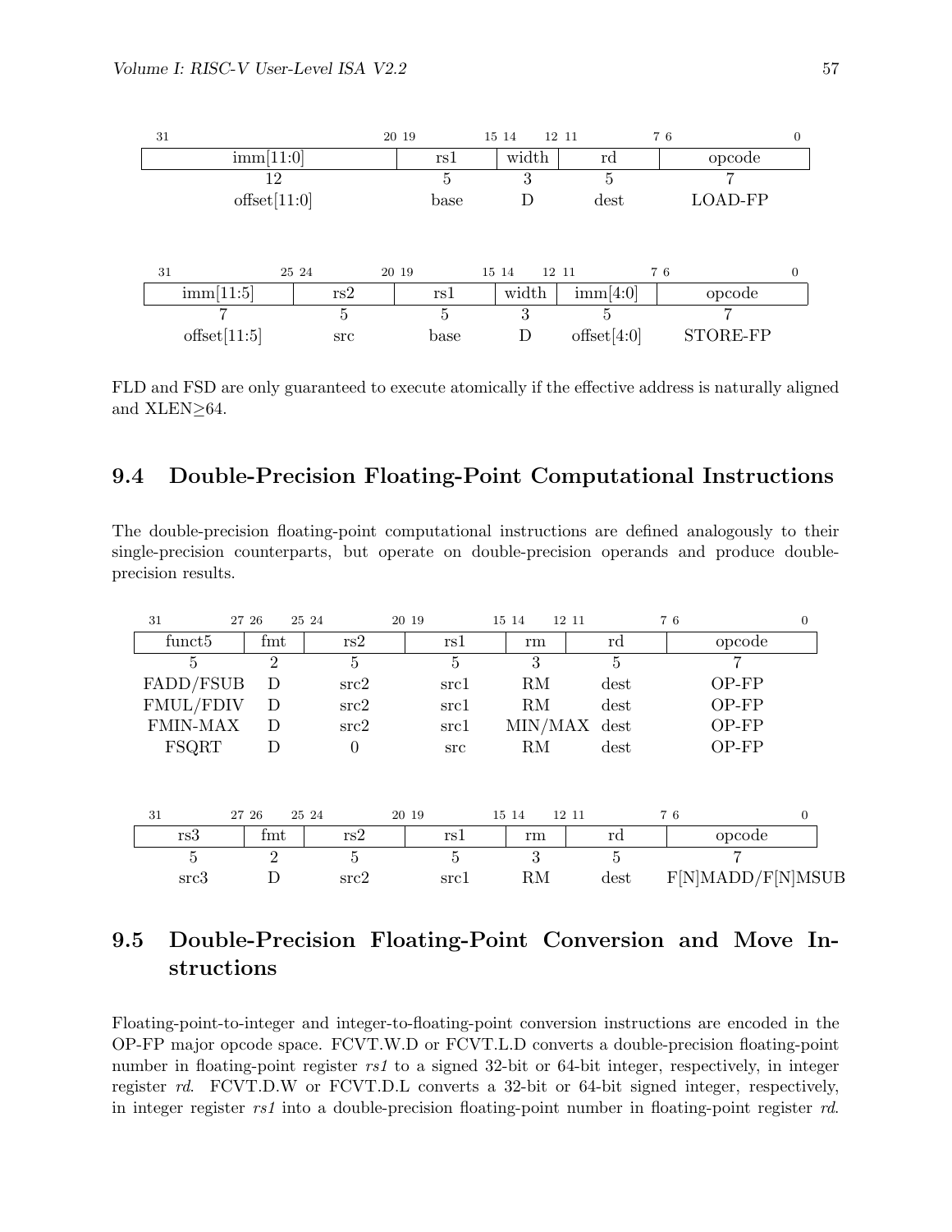| 31 20 | 19 15 | 14 12 | 11 7 | 6 0 |
|---|---|---|---|---|
| imm[11:0] | rs1 | width | rd | opcode |
| 12 | 5 | 3 | 5 | 7 |
| offset[11:0] | base | D | dest | LOAD-FP |

| 31 25 | 24 20 | 19 15 | 14 12 | 11 7 | 6 0 |
|---|---|---|---|---|---|
| imm[11:5] | rs2 | rs1 | width | imm[4:0] | opcode |
| 7 | 5 | 5 | 3 | 5 | 7 |
| offset[11:5] | src | base | D | offset[4:0] | STORE-FP |

FLD and FSD are only guaranteed to execute atomically if the effective address is naturally aligned and XLEN≥64.

## 9.4 Double-Precision Floating-Point Computational Instructions

The double-precision floating-point computational instructions are defined analogously to their single-precision counterparts, but operate on double-precision operands and produce double-precision results.

| 31 27 | 26 25 | 24 20 | 19 15 | 14 12 | 11 7 | 6 0 |
|---|---|---|---|---|---|---|
| funct5 | fmt | rs2 | rs1 | rm | rd | opcode |
| 5 | 2 | 5 | 5 | 3 | 5 | 7 |
| FADD/FSUB | D | src2 | src1 | RM | dest | OP-FP |
| FMUL/FDIV | D | src2 | src1 | RM | dest | OP-FP |
| FMIN-MAX | D | src2 | src1 | MIN/MAX | dest | OP-FP |
| FSQRT | D | 0 | src | RM | dest | OP-FP |

| 31 27 | 26 25 | 24 20 | 19 15 | 14 12 | 11 7 | 6 0 |
|---|---|---|---|---|---|---|
| rs3 | fmt | rs2 | rs1 | rm | rd | opcode |
| 5 | 2 | 5 | 5 | 3 | 5 | 7 |
| src3 | D | src2 | src1 | RM | dest | F[N]MADD/F[N]MSUB |

## 9.5 Double-Precision Floating-Point Conversion and Move Instructions

Floating-point-to-integer and integer-to-floating-point conversion instructions are encoded in the OP-FP major opcode space. FCVT.W.D or FCVT.L.D converts a double-precision floating-point number in floating-point register *rs1* to a signed 32-bit or 64-bit integer, respectively, in integer register *rd*. FCVT.D.W or FCVT.D.L converts a 32-bit or 64-bit signed integer, respectively, in integer register *rs1* into a double-precision floating-point number in floating-point register *rd*.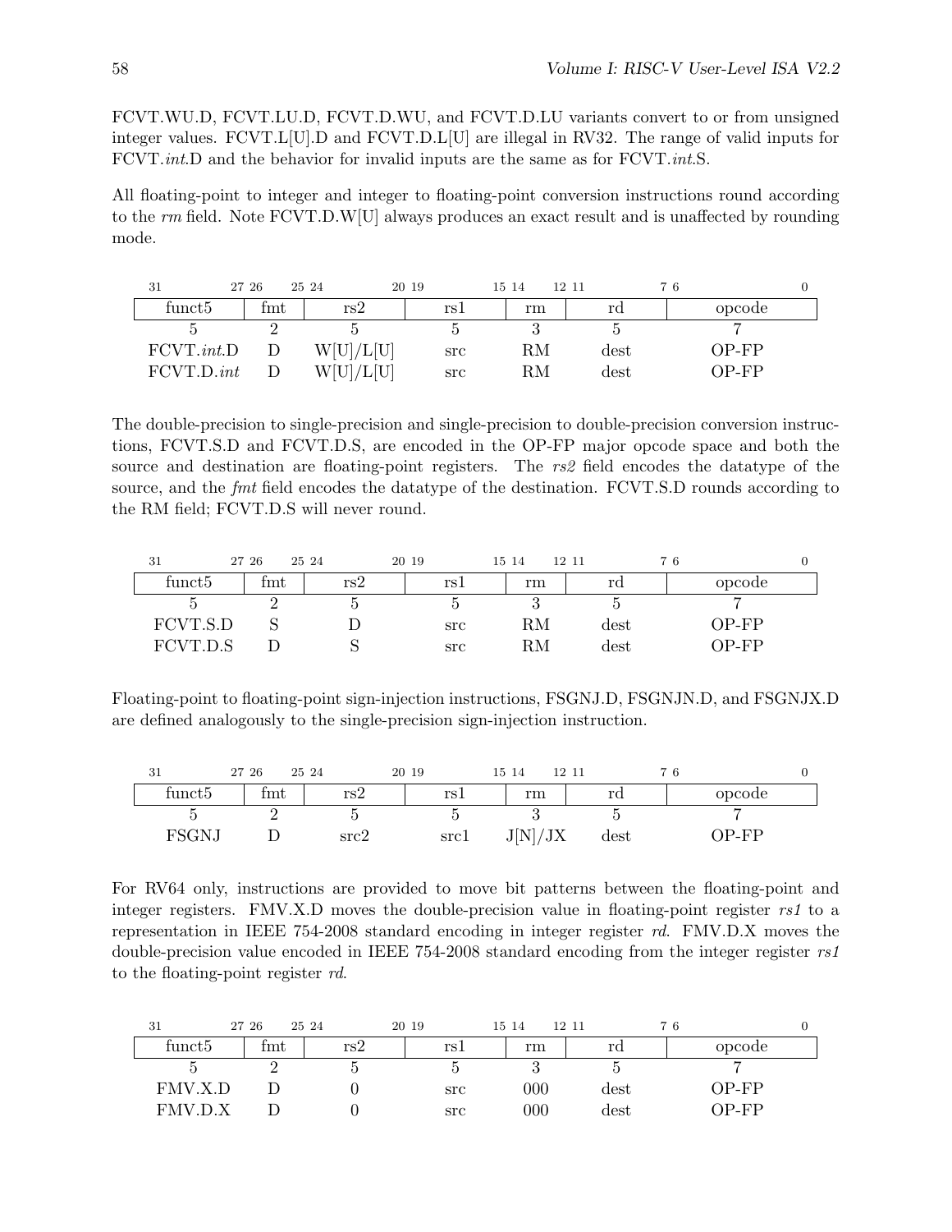FCVT.WU.D, FCVT.LU.D, FCVT.D.WU, and FCVT.D.LU variants convert to or from unsigned integer values. FCVT.L[U].D and FCVT.D.L[U] are illegal in RV32. The range of valid inputs for FCVT.*int*.D and the behavior for invalid inputs are the same as for FCVT.*int*.S.

All floating-point to integer and integer to floating-point conversion instructions round according to the *rm* field. Note FCVT.D.W[U] always produces an exact result and is unaffected by rounding mode.

| 31–27 | 26–25 | 24–20 | 19–15 | 14–12 | 11–7 | 6–0 |
|---|---|---|---|---|---|---|
| funct5 | fmt | rs2 | rs1 | rm | rd | opcode |
| 5 | 2 | 5 | 5 | 3 | 5 | 7 |
| FCVT.*int*.D | D | W[U]/L[U] | src | RM | dest | OP-FP |
| FCVT.D.*int* | D | W[U]/L[U] | src | RM | dest | OP-FP |

The double-precision to single-precision and single-precision to double-precision conversion instructions, FCVT.S.D and FCVT.D.S, are encoded in the OP-FP major opcode space and both the source and destination are floating-point registers. The *rs2* field encodes the datatype of the source, and the *fmt* field encodes the datatype of the destination. FCVT.S.D rounds according to the RM field; FCVT.D.S will never round.

| 31–27 | 26–25 | 24–20 | 19–15 | 14–12 | 11–7 | 6–0 |
|---|---|---|---|---|---|---|
| funct5 | fmt | rs2 | rs1 | rm | rd | opcode |
| 5 | 2 | 5 | 5 | 3 | 5 | 7 |
| FCVT.S.D | S | D | src | RM | dest | OP-FP |
| FCVT.D.S | D | S | src | RM | dest | OP-FP |

Floating-point to floating-point sign-injection instructions, FSGNJ.D, FSGNJN.D, and FSGNJX.D are defined analogously to the single-precision sign-injection instruction.

| 31–27 | 26–25 | 24–20 | 19–15 | 14–12 | 11–7 | 6–0 |
|---|---|---|---|---|---|---|
| funct5 | fmt | rs2 | rs1 | rm | rd | opcode |
| 5 | 2 | 5 | 5 | 3 | 5 | 7 |
| FSGNJ | D | src2 | src1 | J[N]/JX | dest | OP-FP |

For RV64 only, instructions are provided to move bit patterns between the floating-point and integer registers. FMV.X.D moves the double-precision value in floating-point register *rs1* to a representation in IEEE 754-2008 standard encoding in integer register *rd*. FMV.D.X moves the double-precision value encoded in IEEE 754-2008 standard encoding from the integer register *rs1* to the floating-point register *rd*.

| 31–27 | 26–25 | 24–20 | 19–15 | 14–12 | 11–7 | 6–0 |
|---|---|---|---|---|---|---|
| funct5 | fmt | rs2 | rs1 | rm | rd | opcode |
| 5 | 2 | 5 | 5 | 3 | 5 | 7 |
| FMV.X.D | D | 0 | src | 000 | dest | OP-FP |
| FMV.D.X | D | 0 | src | 000 | dest | OP-FP |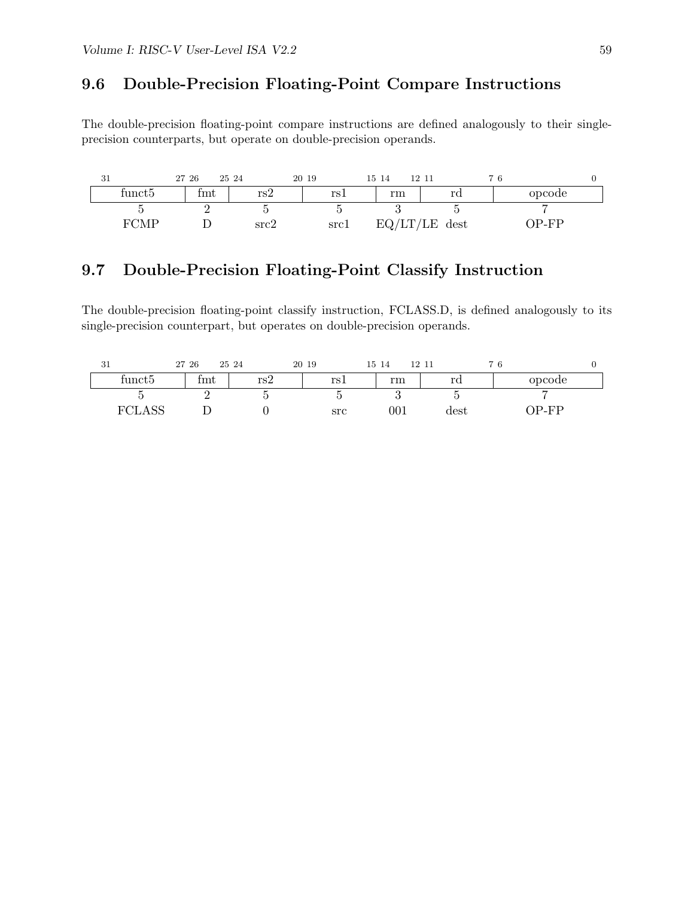## 9.6 Double-Precision Floating-Point Compare Instructions

The double-precision floating-point compare instructions are defined analogously to their single-precision counterparts, but operate on double-precision operands.

| 31–27 | 26–25 | 24–20 | 19–15 | 14–12 | 11–7 | 6–0 |
|---|---|---|---|---|---|---|
| funct5 | fmt | rs2 | rs1 | rm | rd | opcode |
| 5 | 2 | 5 | 5 | 3 | 5 | 7 |
| FCMP | D | src2 | src1 | EQ/LT/LE | dest | OP-FP |

## 9.7 Double-Precision Floating-Point Classify Instruction

The double-precision floating-point classify instruction, FCLASS.D, is defined analogously to its single-precision counterpart, but operates on double-precision operands.

| 31–27 | 26–25 | 24–20 | 19–15 | 14–12 | 11–7 | 6–0 |
|---|---|---|---|---|---|---|
| funct5 | fmt | rs2 | rs1 | rm | rd | opcode |
| 5 | 2 | 5 | 5 | 3 | 5 | 7 |
| FCLASS | D | 0 | src | 001 | dest | OP-FP |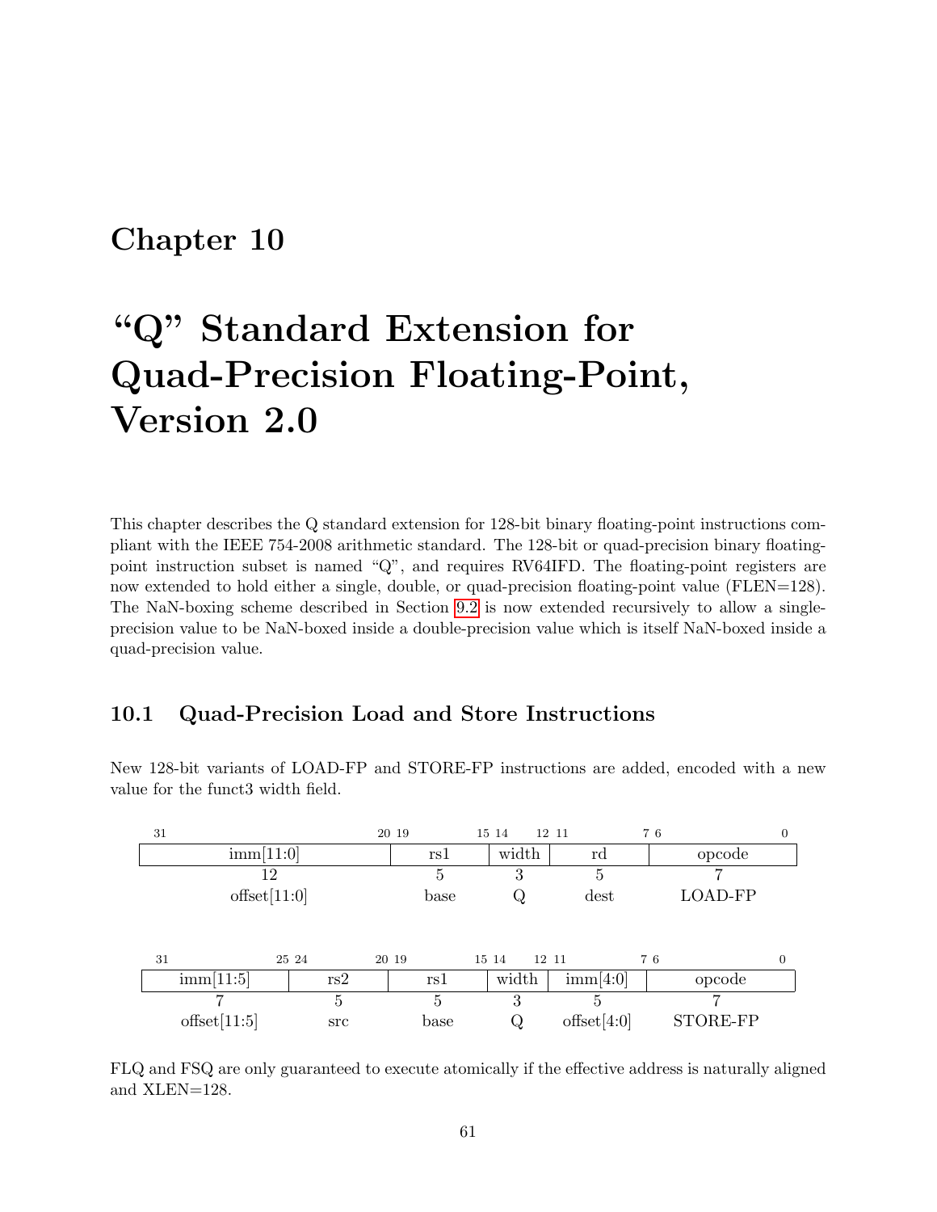# Chapter 10

# "Q" Standard Extension for Quad-Precision Floating-Point, Version 2.0

This chapter describes the Q standard extension for 128-bit binary floating-point instructions compliant with the IEEE 754-2008 arithmetic standard. The 128-bit or quad-precision binary floating-point instruction subset is named "Q", and requires RV64IFD. The floating-point registers are now extended to hold either a single, double, or quad-precision floating-point value (FLEN=128). The NaN-boxing scheme described in Section 9.2 is now extended recursively to allow a single-precision value to be NaN-boxed inside a double-precision value which is itself NaN-boxed inside a quad-precision value.

## 10.1 Quad-Precision Load and Store Instructions

New 128-bit variants of LOAD-FP and STORE-FP instructions are added, encoded with a new value for the funct3 width field.

| 31–20 | 19–15 | 14–12 | 11–7 | 6–0 |
|---|---|---|---|---|
| imm[11:0] | rs1 | width | rd | opcode |
| 12 | 5 | 3 | 5 | 7 |
| offset[11:0] | base | Q | dest | LOAD-FP |

| 31–25 | 24–20 | 19–15 | 14–12 | 11–7 | 6–0 |
|---|---|---|---|---|---|
| imm[11:5] | rs2 | rs1 | width | imm[4:0] | opcode |
| 7 | 5 | 5 | 3 | 5 | 7 |
| offset[11:5] | src | base | Q | offset[4:0] | STORE-FP |

FLQ and FSQ are only guaranteed to execute atomically if the effective address is naturally aligned and XLEN=128.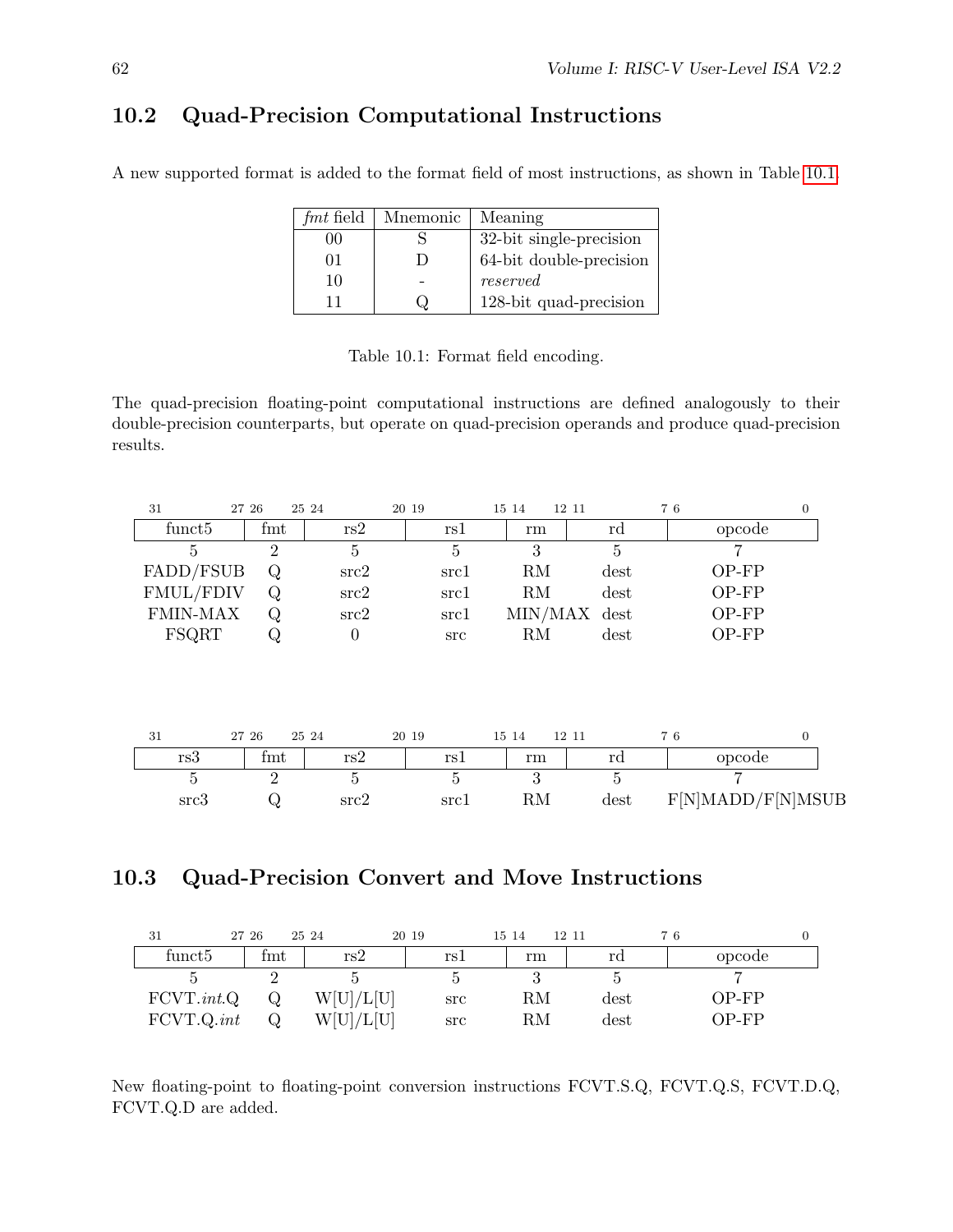## 10.2 Quad-Precision Computational Instructions

A new supported format is added to the format field of most instructions, as shown in Table 10.1.

| *fmt* field | Mnemonic | Meaning |
|---|---|---|
| 00 | S | 32-bit single-precision |
| 01 | D | 64-bit double-precision |
| 10 | - | *reserved* |
| 11 | Q | 128-bit quad-precision |

Table 10.1: Format field encoding.

The quad-precision floating-point computational instructions are defined analogously to their double-precision counterparts, but operate on quad-precision operands and produce quad-precision results.

| 31–27 | 26–25 | 24–20 | 19–15 | 14–12 | 11–7 | 6–0 |
|---|---|---|---|---|---|---|
| funct5 | fmt | rs2 | rs1 | rm | rd | opcode |
| 5 | 2 | 5 | 5 | 3 | 5 | 7 |
| FADD/FSUB | Q | src2 | src1 | RM | dest | OP-FP |
| FMUL/FDIV | Q | src2 | src1 | RM | dest | OP-FP |
| FMIN-MAX | Q | src2 | src1 | MIN/MAX | dest | OP-FP |
| FSQRT | Q | 0 | src | RM | dest | OP-FP |

| 31–27 | 26–25 | 24–20 | 19–15 | 14–12 | 11–7 | 6–0 |
|---|---|---|---|---|---|---|
| rs3 | fmt | rs2 | rs1 | rm | rd | opcode |
| 5 | 2 | 5 | 5 | 3 | 5 | 7 |
| src3 | Q | src2 | src1 | RM | dest | F[N]MADD/F[N]MSUB |

## 10.3 Quad-Precision Convert and Move Instructions

| 31–27 | 26–25 | 24–20 | 19–15 | 14–12 | 11–7 | 6–0 |
|---|---|---|---|---|---|---|
| funct5 | fmt | rs2 | rs1 | rm | rd | opcode |
| 5 | 2 | 5 | 5 | 3 | 5 | 7 |
| FCVT.*int*.Q | Q | W[U]/L[U] | src | RM | dest | OP-FP |
| FCVT.Q.*int* | Q | W[U]/L[U] | src | RM | dest | OP-FP |

New floating-point to floating-point conversion instructions FCVT.S.Q, FCVT.Q.S, FCVT.D.Q, FCVT.Q.D are added.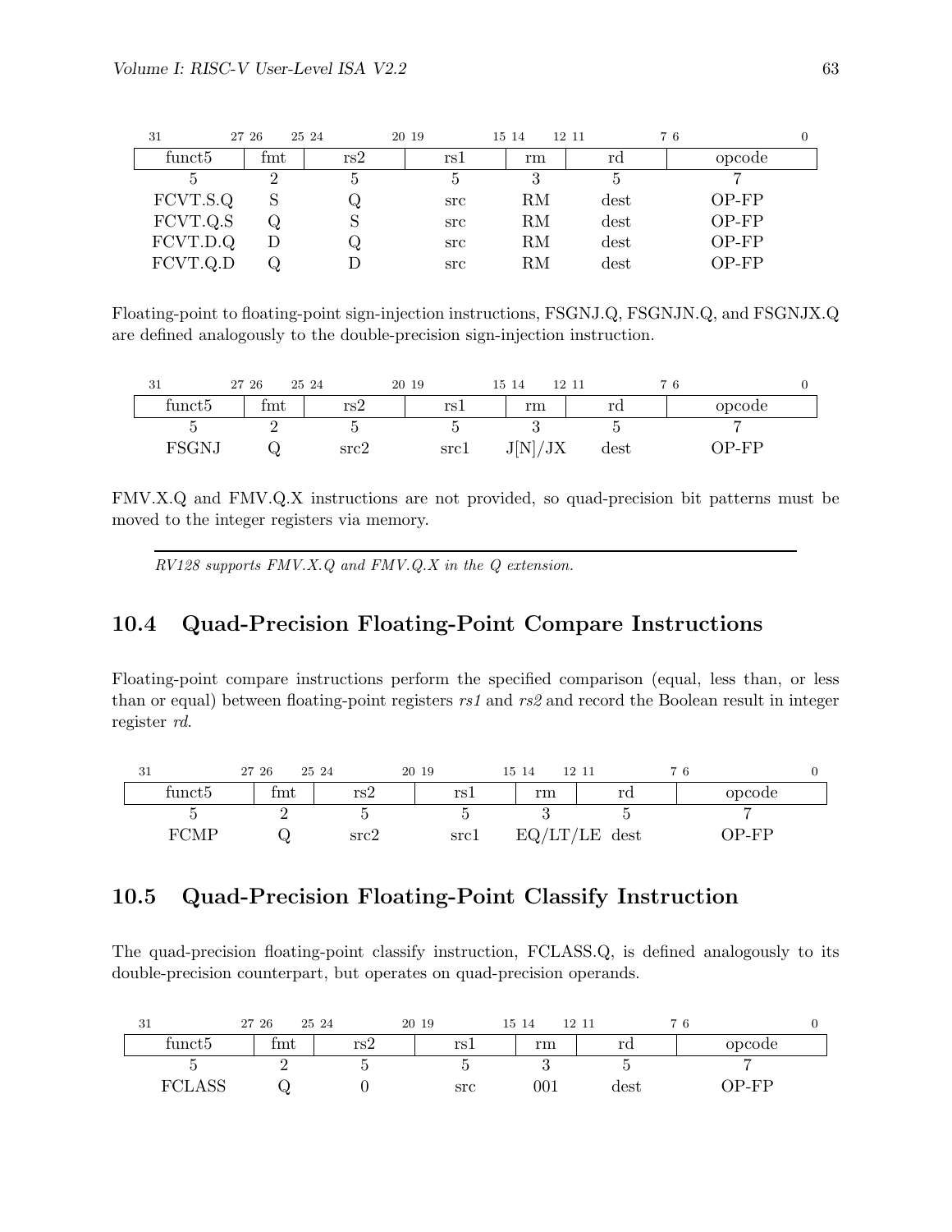| 31 27 | 26 25 | 24 20 | 19 15 | 14 12 | 11 7 | 6 0 |
|---|---|---|---|---|---|---|
| funct5 | fmt | rs2 | rs1 | rm | rd | opcode |
| 5 | 2 | 5 | 5 | 3 | 5 | 7 |
| FCVT.S.Q | S | Q | src | RM | dest | OP-FP |
| FCVT.Q.S | Q | S | src | RM | dest | OP-FP |
| FCVT.D.Q | D | Q | src | RM | dest | OP-FP |
| FCVT.Q.D | Q | D | src | RM | dest | OP-FP |

Floating-point to floating-point sign-injection instructions, FSGNJ.Q, FSGNJN.Q, and FSGNJX.Q are defined analogously to the double-precision sign-injection instruction.

| 31 27 | 26 25 | 24 20 | 19 15 | 14 12 | 11 7 | 6 0 |
|---|---|---|---|---|---|---|
| funct5 | fmt | rs2 | rs1 | rm | rd | opcode |
| 5 | 2 | 5 | 5 | 3 | 5 | 7 |
| FSGNJ | Q | src2 | src1 | J[N]/JX | dest | OP-FP |

FMV.X.Q and FMV.Q.X instructions are not provided, so quad-precision bit patterns must be moved to the integer registers via memory.

---

*RV128 supports FMV.X.Q and FMV.Q.X in the Q extension.*

## 10.4 Quad-Precision Floating-Point Compare Instructions

Floating-point compare instructions perform the specified comparison (equal, less than, or less than or equal) between floating-point registers *rs1* and *rs2* and record the Boolean result in integer register *rd*.

| 31 27 | 26 25 | 24 20 | 19 15 | 14 12 | 11 7 | 6 0 |
|---|---|---|---|---|---|---|
| funct5 | fmt | rs2 | rs1 | rm | rd | opcode |
| 5 | 2 | 5 | 5 | 3 | 5 | 7 |
| FCMP | Q | src2 | src1 | EQ/LT/LE | dest | OP-FP |

## 10.5 Quad-Precision Floating-Point Classify Instruction

The quad-precision floating-point classify instruction, FCLASS.Q, is defined analogously to its double-precision counterpart, but operates on quad-precision operands.

| 31 27 | 26 25 | 24 20 | 19 15 | 14 12 | 11 7 | 6 0 |
|---|---|---|---|---|---|---|
| funct5 | fmt | rs2 | rs1 | rm | rd | opcode |
| 5 | 2 | 5 | 5 | 3 | 5 | 7 |
| FCLASS | Q | 0 | src | 001 | dest | OP-FP |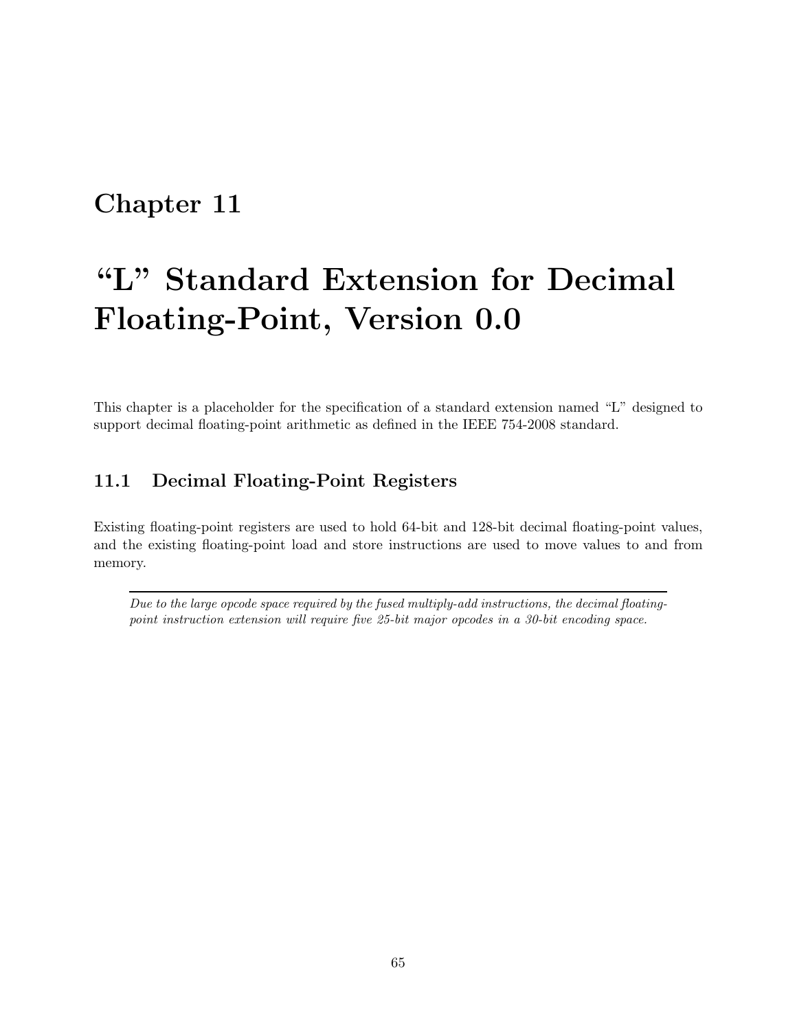# Chapter 11

# "L" Standard Extension for Decimal Floating-Point, Version 0.0

This chapter is a placeholder for the specification of a standard extension named "L" designed to support decimal floating-point arithmetic as defined in the IEEE 754-2008 standard.

## 11.1 Decimal Floating-Point Registers

Existing floating-point registers are used to hold 64-bit and 128-bit decimal floating-point values, and the existing floating-point load and store instructions are used to move values to and from memory.

---

*Due to the large opcode space required by the fused multiply-add instructions, the decimal floating-point instruction extension will require five 25-bit major opcodes in a 30-bit encoding space.*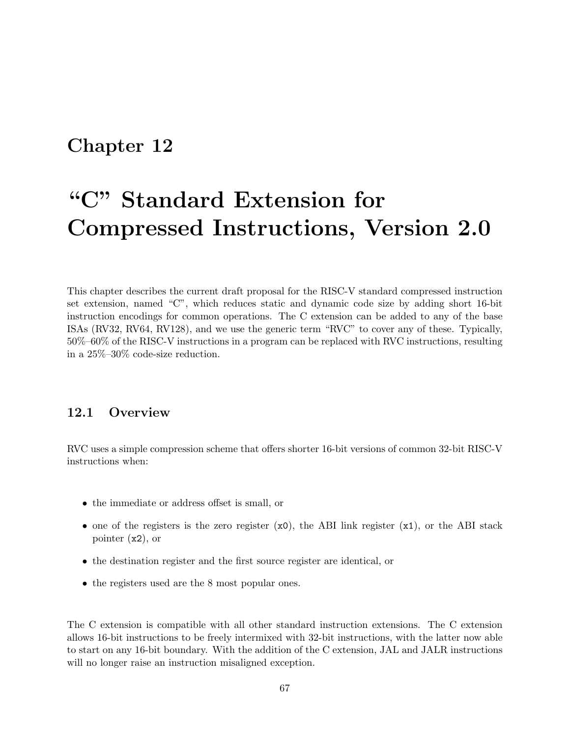# Chapter 12

# "C" Standard Extension for Compressed Instructions, Version 2.0

This chapter describes the current draft proposal for the RISC-V standard compressed instruction set extension, named "C", which reduces static and dynamic code size by adding short 16-bit instruction encodings for common operations. The C extension can be added to any of the base ISAs (RV32, RV64, RV128), and we use the generic term "RVC" to cover any of these. Typically, 50%–60% of the RISC-V instructions in a program can be replaced with RVC instructions, resulting in a 25%–30% code-size reduction.

## 12.1 Overview

RVC uses a simple compression scheme that offers shorter 16-bit versions of common 32-bit RISC-V instructions when:

- the immediate or address offset is small, or
- one of the registers is the zero register (`x0`), the ABI link register (`x1`), or the ABI stack pointer (`x2`), or
- the destination register and the first source register are identical, or
- the registers used are the 8 most popular ones.

The C extension is compatible with all other standard instruction extensions. The C extension allows 16-bit instructions to be freely intermixed with 32-bit instructions, with the latter now able to start on any 16-bit boundary. With the addition of the C extension, JAL and JALR instructions will no longer raise an instruction misaligned exception.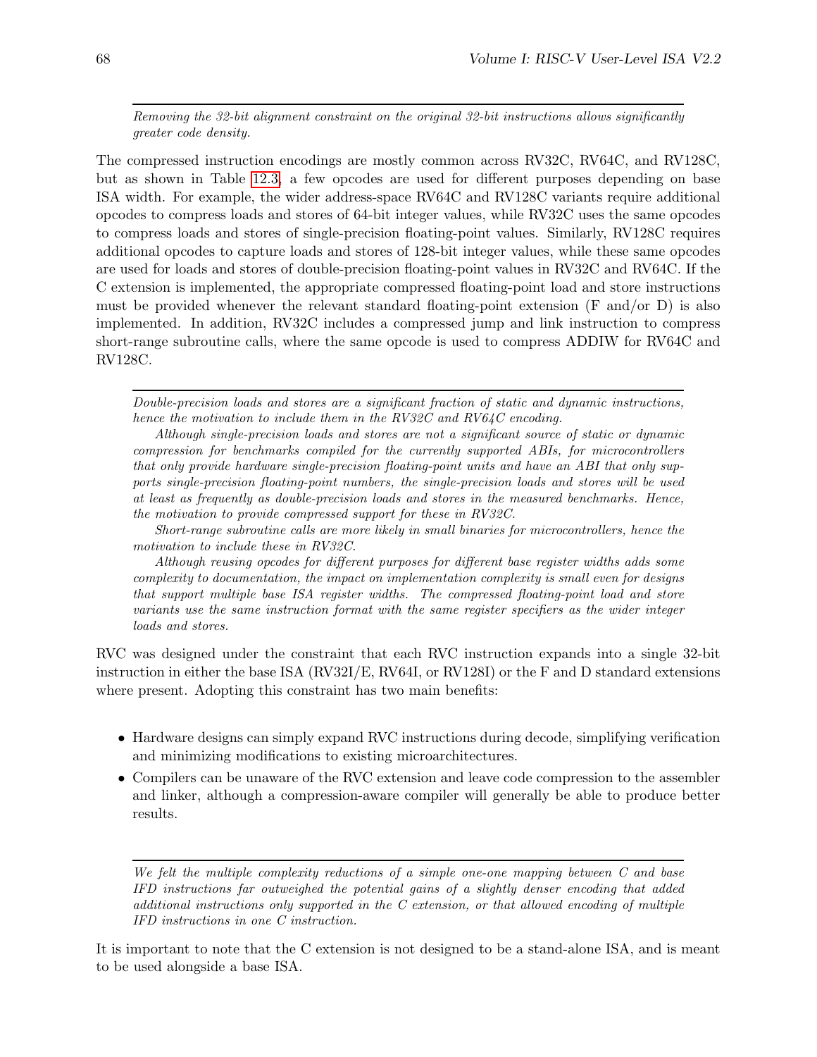*Removing the 32-bit alignment constraint on the original 32-bit instructions allows significantly greater code density.*

The compressed instruction encodings are mostly common across RV32C, RV64C, and RV128C, but as shown in Table 12.3, a few opcodes are used for different purposes depending on base ISA width. For example, the wider address-space RV64C and RV128C variants require additional opcodes to compress loads and stores of 64-bit integer values, while RV32C uses the same opcodes to compress loads and stores of single-precision floating-point values. Similarly, RV128C requires additional opcodes to capture loads and stores of 128-bit integer values, while these same opcodes are used for loads and stores of double-precision floating-point values in RV32C and RV64C. If the C extension is implemented, the appropriate compressed floating-point load and store instructions must be provided whenever the relevant standard floating-point extension (F and/or D) is also implemented. In addition, RV32C includes a compressed jump and link instruction to compress short-range subroutine calls, where the same opcode is used to compress ADDIW for RV64C and RV128C.

*Double-precision loads and stores are a significant fraction of static and dynamic instructions, hence the motivation to include them in the RV32C and RV64C encoding.*

*Although single-precision loads and stores are not a significant source of static or dynamic compression for benchmarks compiled for the currently supported ABIs, for microcontrollers that only provide hardware single-precision floating-point units and have an ABI that only supports single-precision floating-point numbers, the single-precision loads and stores will be used at least as frequently as double-precision loads and stores in the measured benchmarks. Hence, the motivation to provide compressed support for these in RV32C.*

*Short-range subroutine calls are more likely in small binaries for microcontrollers, hence the motivation to include these in RV32C.*

*Although reusing opcodes for different purposes for different base register widths adds some complexity to documentation, the impact on implementation complexity is small even for designs that support multiple base ISA register widths. The compressed floating-point load and store variants use the same instruction format with the same register specifiers as the wider integer loads and stores.*

RVC was designed under the constraint that each RVC instruction expands into a single 32-bit instruction in either the base ISA (RV32I/E, RV64I, or RV128I) or the F and D standard extensions where present. Adopting this constraint has two main benefits:

- Hardware designs can simply expand RVC instructions during decode, simplifying verification and minimizing modifications to existing microarchitectures.
- Compilers can be unaware of the RVC extension and leave code compression to the assembler and linker, although a compression-aware compiler will generally be able to produce better results.

*We felt the multiple complexity reductions of a simple one-one mapping between C and base IFD instructions far outweighed the potential gains of a slightly denser encoding that added additional instructions only supported in the C extension, or that allowed encoding of multiple IFD instructions in one C instruction.*

It is important to note that the C extension is not designed to be a stand-alone ISA, and is meant to be used alongside a base ISA.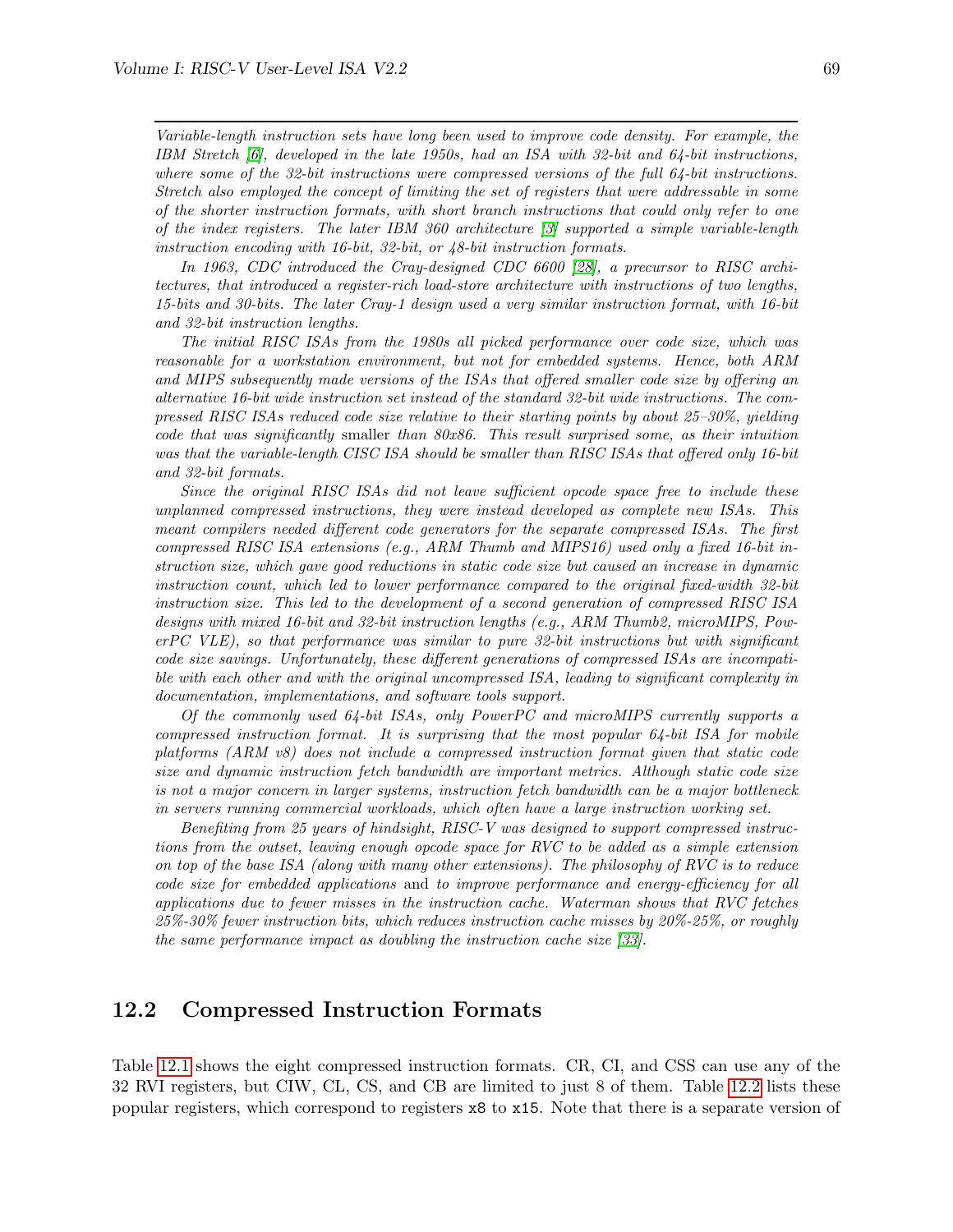---

*Variable-length instruction sets have long been used to improve code density. For example, the IBM Stretch [6], developed in the late 1950s, had an ISA with 32-bit and 64-bit instructions, where some of the 32-bit instructions were compressed versions of the full 64-bit instructions. Stretch also employed the concept of limiting the set of registers that were addressable in some of the shorter instruction formats, with short branch instructions that could only refer to one of the index registers. The later IBM 360 architecture [3] supported a simple variable-length instruction encoding with 16-bit, 32-bit, or 48-bit instruction formats.*

*In 1963, CDC introduced the Cray-designed CDC 6600 [28], a precursor to RISC architectures, that introduced a register-rich load-store architecture with instructions of two lengths, 15-bits and 30-bits. The later Cray-1 design used a very similar instruction format, with 16-bit and 32-bit instruction lengths.*

*The initial RISC ISAs from the 1980s all picked performance over code size, which was reasonable for a workstation environment, but not for embedded systems. Hence, both ARM and MIPS subsequently made versions of the ISAs that offered smaller code size by offering an alternative 16-bit wide instruction set instead of the standard 32-bit wide instructions. The compressed RISC ISAs reduced code size relative to their starting points by about 25–30%, yielding code that was significantly* smaller *than 80x86. This result surprised some, as their intuition was that the variable-length CISC ISA should be smaller than RISC ISAs that offered only 16-bit and 32-bit formats.*

*Since the original RISC ISAs did not leave sufficient opcode space free to include these unplanned compressed instructions, they were instead developed as complete new ISAs. This meant compilers needed different code generators for the separate compressed ISAs. The first compressed RISC ISA extensions (e.g., ARM Thumb and MIPS16) used only a fixed 16-bit instruction size, which gave good reductions in static code size but caused an increase in dynamic instruction count, which led to lower performance compared to the original fixed-width 32-bit instruction size. This led to the development of a second generation of compressed RISC ISA designs with mixed 16-bit and 32-bit instruction lengths (e.g., ARM Thumb2, microMIPS, PowerPC VLE), so that performance was similar to pure 32-bit instructions but with significant code size savings. Unfortunately, these different generations of compressed ISAs are incompatible with each other and with the original uncompressed ISA, leading to significant complexity in documentation, implementations, and software tools support.*

*Of the commonly used 64-bit ISAs, only PowerPC and microMIPS currently supports a compressed instruction format. It is surprising that the most popular 64-bit ISA for mobile platforms (ARM v8) does not include a compressed instruction format given that static code size and dynamic instruction fetch bandwidth are important metrics. Although static code size is not a major concern in larger systems, instruction fetch bandwidth can be a major bottleneck in servers running commercial workloads, which often have a large instruction working set.*

*Benefiting from 25 years of hindsight, RISC-V was designed to support compressed instructions from the outset, leaving enough opcode space for RVC to be added as a simple extension on top of the base ISA (along with many other extensions). The philosophy of RVC is to reduce code size for embedded applications* and *to improve performance and energy-efficiency for all applications due to fewer misses in the instruction cache. Waterman shows that RVC fetches 25%-30% fewer instruction bits, which reduces instruction cache misses by 20%-25%, or roughly the same performance impact as doubling the instruction cache size [33].*

## 12.2 Compressed Instruction Formats

Table 12.1 shows the eight compressed instruction formats. CR, CI, and CSS can use any of the 32 RVI registers, but CIW, CL, CS, and CB are limited to just 8 of them. Table 12.2 lists these popular registers, which correspond to registers `x8` to `x15`. Note that there is a separate version of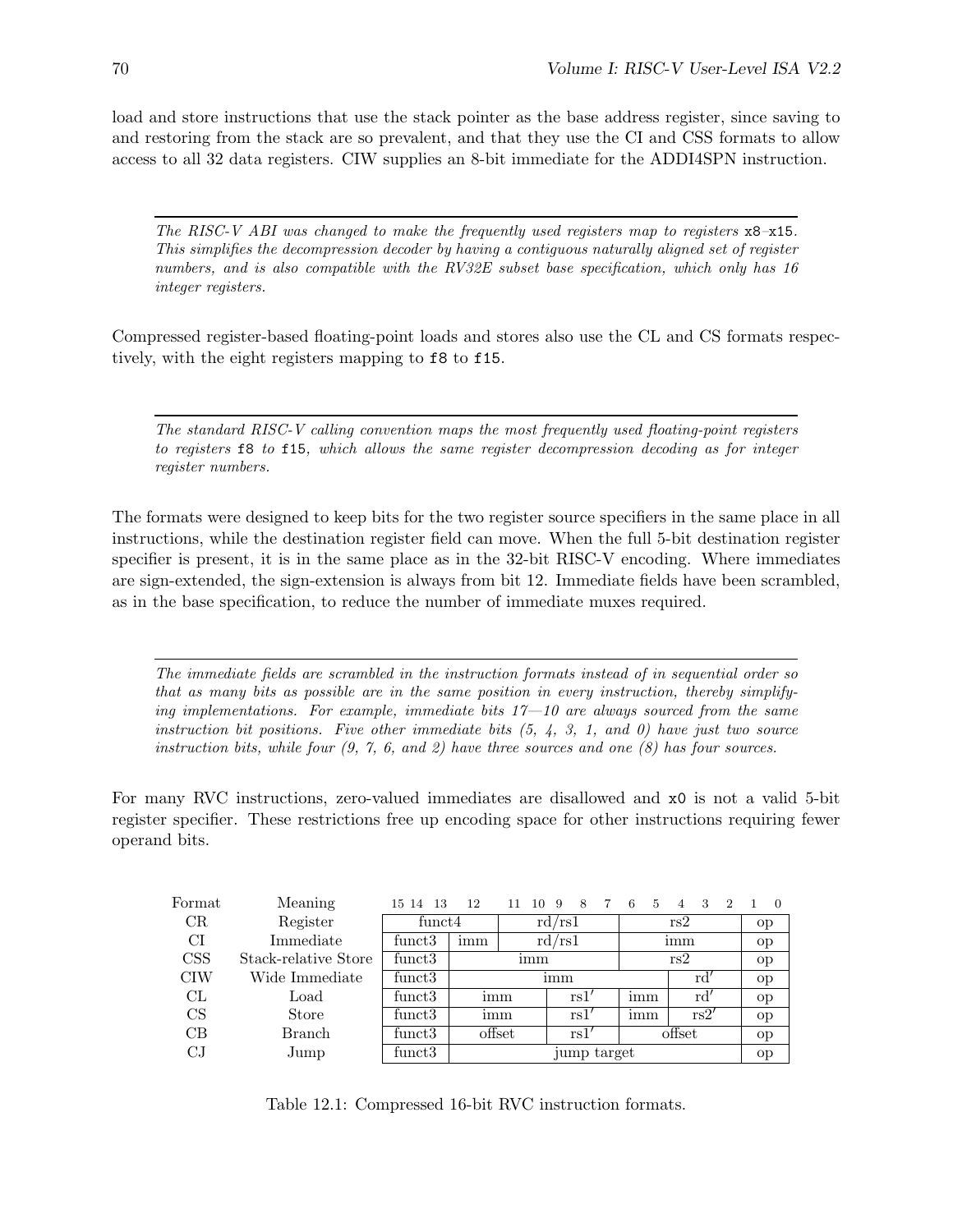load and store instructions that use the stack pointer as the base address register, since saving to and restoring from the stack are so prevalent, and that they use the CI and CSS formats to allow access to all 32 data registers. CIW supplies an 8-bit immediate for the ADDI4SPN instruction.

---

*The RISC-V ABI was changed to make the frequently used registers map to registers* `x8`*–*`x15`*. This simplifies the decompression decoder by having a contiguous naturally aligned set of register numbers, and is also compatible with the RV32E subset base specification, which only has 16 integer registers.*

---

Compressed register-based floating-point loads and stores also use the CL and CS formats respectively, with the eight registers mapping to `f8` to `f15`.

---

*The standard RISC-V calling convention maps the most frequently used floating-point registers to registers* `f8` *to* `f15`*, which allows the same register decompression decoding as for integer register numbers.*

---

The formats were designed to keep bits for the two register source specifiers in the same place in all instructions, while the destination register field can move. When the full 5-bit destination register specifier is present, it is in the same place as in the 32-bit RISC-V encoding. Where immediates are sign-extended, the sign-extension is always from bit 12. Immediate fields have been scrambled, as in the base specification, to reduce the number of immediate muxes required.

---

*The immediate fields are scrambled in the instruction formats instead of in sequential order so that as many bits as possible are in the same position in every instruction, thereby simplifying implementations. For example, immediate bits 17—10 are always sourced from the same instruction bit positions. Five other immediate bits (5, 4, 3, 1, and 0) have just two source instruction bits, while four (9, 7, 6, and 2) have three sources and one (8) has four sources.*

---

For many RVC instructions, zero-valued immediates are disallowed and `x0` is not a valid 5-bit register specifier. These restrictions free up encoding space for other instructions requiring fewer operand bits.

| Format | Meaning | 15 14 13 | 12 | 11 10 | 9 8 7 | 6 5 | 4 3 2 | 1 0 |
|---|---|---|---|---|---|---|---|---|
| CR | Register | funct4 | | rd/rs1 | | rs2 | | op |
| CI | Immediate | funct3 | imm | rd/rs1 | | imm | | op |
| CSS | Stack-relative Store | funct3 | imm | | | rs2 | | op |
| CIW | Wide Immediate | funct3 | imm | | | | rd′ | op |
| CL | Load | funct3 | imm | | rs1′ | imm | rd′ | op |
| CS | Store | funct3 | imm | | rs1′ | imm | rs2′ | op |
| CB | Branch | funct3 | offset | | rs1′ | offset | | op |
| CJ | Jump | funct3 | jump target | | | | | op |

Table 12.1: Compressed 16-bit RVC instruction formats.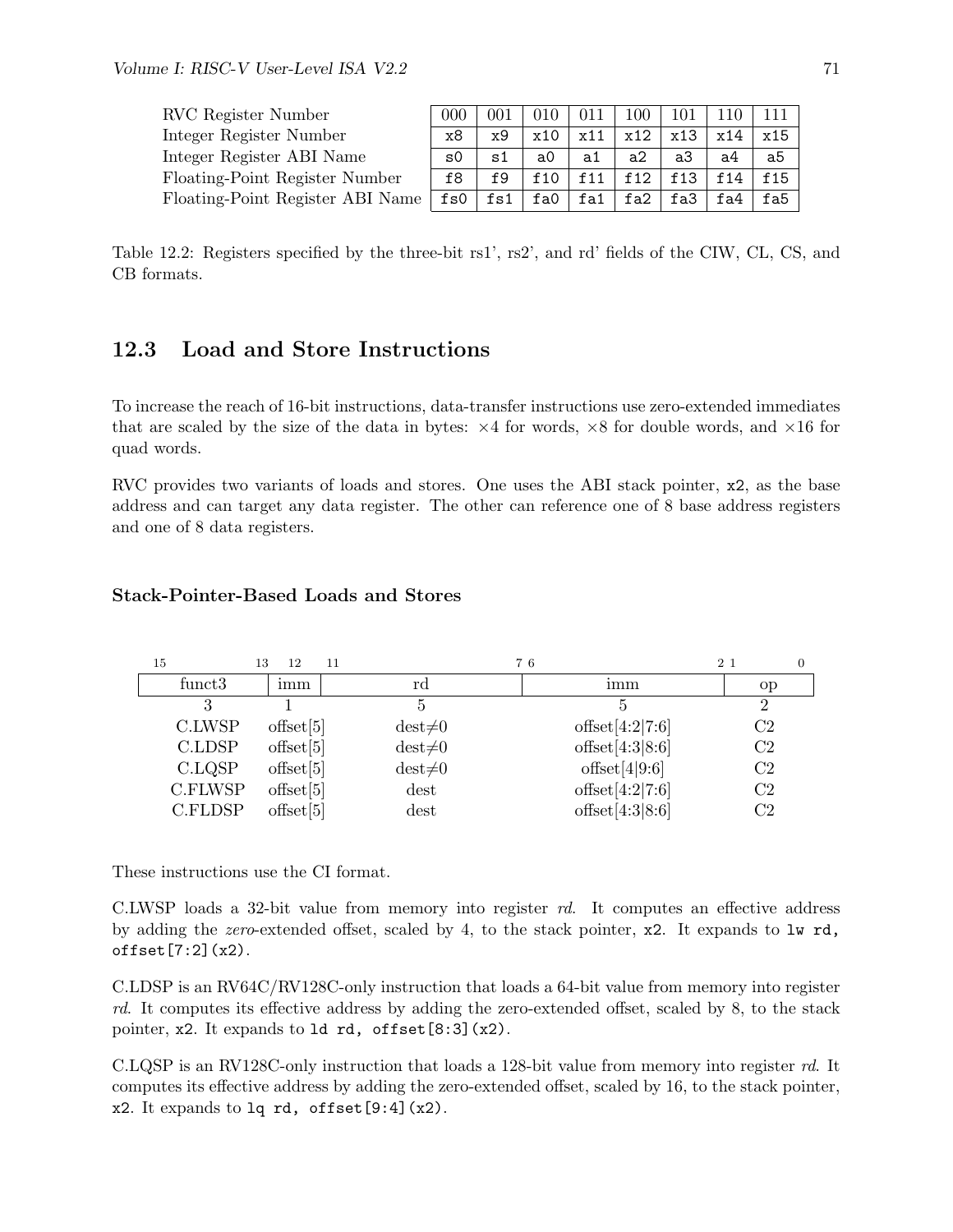| RVC Register Number | 000 | 001 | 010 | 011 | 100 | 101 | 110 | 111 |
|---|---|---|---|---|---|---|---|---|
| Integer Register Number | x8 | x9 | x10 | x11 | x12 | x13 | x14 | x15 |
| Integer Register ABI Name | s0 | s1 | a0 | a1 | a2 | a3 | a4 | a5 |
| Floating-Point Register Number | f8 | f9 | f10 | f11 | f12 | f13 | f14 | f15 |
| Floating-Point Register ABI Name | fs0 | fs1 | fa0 | fa1 | fa2 | fa3 | fa4 | fa5 |

Table 12.2: Registers specified by the three-bit rs1', rs2', and rd' fields of the CIW, CL, CS, and CB formats.

## 12.3 Load and Store Instructions

To increase the reach of 16-bit instructions, data-transfer instructions use zero-extended immediates that are scaled by the size of the data in bytes: ×4 for words, ×8 for double words, and ×16 for quad words.

RVC provides two variants of loads and stores. One uses the ABI stack pointer, `x2`, as the base address and can target any data register. The other can reference one of 8 base address registers and one of 8 data registers.

### Stack-Pointer-Based Loads and Stores

| 15–13 | 12 | 11–7 | 6–2 | 1–0 |
|---|---|---|---|---|
| funct3 | imm | rd | imm | op |
| 3 | 1 | 5 | 5 | 2 |
| C.LWSP | offset[5] | dest≠0 | offset[4:2\|7:6] | C2 |
| C.LDSP | offset[5] | dest≠0 | offset[4:3\|8:6] | C2 |
| C.LQSP | offset[5] | dest≠0 | offset[4\|9:6] | C2 |
| C.FLWSP | offset[5] | dest | offset[4:2\|7:6] | C2 |
| C.FLDSP | offset[5] | dest | offset[4:3\|8:6] | C2 |

These instructions use the CI format.

C.LWSP loads a 32-bit value from memory into register *rd*. It computes an effective address by adding the *zero*-extended offset, scaled by 4, to the stack pointer, `x2`. It expands to `lw rd, offset[7:2](x2)`.

C.LDSP is an RV64C/RV128C-only instruction that loads a 64-bit value from memory into register *rd*. It computes its effective address by adding the zero-extended offset, scaled by 8, to the stack pointer, `x2`. It expands to `ld rd, offset[8:3](x2)`.

C.LQSP is an RV128C-only instruction that loads a 128-bit value from memory into register *rd*. It computes its effective address by adding the zero-extended offset, scaled by 16, to the stack pointer, `x2`. It expands to `lq rd, offset[9:4](x2)`.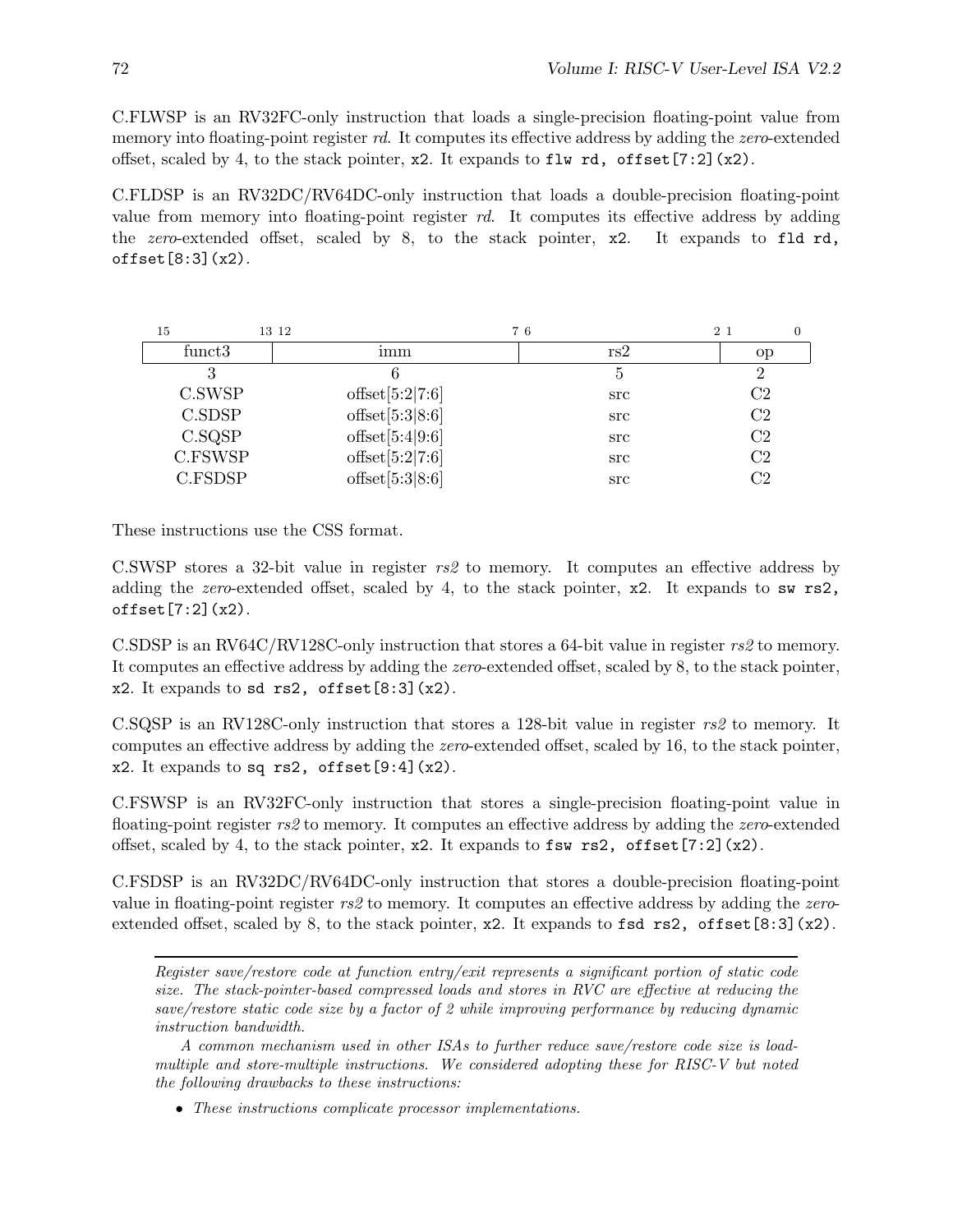C.FLWSP is an RV32FC-only instruction that loads a single-precision floating-point value from memory into floating-point register *rd*. It computes its effective address by adding the *zero*-extended offset, scaled by 4, to the stack pointer, `x2`. It expands to `flw rd, offset[7:2](x2)`.

C.FLDSP is an RV32DC/RV64DC-only instruction that loads a double-precision floating-point value from memory into floating-point register *rd*. It computes its effective address by adding the *zero*-extended offset, scaled by 8, to the stack pointer, `x2`. It expands to `fld rd, offset[8:3](x2)`.

| 15–13 | 12–7 | 6–2 | 1–0 |
|---|---|---|---|
| funct3 | imm | rs2 | op |
| 3 | 6 | 5 | 2 |
| C.SWSP | offset[5:2\|7:6] | src | C2 |
| C.SDSP | offset[5:3\|8:6] | src | C2 |
| C.SQSP | offset[5:4\|9:6] | src | C2 |
| C.FSWSP | offset[5:2\|7:6] | src | C2 |
| C.FSDSP | offset[5:3\|8:6] | src | C2 |

These instructions use the CSS format.

C.SWSP stores a 32-bit value in register *rs2* to memory. It computes an effective address by adding the *zero*-extended offset, scaled by 4, to the stack pointer, `x2`. It expands to `sw rs2, offset[7:2](x2)`.

C.SDSP is an RV64C/RV128C-only instruction that stores a 64-bit value in register *rs2* to memory. It computes an effective address by adding the *zero*-extended offset, scaled by 8, to the stack pointer, `x2`. It expands to `sd rs2, offset[8:3](x2)`.

C.SQSP is an RV128C-only instruction that stores a 128-bit value in register *rs2* to memory. It computes an effective address by adding the *zero*-extended offset, scaled by 16, to the stack pointer, `x2`. It expands to `sq rs2, offset[9:4](x2)`.

C.FSWSP is an RV32FC-only instruction that stores a single-precision floating-point value in floating-point register *rs2* to memory. It computes an effective address by adding the *zero*-extended offset, scaled by 4, to the stack pointer, `x2`. It expands to `fsw rs2, offset[7:2](x2)`.

C.FSDSP is an RV32DC/RV64DC-only instruction that stores a double-precision floating-point value in floating-point register *rs2* to memory. It computes an effective address by adding the *zero*-extended offset, scaled by 8, to the stack pointer, `x2`. It expands to `fsd rs2, offset[8:3](x2)`.

---

*Register save/restore code at function entry/exit represents a significant portion of static code size. The stack-pointer-based compressed loads and stores in RVC are effective at reducing the save/restore static code size by a factor of 2 while improving performance by reducing dynamic instruction bandwidth.*

*A common mechanism used in other ISAs to further reduce save/restore code size is load-multiple and store-multiple instructions. We considered adopting these for RISC-V but noted the following drawbacks to these instructions:*

- *These instructions complicate processor implementations.*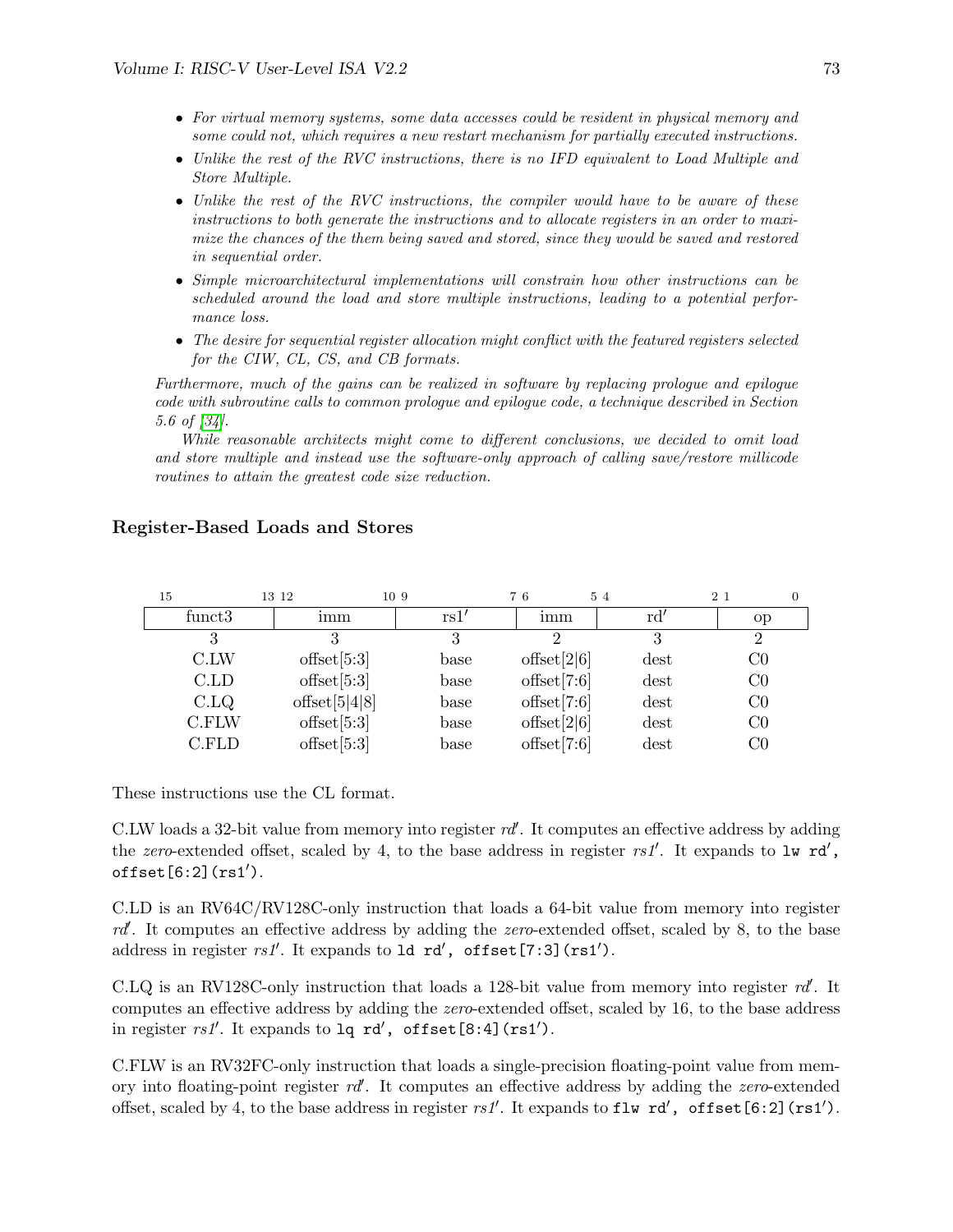- *For virtual memory systems, some data accesses could be resident in physical memory and some could not, which requires a new restart mechanism for partially executed instructions.*
- *Unlike the rest of the RVC instructions, there is no IFD equivalent to Load Multiple and Store Multiple.*
- *Unlike the rest of the RVC instructions, the compiler would have to be aware of these instructions to both generate the instructions and to allocate registers in an order to maximize the chances of the them being saved and stored, since they would be saved and restored in sequential order.*
- *Simple microarchitectural implementations will constrain how other instructions can be scheduled around the load and store multiple instructions, leading to a potential performance loss.*
- *The desire for sequential register allocation might conflict with the featured registers selected for the CIW, CL, CS, and CB formats.*

*Furthermore, much of the gains can be realized in software by replacing prologue and epilogue code with subroutine calls to common prologue and epilogue code, a technique described in Section 5.6 of [34].*

*While reasonable architects might come to different conclusions, we decided to omit load and store multiple and instead use the software-only approach of calling save/restore millicode routines to attain the greatest code size reduction.*

### Register-Based Loads and Stores

| 15–13 | 12–10 | 9–7 | 6–5 | 4–2 | 1–0 |
|---|---|---|---|---|---|
| funct3 | imm | rs1′ | imm | rd′ | op |
| 3 | 3 | 3 | 2 | 3 | 2 |
| C.LW | offset[5:3] | base | offset[2\|6] | dest | C0 |
| C.LD | offset[5:3] | base | offset[7:6] | dest | C0 |
| C.LQ | offset[5\|4\|8] | base | offset[7:6] | dest | C0 |
| C.FLW | offset[5:3] | base | offset[2\|6] | dest | C0 |
| C.FLD | offset[5:3] | base | offset[7:6] | dest | C0 |

These instructions use the CL format.

C.LW loads a 32-bit value from memory into register *rd′*. It computes an effective address by adding the *zero*-extended offset, scaled by 4, to the base address in register *rs1′*. It expands to `lw rd′, offset[6:2](rs1′)`.

C.LD is an RV64C/RV128C-only instruction that loads a 64-bit value from memory into register *rd′*. It computes an effective address by adding the *zero*-extended offset, scaled by 8, to the base address in register *rs1′*. It expands to `ld rd′, offset[7:3](rs1′)`.

C.LQ is an RV128C-only instruction that loads a 128-bit value from memory into register *rd′*. It computes an effective address by adding the *zero*-extended offset, scaled by 16, to the base address in register *rs1′*. It expands to `lq rd′, offset[8:4](rs1′)`.

C.FLW is an RV32FC-only instruction that loads a single-precision floating-point value from memory into floating-point register *rd′*. It computes an effective address by adding the *zero*-extended offset, scaled by 4, to the base address in register *rs1′*. It expands to `flw rd′, offset[6:2](rs1′)`.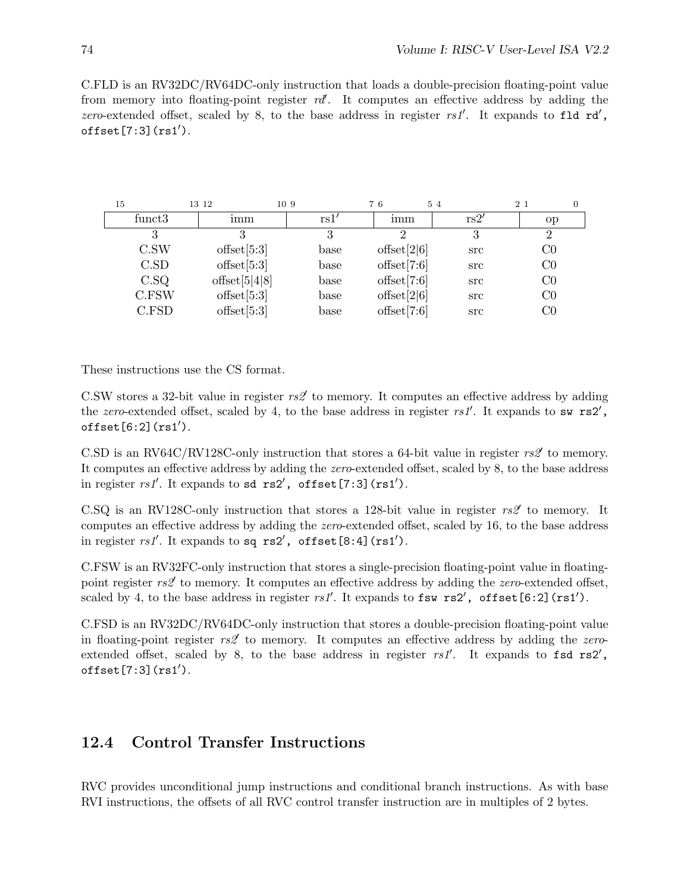C.FLD is an RV32DC/RV64DC-only instruction that loads a double-precision floating-point value from memory into floating-point register *rd′*. It computes an effective address by adding the *zero*-extended offset, scaled by 8, to the base address in register *rs1′*. It expands to `fld rd′, offset[7:3](rs1′)`.

| 15–13 | 12–10 | 9–7 | 6–5 | 4–2 | 1–0 |
|---|---|---|---|---|---|
| funct3 | imm | rs1′ | imm | rs2′ | op |
| 3 | 3 | 3 | 2 | 3 | 2 |
| C.SW | offset[5:3] | base | offset[2\|6] | src | C0 |
| C.SD | offset[5:3] | base | offset[7:6] | src | C0 |
| C.SQ | offset[5\|4\|8] | base | offset[7:6] | src | C0 |
| C.FSW | offset[5:3] | base | offset[2\|6] | src | C0 |
| C.FSD | offset[5:3] | base | offset[7:6] | src | C0 |

These instructions use the CS format.

C.SW stores a 32-bit value in register *rs2′* to memory. It computes an effective address by adding the *zero*-extended offset, scaled by 4, to the base address in register *rs1′*. It expands to `sw rs2′, offset[6:2](rs1′)`.

C.SD is an RV64C/RV128C-only instruction that stores a 64-bit value in register *rs2′* to memory. It computes an effective address by adding the *zero*-extended offset, scaled by 8, to the base address in register *rs1′*. It expands to `sd rs2′, offset[7:3](rs1′)`.

C.SQ is an RV128C-only instruction that stores a 128-bit value in register *rs2′* to memory. It computes an effective address by adding the *zero*-extended offset, scaled by 16, to the base address in register *rs1′*. It expands to `sq rs2′, offset[8:4](rs1′)`.

C.FSW is an RV32FC-only instruction that stores a single-precision floating-point value in floating-point register *rs2′* to memory. It computes an effective address by adding the *zero*-extended offset, scaled by 4, to the base address in register *rs1′*. It expands to `fsw rs2′, offset[6:2](rs1′)`.

C.FSD is an RV32DC/RV64DC-only instruction that stores a double-precision floating-point value in floating-point register *rs2′* to memory. It computes an effective address by adding the *zero*-extended offset, scaled by 8, to the base address in register *rs1′*. It expands to `fsd rs2′, offset[7:3](rs1′)`.

## 12.4 Control Transfer Instructions

RVC provides unconditional jump instructions and conditional branch instructions. As with base RVI instructions, the offsets of all RVC control transfer instruction are in multiples of 2 bytes.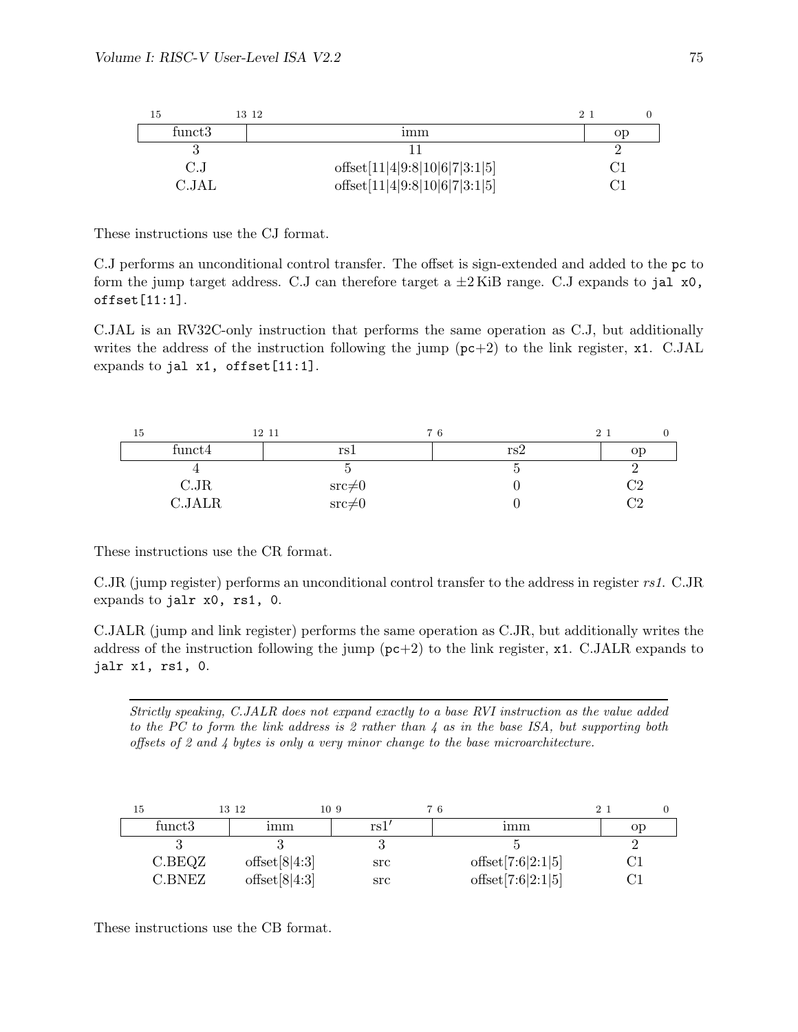| 15 13 | 12 2 | 1 0 |
|---|---|---|
| funct3 | imm | op |
| 3 | 11 | 2 |
| C.J | offset[11\|4\|9:8\|10\|6\|7\|3:1\|5] | C1 |
| C.JAL | offset[11\|4\|9:8\|10\|6\|7\|3:1\|5] | C1 |

These instructions use the CJ format.

C.J performs an unconditional control transfer. The offset is sign-extended and added to the `pc` to form the jump target address. C.J can therefore target a ±2 KiB range. C.J expands to `jal x0, offset[11:1]`.

C.JAL is an RV32C-only instruction that performs the same operation as C.J, but additionally writes the address of the instruction following the jump (`pc`+2) to the link register, `x1`. C.JAL expands to `jal x1, offset[11:1]`.

| 15 12 | 11 7 | 6 2 | 1 0 |
|---|---|---|---|
| funct4 | rs1 | rs2 | op |
| 4 | 5 | 5 | 2 |
| C.JR | src≠0 | 0 | C2 |
| C.JALR | src≠0 | 0 | C2 |

These instructions use the CR format.

C.JR (jump register) performs an unconditional control transfer to the address in register *rs1*. C.JR expands to `jalr x0, rs1, 0`.

C.JALR (jump and link register) performs the same operation as C.JR, but additionally writes the address of the instruction following the jump (`pc`+2) to the link register, `x1`. C.JALR expands to `jalr x1, rs1, 0`.

---

*Strictly speaking, C.JALR does not expand exactly to a base RVI instruction as the value added to the PC to form the link address is 2 rather than 4 as in the base ISA, but supporting both offsets of 2 and 4 bytes is only a very minor change to the base microarchitecture.*

---

| 15 13 | 12 10 | 9 7 | 6 2 | 1 0 |
|---|---|---|---|---|
| funct3 | imm | rs1′ | imm | op |
| 3 | 3 | 3 | 5 | 2 |
| C.BEQZ | offset[8\|4:3] | src | offset[7:6\|2:1\|5] | C1 |
| C.BNEZ | offset[8\|4:3] | src | offset[7:6\|2:1\|5] | C1 |

These instructions use the CB format.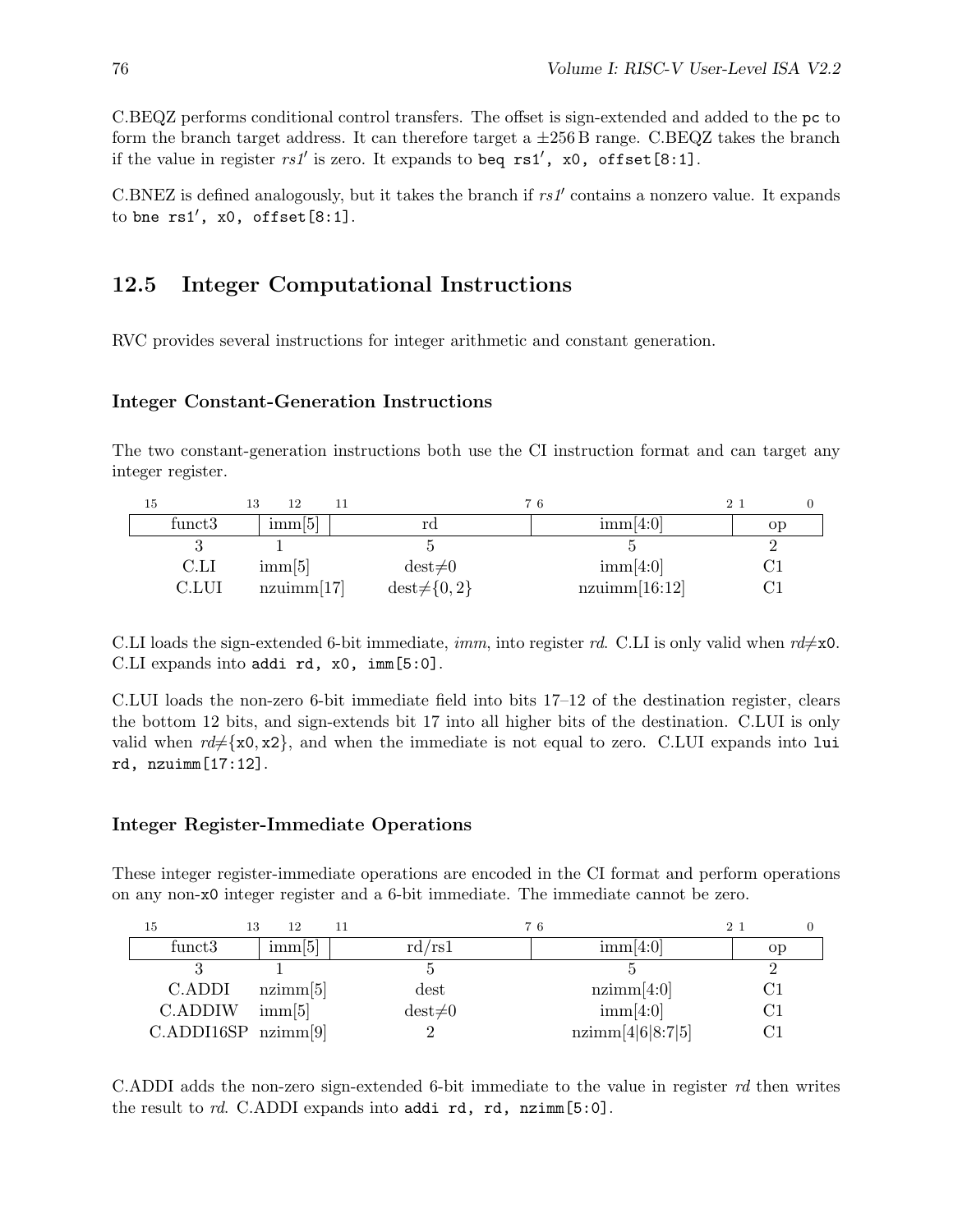C.BEQZ performs conditional control transfers. The offset is sign-extended and added to the `pc` to form the branch target address. It can therefore target a ±256 B range. C.BEQZ takes the branch if the value in register *rs1′* is zero. It expands to `beq rs1′, x0, offset[8:1]`.

C.BNEZ is defined analogously, but it takes the branch if *rs1′* contains a nonzero value. It expands to `bne rs1′, x0, offset[8:1]`.

## 12.5 Integer Computational Instructions

RVC provides several instructions for integer arithmetic and constant generation.

### Integer Constant-Generation Instructions

The two constant-generation instructions both use the CI instruction format and can target any integer register.

| 15–13 | 12 | 11–7 | 6–2 | 1–0 |
|---|---|---|---|---|
| funct3 | imm[5] | rd | imm[4:0] | op |
| 3 | 1 | 5 | 5 | 2 |
| C.LI | imm[5] | dest≠0 | imm[4:0] | C1 |
| C.LUI | nzuimm[17] | dest≠{0, 2} | nzuimm[16:12] | C1 |

C.LI loads the sign-extended 6-bit immediate, *imm*, into register *rd*. C.LI is only valid when *rd*≠`x0`. C.LI expands into `addi rd, x0, imm[5:0]`.

C.LUI loads the non-zero 6-bit immediate field into bits 17–12 of the destination register, clears the bottom 12 bits, and sign-extends bit 17 into all higher bits of the destination. C.LUI is only valid when *rd*≠{`x0`, `x2`}, and when the immediate is not equal to zero. C.LUI expands into `lui rd, nzuimm[17:12]`.

### Integer Register-Immediate Operations

These integer register-immediate operations are encoded in the CI format and perform operations on any non-`x0` integer register and a 6-bit immediate. The immediate cannot be zero.

| 15–13 | 12 | 11–7 | 6–2 | 1–0 |
|---|---|---|---|---|
| funct3 | imm[5] | rd/rs1 | imm[4:0] | op |
| 3 | 1 | 5 | 5 | 2 |
| C.ADDI | nzimm[5] | dest | nzimm[4:0] | C1 |
| C.ADDIW | imm[5] | dest≠0 | imm[4:0] | C1 |
| C.ADDI16SP | nzimm[9] | 2 | nzimm[4\|6\|8:7\|5] | C1 |

C.ADDI adds the non-zero sign-extended 6-bit immediate to the value in register *rd* then writes the result to *rd*. C.ADDI expands into `addi rd, rd, nzimm[5:0]`.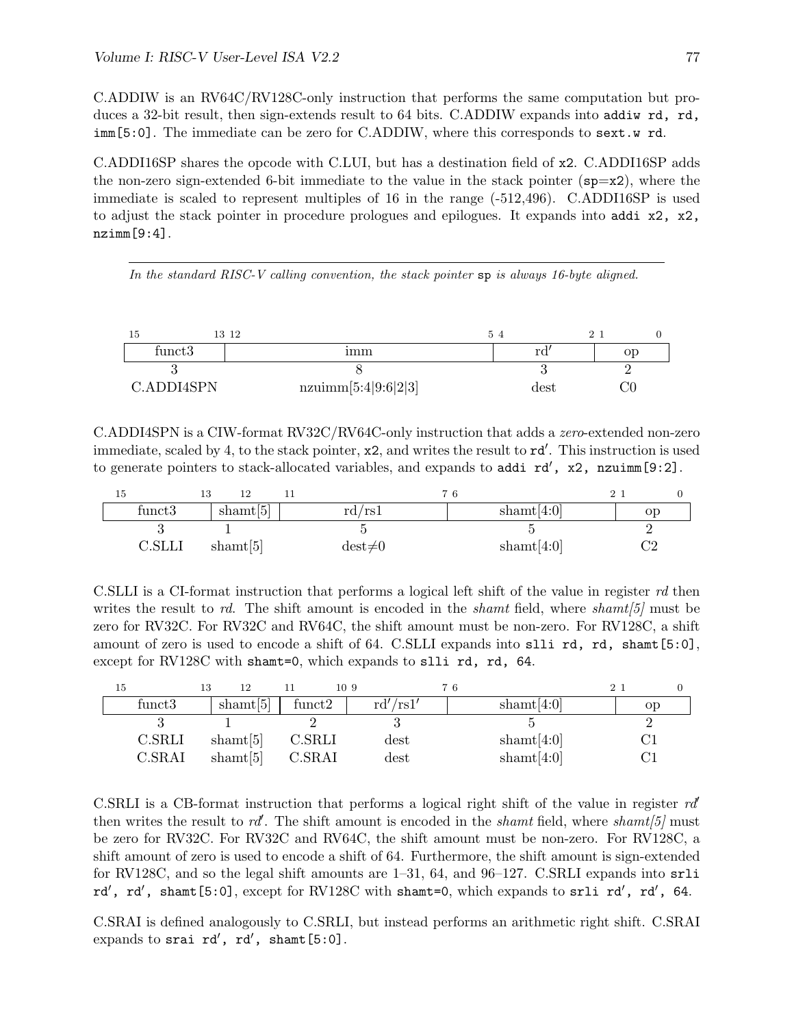C.ADDIW is an RV64C/RV128C-only instruction that performs the same computation but produces a 32-bit result, then sign-extends result to 64 bits. C.ADDIW expands into `addiw rd, rd, imm[5:0]`. The immediate can be zero for C.ADDIW, where this corresponds to `sext.w rd`.

C.ADDI16SP shares the opcode with C.LUI, but has a destination field of `x2`. C.ADDI16SP adds the non-zero sign-extended 6-bit immediate to the value in the stack pointer (`sp`=`x2`), where the immediate is scaled to represent multiples of 16 in the range (-512,496). C.ADDI16SP is used to adjust the stack pointer in procedure prologues and epilogues. It expands into `addi x2, x2, nzimm[9:4]`.

---

*In the standard RISC-V calling convention, the stack pointer* `sp` *is always 16-byte aligned.*

---

| 15–13 | 12–5 | 4–2 | 1–0 |
|---|---|---|---|
| funct3 | imm | rd′ | op |
| 3 | 8 | 3 | 2 |
| C.ADDI4SPN | nzuimm[5:4\|9:6\|2\|3] | dest | C0 |

C.ADDI4SPN is a CIW-format RV32C/RV64C-only instruction that adds a *zero*-extended non-zero immediate, scaled by 4, to the stack pointer, `x2`, and writes the result to `rd′`. This instruction is used to generate pointers to stack-allocated variables, and expands to `addi rd′, x2, nzuimm[9:2]`.

| 15–13 | 12 | 11–7 | 6–2 | 1–0 |
|---|---|---|---|---|
| funct3 | shamt[5] | rd/rs1 | shamt[4:0] | op |
| 3 | 1 | 5 | 5 | 2 |
| C.SLLI | shamt[5] | dest≠0 | shamt[4:0] | C2 |

C.SLLI is a CI-format instruction that performs a logical left shift of the value in register *rd* then writes the result to *rd*. The shift amount is encoded in the *shamt* field, where *shamt[5]* must be zero for RV32C. For RV32C and RV64C, the shift amount must be non-zero. For RV128C, a shift amount of zero is used to encode a shift of 64. C.SLLI expands into `slli rd, rd, shamt[5:0]`, except for RV128C with `shamt=0`, which expands to `slli rd, rd, 64`.

| 15–13 | 12 | 11–10 | 9–7 | 6–2 | 1–0 |
|---|---|---|---|---|---|
| funct3 | shamt[5] | funct2 | rd′/rs1′ | shamt[4:0] | op |
| 3 | 1 | 2 | 3 | 5 | 2 |
| C.SRLI | shamt[5] | C.SRLI | dest | shamt[4:0] | C1 |
| C.SRAI | shamt[5] | C.SRAI | dest | shamt[4:0] | C1 |

C.SRLI is a CB-format instruction that performs a logical right shift of the value in register *rd′* then writes the result to *rd′*. The shift amount is encoded in the *shamt* field, where *shamt[5]* must be zero for RV32C. For RV32C and RV64C, the shift amount must be non-zero. For RV128C, a shift amount of zero is used to encode a shift of 64. Furthermore, the shift amount is sign-extended for RV128C, and so the legal shift amounts are 1–31, 64, and 96–127. C.SRLI expands into `srli rd′, rd′, shamt[5:0]`, except for RV128C with `shamt=0`, which expands to `srli rd′, rd′, 64`.

C.SRAI is defined analogously to C.SRLI, but instead performs an arithmetic right shift. C.SRAI expands to `srai rd′, rd′, shamt[5:0]`.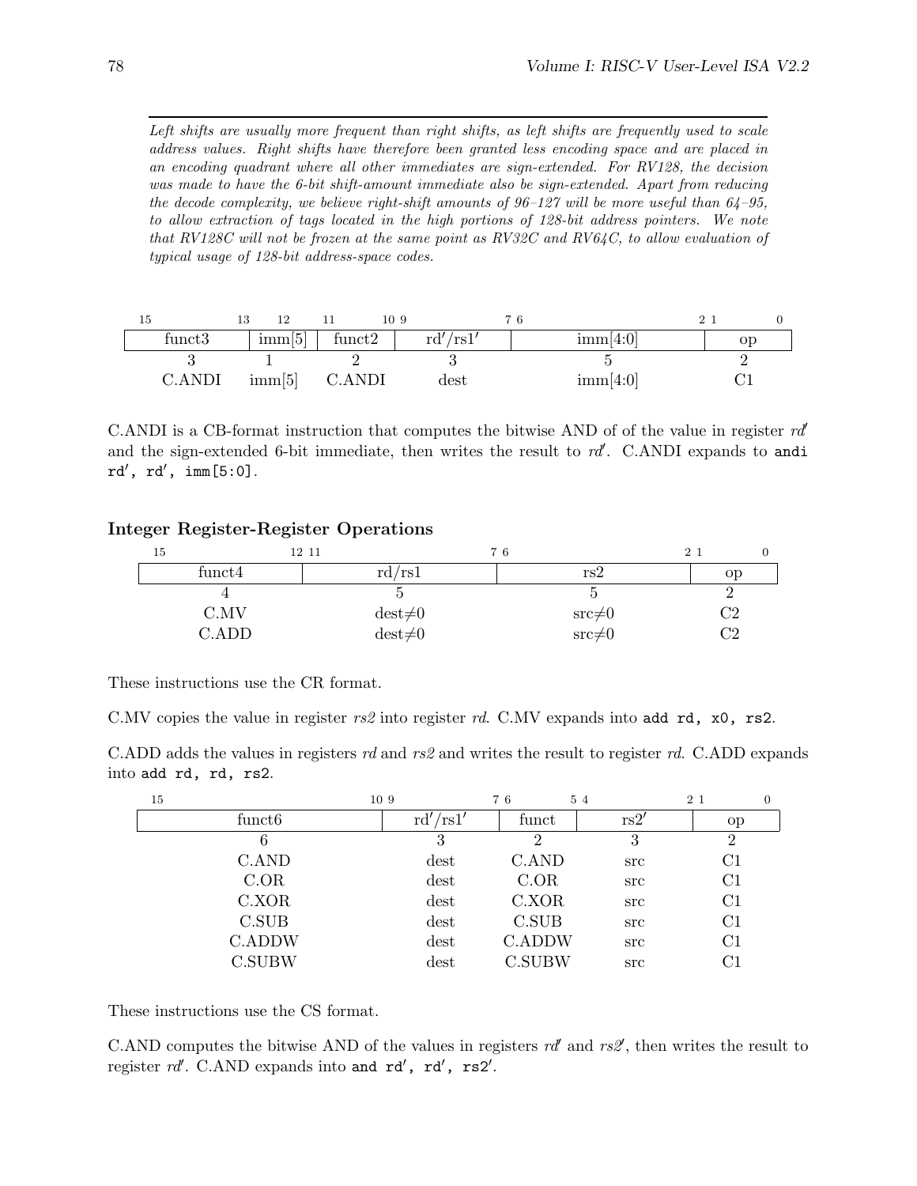*Left shifts are usually more frequent than right shifts, as left shifts are frequently used to scale address values. Right shifts have therefore been granted less encoding space and are placed in an encoding quadrant where all other immediates are sign-extended. For RV128, the decision was made to have the 6-bit shift-amount immediate also be sign-extended. Apart from reducing the decode complexity, we believe right-shift amounts of 96–127 will be more useful than 64–95, to allow extraction of tags located in the high portions of 128-bit address pointers. We note that RV128C will not be frozen at the same point as RV32C and RV64C, to allow evaluation of typical usage of 128-bit address-space codes.*

| 15–13 | 12 | 11–10 | 9–7 | 6–2 | 1–0 |
|---|---|---|---|---|---|
| funct3 | imm[5] | funct2 | rd′/rs1′ | imm[4:0] | op |
| 3 | 1 | 2 | 3 | 5 | 2 |
| C.ANDI | imm[5] | C.ANDI | dest | imm[4:0] | C1 |

C.ANDI is a CB-format instruction that computes the bitwise AND of of the value in register *rd′* and the sign-extended 6-bit immediate, then writes the result to *rd′*. C.ANDI expands to `andi rd′, rd′, imm[5:0]`.

### Integer Register-Register Operations

| 15–12 | 11–7 | 6–2 | 1–0 |
|---|---|---|---|
| funct4 | rd/rs1 | rs2 | op |
| 4 | 5 | 5 | 2 |
| C.MV | dest≠0 | src≠0 | C2 |
| C.ADD | dest≠0 | src≠0 | C2 |

These instructions use the CR format.

C.MV copies the value in register *rs2* into register *rd*. C.MV expands into `add rd, x0, rs2`.

C.ADD adds the values in registers *rd* and *rs2* and writes the result to register *rd*. C.ADD expands into `add rd, rd, rs2`.

| 15–10 | 9–7 | 6–5 | 4–2 | 1–0 |
|---|---|---|---|---|
| funct6 | rd′/rs1′ | funct | rs2′ | op |
| 6 | 3 | 2 | 3 | 2 |
| C.AND | dest | C.AND | src | C1 |
| C.OR | dest | C.OR | src | C1 |
| C.XOR | dest | C.XOR | src | C1 |
| C.SUB | dest | C.SUB | src | C1 |
| C.ADDW | dest | C.ADDW | src | C1 |
| C.SUBW | dest | C.SUBW | src | C1 |

These instructions use the CS format.

C.AND computes the bitwise AND of the values in registers *rd′* and *rs2′*, then writes the result to register *rd′*. C.AND expands into `and rd′, rd′, rs2′`.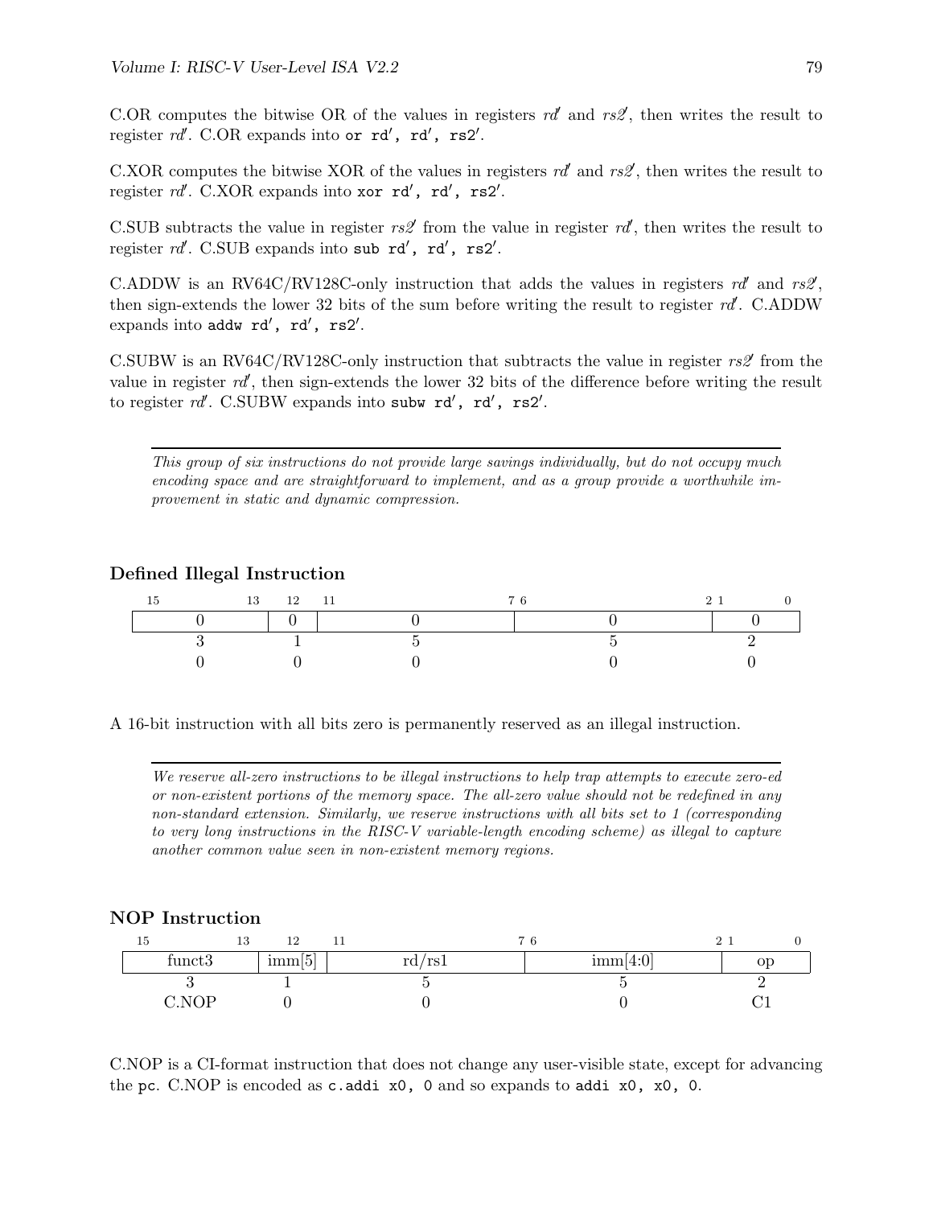C.OR computes the bitwise OR of the values in registers *rd′* and *rs2′*, then writes the result to register *rd′*. C.OR expands into `or rd′, rd′, rs2′`.

C.XOR computes the bitwise XOR of the values in registers *rd′* and *rs2′*, then writes the result to register *rd′*. C.XOR expands into `xor rd′, rd′, rs2′`.

C.SUB subtracts the value in register *rs2′* from the value in register *rd′*, then writes the result to register *rd′*. C.SUB expands into `sub rd′, rd′, rs2′`.

C.ADDW is an RV64C/RV128C-only instruction that adds the values in registers *rd′* and *rs2′*, then sign-extends the lower 32 bits of the sum before writing the result to register *rd′*. C.ADDW expands into `addw rd′, rd′, rs2′`.

C.SUBW is an RV64C/RV128C-only instruction that subtracts the value in register *rs2′* from the value in register *rd′*, then sign-extends the lower 32 bits of the difference before writing the result to register *rd′*. C.SUBW expands into `subw rd′, rd′, rs2′`.

---

*This group of six instructions do not provide large savings individually, but do not occupy much encoding space and are straightforward to implement, and as a group provide a worthwhile improvement in static and dynamic compression.*

### Defined Illegal Instruction

| 15–13 | 12 | 11–7 | 6–2 | 1–0 |
|---|---|---|---|---|
| 0 | 0 | 0 | 0 | 0 |
| 3 | 1 | 5 | 5 | 2 |
| 0 | 0 | 0 | 0 | 0 |

A 16-bit instruction with all bits zero is permanently reserved as an illegal instruction.

---

*We reserve all-zero instructions to be illegal instructions to help trap attempts to execute zero-ed or non-existent portions of the memory space. The all-zero value should not be redefined in any non-standard extension. Similarly, we reserve instructions with all bits set to 1 (corresponding to very long instructions in the RISC-V variable-length encoding scheme) as illegal to capture another common value seen in non-existent memory regions.*

### NOP Instruction

| 15–13 | 12 | 11–7 | 6–2 | 1–0 |
|---|---|---|---|---|
| funct3 | imm[5] | rd/rs1 | imm[4:0] | op |
| 3 | 1 | 5 | 5 | 2 |
| C.NOP | 0 | 0 | 0 | C1 |

C.NOP is a CI-format instruction that does not change any user-visible state, except for advancing the `pc`. C.NOP is encoded as `c.addi x0, 0` and so expands to `addi x0, x0, 0`.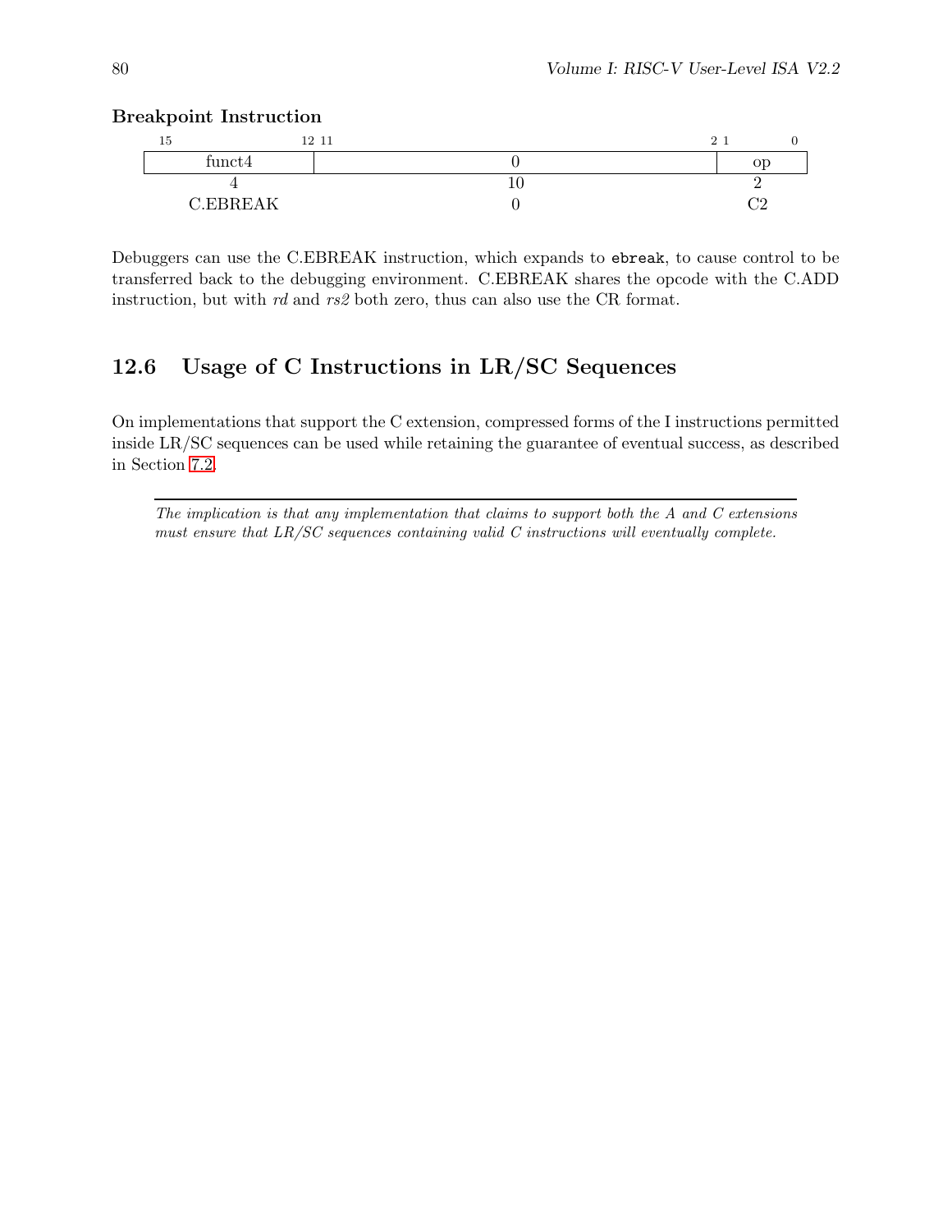**Breakpoint Instruction**

| 15 — 12 | 11 — 2 | 1 — 0 |
|---|---|---|
| funct4 | 0 | op |
| 4 | 10 | 2 |
| C.EBREAK | 0 | C2 |

Debuggers can use the C.EBREAK instruction, which expands to `ebreak`, to cause control to be transferred back to the debugging environment. C.EBREAK shares the opcode with the C.ADD instruction, but with *rd* and *rs2* both zero, thus can also use the CR format.

## 12.6 Usage of C Instructions in LR/SC Sequences

On implementations that support the C extension, compressed forms of the I instructions permitted inside LR/SC sequences can be used while retaining the guarantee of eventual success, as described in Section 7.2.

---

*The implication is that any implementation that claims to support both the A and C extensions must ensure that LR/SC sequences containing valid C instructions will eventually complete.*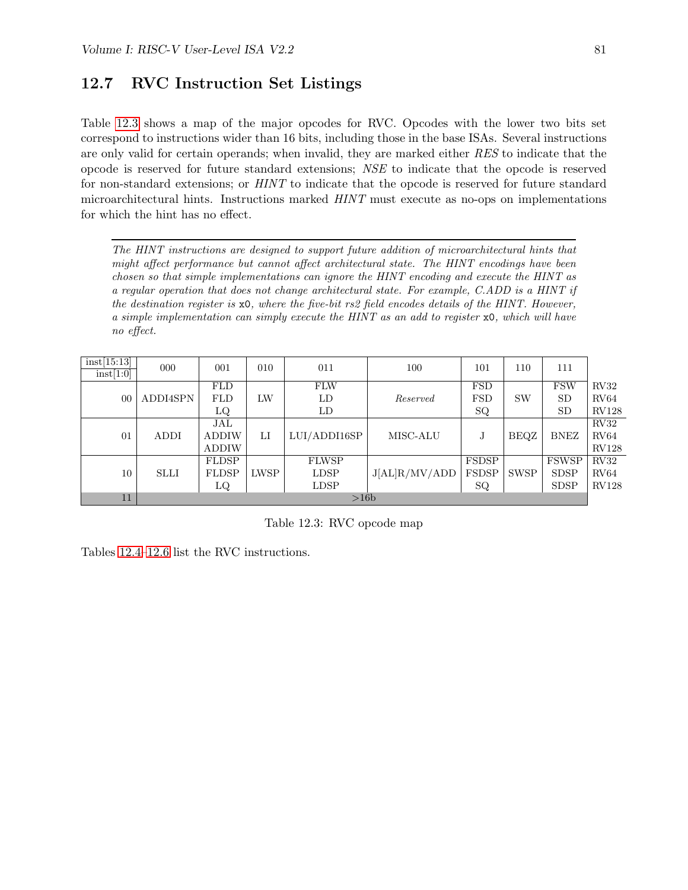## 12.7 RVC Instruction Set Listings

Table 12.3 shows a map of the major opcodes for RVC. Opcodes with the lower two bits set correspond to instructions wider than 16 bits, including those in the base ISAs. Several instructions are only valid for certain operands; when invalid, they are marked either *RES* to indicate that the opcode is reserved for future standard extensions; *NSE* to indicate that the opcode is reserved for non-standard extensions; or *HINT* to indicate that the opcode is reserved for future standard microarchitectural hints. Instructions marked *HINT* must execute as no-ops on implementations for which the hint has no effect.

---

*The HINT instructions are designed to support future addition of microarchitectural hints that might affect performance but cannot affect architectural state. The HINT encodings have been chosen so that simple implementations can ignore the HINT encoding and execute the HINT as a regular operation that does not change architectural state. For example, C.ADD is a HINT if the destination register is* `x0`*, where the five-bit rs2 field encodes details of the HINT. However, a simple implementation can simply execute the HINT as an add to register* `x0`*, which will have no effect.*

| inst[15:13] / inst[1:0] | 000 | 001 | 010 | 011 | 100 | 101 | 110 | 111 | |
|---|---|---|---|---|---|---|---|---|---|
| 00 | ADDI4SPN | FLD<br>FLD<br>LQ | LW | FLW<br>LD<br>LD | *Reserved* | FSD<br>FSD<br>SQ | SW | FSW<br>SD<br>SD | RV32<br>RV64<br>RV128 |
| 01 | ADDI | JAL<br>ADDIW<br>ADDIW | LI | LUI/ADDI16SP | MISC-ALU | J | BEQZ | BNEZ | RV32<br>RV64<br>RV128 |
| 10 | SLLI | FLDSP<br>FLDSP<br>LQ | LWSP | FLWSP<br>LDSP<br>LDSP | J[AL]R/MV/ADD | FSDSP<br>FSDSP<br>SQ | SWSP | FSWSP<br>SDSP<br>SDSP | RV32<br>RV64<br>RV128 |
| 11 | >16b | | | | | | | | |

Table 12.3: RVC opcode map

Tables 12.4–12.6 list the RVC instructions.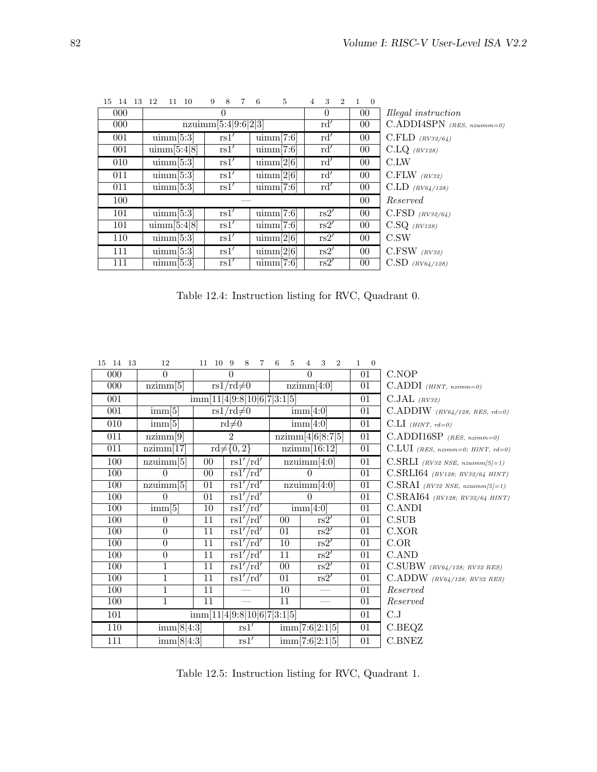| 15 14 13 | 12 11 10 | 9 8 7 | 6 5 | 4 3 2 | 1 0 | |
|---|---|---|---|---|---|---|
| 000 | 0 | | | 0 | 00 | *Illegal instruction* |
| 000 | nzuimm[5:4\|9:6\|2\|3] | | | rd′ | 00 | C.ADDI4SPN *(RES, nzuimm=0)* |
| 001 | uimm[5:3] | rs1′ | uimm[7:6] | rd′ | 00 | C.FLD *(RV32/64)* |
| 001 | uimm[5:4\|8] | rs1′ | uimm[7:6] | rd′ | 00 | C.LQ *(RV128)* |
| 010 | uimm[5:3] | rs1′ | uimm[2\|6] | rd′ | 00 | C.LW |
| 011 | uimm[5:3] | rs1′ | uimm[2\|6] | rd′ | 00 | C.FLW *(RV32)* |
| 011 | uimm[5:3] | rs1′ | uimm[7:6] | rd′ | 00 | C.LD *(RV64/128)* |
| 100 | — | | | | 00 | *Reserved* |
| 101 | uimm[5:3] | rs1′ | uimm[7:6] | rs2′ | 00 | C.FSD *(RV32/64)* |
| 101 | uimm[5:4\|8] | rs1′ | uimm[7:6] | rs2′ | 00 | C.SQ *(RV128)* |
| 110 | uimm[5:3] | rs1′ | uimm[2\|6] | rs2′ | 00 | C.SW |
| 111 | uimm[5:3] | rs1′ | uimm[2\|6] | rs2′ | 00 | C.FSW *(RV32)* |
| 111 | uimm[5:3] | rs1′ | uimm[7:6] | rs2′ | 00 | C.SD *(RV64/128)* |

Table 12.4: Instruction listing for RVC, Quadrant 0.

| 15 14 13 | 12 | 11 10 | 9 8 7 | 6 5 | 4 3 2 | 1 0 | |
|---|---|---|---|---|---|---|---|
| 000 | 0 | 0 | | 0 | | 01 | C.NOP |
| 000 | nzimm[5] | rs1/rd≠0 | | nzimm[4:0] | | 01 | C.ADDI *(HINT, nzimm=0)* |
| 001 | imm[11\|4\|9:8\|10\|6\|7\|3:1\|5] | | | | | 01 | C.JAL *(RV32)* |
| 001 | imm[5] | rs1/rd≠0 | | imm[4:0] | | 01 | C.ADDIW *(RV64/128; RES, rd=0)* |
| 010 | imm[5] | rd≠0 | | imm[4:0] | | 01 | C.LI *(HINT, rd=0)* |
| 011 | nzimm[9] | 2 | | nzimm[4\|6\|8:7\|5] | | 01 | C.ADDI16SP *(RES, nzimm=0)* |
| 011 | nzimm[17] | rd≠{0, 2} | | nzimm[16:12] | | 01 | C.LUI *(RES, nzimm=0; HINT, rd=0)* |
| 100 | nzuimm[5] | 00 | rs1′/rd′ | nzuimm[4:0] | | 01 | C.SRLI *(RV32 NSE, nzuimm[5]=1)* |
| 100 | 0 | 00 | rs1′/rd′ | 0 | | 01 | C.SRLI64 *(RV128; RV32/64 HINT)* |
| 100 | nzuimm[5] | 01 | rs1′/rd′ | nzuimm[4:0] | | 01 | C.SRAI *(RV32 NSE, nzuimm[5]=1)* |
| 100 | 0 | 01 | rs1′/rd′ | 0 | | 01 | C.SRAI64 *(RV128; RV32/64 HINT)* |
| 100 | imm[5] | 10 | rs1′/rd′ | imm[4:0] | | 01 | C.ANDI |
| 100 | 0 | 11 | rs1′/rd′ | 00 | rs2′ | 01 | C.SUB |
| 100 | 0 | 11 | rs1′/rd′ | 01 | rs2′ | 01 | C.XOR |
| 100 | 0 | 11 | rs1′/rd′ | 10 | rs2′ | 01 | C.OR |
| 100 | 0 | 11 | rs1′/rd′ | 11 | rs2′ | 01 | C.AND |
| 100 | 1 | 11 | rs1′/rd′ | 00 | rs2′ | 01 | C.SUBW *(RV64/128; RV32 RES)* |
| 100 | 1 | 11 | rs1′/rd′ | 01 | rs2′ | 01 | C.ADDW *(RV64/128; RV32 RES)* |
| 100 | 1 | 11 | — | 10 | — | 01 | *Reserved* |
| 100 | 1 | 11 | — | 11 | — | 01 | *Reserved* |
| 101 | imm[11\|4\|9:8\|10\|6\|7\|3:1\|5] | | | | | 01 | C.J |
| 110 | imm[8\|4:3] | | rs1′ | imm[7:6\|2:1\|5] | | 01 | C.BEQZ |
| 111 | imm[8\|4:3] | | rs1′ | imm[7:6\|2:1\|5] | | 01 | C.BNEZ |

Table 12.5: Instruction listing for RVC, Quadrant 1.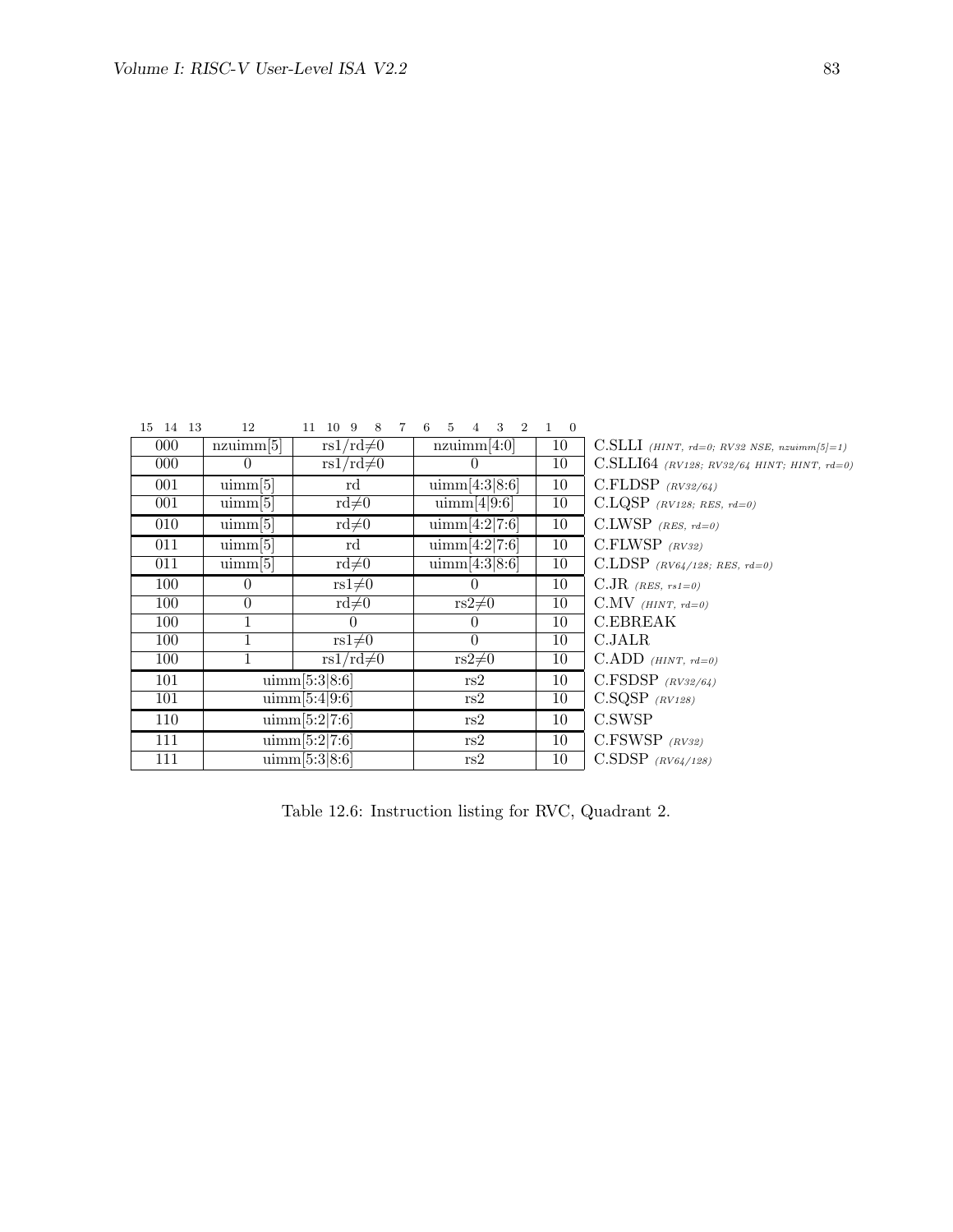| 15 14 13 | 12 | 11 10 9 8 7 | 6 5 4 3 2 | 1 0 | |
|---|---|---|---|---|---|
| 000 | nzuimm[5] | rs1/rd≠0 | nzuimm[4:0] | 10 | C.SLLI *(HINT, rd=0; RV32 NSE, nzuimm[5]=1)* |
| 000 | 0 | rs1/rd≠0 | 0 | 10 | C.SLLI64 *(RV128; RV32/64 HINT; HINT, rd=0)* |
| 001 | uimm[5] | rd | uimm[4:3\|8:6] | 10 | C.FLDSP *(RV32/64)* |
| 001 | uimm[5] | rd≠0 | uimm[4\|9:6] | 10 | C.LQSP *(RV128; RES, rd=0)* |
| 010 | uimm[5] | rd≠0 | uimm[4:2\|7:6] | 10 | C.LWSP *(RES, rd=0)* |
| 011 | uimm[5] | rd | uimm[4:2\|7:6] | 10 | C.FLWSP *(RV32)* |
| 011 | uimm[5] | rd≠0 | uimm[4:3\|8:6] | 10 | C.LDSP *(RV64/128; RES, rd=0)* |
| 100 | 0 | rs1≠0 | 0 | 10 | C.JR *(RES, rs1=0)* |
| 100 | 0 | rd≠0 | rs2≠0 | 10 | C.MV *(HINT, rd=0)* |
| 100 | 1 | 0 | 0 | 10 | C.EBREAK |
| 100 | 1 | rs1≠0 | 0 | 10 | C.JALR |
| 100 | 1 | rs1/rd≠0 | rs2≠0 | 10 | C.ADD *(HINT, rd=0)* |
| 101 | uimm[5:3\|8:6] | | rs2 | 10 | C.FSDSP *(RV32/64)* |
| 101 | uimm[5:4\|9:6] | | rs2 | 10 | C.SQSP *(RV128)* |
| 110 | uimm[5:2\|7:6] | | rs2 | 10 | C.SWSP |
| 111 | uimm[5:2\|7:6] | | rs2 | 10 | C.FSWSP *(RV32)* |
| 111 | uimm[5:3\|8:6] | | rs2 | 10 | C.SDSP *(RV64/128)* |

Table 12.6: Instruction listing for RVC, Quadrant 2.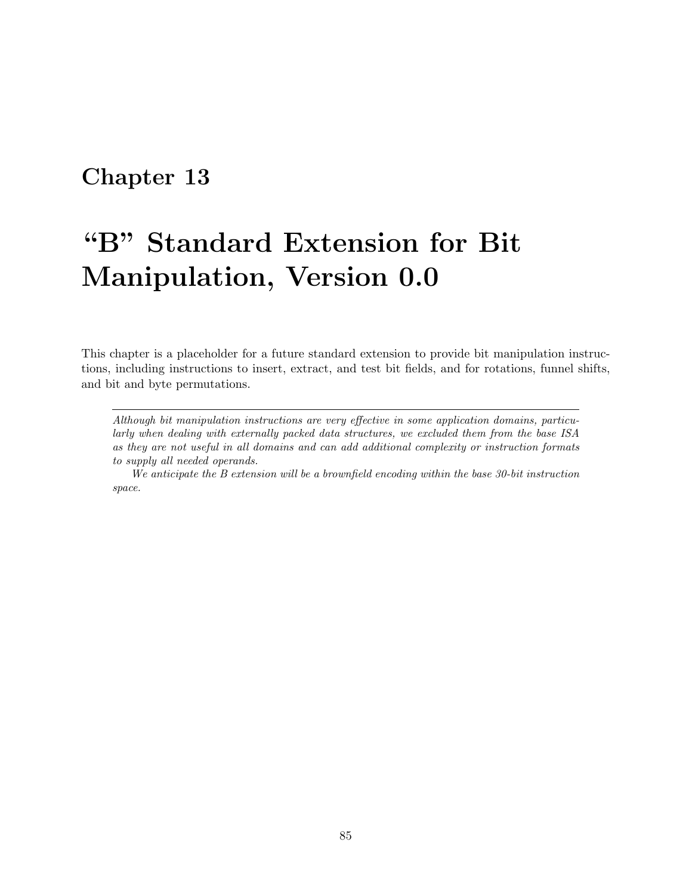# Chapter 13

# "B" Standard Extension for Bit Manipulation, Version 0.0

This chapter is a placeholder for a future standard extension to provide bit manipulation instructions, including instructions to insert, extract, and test bit fields, and for rotations, funnel shifts, and bit and byte permutations.

---

*Although bit manipulation instructions are very effective in some application domains, particularly when dealing with externally packed data structures, we excluded them from the base ISA as they are not useful in all domains and can add additional complexity or instruction formats to supply all needed operands.*

*We anticipate the B extension will be a brownfield encoding within the base 30-bit instruction space.*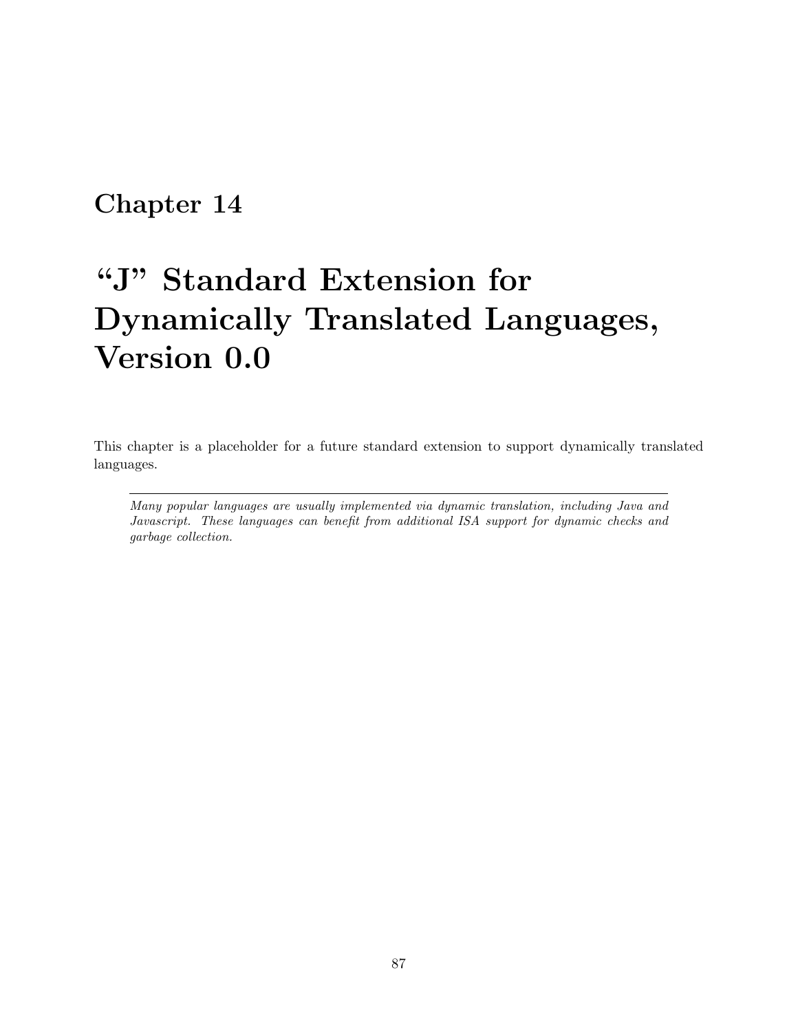# Chapter 14

# "J" Standard Extension for Dynamically Translated Languages, Version 0.0

This chapter is a placeholder for a future standard extension to support dynamically translated languages.

---

*Many popular languages are usually implemented via dynamic translation, including Java and Javascript. These languages can benefit from additional ISA support for dynamic checks and garbage collection.*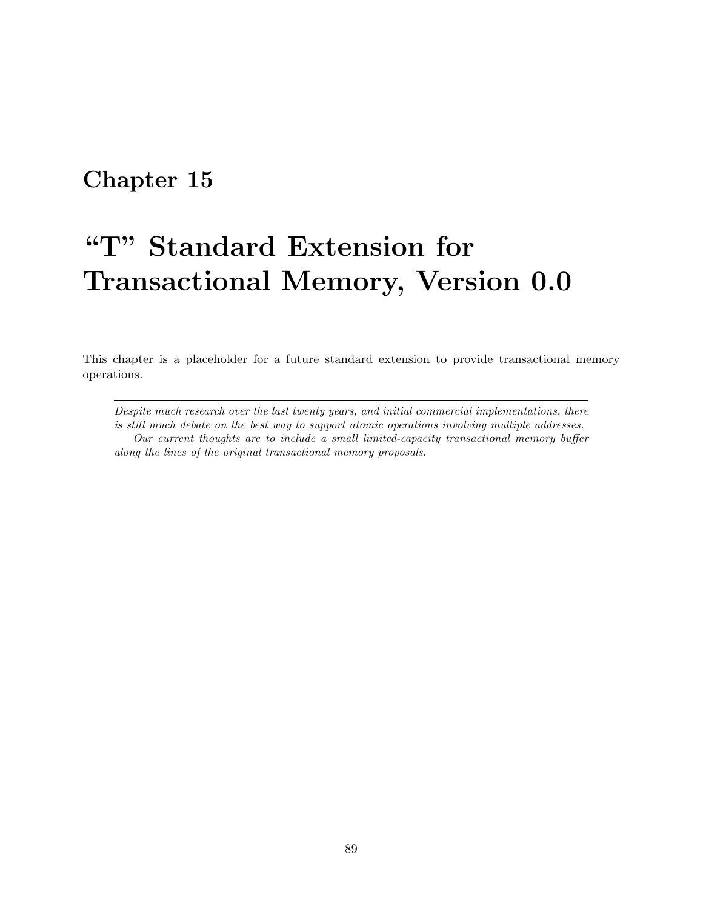# Chapter 15

# "T" Standard Extension for Transactional Memory, Version 0.0

This chapter is a placeholder for a future standard extension to provide transactional memory operations.

---

*Despite much research over the last twenty years, and initial commercial implementations, there is still much debate on the best way to support atomic operations involving multiple addresses.*

*Our current thoughts are to include a small limited-capacity transactional memory buffer along the lines of the original transactional memory proposals.*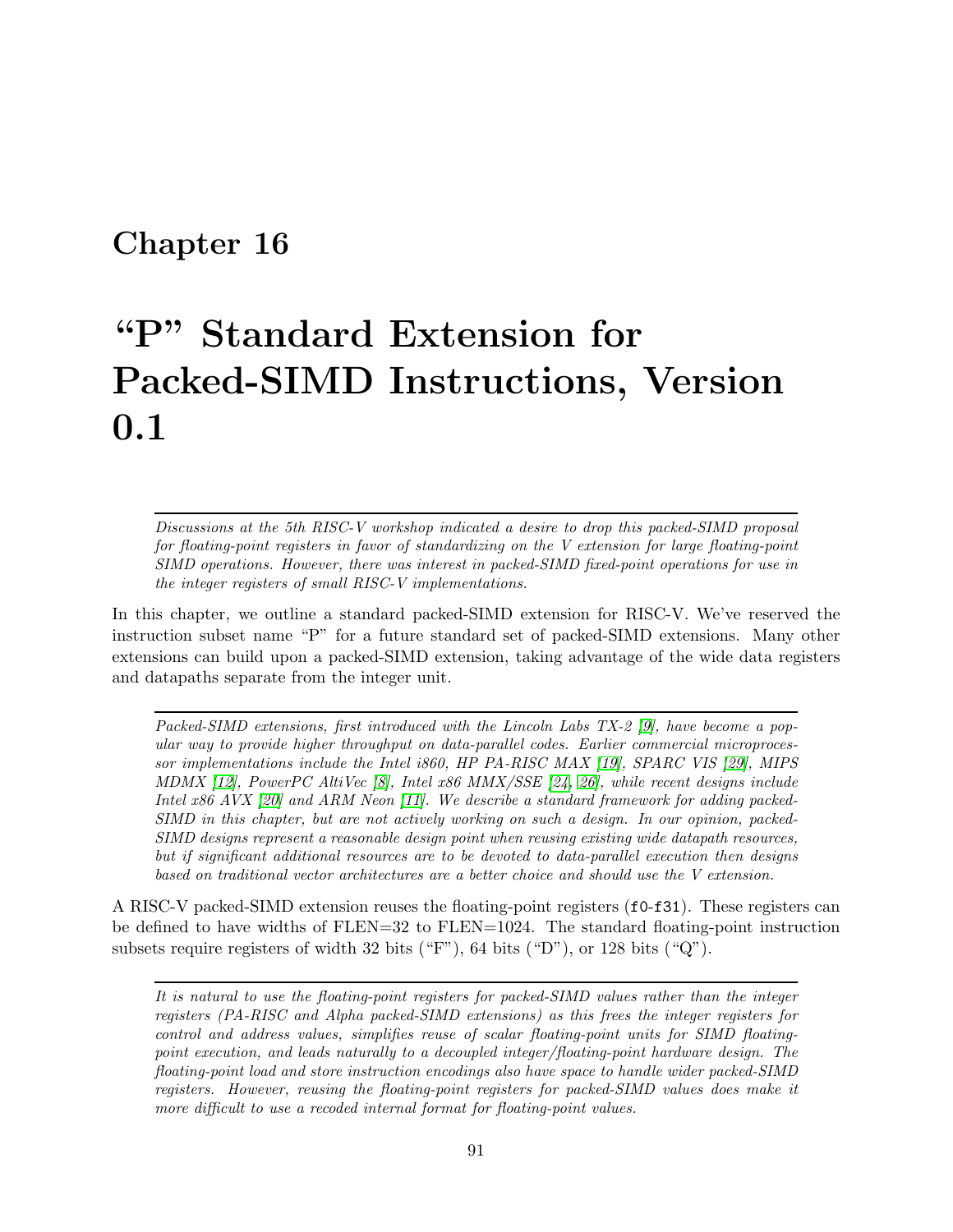# Chapter 16

# "P" Standard Extension for Packed-SIMD Instructions, Version 0.1

---

*Discussions at the 5th RISC-V workshop indicated a desire to drop this packed-SIMD proposal for floating-point registers in favor of standardizing on the V extension for large floating-point SIMD operations. However, there was interest in packed-SIMD fixed-point operations for use in the integer registers of small RISC-V implementations.*

In this chapter, we outline a standard packed-SIMD extension for RISC-V. We've reserved the instruction subset name "P" for a future standard set of packed-SIMD extensions. Many other extensions can build upon a packed-SIMD extension, taking advantage of the wide data registers and datapaths separate from the integer unit.

---

*Packed-SIMD extensions, first introduced with the Lincoln Labs TX-2 [9], have become a popular way to provide higher throughput on data-parallel codes. Earlier commercial microprocessor implementations include the Intel i860, HP PA-RISC MAX [19], SPARC VIS [29], MIPS MDMX [12], PowerPC AltiVec [8], Intel x86 MMX/SSE [24, 26], while recent designs include Intel x86 AVX [20] and ARM Neon [11]. We describe a standard framework for adding packed-SIMD in this chapter, but are not actively working on such a design. In our opinion, packed-SIMD designs represent a reasonable design point when reusing existing wide datapath resources, but if significant additional resources are to be devoted to data-parallel execution then designs based on traditional vector architectures are a better choice and should use the V extension.*

A RISC-V packed-SIMD extension reuses the floating-point registers (`f0`-`f31`). These registers can be defined to have widths of FLEN=32 to FLEN=1024. The standard floating-point instruction subsets require registers of width 32 bits ("F"), 64 bits ("D"), or 128 bits ("Q").

---

*It is natural to use the floating-point registers for packed-SIMD values rather than the integer registers (PA-RISC and Alpha packed-SIMD extensions) as this frees the integer registers for control and address values, simplifies reuse of scalar floating-point units for SIMD floating-point execution, and leads naturally to a decoupled integer/floating-point hardware design. The floating-point load and store instruction encodings also have space to handle wider packed-SIMD registers. However, reusing the floating-point registers for packed-SIMD values does make it more difficult to use a recoded internal format for floating-point values.*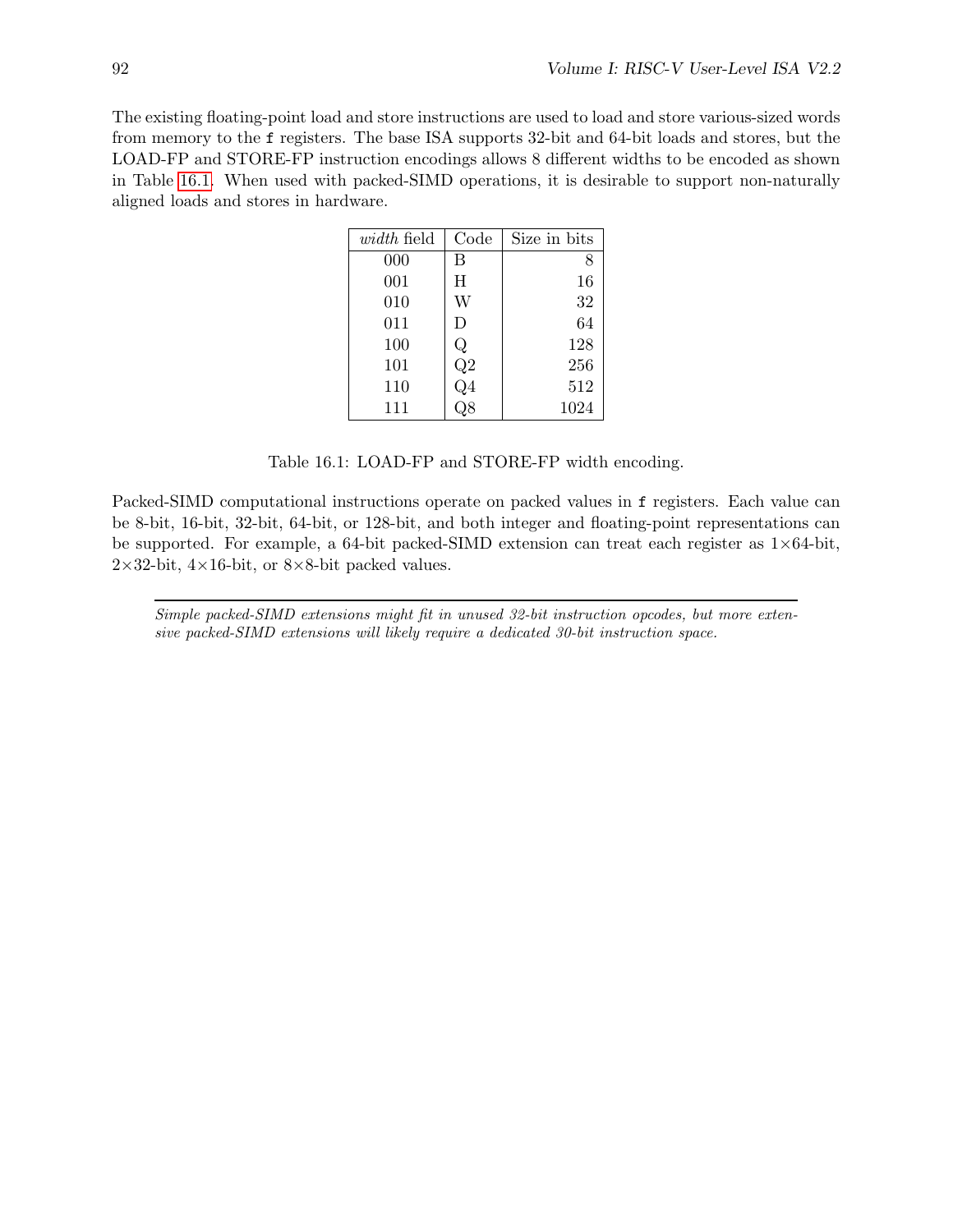The existing floating-point load and store instructions are used to load and store various-sized words from memory to the `f` registers. The base ISA supports 32-bit and 64-bit loads and stores, but the LOAD-FP and STORE-FP instruction encodings allows 8 different widths to be encoded as shown in Table 16.1. When used with packed-SIMD operations, it is desirable to support non-naturally aligned loads and stores in hardware.

| *width* field | Code | Size in bits |
|---|---|---|
| 000 | B | 8 |
| 001 | H | 16 |
| 010 | W | 32 |
| 011 | D | 64 |
| 100 | Q | 128 |
| 101 | Q2 | 256 |
| 110 | Q4 | 512 |
| 111 | Q8 | 1024 |

Table 16.1: LOAD-FP and STORE-FP width encoding.

Packed-SIMD computational instructions operate on packed values in `f` registers. Each value can be 8-bit, 16-bit, 32-bit, 64-bit, or 128-bit, and both integer and floating-point representations can be supported. For example, a 64-bit packed-SIMD extension can treat each register as 1×64-bit, 2×32-bit, 4×16-bit, or 8×8-bit packed values.

---

*Simple packed-SIMD extensions might fit in unused 32-bit instruction opcodes, but more extensive packed-SIMD extensions will likely require a dedicated 30-bit instruction space.*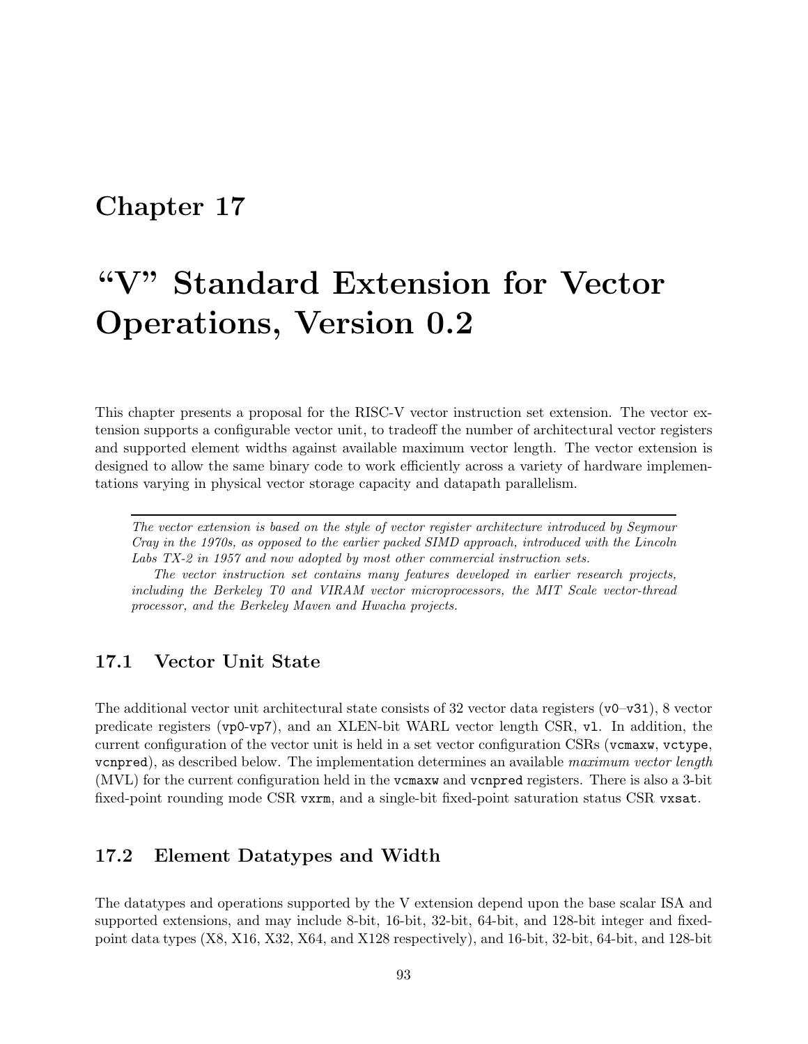# Chapter 17

# "V" Standard Extension for Vector Operations, Version 0.2

This chapter presents a proposal for the RISC-V vector instruction set extension. The vector extension supports a configurable vector unit, to tradeoff the number of architectural vector registers and supported element widths against available maximum vector length. The vector extension is designed to allow the same binary code to work efficiently across a variety of hardware implementations varying in physical vector storage capacity and datapath parallelism.

---

*The vector extension is based on the style of vector register architecture introduced by Seymour Cray in the 1970s, as opposed to the earlier packed SIMD approach, introduced with the Lincoln Labs TX-2 in 1957 and now adopted by most other commercial instruction sets.*

*The vector instruction set contains many features developed in earlier research projects, including the Berkeley T0 and VIRAM vector microprocessors, the MIT Scale vector-thread processor, and the Berkeley Maven and Hwacha projects.*

---

## 17.1 Vector Unit State

The additional vector unit architectural state consists of 32 vector data registers (`v0`–`v31`), 8 vector predicate registers (`vp0`-`vp7`), and an XLEN-bit WARL vector length CSR, `vl`. In addition, the current configuration of the vector unit is held in a set vector configuration CSRs (`vcmaxw`, `vctype`, `vcnpred`), as described below. The implementation determines an available *maximum vector length* (MVL) for the current configuration held in the `vcmaxw` and `vcnpred` registers. There is also a 3-bit fixed-point rounding mode CSR `vxrm`, and a single-bit fixed-point saturation status CSR `vxsat`.

## 17.2 Element Datatypes and Width

The datatypes and operations supported by the V extension depend upon the base scalar ISA and supported extensions, and may include 8-bit, 16-bit, 32-bit, 64-bit, and 128-bit integer and fixed-point data types (X8, X16, X32, X64, and X128 respectively), and 16-bit, 32-bit, 64-bit, and 128-bit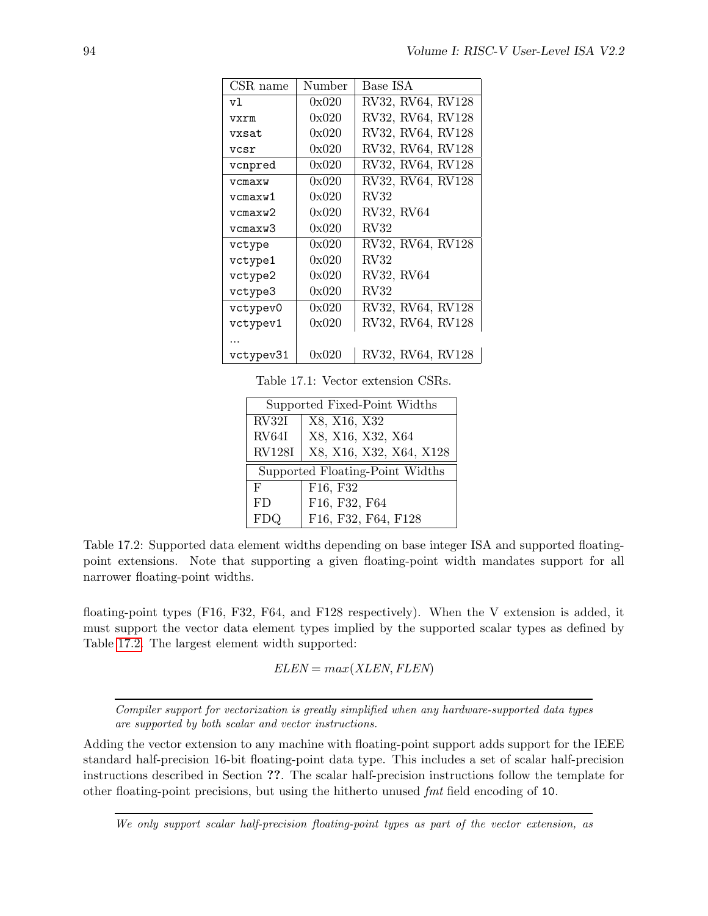| CSR name | Number | Base ISA |
|---|---|---|
| `vl` | 0x020 | RV32, RV64, RV128 |
| `vxrm` | 0x020 | RV32, RV64, RV128 |
| `vxsat` | 0x020 | RV32, RV64, RV128 |
| `vcsr` | 0x020 | RV32, RV64, RV128 |
| `vcnpred` | 0x020 | RV32, RV64, RV128 |
| `vcmaxw` | 0x020 | RV32, RV64, RV128 |
| `vcmaxw1` | 0x020 | RV32 |
| `vcmaxw2` | 0x020 | RV32, RV64 |
| `vcmaxw3` | 0x020 | RV32 |
| `vctype` | 0x020 | RV32, RV64, RV128 |
| `vctype1` | 0x020 | RV32 |
| `vctype2` | 0x020 | RV32, RV64 |
| `vctype3` | 0x020 | RV32 |
| `vctypev0` | 0x020 | RV32, RV64, RV128 |
| `vctypev1` | 0x020 | RV32, RV64, RV128 |
| ... | | |
| `vctypev31` | 0x020 | RV32, RV64, RV128 |

Table 17.1: Vector extension CSRs.

| Supported Fixed-Point Widths | |
|---|---|
| RV32I | X8, X16, X32 |
| RV64I | X8, X16, X32, X64 |
| RV128I | X8, X16, X32, X64, X128 |

| Supported Floating-Point Widths | |
|---|---|
| F | F16, F32 |
| FD | F16, F32, F64 |
| FDQ | F16, F32, F64, F128 |

Table 17.2: Supported data element widths depending on base integer ISA and supported floating-point extensions. Note that supporting a given floating-point width mandates support for all narrower floating-point widths.

floating-point types (F16, F32, F64, and F128 respectively). When the V extension is added, it must support the vector data element types implied by the supported scalar types as defined by Table 17.2. The largest element width supported:

$$ELEN = max(XLEN, FLEN)$$

---

*Compiler support for vectorization is greatly simplified when any hardware-supported data types are supported by both scalar and vector instructions.*

Adding the vector extension to any machine with floating-point support adds support for the IEEE standard half-precision 16-bit floating-point data type. This includes a set of scalar half-precision instructions described in Section **??**. The scalar half-precision instructions follow the template for other floating-point precisions, but using the hitherto unused *fmt* field encoding of `10`.

---

*We only support scalar half-precision floating-point types as part of the vector extension, as*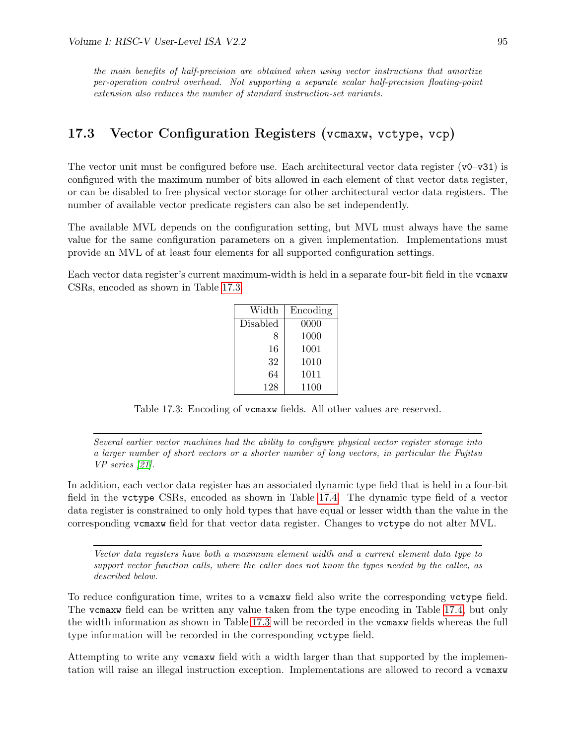*the main benefits of half-precision are obtained when using vector instructions that amortize per-operation control overhead. Not supporting a separate scalar half-precision floating-point extension also reduces the number of standard instruction-set variants.*

## 17.3 Vector Configuration Registers (`vcmaxw`, `vctype`, `vcp`)

The vector unit must be configured before use. Each architectural vector data register (`v0`–`v31`) is configured with the maximum number of bits allowed in each element of that vector data register, or can be disabled to free physical vector storage for other architectural vector data registers. The number of available vector predicate registers can also be set independently.

The available MVL depends on the configuration setting, but MVL must always have the same value for the same configuration parameters on a given implementation. Implementations must provide an MVL of at least four elements for all supported configuration settings.

Each vector data register's current maximum-width is held in a separate four-bit field in the `vcmaxw` CSRs, encoded as shown in Table 17.3.

| Width | Encoding |
|---|---|
| Disabled | 0000 |
| 8 | 1000 |
| 16 | 1001 |
| 32 | 1010 |
| 64 | 1011 |
| 128 | 1100 |

Table 17.3: Encoding of `vcmaxw` fields. All other values are reserved.

*Several earlier vector machines had the ability to configure physical vector register storage into a larger number of short vectors or a shorter number of long vectors, in particular the Fujitsu VP series [21].*

In addition, each vector data register has an associated dynamic type field that is held in a four-bit field in the `vctype` CSRs, encoded as shown in Table 17.4. The dynamic type field of a vector data register is constrained to only hold types that have equal or lesser width than the value in the corresponding `vcmaxw` field for that vector data register. Changes to `vctype` do not alter MVL.

*Vector data registers have both a maximum element width and a current element data type to support vector function calls, where the caller does not know the types needed by the callee, as described below.*

To reduce configuration time, writes to a `vcmaxw` field also write the corresponding `vctype` field. The `vcmaxw` field can be written any value taken from the type encoding in Table 17.4, but only the width information as shown in Table 17.3 will be recorded in the `vcmaxw` fields whereas the full type information will be recorded in the corresponding `vctype` field.

Attempting to write any `vcmaxw` field with a width larger than that supported by the implementation will raise an illegal instruction exception. Implementations are allowed to record a `vcmaxw`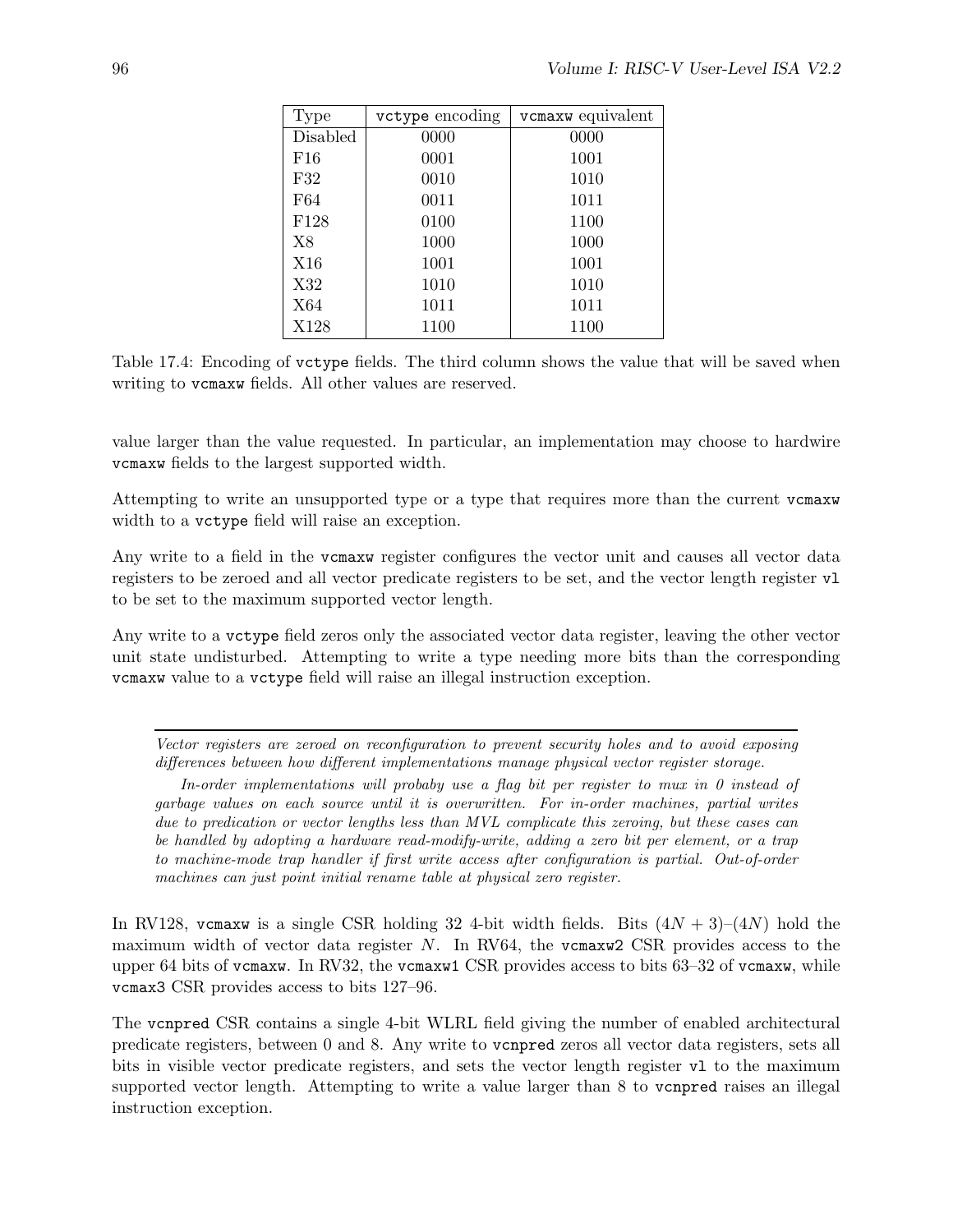| Type | `vctype` encoding | `vcmaxw` equivalent |
|---|---|---|
| Disabled | 0000 | 0000 |
| F16 | 0001 | 1001 |
| F32 | 0010 | 1010 |
| F64 | 0011 | 1011 |
| F128 | 0100 | 1100 |
| X8 | 1000 | 1000 |
| X16 | 1001 | 1001 |
| X32 | 1010 | 1010 |
| X64 | 1011 | 1011 |
| X128 | 1100 | 1100 |

Table 17.4: Encoding of `vctype` fields. The third column shows the value that will be saved when writing to `vcmaxw` fields. All other values are reserved.

value larger than the value requested. In particular, an implementation may choose to hardwire `vcmaxw` fields to the largest supported width.

Attempting to write an unsupported type or a type that requires more than the current `vcmaxw` width to a `vctype` field will raise an exception.

Any write to a field in the `vcmaxw` register configures the vector unit and causes all vector data registers to be zeroed and all vector predicate registers to be set, and the vector length register `vl` to be set to the maximum supported vector length.

Any write to a `vctype` field zeros only the associated vector data register, leaving the other vector unit state undisturbed. Attempting to write a type needing more bits than the corresponding `vcmaxw` value to a `vctype` field will raise an illegal instruction exception.

---

*Vector registers are zeroed on reconfiguration to prevent security holes and to avoid exposing differences between how different implementations manage physical vector register storage.*

*In-order implementations will probaby use a flag bit per register to mux in 0 instead of garbage values on each source until it is overwritten. For in-order machines, partial writes due to predication or vector lengths less than MVL complicate this zeroing, but these cases can be handled by adopting a hardware read-modify-write, adding a zero bit per element, or a trap to machine-mode trap handler if first write access after configuration is partial. Out-of-order machines can just point initial rename table at physical zero register.*

---

In RV128, `vcmaxw` is a single CSR holding 32 4-bit width fields. Bits $(4N + 3)$–$(4N)$ hold the maximum width of vector data register $N$. In RV64, the `vcmaxw2` CSR provides access to the upper 64 bits of `vcmaxw`. In RV32, the `vcmaxw1` CSR provides access to bits 63–32 of `vcmaxw`, while `vcmax3` CSR provides access to bits 127–96.

The `vcnpred` CSR contains a single 4-bit WLRL field giving the number of enabled architectural predicate registers, between 0 and 8. Any write to `vcnpred` zeros all vector data registers, sets all bits in visible vector predicate registers, and sets the vector length register `vl` to the maximum supported vector length. Attempting to write a value larger than 8 to `vcnpred` raises an illegal instruction exception.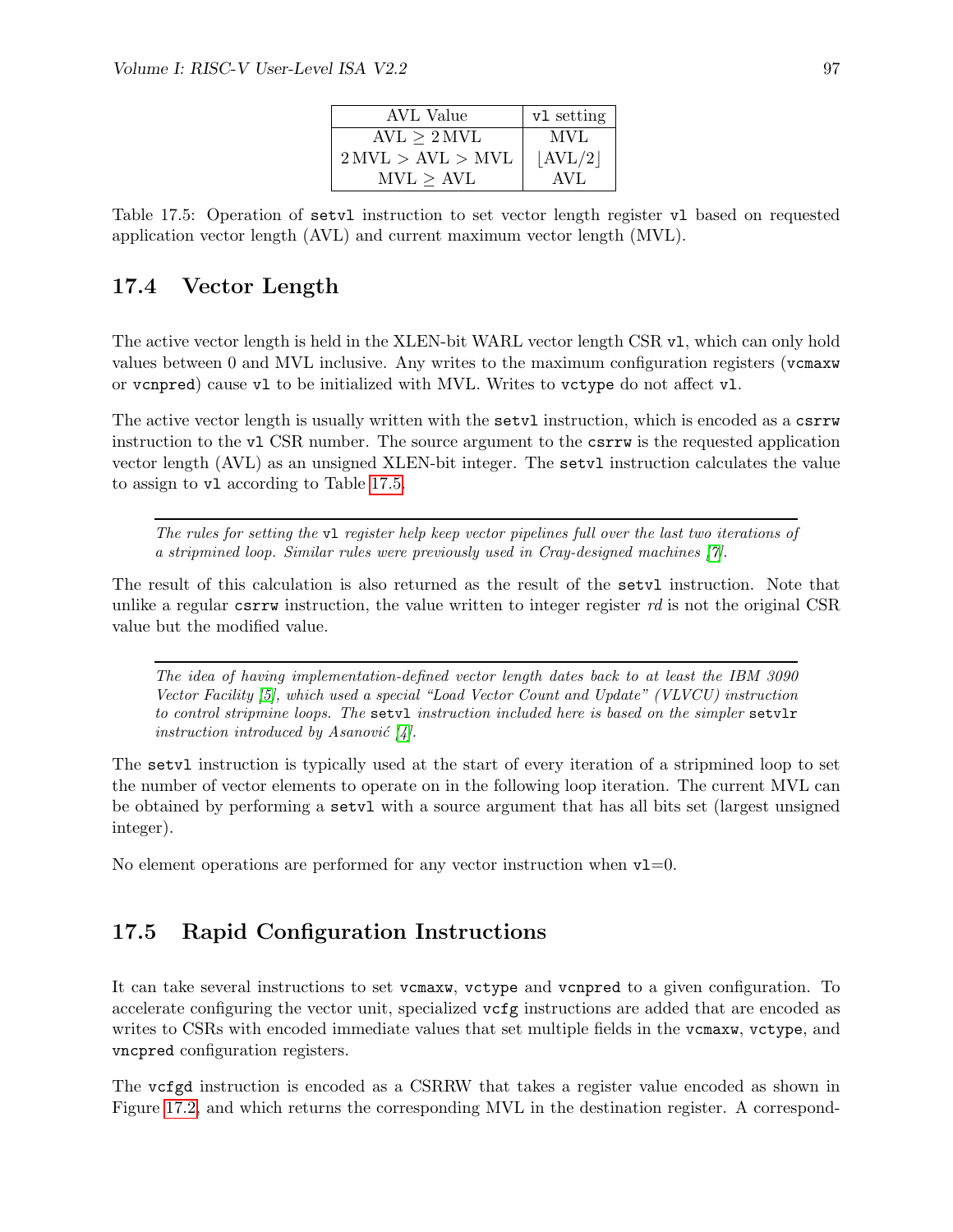| AVL Value | `vl` setting |
|---|---|
| $\text{AVL} \geq 2\,\text{MVL}$ | MVL |
| $2\,\text{MVL} > \text{AVL} > \text{MVL}$ | $\lfloor \text{AVL}/2 \rfloor$ |
| $\text{MVL} \geq \text{AVL}$ | AVL |

Table 17.5: Operation of `setvl` instruction to set vector length register `vl` based on requested application vector length (AVL) and current maximum vector length (MVL).

## 17.4 Vector Length

The active vector length is held in the XLEN-bit WARL vector length CSR `vl`, which can only hold values between 0 and MVL inclusive. Any writes to the maximum configuration registers (`vcmaxw` or `vcnpred`) cause `vl` to be initialized with MVL. Writes to `vctype` do not affect `vl`.

The active vector length is usually written with the `setvl` instruction, which is encoded as a `csrrw` instruction to the `vl` CSR number. The source argument to the `csrrw` is the requested application vector length (AVL) as an unsigned XLEN-bit integer. The `setvl` instruction calculates the value to assign to `vl` according to Table 17.5.

---

*The rules for setting the* `vl` *register help keep vector pipelines full over the last two iterations of a stripmined loop. Similar rules were previously used in Cray-designed machines [7].*

The result of this calculation is also returned as the result of the `setvl` instruction. Note that unlike a regular `csrrw` instruction, the value written to integer register *rd* is not the original CSR value but the modified value.

---

*The idea of having implementation-defined vector length dates back to at least the IBM 3090 Vector Facility [5], which used a special "Load Vector Count and Update" (VLVCU) instruction to control stripmine loops. The* `setvl` *instruction included here is based on the simpler* `setvlr` *instruction introduced by Asanović [4].*

The `setvl` instruction is typically used at the start of every iteration of a stripmined loop to set the number of vector elements to operate on in the following loop iteration. The current MVL can be obtained by performing a `setvl` with a source argument that has all bits set (largest unsigned integer).

No element operations are performed for any vector instruction when `vl`=0.

## 17.5 Rapid Configuration Instructions

It can take several instructions to set `vcmaxw`, `vctype` and `vcnpred` to a given configuration. To accelerate configuring the vector unit, specialized `vcfg` instructions are added that are encoded as writes to CSRs with encoded immediate values that set multiple fields in the `vcmaxw`, `vctype`, and `vncpred` configuration registers.

The `vcfgd` instruction is encoded as a CSRRW that takes a register value encoded as shown in Figure 17.2, and which returns the corresponding MVL in the destination register. A correspond-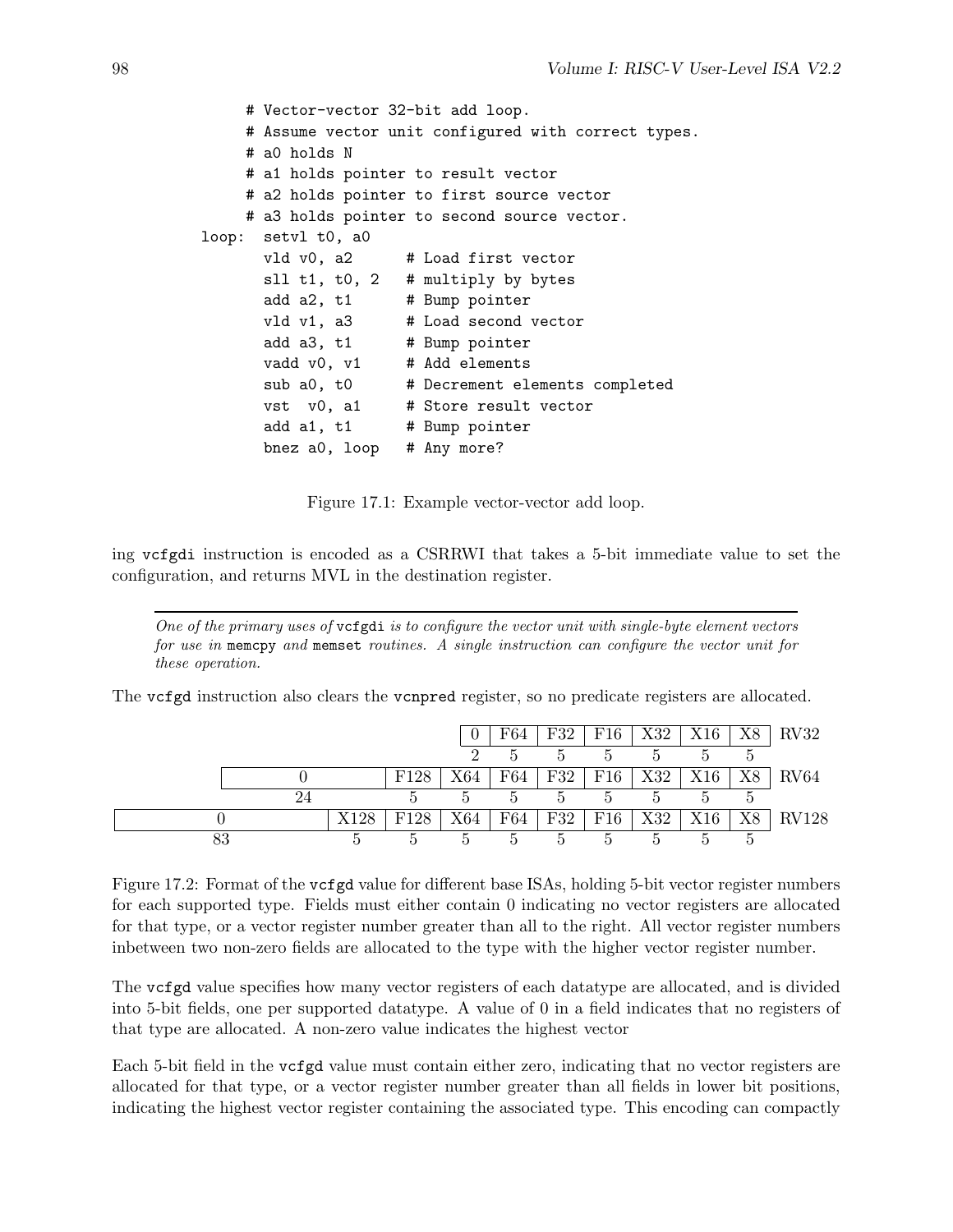```
        # Vector-vector 32-bit add loop.
        # Assume vector unit configured with correct types.
        # a0 holds N
        # a1 holds pointer to result vector
        # a2 holds pointer to first source vector
        # a3 holds pointer to second source vector.
loop:   setvl t0, a0
        vld v0, a2      # Load first vector
        sll t1, t0, 2   # multiply by bytes
        add a2, t1      # Bump pointer
        vld v1, a3      # Load second vector
        add a3, t1      # Bump pointer
        vadd v0, v1     # Add elements
        sub a0, t0      # Decrement elements completed
        vst  v0, a1     # Store result vector
        add a1, t1      # Bump pointer
        bnez a0, loop   # Any more?
```

Figure 17.1: Example vector-vector add loop.

ing vcfgdi instruction is encoded as a CSRRWI that takes a 5-bit immediate value to set the configuration, and returns MVL in the destination register.

---

*One of the primary uses of* vcfgdi *is to configure the vector unit with single-byte element vectors for use in* memcpy *and* memset *routines. A single instruction can configure the vector unit for these operation.*

---

The vcfgd instruction also clears the vcnpred register, so no predicate registers are allocated.

| | | | | | | | | | | |
|---|---|---|---|---|---|---|---|---|---|---|
| | | | 0 | F64 | F32 | F16 | X32 | X16 | X8 | RV32 |
| | | | 2 | 5 | 5 | 5 | 5 | 5 | 5 | |
| | 0 | F128 | X64 | F64 | F32 | F16 | X32 | X16 | X8 | RV64 |
| | 24 | 5 | 5 | 5 | 5 | 5 | 5 | 5 | 5 | |
| 0 | X128 | F128 | X64 | F64 | F32 | F16 | X32 | X16 | X8 | RV128 |
| 83 | 5 | 5 | 5 | 5 | 5 | 5 | 5 | 5 | 5 | |

Figure 17.2: Format of the vcfgd value for different base ISAs, holding 5-bit vector register numbers for each supported type. Fields must either contain 0 indicating no vector registers are allocated for that type, or a vector register number greater than all to the right. All vector register numbers inbetween two non-zero fields are allocated to the type with the higher vector register number.

The vcfgd value specifies how many vector registers of each datatype are allocated, and is divided into 5-bit fields, one per supported datatype. A value of 0 in a field indicates that no registers of that type are allocated. A non-zero value indicates the highest vector

Each 5-bit field in the vcfgd value must contain either zero, indicating that no vector registers are allocated for that type, or a vector register number greater than all fields in lower bit positions, indicating the highest vector register containing the associated type. This encoding can compactly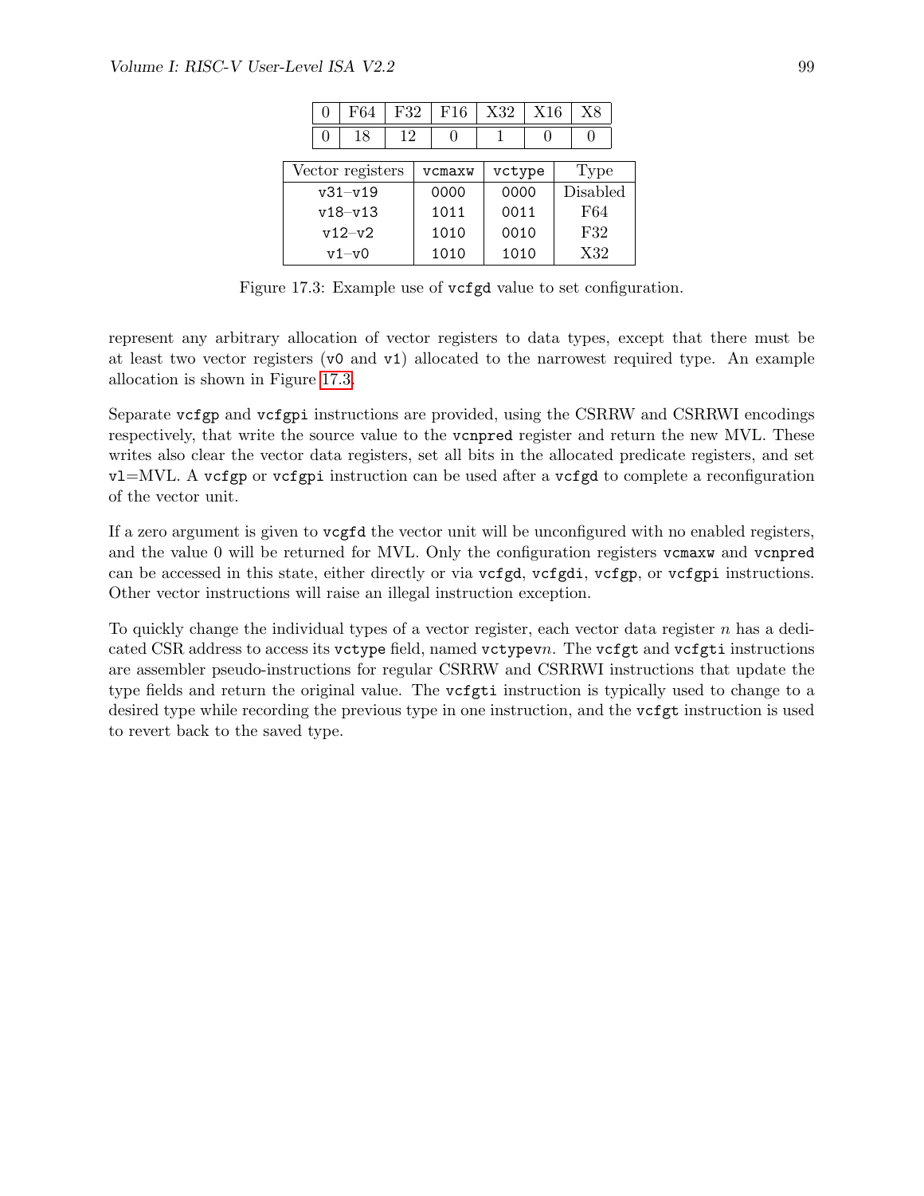| 0 | F64 | F32 | F16 | X32 | X16 | X8 |
|---|---|---|---|---|---|---|
| 0 | 18 | 12 | 0 | 1 | 0 | 0 |

| Vector registers | vcmaxw | vctype | Type |
|---|---|---|---|
| v31–v19 | 0000 | 0000 | Disabled |
| v18–v13 | 1011 | 0011 | F64 |
| v12–v2 | 1010 | 0010 | F32 |
| v1–v0 | 1010 | 1010 | X32 |

Figure 17.3: Example use of `vcfgd` value to set configuration.

represent any arbitrary allocation of vector registers to data types, except that there must be at least two vector registers (`v0` and `v1`) allocated to the narrowest required type. An example allocation is shown in Figure 17.3.

Separate `vcfgp` and `vcfgpi` instructions are provided, using the CSRRW and CSRRWI encodings respectively, that write the source value to the `vcnpred` register and return the new MVL. These writes also clear the vector data registers, set all bits in the allocated predicate registers, and set `vl`=MVL. A `vcfgp` or `vcfgpi` instruction can be used after a `vcfgd` to complete a reconfiguration of the vector unit.

If a zero argument is given to `vcgfd` the vector unit will be unconfigured with no enabled registers, and the value 0 will be returned for MVL. Only the configuration registers `vcmaxw` and `vcnpred` can be accessed in this state, either directly or via `vcfgd`, `vcfgdi`, `vcfgp`, or `vcfgpi` instructions. Other vector instructions will raise an illegal instruction exception.

To quickly change the individual types of a vector register, each vector data register $n$ has a dedicated CSR address to access its `vctype` field, named `vctypev`$n$. The `vcfgt` and `vcfgti` instructions are assembler pseudo-instructions for regular CSRRW and CSRRWI instructions that update the type fields and return the original value. The `vcfgti` instruction is typically used to change to a desired type while recording the previous type in one instruction, and the `vcfgt` instruction is used to revert back to the saved type.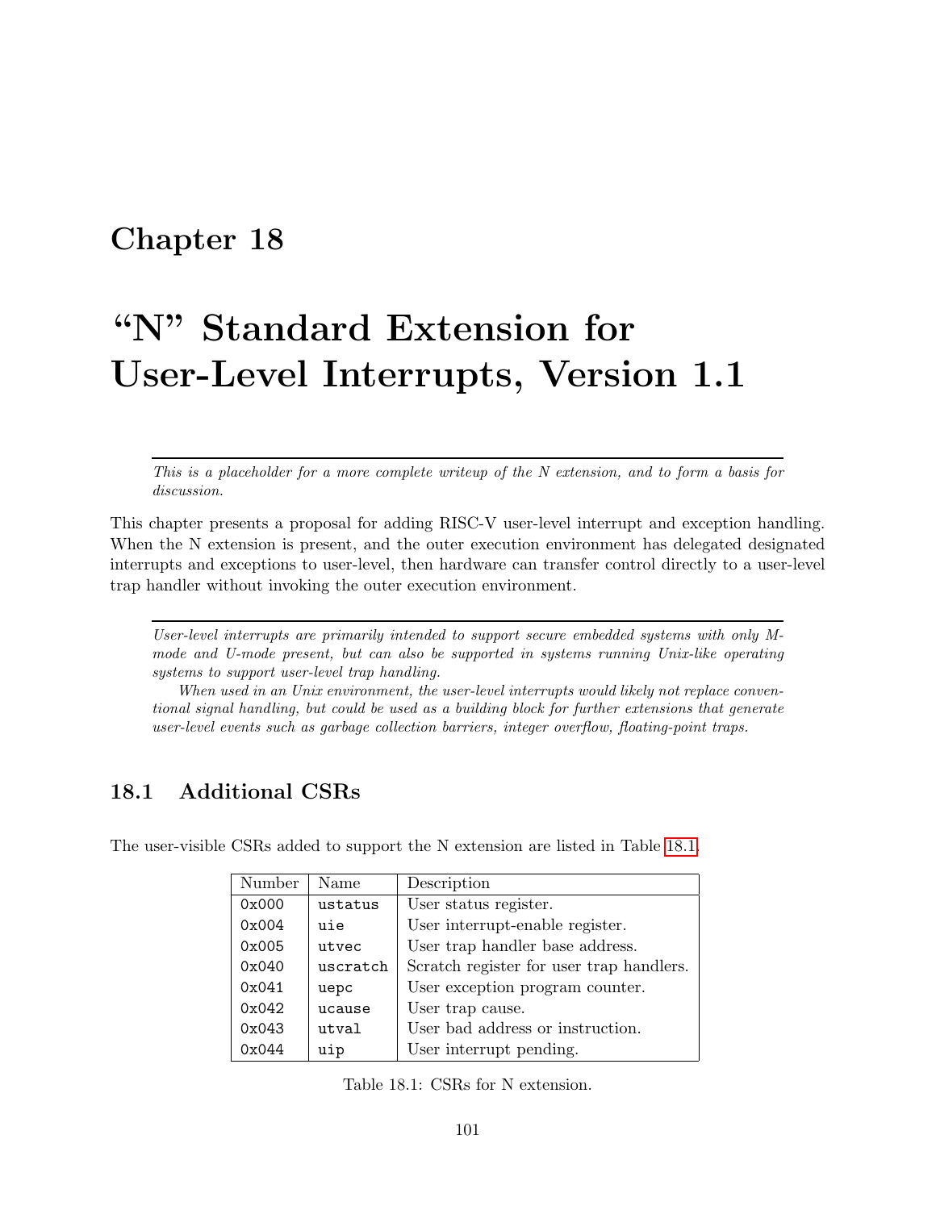# Chapter 18

# "N" Standard Extension for User-Level Interrupts, Version 1.1

---

*This is a placeholder for a more complete writeup of the N extension, and to form a basis for discussion.*

This chapter presents a proposal for adding RISC-V user-level interrupt and exception handling. When the N extension is present, and the outer execution environment has delegated designated interrupts and exceptions to user-level, then hardware can transfer control directly to a user-level trap handler without invoking the outer execution environment.

---

*User-level interrupts are primarily intended to support secure embedded systems with only M-mode and U-mode present, but can also be supported in systems running Unix-like operating systems to support user-level trap handling.*

*When used in an Unix environment, the user-level interrupts would likely not replace conventional signal handling, but could be used as a building block for further extensions that generate user-level events such as garbage collection barriers, integer overflow, floating-point traps.*

## 18.1 Additional CSRs

The user-visible CSRs added to support the N extension are listed in Table 18.1.

| Number | Name | Description |
|---|---|---|
| 0x000 | ustatus | User status register. |
| 0x004 | uie | User interrupt-enable register. |
| 0x005 | utvec | User trap handler base address. |
| 0x040 | uscratch | Scratch register for user trap handlers. |
| 0x041 | uepc | User exception program counter. |
| 0x042 | ucause | User trap cause. |
| 0x043 | utval | User bad address or instruction. |
| 0x044 | uip | User interrupt pending. |

Table 18.1: CSRs for N extension.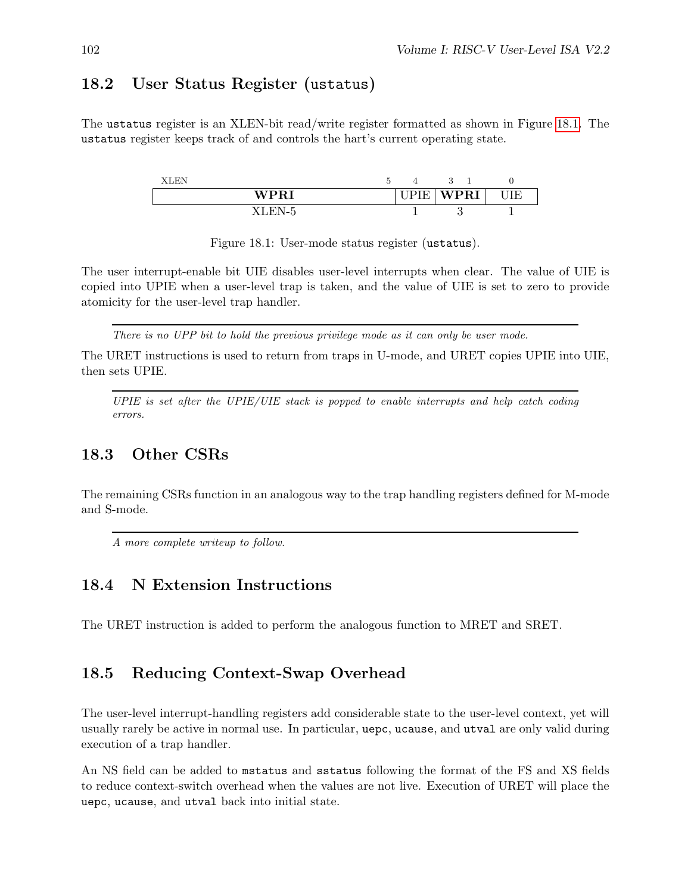## 18.2 User Status Register (ustatus)

The ustatus register is an XLEN-bit read/write register formatted as shown in Figure 18.1. The ustatus register keeps track of and controls the hart's current operating state.

| XLEN 5 | 4 | 3 1 | 0 |
|---|---|---|---|
| **WPRI** | UPIE | **WPRI** | UIE |
| XLEN-5 | 1 | 3 | 1 |

Figure 18.1: User-mode status register (ustatus).

The user interrupt-enable bit UIE disables user-level interrupts when clear. The value of UIE is copied into UPIE when a user-level trap is taken, and the value of UIE is set to zero to provide atomicity for the user-level trap handler.

*There is no UPP bit to hold the previous privilege mode as it can only be user mode.*

The URET instructions is used to return from traps in U-mode, and URET copies UPIE into UIE, then sets UPIE.

*UPIE is set after the UPIE/UIE stack is popped to enable interrupts and help catch coding errors.*

## 18.3 Other CSRs

The remaining CSRs function in an analogous way to the trap handling registers defined for M-mode and S-mode.

*A more complete writeup to follow.*

## 18.4 N Extension Instructions

The URET instruction is added to perform the analogous function to MRET and SRET.

## 18.5 Reducing Context-Swap Overhead

The user-level interrupt-handling registers add considerable state to the user-level context, yet will usually rarely be active in normal use. In particular, uepc, ucause, and utval are only valid during execution of a trap handler.

An NS field can be added to mstatus and sstatus following the format of the FS and XS fields to reduce context-switch overhead when the values are not live. Execution of URET will place the uepc, ucause, and utval back into initial state.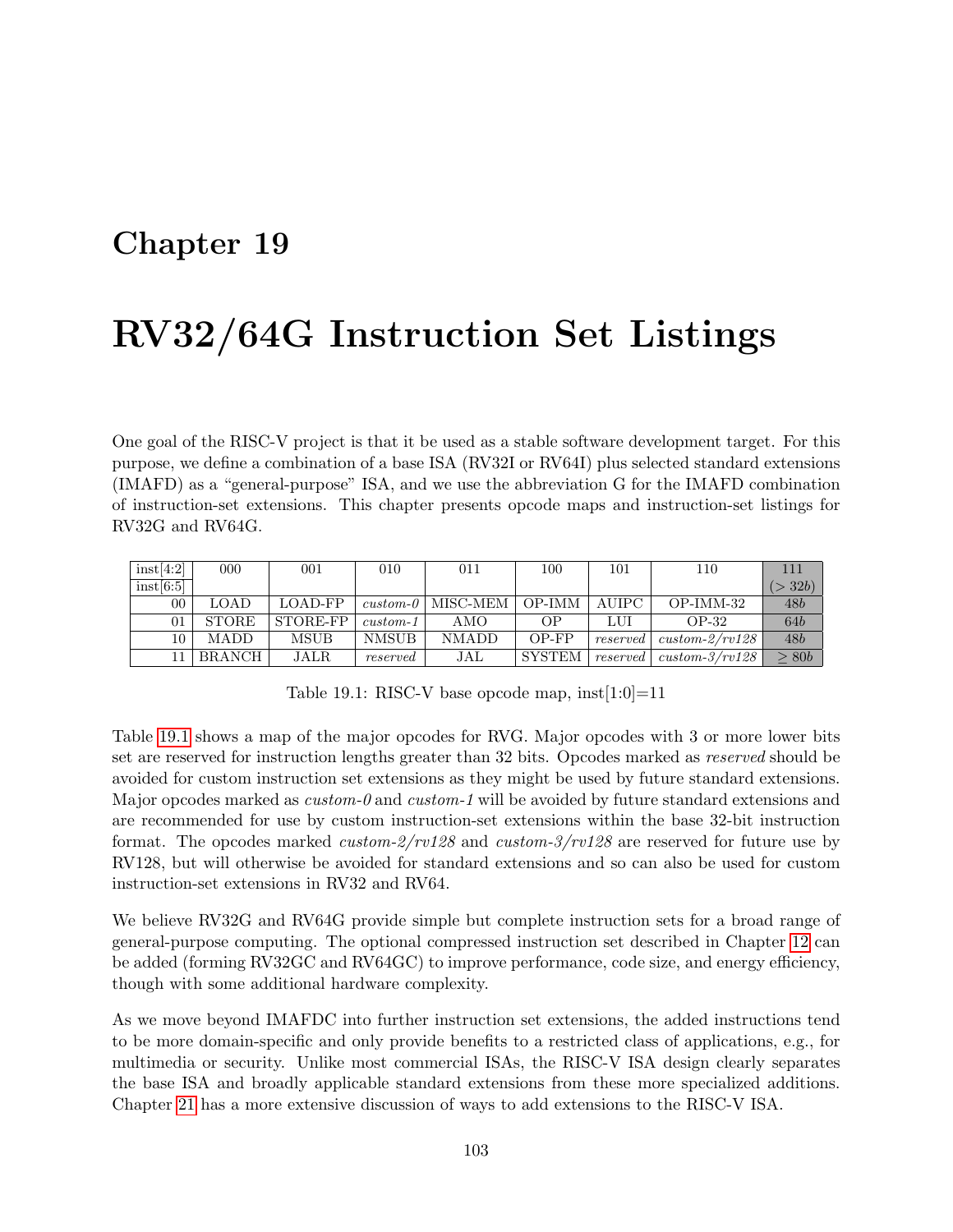# Chapter 19

# RV32/64G Instruction Set Listings

One goal of the RISC-V project is that it be used as a stable software development target. For this purpose, we define a combination of a base ISA (RV32I or RV64I) plus selected standard extensions (IMAFD) as a "general-purpose" ISA, and we use the abbreviation G for the IMAFD combination of instruction-set extensions. This chapter presents opcode maps and instruction-set listings for RV32G and RV64G.

| inst[4:2] / inst[6:5] | 000 | 001 | 010 | 011 | 100 | 101 | 110 | 111 ($>32b$) |
|---|---|---|---|---|---|---|---|---|
| 00 | LOAD | LOAD-FP | *custom-0* | MISC-MEM | OP-IMM | AUIPC | OP-IMM-32 | $48b$ |
| 01 | STORE | STORE-FP | *custom-1* | AMO | OP | LUI | OP-32 | $64b$ |
| 10 | MADD | MSUB | NMSUB | NMADD | OP-FP | *reserved* | *custom-2/rv128* | $48b$ |
| 11 | BRANCH | JALR | *reserved* | JAL | SYSTEM | *reserved* | *custom-3/rv128* | $\geq 80b$ |

Table 19.1: RISC-V base opcode map, inst[1:0]=11

Table 19.1 shows a map of the major opcodes for RVG. Major opcodes with 3 or more lower bits set are reserved for instruction lengths greater than 32 bits. Opcodes marked as *reserved* should be avoided for custom instruction set extensions as they might be used by future standard extensions. Major opcodes marked as *custom-0* and *custom-1* will be avoided by future standard extensions and are recommended for use by custom instruction-set extensions within the base 32-bit instruction format. The opcodes marked *custom-2/rv128* and *custom-3/rv128* are reserved for future use by RV128, but will otherwise be avoided for standard extensions and so can also be used for custom instruction-set extensions in RV32 and RV64.

We believe RV32G and RV64G provide simple but complete instruction sets for a broad range of general-purpose computing. The optional compressed instruction set described in Chapter 12 can be added (forming RV32GC and RV64GC) to improve performance, code size, and energy efficiency, though with some additional hardware complexity.

As we move beyond IMAFDC into further instruction set extensions, the added instructions tend to be more domain-specific and only provide benefits to a restricted class of applications, e.g., for multimedia or security. Unlike most commercial ISAs, the RISC-V ISA design clearly separates the base ISA and broadly applicable standard extensions from these more specialized additions. Chapter 21 has a more extensive discussion of ways to add extensions to the RISC-V ISA.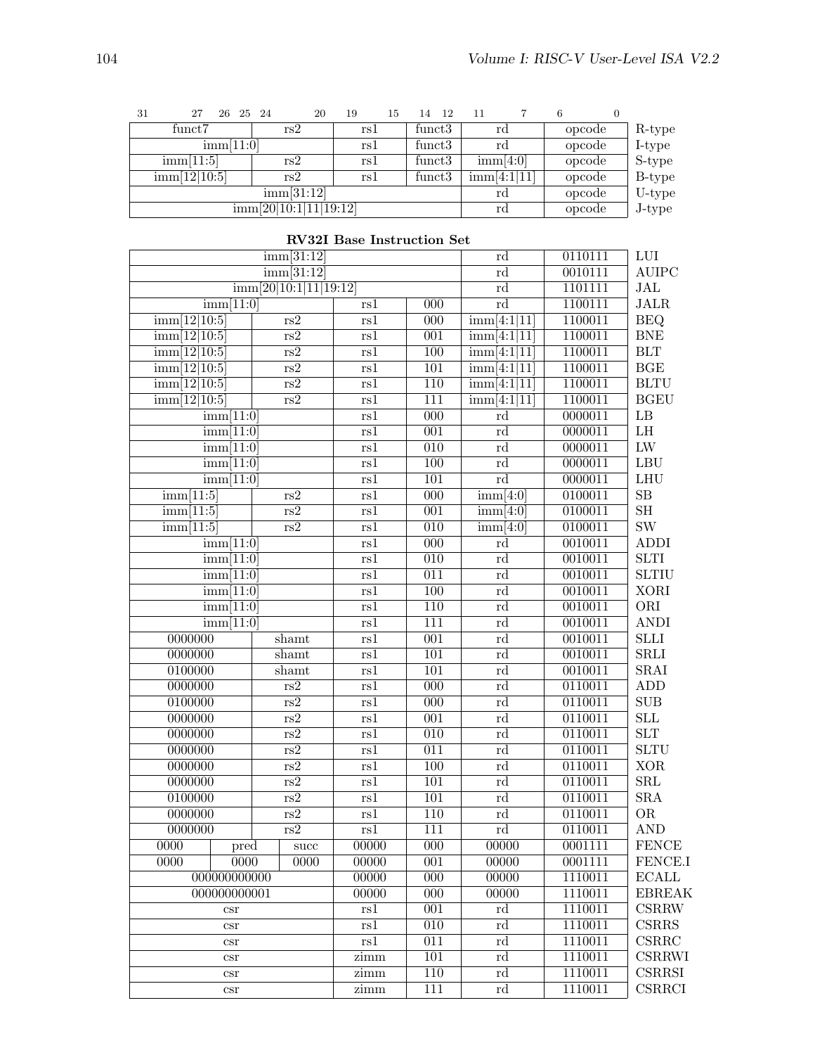| 31 27 | 26 25 | 24 20 | 19 15 | 14 12 | 11 7 | 6 0 | |
|---|---|---|---|---|---|---|---|
| funct7 | | rs2 | rs1 | funct3 | rd | opcode | R-type |
| imm[11:0] | | | rs1 | funct3 | rd | opcode | I-type |
| imm[11:5] | | rs2 | rs1 | funct3 | imm[4:0] | opcode | S-type |
| imm[12\|10:5] | | rs2 | rs1 | funct3 | imm[4:1\|11] | opcode | B-type |
| imm[31:12] | | | | | rd | opcode | U-type |
| imm[20\|10:1\|11\|19:12] | | | | | rd | opcode | J-type |

**RV32I Base Instruction Set**

| | | | | | | | |
|---|---|---|---|---|---|---|---|
| imm[31:12] | | | | | rd | 0110111 | LUI |
| imm[31:12] | | | | | rd | 0010111 | AUIPC |
| imm[20\|10:1\|11\|19:12] | | | | | rd | 1101111 | JAL |
| imm[11:0] | | | rs1 | 000 | rd | 1100111 | JALR |
| imm[12\|10:5] | | rs2 | rs1 | 000 | imm[4:1\|11] | 1100011 | BEQ |
| imm[12\|10:5] | | rs2 | rs1 | 001 | imm[4:1\|11] | 1100011 | BNE |
| imm[12\|10:5] | | rs2 | rs1 | 100 | imm[4:1\|11] | 1100011 | BLT |
| imm[12\|10:5] | | rs2 | rs1 | 101 | imm[4:1\|11] | 1100011 | BGE |
| imm[12\|10:5] | | rs2 | rs1 | 110 | imm[4:1\|11] | 1100011 | BLTU |
| imm[12\|10:5] | | rs2 | rs1 | 111 | imm[4:1\|11] | 1100011 | BGEU |
| imm[11:0] | | | rs1 | 000 | rd | 0000011 | LB |
| imm[11:0] | | | rs1 | 001 | rd | 0000011 | LH |
| imm[11:0] | | | rs1 | 010 | rd | 0000011 | LW |
| imm[11:0] | | | rs1 | 100 | rd | 0000011 | LBU |
| imm[11:0] | | | rs1 | 101 | rd | 0000011 | LHU |
| imm[11:5] | | rs2 | rs1 | 000 | imm[4:0] | 0100011 | SB |
| imm[11:5] | | rs2 | rs1 | 001 | imm[4:0] | 0100011 | SH |
| imm[11:5] | | rs2 | rs1 | 010 | imm[4:0] | 0100011 | SW |
| imm[11:0] | | | rs1 | 000 | rd | 0010011 | ADDI |
| imm[11:0] | | | rs1 | 010 | rd | 0010011 | SLTI |
| imm[11:0] | | | rs1 | 011 | rd | 0010011 | SLTIU |
| imm[11:0] | | | rs1 | 100 | rd | 0010011 | XORI |
| imm[11:0] | | | rs1 | 110 | rd | 0010011 | ORI |
| imm[11:0] | | | rs1 | 111 | rd | 0010011 | ANDI |
| 0000000 | | shamt | rs1 | 001 | rd | 0010011 | SLLI |
| 0000000 | | shamt | rs1 | 101 | rd | 0010011 | SRLI |
| 0100000 | | shamt | rs1 | 101 | rd | 0010011 | SRAI |
| 0000000 | | rs2 | rs1 | 000 | rd | 0110011 | ADD |
| 0100000 | | rs2 | rs1 | 000 | rd | 0110011 | SUB |
| 0000000 | | rs2 | rs1 | 001 | rd | 0110011 | SLL |
| 0000000 | | rs2 | rs1 | 010 | rd | 0110011 | SLT |
| 0000000 | | rs2 | rs1 | 011 | rd | 0110011 | SLTU |
| 0000000 | | rs2 | rs1 | 100 | rd | 0110011 | XOR |
| 0000000 | | rs2 | rs1 | 101 | rd | 0110011 | SRL |
| 0100000 | | rs2 | rs1 | 101 | rd | 0110011 | SRA |
| 0000000 | | rs2 | rs1 | 110 | rd | 0110011 | OR |
| 0000000 | | rs2 | rs1 | 111 | rd | 0110011 | AND |
| 0000 | pred | succ | 00000 | 000 | 00000 | 0001111 | FENCE |
| 0000 | 0000 | 0000 | 00000 | 001 | 00000 | 0001111 | FENCE.I |
| 000000000000 | | | 00000 | 000 | 00000 | 1110011 | ECALL |
| 000000000001 | | | 00000 | 000 | 00000 | 1110011 | EBREAK |
| csr | | | rs1 | 001 | rd | 1110011 | CSRRW |
| csr | | | rs1 | 010 | rd | 1110011 | CSRRS |
| csr | | | rs1 | 011 | rd | 1110011 | CSRRC |
| csr | | | zimm | 101 | rd | 1110011 | CSRRWI |
| csr | | | zimm | 110 | rd | 1110011 | CSRRSI |
| csr | | | zimm | 111 | rd | 1110011 | CSRRCI |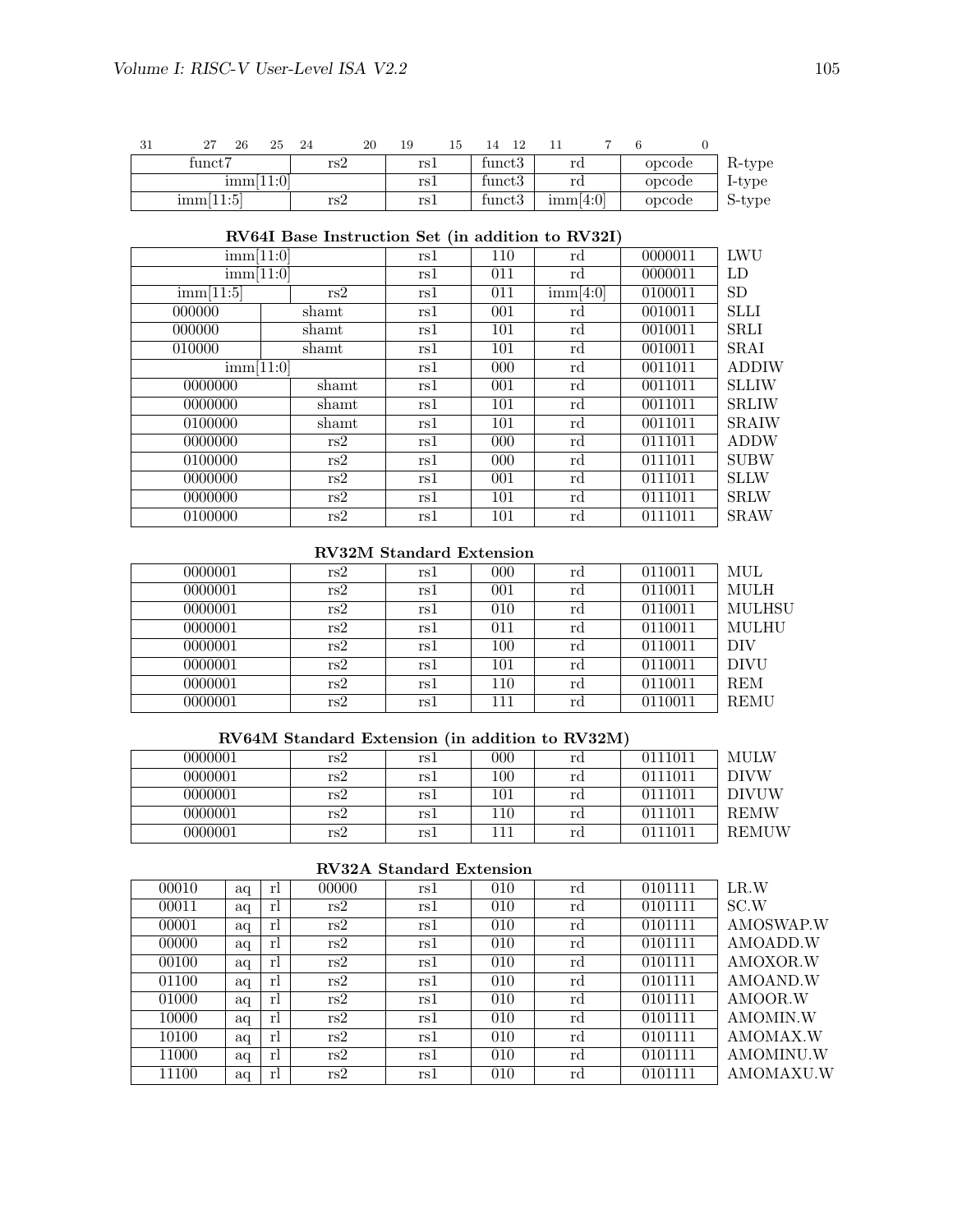| 31 27 | 26 25 | 24 20 | 19 15 | 14 12 | 11 7 | 6 0 | |
|---|---|---|---|---|---|---|---|
| funct7 | | rs2 | rs1 | funct3 | rd | opcode | R-type |
| imm[11:0] | | | rs1 | funct3 | rd | opcode | I-type |
| imm[11:5] | | rs2 | rs1 | funct3 | imm[4:0] | opcode | S-type |

### RV64I Base Instruction Set (in addition to RV32I)

| | | | | | | | |
|---|---|---|---|---|---|---|---|
| imm[11:0] | | | rs1 | 110 | rd | 0000011 | LWU |
| imm[11:0] | | | rs1 | 011 | rd | 0000011 | LD |
| imm[11:5] | | rs2 | rs1 | 011 | imm[4:0] | 0100011 | SD |
| 000000 | shamt | | rs1 | 001 | rd | 0010011 | SLLI |
| 000000 | shamt | | rs1 | 101 | rd | 0010011 | SRLI |
| 010000 | shamt | | rs1 | 101 | rd | 0010011 | SRAI |
| imm[11:0] | | | rs1 | 000 | rd | 0011011 | ADDIW |
| 0000000 | | shamt | rs1 | 001 | rd | 0011011 | SLLIW |
| 0000000 | | shamt | rs1 | 101 | rd | 0011011 | SRLIW |
| 0100000 | | shamt | rs1 | 101 | rd | 0011011 | SRAIW |
| 0000000 | | rs2 | rs1 | 000 | rd | 0111011 | ADDW |
| 0100000 | | rs2 | rs1 | 000 | rd | 0111011 | SUBW |
| 0000000 | | rs2 | rs1 | 001 | rd | 0111011 | SLLW |
| 0000000 | | rs2 | rs1 | 101 | rd | 0111011 | SRLW |
| 0100000 | | rs2 | rs1 | 101 | rd | 0111011 | SRAW |

### RV32M Standard Extension

| | | | | | | |
|---|---|---|---|---|---|---|
| 0000001 | rs2 | rs1 | 000 | rd | 0110011 | MUL |
| 0000001 | rs2 | rs1 | 001 | rd | 0110011 | MULH |
| 0000001 | rs2 | rs1 | 010 | rd | 0110011 | MULHSU |
| 0000001 | rs2 | rs1 | 011 | rd | 0110011 | MULHU |
| 0000001 | rs2 | rs1 | 100 | rd | 0110011 | DIV |
| 0000001 | rs2 | rs1 | 101 | rd | 0110011 | DIVU |
| 0000001 | rs2 | rs1 | 110 | rd | 0110011 | REM |
| 0000001 | rs2 | rs1 | 111 | rd | 0110011 | REMU |

### RV64M Standard Extension (in addition to RV32M)

| | | | | | | |
|---|---|---|---|---|---|---|
| 0000001 | rs2 | rs1 | 000 | rd | 0111011 | MULW |
| 0000001 | rs2 | rs1 | 100 | rd | 0111011 | DIVW |
| 0000001 | rs2 | rs1 | 101 | rd | 0111011 | DIVUW |
| 0000001 | rs2 | rs1 | 110 | rd | 0111011 | REMW |
| 0000001 | rs2 | rs1 | 111 | rd | 0111011 | REMUW |

### RV32A Standard Extension

| | | | | | | | | |
|---|---|---|---|---|---|---|---|---|
| 00010 | aq | rl | 00000 | rs1 | 010 | rd | 0101111 | LR.W |
| 00011 | aq | rl | rs2 | rs1 | 010 | rd | 0101111 | SC.W |
| 00001 | aq | rl | rs2 | rs1 | 010 | rd | 0101111 | AMOSWAP.W |
| 00000 | aq | rl | rs2 | rs1 | 010 | rd | 0101111 | AMOADD.W |
| 00100 | aq | rl | rs2 | rs1 | 010 | rd | 0101111 | AMOXOR.W |
| 01100 | aq | rl | rs2 | rs1 | 010 | rd | 0101111 | AMOAND.W |
| 01000 | aq | rl | rs2 | rs1 | 010 | rd | 0101111 | AMOOR.W |
| 10000 | aq | rl | rs2 | rs1 | 010 | rd | 0101111 | AMOMIN.W |
| 10100 | aq | rl | rs2 | rs1 | 010 | rd | 0101111 | AMOMAX.W |
| 11000 | aq | rl | rs2 | rs1 | 010 | rd | 0101111 | AMOMINU.W |
| 11100 | aq | rl | rs2 | rs1 | 010 | rd | 0101111 | AMOMAXU.W |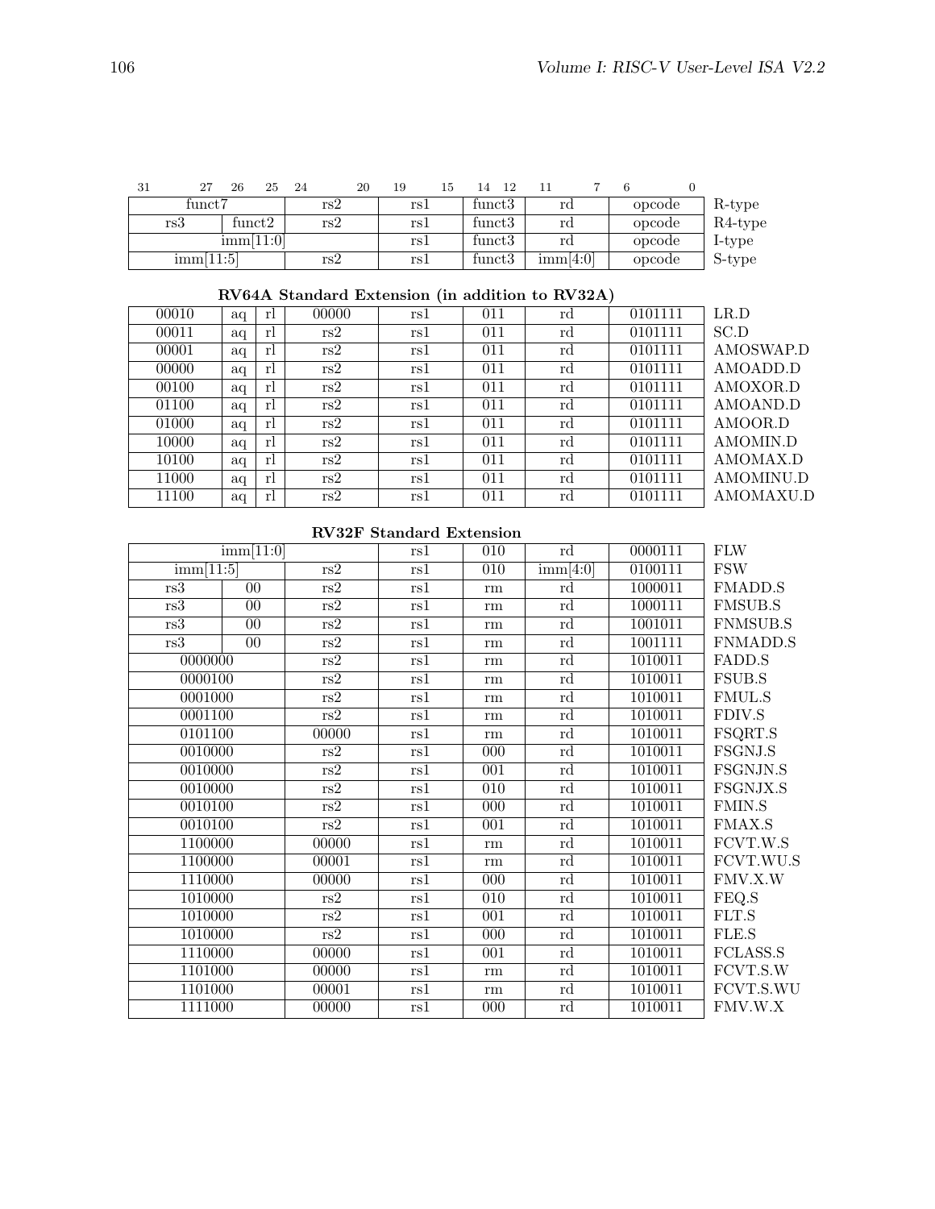| 31 27 | 26 25 | 24 20 | 19 15 | 14 12 | 11 7 | 6 0 | |
|---|---|---|---|---|---|---|---|
| funct7 | | rs2 | rs1 | funct3 | rd | opcode | R-type |
| rs3 | funct2 | rs2 | rs1 | funct3 | rd | opcode | R4-type |
| imm[11:0] | | | rs1 | funct3 | rd | opcode | I-type |
| imm[11:5] | | rs2 | rs1 | funct3 | imm[4:0] | opcode | S-type |

**RV64A Standard Extension (in addition to RV32A)**

| | | | | | | | | |
|---|---|---|---|---|---|---|---|---|
| 00010 | aq | rl | 00000 | rs1 | 011 | rd | 0101111 | LR.D |
| 00011 | aq | rl | rs2 | rs1 | 011 | rd | 0101111 | SC.D |
| 00001 | aq | rl | rs2 | rs1 | 011 | rd | 0101111 | AMOSWAP.D |
| 00000 | aq | rl | rs2 | rs1 | 011 | rd | 0101111 | AMOADD.D |
| 00100 | aq | rl | rs2 | rs1 | 011 | rd | 0101111 | AMOXOR.D |
| 01100 | aq | rl | rs2 | rs1 | 011 | rd | 0101111 | AMOAND.D |
| 01000 | aq | rl | rs2 | rs1 | 011 | rd | 0101111 | AMOOR.D |
| 10000 | aq | rl | rs2 | rs1 | 011 | rd | 0101111 | AMOMIN.D |
| 10100 | aq | rl | rs2 | rs1 | 011 | rd | 0101111 | AMOMAX.D |
| 11000 | aq | rl | rs2 | rs1 | 011 | rd | 0101111 | AMOMINU.D |
| 11100 | aq | rl | rs2 | rs1 | 011 | rd | 0101111 | AMOMAXU.D |

**RV32F Standard Extension**

| | | | | | | | |
|---|---|---|---|---|---|---|---|
| imm[11:0] | | | rs1 | 010 | rd | 0000111 | FLW |
| imm[11:5] | | rs2 | rs1 | 010 | imm[4:0] | 0100111 | FSW |
| rs3 | 00 | rs2 | rs1 | rm | rd | 1000011 | FMADD.S |
| rs3 | 00 | rs2 | rs1 | rm | rd | 1000111 | FMSUB.S |
| rs3 | 00 | rs2 | rs1 | rm | rd | 1001011 | FNMSUB.S |
| rs3 | 00 | rs2 | rs1 | rm | rd | 1001111 | FNMADD.S |
| 0000000 | | rs2 | rs1 | rm | rd | 1010011 | FADD.S |
| 0000100 | | rs2 | rs1 | rm | rd | 1010011 | FSUB.S |
| 0001000 | | rs2 | rs1 | rm | rd | 1010011 | FMUL.S |
| 0001100 | | rs2 | rs1 | rm | rd | 1010011 | FDIV.S |
| 0101100 | | 00000 | rs1 | rm | rd | 1010011 | FSQRT.S |
| 0010000 | | rs2 | rs1 | 000 | rd | 1010011 | FSGNJ.S |
| 0010000 | | rs2 | rs1 | 001 | rd | 1010011 | FSGNJN.S |
| 0010000 | | rs2 | rs1 | 010 | rd | 1010011 | FSGNJX.S |
| 0010100 | | rs2 | rs1 | 000 | rd | 1010011 | FMIN.S |
| 0010100 | | rs2 | rs1 | 001 | rd | 1010011 | FMAX.S |
| 1100000 | | 00000 | rs1 | rm | rd | 1010011 | FCVT.W.S |
| 1100000 | | 00001 | rs1 | rm | rd | 1010011 | FCVT.WU.S |
| 1110000 | | 00000 | rs1 | 000 | rd | 1010011 | FMV.X.W |
| 1010000 | | rs2 | rs1 | 010 | rd | 1010011 | FEQ.S |
| 1010000 | | rs2 | rs1 | 001 | rd | 1010011 | FLT.S |
| 1010000 | | rs2 | rs1 | 000 | rd | 1010011 | FLE.S |
| 1110000 | | 00000 | rs1 | 001 | rd | 1010011 | FCLASS.S |
| 1101000 | | 00000 | rs1 | rm | rd | 1010011 | FCVT.S.W |
| 1101000 | | 00001 | rs1 | rm | rd | 1010011 | FCVT.S.WU |
| 1111000 | | 00000 | rs1 | 000 | rd | 1010011 | FMV.W.X |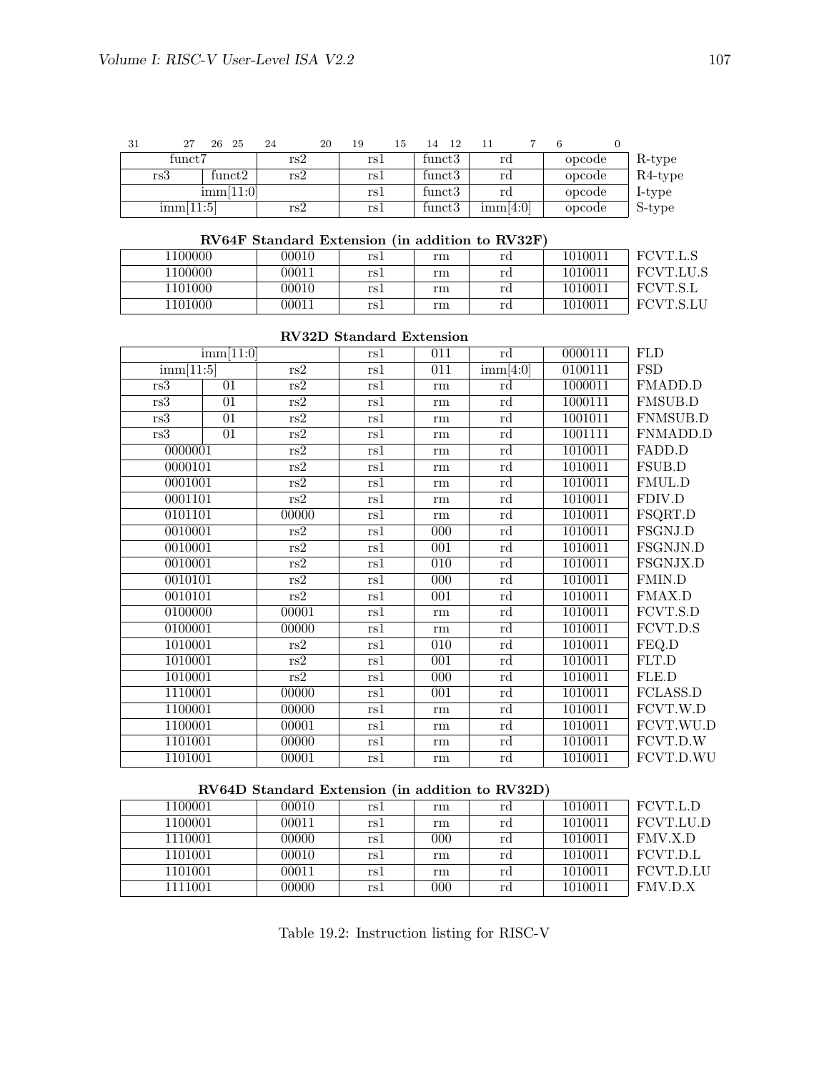| 31 27 | 26 25 | 24 20 | 19 15 | 14 12 | 11 7 | 6 0 | |
|---|---|---|---|---|---|---|---|
| funct7 | | rs2 | rs1 | funct3 | rd | opcode | R-type |
| rs3 | funct2 | rs2 | rs1 | funct3 | rd | opcode | R4-type |
| imm[11:0] | | | rs1 | funct3 | rd | opcode | I-type |
| imm[11:5] | | rs2 | rs1 | funct3 | imm[4:0] | opcode | S-type |

**RV64F Standard Extension (in addition to RV32F)**

| | | | | | | | |
|---|---|---|---|---|---|---|---|
| 1100000 | | 00010 | rs1 | rm | rd | 1010011 | FCVT.L.S |
| 1100000 | | 00011 | rs1 | rm | rd | 1010011 | FCVT.LU.S |
| 1101000 | | 00010 | rs1 | rm | rd | 1010011 | FCVT.S.L |
| 1101000 | | 00011 | rs1 | rm | rd | 1010011 | FCVT.S.LU |

**RV32D Standard Extension**

| | | | | | | | |
|---|---|---|---|---|---|---|---|
| imm[11:0] | | | rs1 | 011 | rd | 0000111 | FLD |
| imm[11:5] | | rs2 | rs1 | 011 | imm[4:0] | 0100111 | FSD |
| rs3 | 01 | rs2 | rs1 | rm | rd | 1000011 | FMADD.D |
| rs3 | 01 | rs2 | rs1 | rm | rd | 1000111 | FMSUB.D |
| rs3 | 01 | rs2 | rs1 | rm | rd | 1001011 | FNMSUB.D |
| rs3 | 01 | rs2 | rs1 | rm | rd | 1001111 | FNMADD.D |
| 0000001 | | rs2 | rs1 | rm | rd | 1010011 | FADD.D |
| 0000101 | | rs2 | rs1 | rm | rd | 1010011 | FSUB.D |
| 0001001 | | rs2 | rs1 | rm | rd | 1010011 | FMUL.D |
| 0001101 | | rs2 | rs1 | rm | rd | 1010011 | FDIV.D |
| 0101101 | | 00000 | rs1 | rm | rd | 1010011 | FSQRT.D |
| 0010001 | | rs2 | rs1 | 000 | rd | 1010011 | FSGNJ.D |
| 0010001 | | rs2 | rs1 | 001 | rd | 1010011 | FSGNJN.D |
| 0010001 | | rs2 | rs1 | 010 | rd | 1010011 | FSGNJX.D |
| 0010101 | | rs2 | rs1 | 000 | rd | 1010011 | FMIN.D |
| 0010101 | | rs2 | rs1 | 001 | rd | 1010011 | FMAX.D |
| 0100000 | | 00001 | rs1 | rm | rd | 1010011 | FCVT.S.D |
| 0100001 | | 00000 | rs1 | rm | rd | 1010011 | FCVT.D.S |
| 1010001 | | rs2 | rs1 | 010 | rd | 1010011 | FEQ.D |
| 1010001 | | rs2 | rs1 | 001 | rd | 1010011 | FLT.D |
| 1010001 | | rs2 | rs1 | 000 | rd | 1010011 | FLE.D |
| 1110001 | | 00000 | rs1 | 001 | rd | 1010011 | FCLASS.D |
| 1100001 | | 00000 | rs1 | rm | rd | 1010011 | FCVT.W.D |
| 1100001 | | 00001 | rs1 | rm | rd | 1010011 | FCVT.WU.D |
| 1101001 | | 00000 | rs1 | rm | rd | 1010011 | FCVT.D.W |
| 1101001 | | 00001 | rs1 | rm | rd | 1010011 | FCVT.D.WU |

**RV64D Standard Extension (in addition to RV32D)**

| | | | | | | | |
|---|---|---|---|---|---|---|---|
| 1100001 | | 00010 | rs1 | rm | rd | 1010011 | FCVT.L.D |
| 1100001 | | 00011 | rs1 | rm | rd | 1010011 | FCVT.LU.D |
| 1110001 | | 00000 | rs1 | 000 | rd | 1010011 | FMV.X.D |
| 1101001 | | 00010 | rs1 | rm | rd | 1010011 | FCVT.D.L |
| 1101001 | | 00011 | rs1 | rm | rd | 1010011 | FCVT.D.LU |
| 1111001 | | 00000 | rs1 | 000 | rd | 1010011 | FMV.D.X |

Table 19.2: Instruction listing for RISC-V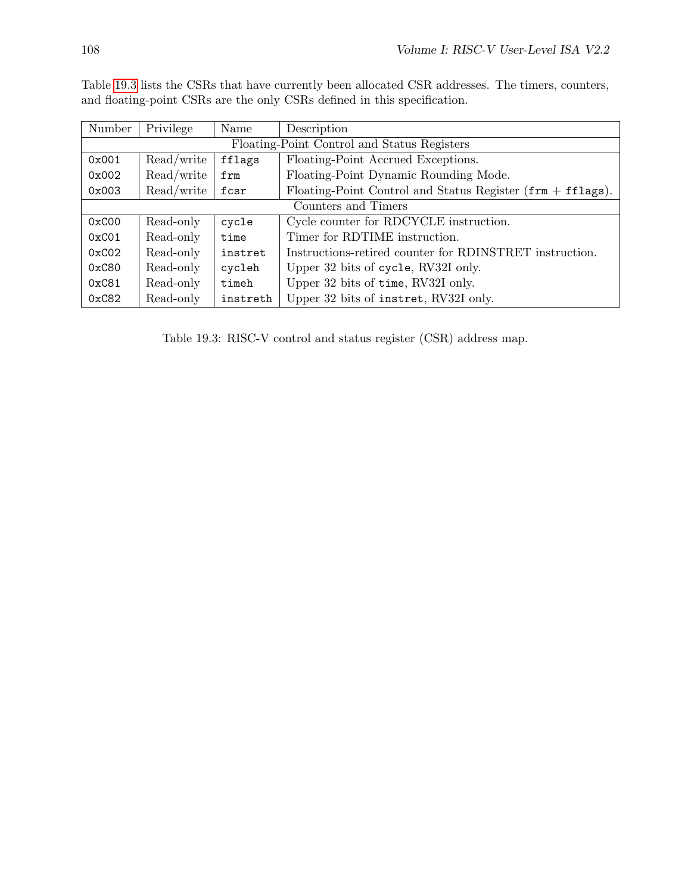Table 19.3 lists the CSRs that have currently been allocated CSR addresses. The timers, counters, and floating-point CSRs are the only CSRs defined in this specification.

| Number | Privilege | Name | Description |
|---|---|---|---|
| Floating-Point Control and Status Registers | | | |
| 0x001 | Read/write | fflags | Floating-Point Accrued Exceptions. |
| 0x002 | Read/write | frm | Floating-Point Dynamic Rounding Mode. |
| 0x003 | Read/write | fcsr | Floating-Point Control and Status Register (frm + fflags). |
| Counters and Timers | | | |
| 0xC00 | Read-only | cycle | Cycle counter for RDCYCLE instruction. |
| 0xC01 | Read-only | time | Timer for RDTIME instruction. |
| 0xC02 | Read-only | instret | Instructions-retired counter for RDINSTRET instruction. |
| 0xC80 | Read-only | cycleh | Upper 32 bits of cycle, RV32I only. |
| 0xC81 | Read-only | timeh | Upper 32 bits of time, RV32I only. |
| 0xC82 | Read-only | instreth | Upper 32 bits of instret, RV32I only. |

Table 19.3: RISC-V control and status register (CSR) address map.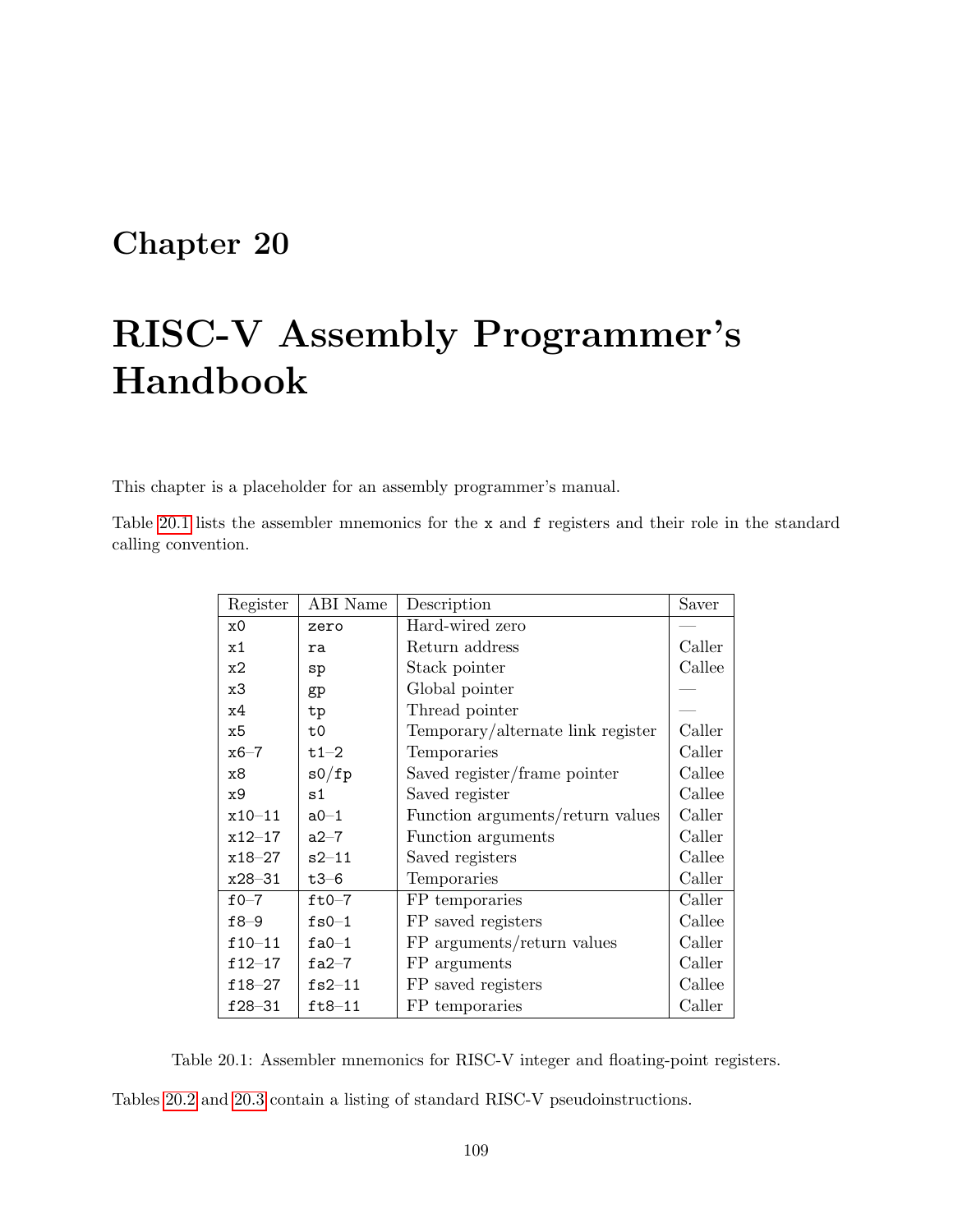# Chapter 20

# RISC-V Assembly Programmer's Handbook

This chapter is a placeholder for an assembly programmer's manual.

Table 20.1 lists the assembler mnemonics for the `x` and `f` registers and their role in the standard calling convention.

| Register | ABI Name | Description | Saver |
|---|---|---|---|
| `x0` | `zero` | Hard-wired zero | — |
| `x1` | `ra` | Return address | Caller |
| `x2` | `sp` | Stack pointer | Callee |
| `x3` | `gp` | Global pointer | — |
| `x4` | `tp` | Thread pointer | — |
| `x5` | `t0` | Temporary/alternate link register | Caller |
| `x6–7` | `t1–2` | Temporaries | Caller |
| `x8` | `s0/fp` | Saved register/frame pointer | Callee |
| `x9` | `s1` | Saved register | Callee |
| `x10–11` | `a0–1` | Function arguments/return values | Caller |
| `x12–17` | `a2–7` | Function arguments | Caller |
| `x18–27` | `s2–11` | Saved registers | Callee |
| `x28–31` | `t3–6` | Temporaries | Caller |
| `f0–7` | `ft0–7` | FP temporaries | Caller |
| `f8–9` | `fs0–1` | FP saved registers | Callee |
| `f10–11` | `fa0–1` | FP arguments/return values | Caller |
| `f12–17` | `fa2–7` | FP arguments | Caller |
| `f18–27` | `fs2–11` | FP saved registers | Callee |
| `f28–31` | `ft8–11` | FP temporaries | Caller |

Table 20.1: Assembler mnemonics for RISC-V integer and floating-point registers.

Tables 20.2 and 20.3 contain a listing of standard RISC-V pseudoinstructions.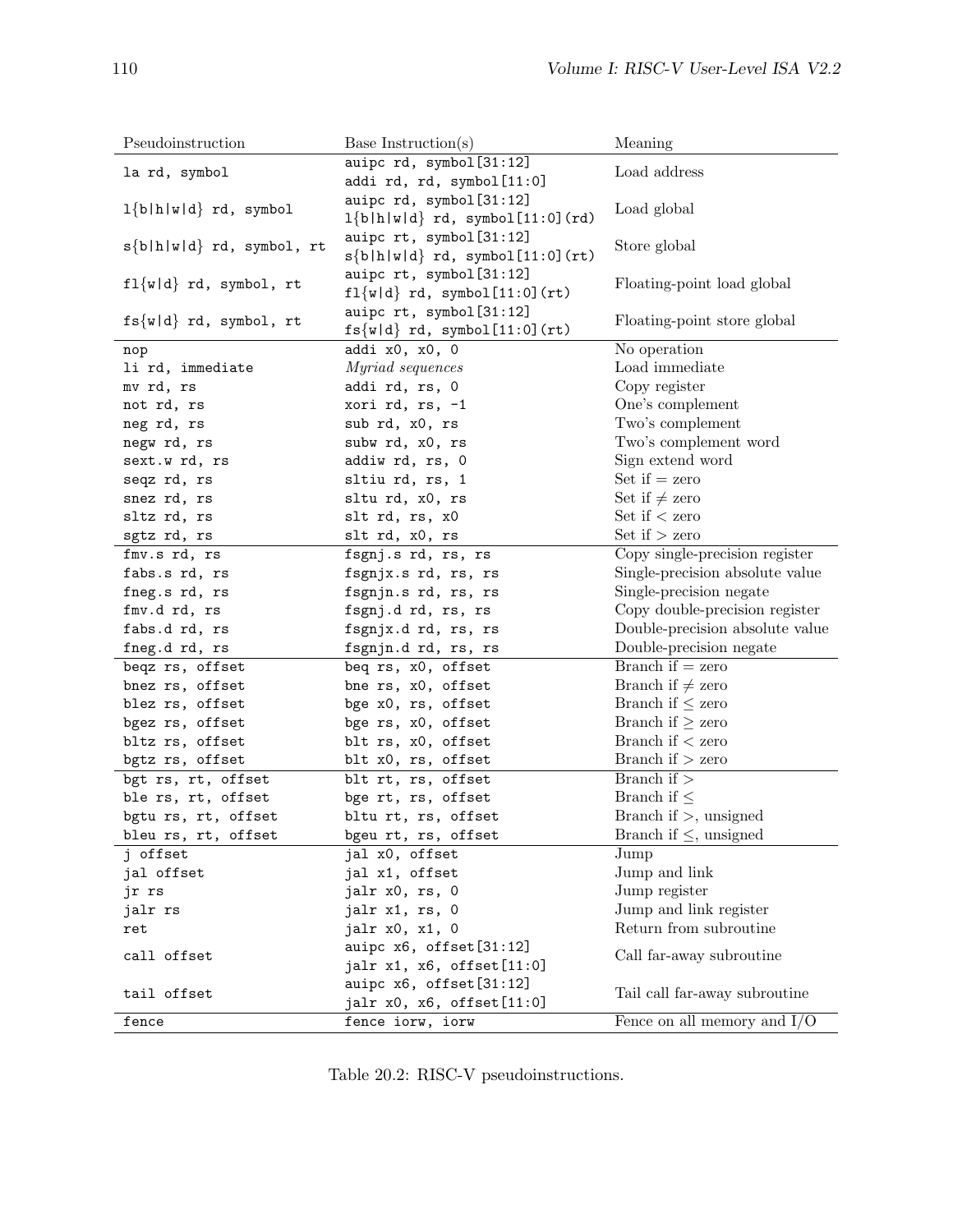| Pseudoinstruction | Base Instruction(s) | Meaning |
|---|---|---|
| `la rd, symbol` | `auipc rd, symbol[31:12]`<br>`addi rd, rd, symbol[11:0]` | Load address |
| `l{b\|h\|w\|d} rd, symbol` | `auipc rd, symbol[31:12]`<br>`l{b\|h\|w\|d} rd, symbol[11:0](rd)` | Load global |
| `s{b\|h\|w\|d} rd, symbol, rt` | `auipc rt, symbol[31:12]`<br>`s{b\|h\|w\|d} rd, symbol[11:0](rt)` | Store global |
| `fl{w\|d} rd, symbol, rt` | `auipc rt, symbol[31:12]`<br>`fl{w\|d} rd, symbol[11:0](rt)` | Floating-point load global |
| `fs{w\|d} rd, symbol, rt` | `auipc rt, symbol[31:12]`<br>`fs{w\|d} rd, symbol[11:0](rt)` | Floating-point store global |
| `nop` | `addi x0, x0, 0` | No operation |
| `li rd, immediate` | *Myriad sequences* | Load immediate |
| `mv rd, rs` | `addi rd, rs, 0` | Copy register |
| `not rd, rs` | `xori rd, rs, -1` | One's complement |
| `neg rd, rs` | `sub rd, x0, rs` | Two's complement |
| `negw rd, rs` | `subw rd, x0, rs` | Two's complement word |
| `sext.w rd, rs` | `addiw rd, rs, 0` | Sign extend word |
| `seqz rd, rs` | `sltiu rd, rs, 1` | Set if = zero |
| `snez rd, rs` | `sltu rd, x0, rs` | Set if ≠ zero |
| `sltz rd, rs` | `slt rd, rs, x0` | Set if < zero |
| `sgtz rd, rs` | `slt rd, x0, rs` | Set if > zero |
| `fmv.s rd, rs` | `fsgnj.s rd, rs, rs` | Copy single-precision register |
| `fabs.s rd, rs` | `fsgnjx.s rd, rs, rs` | Single-precision absolute value |
| `fneg.s rd, rs` | `fsgnjn.s rd, rs, rs` | Single-precision negate |
| `fmv.d rd, rs` | `fsgnj.d rd, rs, rs` | Copy double-precision register |
| `fabs.d rd, rs` | `fsgnjx.d rd, rs, rs` | Double-precision absolute value |
| `fneg.d rd, rs` | `fsgnjn.d rd, rs, rs` | Double-precision negate |
| `beqz rs, offset` | `beq rs, x0, offset` | Branch if = zero |
| `bnez rs, offset` | `bne rs, x0, offset` | Branch if ≠ zero |
| `blez rs, offset` | `bge x0, rs, offset` | Branch if ≤ zero |
| `bgez rs, offset` | `bge rs, x0, offset` | Branch if ≥ zero |
| `bltz rs, offset` | `blt rs, x0, offset` | Branch if < zero |
| `bgtz rs, offset` | `blt x0, rs, offset` | Branch if > zero |
| `bgt rs, rt, offset` | `blt rt, rs, offset` | Branch if > |
| `ble rs, rt, offset` | `bge rt, rs, offset` | Branch if ≤ |
| `bgtu rs, rt, offset` | `bltu rt, rs, offset` | Branch if >, unsigned |
| `bleu rs, rt, offset` | `bgeu rt, rs, offset` | Branch if ≤, unsigned |
| `j offset` | `jal x0, offset` | Jump |
| `jal offset` | `jal x1, offset` | Jump and link |
| `jr rs` | `jalr x0, rs, 0` | Jump register |
| `jalr rs` | `jalr x1, rs, 0` | Jump and link register |
| `ret` | `jalr x0, x1, 0` | Return from subroutine |
| `call offset` | `auipc x6, offset[31:12]`<br>`jalr x1, x6, offset[11:0]` | Call far-away subroutine |
| `tail offset` | `auipc x6, offset[31:12]`<br>`jalr x0, x6, offset[11:0]` | Tail call far-away subroutine |
| `fence` | `fence iorw, iorw` | Fence on all memory and I/O |

Table 20.2: RISC-V pseudoinstructions.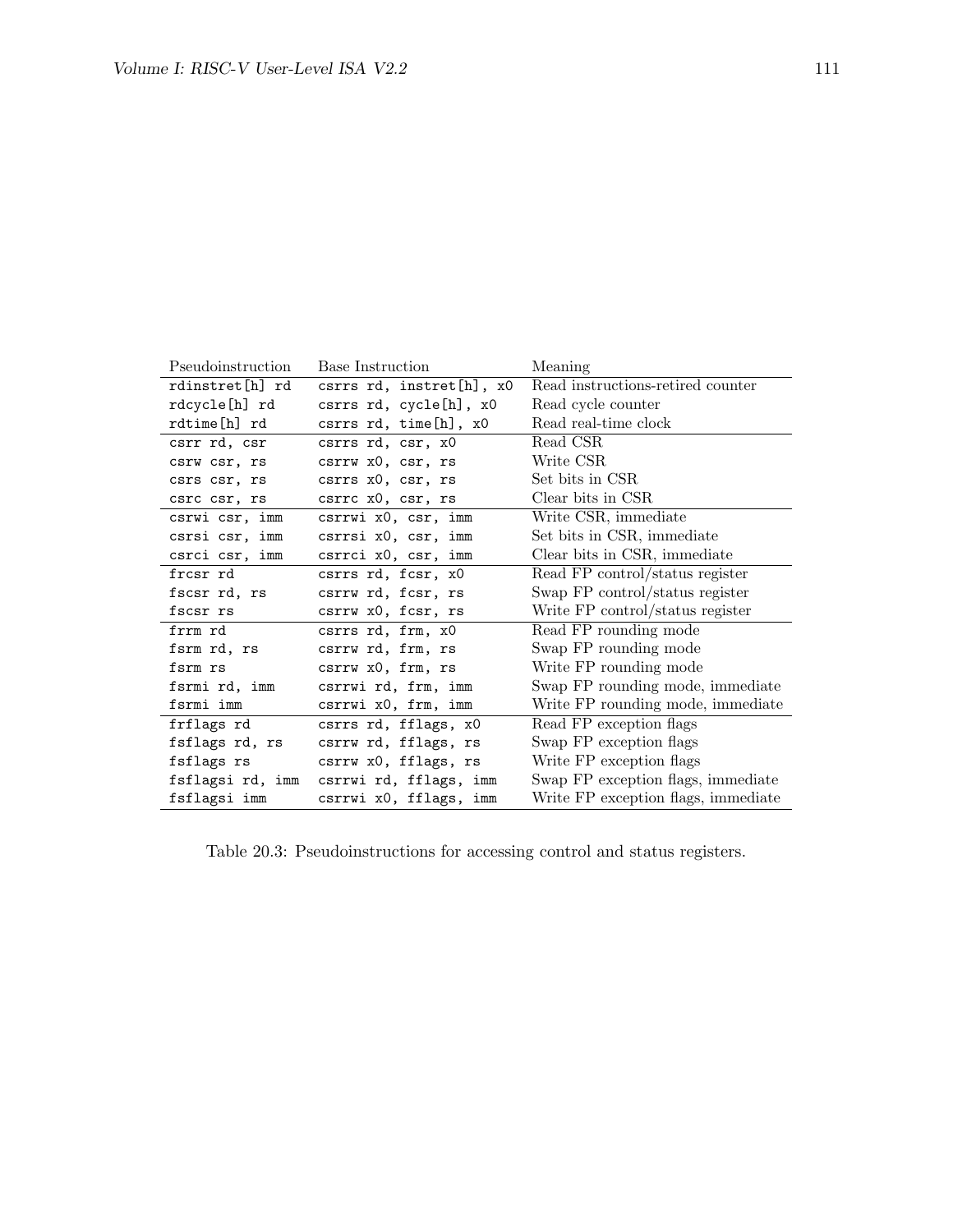| Pseudoinstruction | Base Instruction | Meaning |
|---|---|---|
| `rdinstret[h] rd` | `csrrs rd, instret[h], x0` | Read instructions-retired counter |
| `rdcycle[h] rd` | `csrrs rd, cycle[h], x0` | Read cycle counter |
| `rdtime[h] rd` | `csrrs rd, time[h], x0` | Read real-time clock |
| `csrr rd, csr` | `csrrs rd, csr, x0` | Read CSR |
| `csrw csr, rs` | `csrrw x0, csr, rs` | Write CSR |
| `csrs csr, rs` | `csrrs x0, csr, rs` | Set bits in CSR |
| `csrc csr, rs` | `csrrc x0, csr, rs` | Clear bits in CSR |
| `csrwi csr, imm` | `csrrwi x0, csr, imm` | Write CSR, immediate |
| `csrsi csr, imm` | `csrrsi x0, csr, imm` | Set bits in CSR, immediate |
| `csrci csr, imm` | `csrrci x0, csr, imm` | Clear bits in CSR, immediate |
| `frcsr rd` | `csrrs rd, fcsr, x0` | Read FP control/status register |
| `fscsr rd, rs` | `csrrw rd, fcsr, rs` | Swap FP control/status register |
| `fscsr rs` | `csrrw x0, fcsr, rs` | Write FP control/status register |
| `frrm rd` | `csrrs rd, frm, x0` | Read FP rounding mode |
| `fsrm rd, rs` | `csrrw rd, frm, rs` | Swap FP rounding mode |
| `fsrm rs` | `csrrw x0, frm, rs` | Write FP rounding mode |
| `fsrmi rd, imm` | `csrrwi rd, frm, imm` | Swap FP rounding mode, immediate |
| `fsrmi imm` | `csrrwi x0, frm, imm` | Write FP rounding mode, immediate |
| `frflags rd` | `csrrs rd, fflags, x0` | Read FP exception flags |
| `fsflags rd, rs` | `csrrw rd, fflags, rs` | Swap FP exception flags |
| `fsflags rs` | `csrrw x0, fflags, rs` | Write FP exception flags |
| `fsflagsi rd, imm` | `csrrwi rd, fflags, imm` | Swap FP exception flags, immediate |
| `fsflagsi imm` | `csrrwi x0, fflags, imm` | Write FP exception flags, immediate |

Table 20.3: Pseudoinstructions for accessing control and status registers.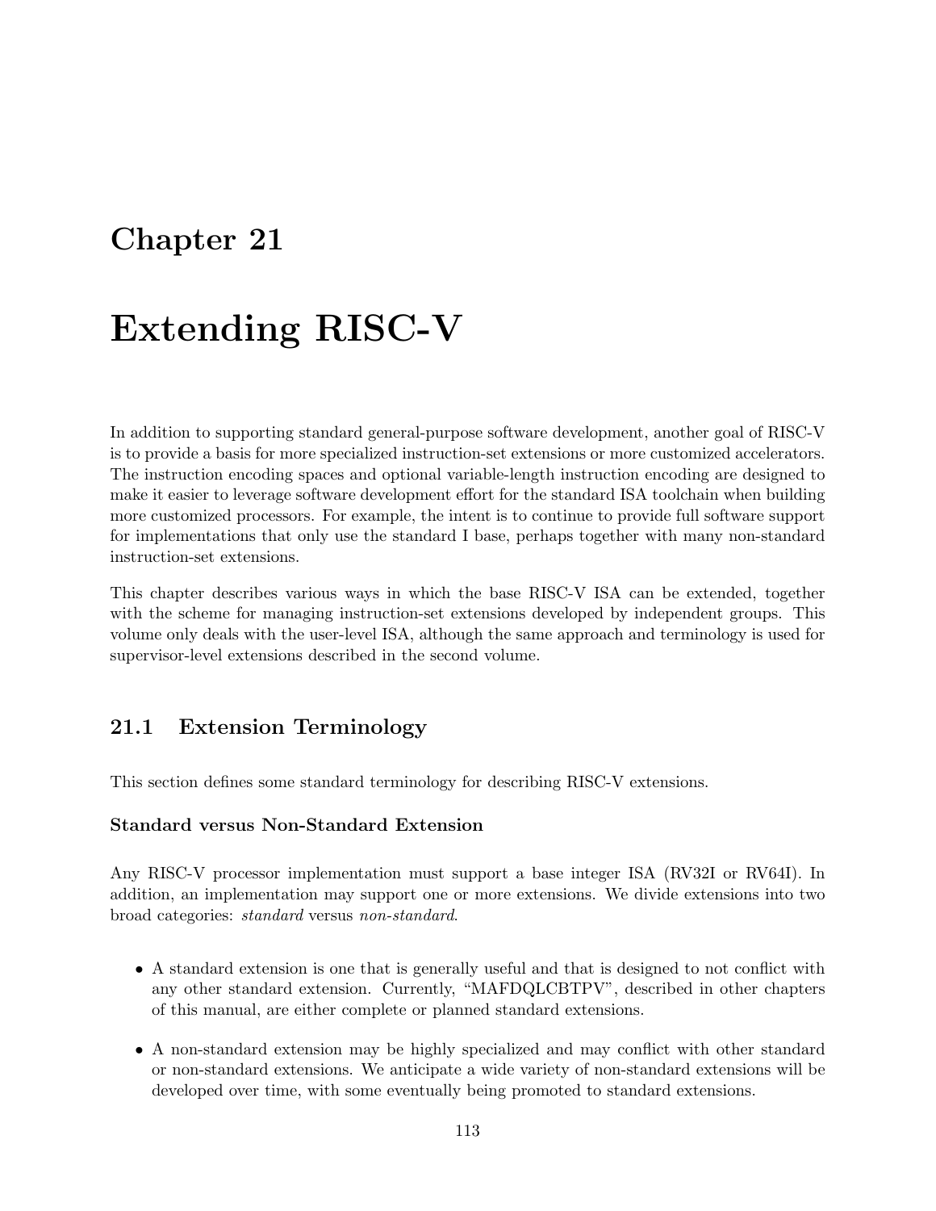# Chapter 21

# Extending RISC-V

In addition to supporting standard general-purpose software development, another goal of RISC-V is to provide a basis for more specialized instruction-set extensions or more customized accelerators. The instruction encoding spaces and optional variable-length instruction encoding are designed to make it easier to leverage software development effort for the standard ISA toolchain when building more customized processors. For example, the intent is to continue to provide full software support for implementations that only use the standard I base, perhaps together with many non-standard instruction-set extensions.

This chapter describes various ways in which the base RISC-V ISA can be extended, together with the scheme for managing instruction-set extensions developed by independent groups. This volume only deals with the user-level ISA, although the same approach and terminology is used for supervisor-level extensions described in the second volume.

## 21.1 Extension Terminology

This section defines some standard terminology for describing RISC-V extensions.

### Standard versus Non-Standard Extension

Any RISC-V processor implementation must support a base integer ISA (RV32I or RV64I). In addition, an implementation may support one or more extensions. We divide extensions into two broad categories: *standard* versus *non-standard*.

- A standard extension is one that is generally useful and that is designed to not conflict with any other standard extension. Currently, "MAFDQLCBTPV", described in other chapters of this manual, are either complete or planned standard extensions.
- A non-standard extension may be highly specialized and may conflict with other standard or non-standard extensions. We anticipate a wide variety of non-standard extensions will be developed over time, with some eventually being promoted to standard extensions.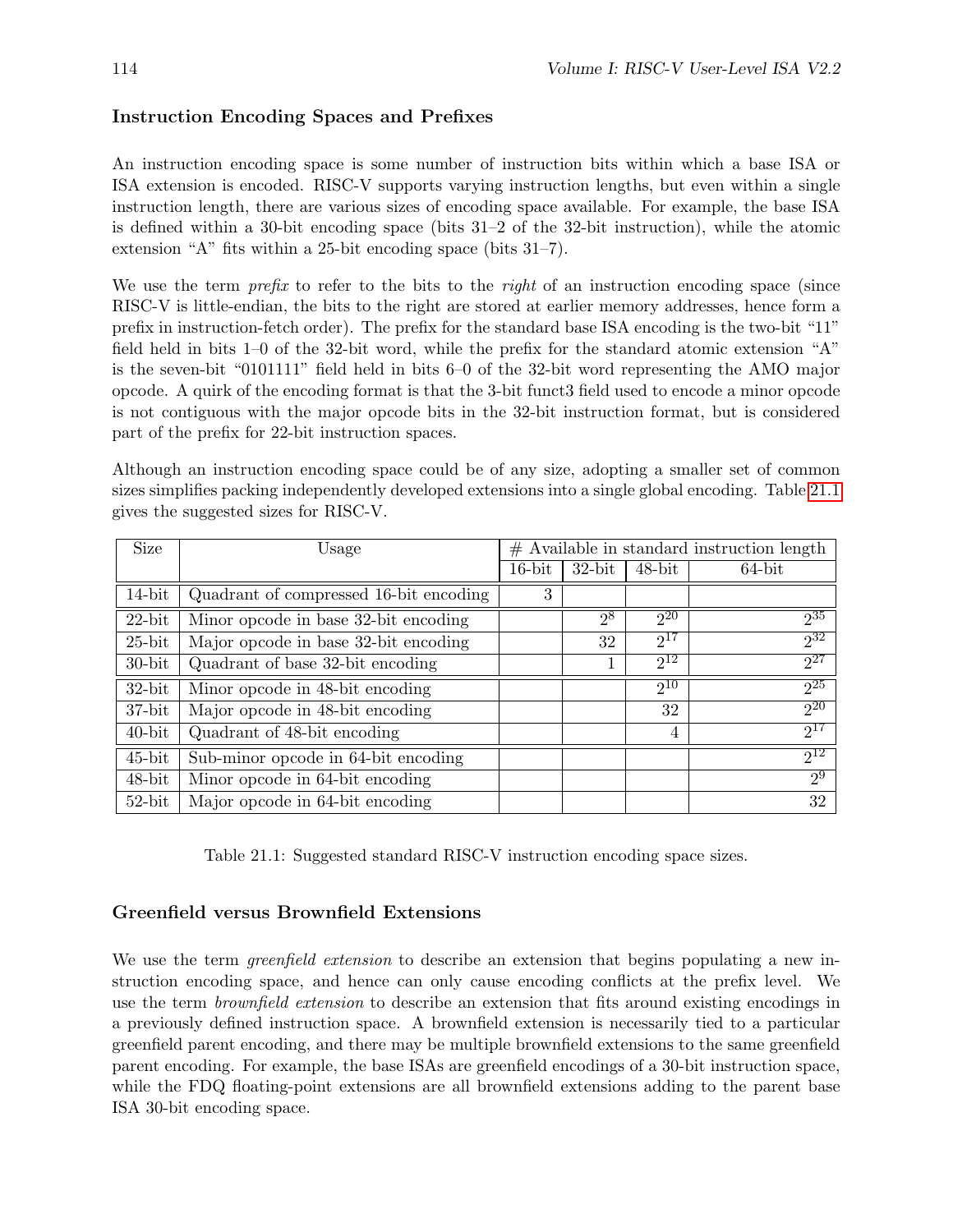### Instruction Encoding Spaces and Prefixes

An instruction encoding space is some number of instruction bits within which a base ISA or ISA extension is encoded. RISC-V supports varying instruction lengths, but even within a single instruction length, there are various sizes of encoding space available. For example, the base ISA is defined within a 30-bit encoding space (bits 31–2 of the 32-bit instruction), while the atomic extension "A" fits within a 25-bit encoding space (bits 31–7).

We use the term *prefix* to refer to the bits to the *right* of an instruction encoding space (since RISC-V is little-endian, the bits to the right are stored at earlier memory addresses, hence form a prefix in instruction-fetch order). The prefix for the standard base ISA encoding is the two-bit "11" field held in bits 1–0 of the 32-bit word, while the prefix for the standard atomic extension "A" is the seven-bit "0101111" field held in bits 6–0 of the 32-bit word representing the AMO major opcode. A quirk of the encoding format is that the 3-bit funct3 field used to encode a minor opcode is not contiguous with the major opcode bits in the 32-bit instruction format, but is considered part of the prefix for 22-bit instruction spaces.

Although an instruction encoding space could be of any size, adopting a smaller set of common sizes simplifies packing independently developed extensions into a single global encoding. Table 21.1 gives the suggested sizes for RISC-V.

| Size | Usage | # Available in standard instruction length | | | |
|---|---|---|---|---|---|
| | | 16-bit | 32-bit | 48-bit | 64-bit |
| 14-bit | Quadrant of compressed 16-bit encoding | 3 | | | |
| 22-bit | Minor opcode in base 32-bit encoding | | $2^8$ | $2^{20}$ | $2^{35}$ |
| 25-bit | Major opcode in base 32-bit encoding | | 32 | $2^{17}$ | $2^{32}$ |
| 30-bit | Quadrant of base 32-bit encoding | | 1 | $2^{12}$ | $2^{27}$ |
| 32-bit | Minor opcode in 48-bit encoding | | | $2^{10}$ | $2^{25}$ |
| 37-bit | Major opcode in 48-bit encoding | | | 32 | $2^{20}$ |
| 40-bit | Quadrant of 48-bit encoding | | | 4 | $2^{17}$ |
| 45-bit | Sub-minor opcode in 64-bit encoding | | | | $2^{12}$ |
| 48-bit | Minor opcode in 64-bit encoding | | | | $2^9$ |
| 52-bit | Major opcode in 64-bit encoding | | | | 32 |

Table 21.1: Suggested standard RISC-V instruction encoding space sizes.

### Greenfield versus Brownfield Extensions

We use the term *greenfield extension* to describe an extension that begins populating a new instruction encoding space, and hence can only cause encoding conflicts at the prefix level. We use the term *brownfield extension* to describe an extension that fits around existing encodings in a previously defined instruction space. A brownfield extension is necessarily tied to a particular greenfield parent encoding, and there may be multiple brownfield extensions to the same greenfield parent encoding. For example, the base ISAs are greenfield encodings of a 30-bit instruction space, while the FDQ floating-point extensions are all brownfield extensions adding to the parent base ISA 30-bit encoding space.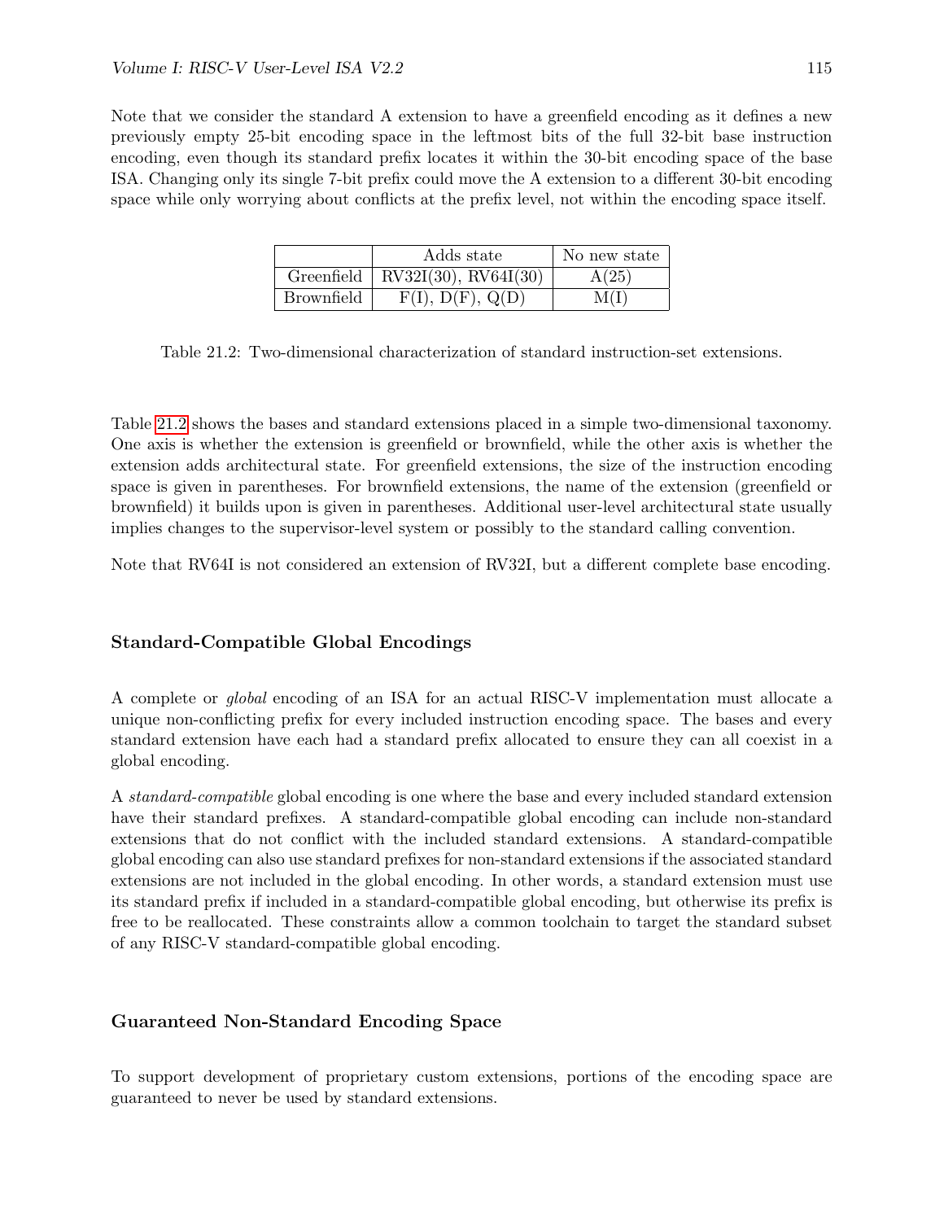Note that we consider the standard A extension to have a greenfield encoding as it defines a new previously empty 25-bit encoding space in the leftmost bits of the full 32-bit base instruction encoding, even though its standard prefix locates it within the 30-bit encoding space of the base ISA. Changing only its single 7-bit prefix could move the A extension to a different 30-bit encoding space while only worrying about conflicts at the prefix level, not within the encoding space itself.

| | Adds state | No new state |
|---|---|---|
| Greenfield | RV32I(30), RV64I(30) | A(25) |
| Brownfield | F(I), D(F), Q(D) | M(I) |

Table 21.2: Two-dimensional characterization of standard instruction-set extensions.

Table 21.2 shows the bases and standard extensions placed in a simple two-dimensional taxonomy. One axis is whether the extension is greenfield or brownfield, while the other axis is whether the extension adds architectural state. For greenfield extensions, the size of the instruction encoding space is given in parentheses. For brownfield extensions, the name of the extension (greenfield or brownfield) it builds upon is given in parentheses. Additional user-level architectural state usually implies changes to the supervisor-level system or possibly to the standard calling convention.

Note that RV64I is not considered an extension of RV32I, but a different complete base encoding.

### Standard-Compatible Global Encodings

A complete or *global* encoding of an ISA for an actual RISC-V implementation must allocate a unique non-conflicting prefix for every included instruction encoding space. The bases and every standard extension have each had a standard prefix allocated to ensure they can all coexist in a global encoding.

A *standard-compatible* global encoding is one where the base and every included standard extension have their standard prefixes. A standard-compatible global encoding can include non-standard extensions that do not conflict with the included standard extensions. A standard-compatible global encoding can also use standard prefixes for non-standard extensions if the associated standard extensions are not included in the global encoding. In other words, a standard extension must use its standard prefix if included in a standard-compatible global encoding, but otherwise its prefix is free to be reallocated. These constraints allow a common toolchain to target the standard subset of any RISC-V standard-compatible global encoding.

### Guaranteed Non-Standard Encoding Space

To support development of proprietary custom extensions, portions of the encoding space are guaranteed to never be used by standard extensions.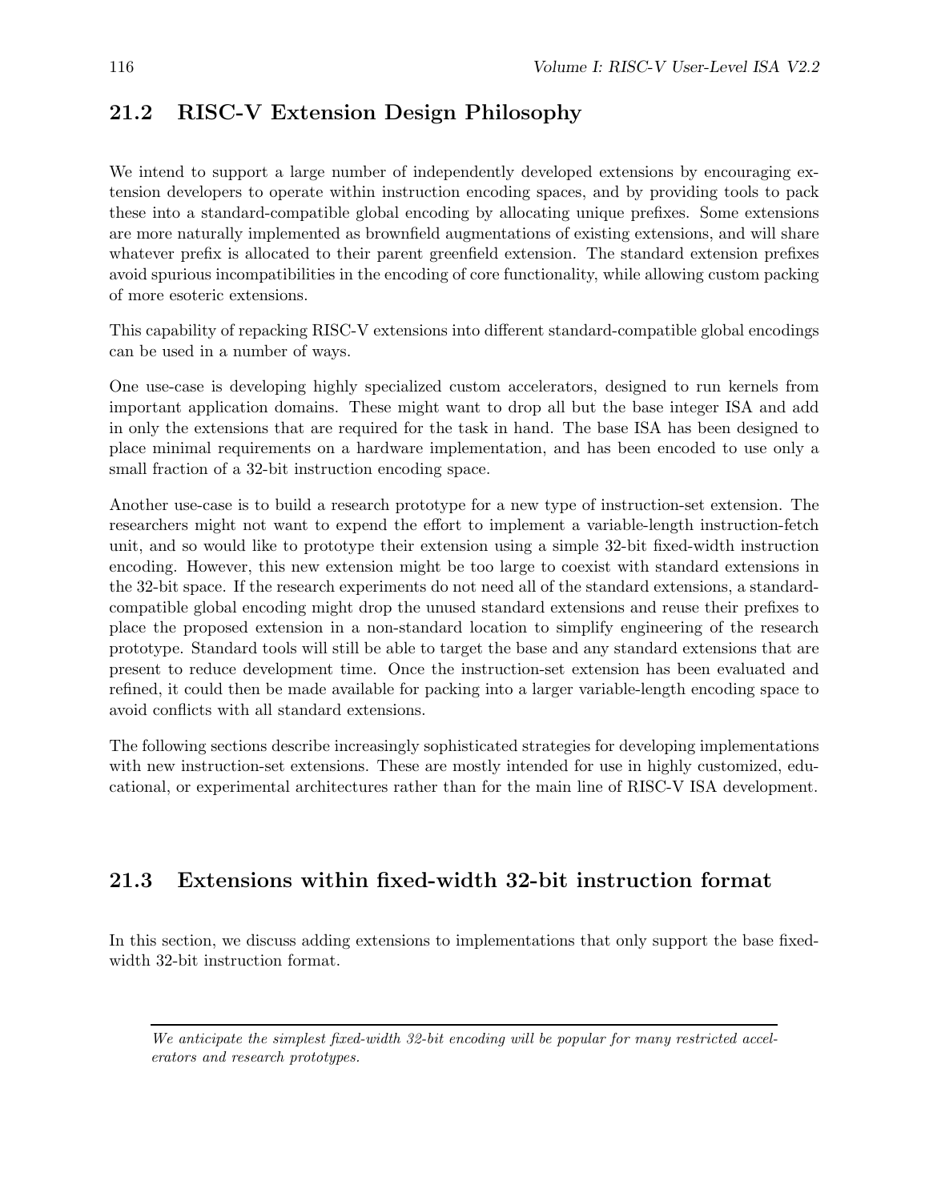## 21.2 RISC-V Extension Design Philosophy

We intend to support a large number of independently developed extensions by encouraging extension developers to operate within instruction encoding spaces, and by providing tools to pack these into a standard-compatible global encoding by allocating unique prefixes. Some extensions are more naturally implemented as brownfield augmentations of existing extensions, and will share whatever prefix is allocated to their parent greenfield extension. The standard extension prefixes avoid spurious incompatibilities in the encoding of core functionality, while allowing custom packing of more esoteric extensions.

This capability of repacking RISC-V extensions into different standard-compatible global encodings can be used in a number of ways.

One use-case is developing highly specialized custom accelerators, designed to run kernels from important application domains. These might want to drop all but the base integer ISA and add in only the extensions that are required for the task in hand. The base ISA has been designed to place minimal requirements on a hardware implementation, and has been encoded to use only a small fraction of a 32-bit instruction encoding space.

Another use-case is to build a research prototype for a new type of instruction-set extension. The researchers might not want to expend the effort to implement a variable-length instruction-fetch unit, and so would like to prototype their extension using a simple 32-bit fixed-width instruction encoding. However, this new extension might be too large to coexist with standard extensions in the 32-bit space. If the research experiments do not need all of the standard extensions, a standard-compatible global encoding might drop the unused standard extensions and reuse their prefixes to place the proposed extension in a non-standard location to simplify engineering of the research prototype. Standard tools will still be able to target the base and any standard extensions that are present to reduce development time. Once the instruction-set extension has been evaluated and refined, it could then be made available for packing into a larger variable-length encoding space to avoid conflicts with all standard extensions.

The following sections describe increasingly sophisticated strategies for developing implementations with new instruction-set extensions. These are mostly intended for use in highly customized, educational, or experimental architectures rather than for the main line of RISC-V ISA development.

## 21.3 Extensions within fixed-width 32-bit instruction format

In this section, we discuss adding extensions to implementations that only support the base fixed-width 32-bit instruction format.

---

*We anticipate the simplest fixed-width 32-bit encoding will be popular for many restricted accelerators and research prototypes.*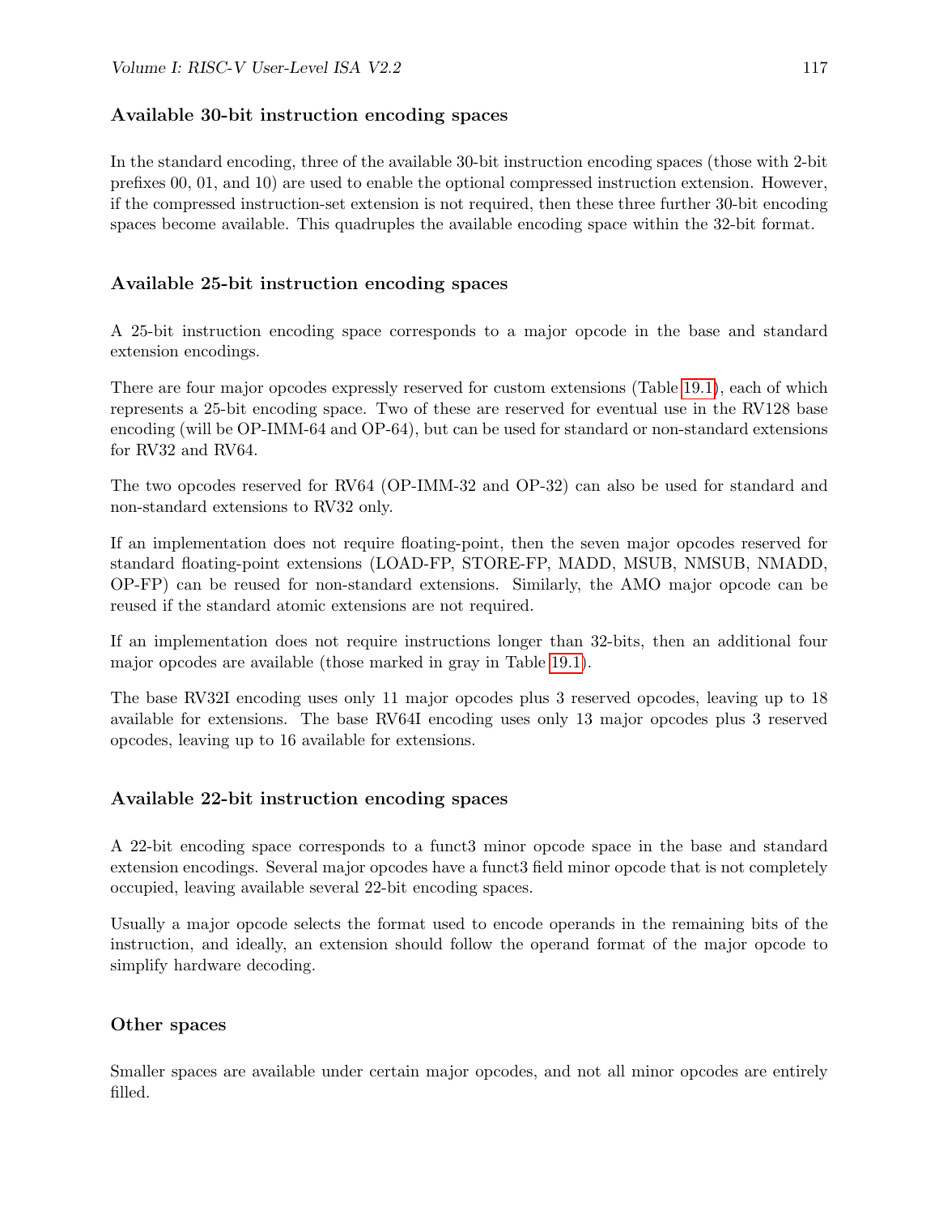### Available 30-bit instruction encoding spaces

In the standard encoding, three of the available 30-bit instruction encoding spaces (those with 2-bit prefixes 00, 01, and 10) are used to enable the optional compressed instruction extension. However, if the compressed instruction-set extension is not required, then these three further 30-bit encoding spaces become available. This quadruples the available encoding space within the 32-bit format.

### Available 25-bit instruction encoding spaces

A 25-bit instruction encoding space corresponds to a major opcode in the base and standard extension encodings.

There are four major opcodes expressly reserved for custom extensions (Table 19.1), each of which represents a 25-bit encoding space. Two of these are reserved for eventual use in the RV128 base encoding (will be OP-IMM-64 and OP-64), but can be used for standard or non-standard extensions for RV32 and RV64.

The two opcodes reserved for RV64 (OP-IMM-32 and OP-32) can also be used for standard and non-standard extensions to RV32 only.

If an implementation does not require floating-point, then the seven major opcodes reserved for standard floating-point extensions (LOAD-FP, STORE-FP, MADD, MSUB, NMSUB, NMADD, OP-FP) can be reused for non-standard extensions. Similarly, the AMO major opcode can be reused if the standard atomic extensions are not required.

If an implementation does not require instructions longer than 32-bits, then an additional four major opcodes are available (those marked in gray in Table 19.1).

The base RV32I encoding uses only 11 major opcodes plus 3 reserved opcodes, leaving up to 18 available for extensions. The base RV64I encoding uses only 13 major opcodes plus 3 reserved opcodes, leaving up to 16 available for extensions.

### Available 22-bit instruction encoding spaces

A 22-bit encoding space corresponds to a funct3 minor opcode space in the base and standard extension encodings. Several major opcodes have a funct3 field minor opcode that is not completely occupied, leaving available several 22-bit encoding spaces.

Usually a major opcode selects the format used to encode operands in the remaining bits of the instruction, and ideally, an extension should follow the operand format of the major opcode to simplify hardware decoding.

### Other spaces

Smaller spaces are available under certain major opcodes, and not all minor opcodes are entirely filled.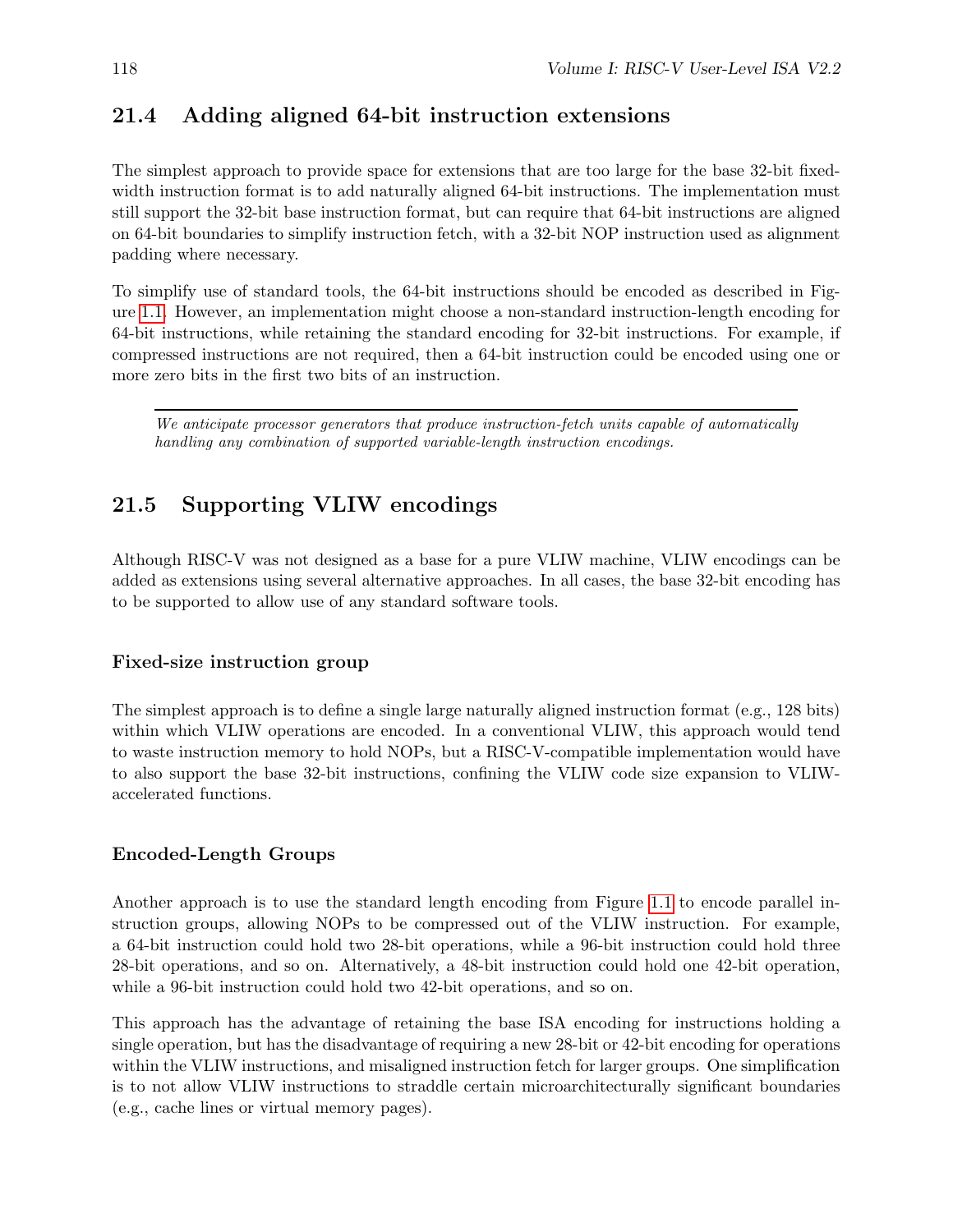## 21.4 Adding aligned 64-bit instruction extensions

The simplest approach to provide space for extensions that are too large for the base 32-bit fixed-width instruction format is to add naturally aligned 64-bit instructions. The implementation must still support the 32-bit base instruction format, but can require that 64-bit instructions are aligned on 64-bit boundaries to simplify instruction fetch, with a 32-bit NOP instruction used as alignment padding where necessary.

To simplify use of standard tools, the 64-bit instructions should be encoded as described in Figure 1.1. However, an implementation might choose a non-standard instruction-length encoding for 64-bit instructions, while retaining the standard encoding for 32-bit instructions. For example, if compressed instructions are not required, then a 64-bit instruction could be encoded using one or more zero bits in the first two bits of an instruction.

---

*We anticipate processor generators that produce instruction-fetch units capable of automatically handling any combination of supported variable-length instruction encodings.*

## 21.5 Supporting VLIW encodings

Although RISC-V was not designed as a base for a pure VLIW machine, VLIW encodings can be added as extensions using several alternative approaches. In all cases, the base 32-bit encoding has to be supported to allow use of any standard software tools.

### Fixed-size instruction group

The simplest approach is to define a single large naturally aligned instruction format (e.g., 128 bits) within which VLIW operations are encoded. In a conventional VLIW, this approach would tend to waste instruction memory to hold NOPs, but a RISC-V-compatible implementation would have to also support the base 32-bit instructions, confining the VLIW code size expansion to VLIW-accelerated functions.

### Encoded-Length Groups

Another approach is to use the standard length encoding from Figure 1.1 to encode parallel instruction groups, allowing NOPs to be compressed out of the VLIW instruction. For example, a 64-bit instruction could hold two 28-bit operations, while a 96-bit instruction could hold three 28-bit operations, and so on. Alternatively, a 48-bit instruction could hold one 42-bit operation, while a 96-bit instruction could hold two 42-bit operations, and so on.

This approach has the advantage of retaining the base ISA encoding for instructions holding a single operation, but has the disadvantage of requiring a new 28-bit or 42-bit encoding for operations within the VLIW instructions, and misaligned instruction fetch for larger groups. One simplification is to not allow VLIW instructions to straddle certain microarchitecturally significant boundaries (e.g., cache lines or virtual memory pages).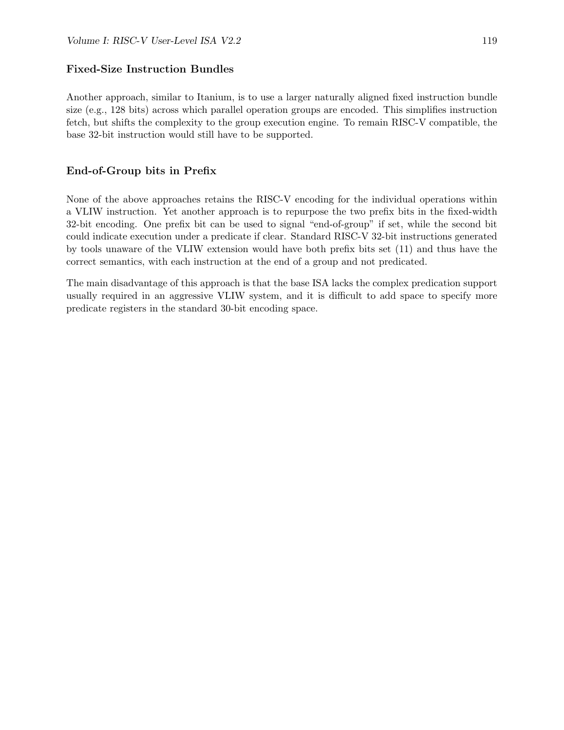### Fixed-Size Instruction Bundles

Another approach, similar to Itanium, is to use a larger naturally aligned fixed instruction bundle size (e.g., 128 bits) across which parallel operation groups are encoded. This simplifies instruction fetch, but shifts the complexity to the group execution engine. To remain RISC-V compatible, the base 32-bit instruction would still have to be supported.

### End-of-Group bits in Prefix

None of the above approaches retains the RISC-V encoding for the individual operations within a VLIW instruction. Yet another approach is to repurpose the two prefix bits in the fixed-width 32-bit encoding. One prefix bit can be used to signal "end-of-group" if set, while the second bit could indicate execution under a predicate if clear. Standard RISC-V 32-bit instructions generated by tools unaware of the VLIW extension would have both prefix bits set (11) and thus have the correct semantics, with each instruction at the end of a group and not predicated.

The main disadvantage of this approach is that the base ISA lacks the complex predication support usually required in an aggressive VLIW system, and it is difficult to add space to specify more predicate registers in the standard 30-bit encoding space.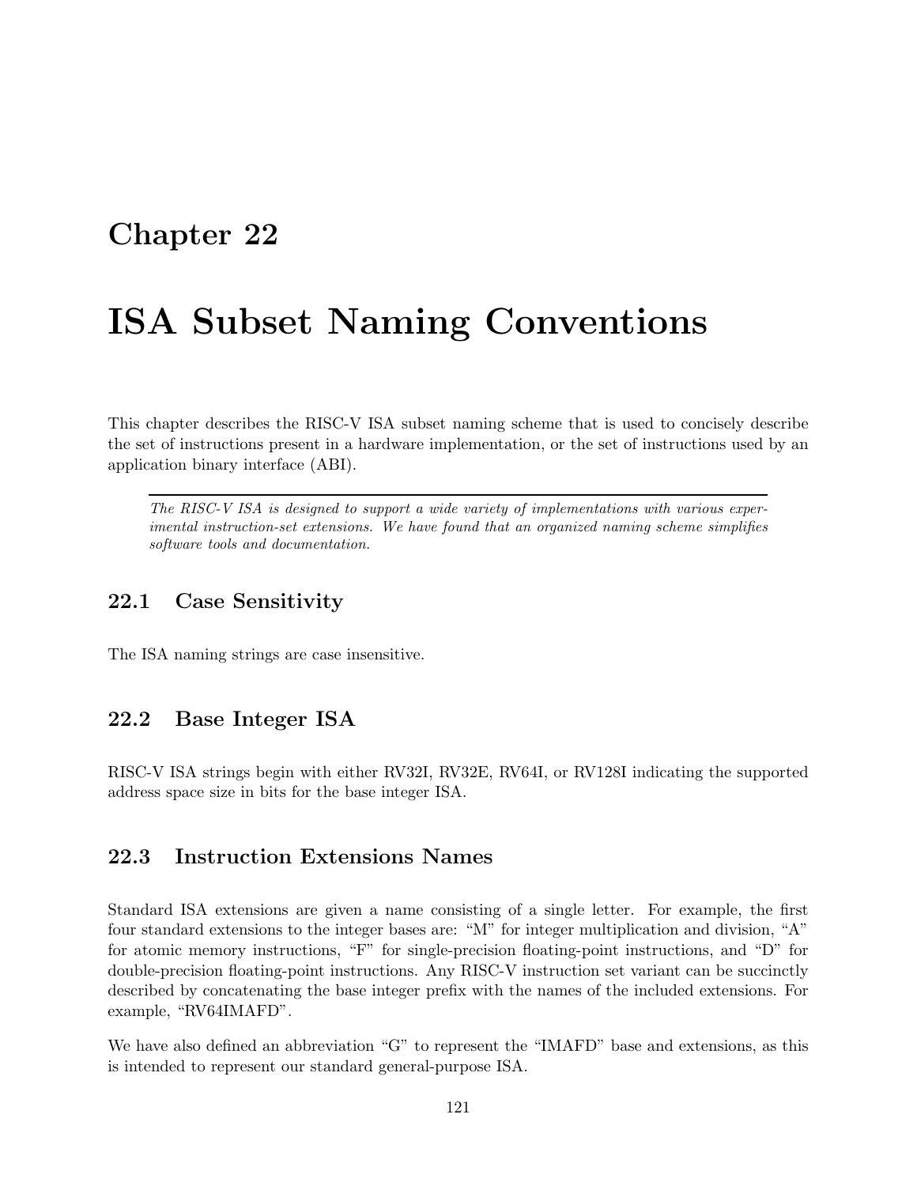# Chapter 22

# ISA Subset Naming Conventions

This chapter describes the RISC-V ISA subset naming scheme that is used to concisely describe the set of instructions present in a hardware implementation, or the set of instructions used by an application binary interface (ABI).

---

*The RISC-V ISA is designed to support a wide variety of implementations with various experimental instruction-set extensions. We have found that an organized naming scheme simplifies software tools and documentation.*

## 22.1 Case Sensitivity

The ISA naming strings are case insensitive.

## 22.2 Base Integer ISA

RISC-V ISA strings begin with either RV32I, RV32E, RV64I, or RV128I indicating the supported address space size in bits for the base integer ISA.

## 22.3 Instruction Extensions Names

Standard ISA extensions are given a name consisting of a single letter. For example, the first four standard extensions to the integer bases are: "M" for integer multiplication and division, "A" for atomic memory instructions, "F" for single-precision floating-point instructions, and "D" for double-precision floating-point instructions. Any RISC-V instruction set variant can be succinctly described by concatenating the base integer prefix with the names of the included extensions. For example, "RV64IMAFD".

We have also defined an abbreviation "G" to represent the "IMAFD" base and extensions, as this is intended to represent our standard general-purpose ISA.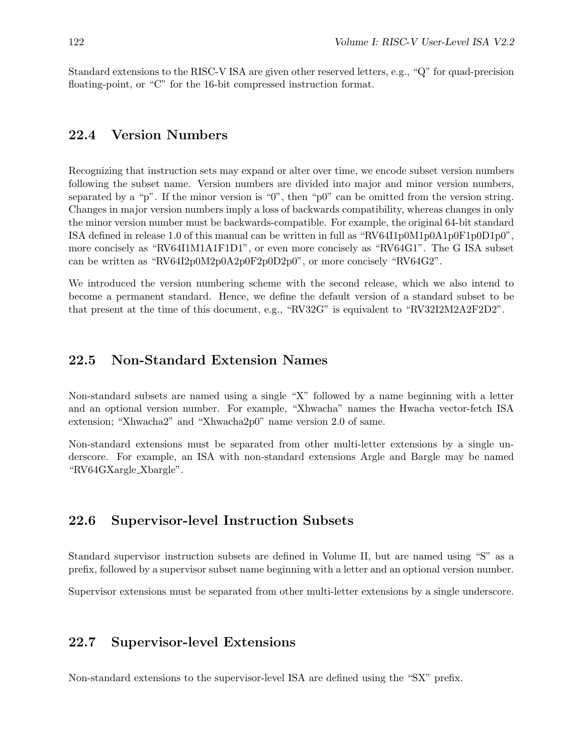Standard extensions to the RISC-V ISA are given other reserved letters, e.g., "Q" for quad-precision floating-point, or "C" for the 16-bit compressed instruction format.

## 22.4 Version Numbers

Recognizing that instruction sets may expand or alter over time, we encode subset version numbers following the subset name. Version numbers are divided into major and minor version numbers, separated by a "p". If the minor version is "0", then "p0" can be omitted from the version string. Changes in major version numbers imply a loss of backwards compatibility, whereas changes in only the minor version number must be backwards-compatible. For example, the original 64-bit standard ISA defined in release 1.0 of this manual can be written in full as "RV64I1p0M1p0A1p0F1p0D1p0", more concisely as "RV64I1M1A1F1D1", or even more concisely as "RV64G1". The G ISA subset can be written as "RV64I2p0M2p0A2p0F2p0D2p0", or more concisely "RV64G2".

We introduced the version numbering scheme with the second release, which we also intend to become a permanent standard. Hence, we define the default version of a standard subset to be that present at the time of this document, e.g., "RV32G" is equivalent to "RV32I2M2A2F2D2".

## 22.5 Non-Standard Extension Names

Non-standard subsets are named using a single "X" followed by a name beginning with a letter and an optional version number. For example, "Xhwacha" names the Hwacha vector-fetch ISA extension; "Xhwacha2" and "Xhwacha2p0" name version 2.0 of same.

Non-standard extensions must be separated from other multi-letter extensions by a single underscore. For example, an ISA with non-standard extensions Argle and Bargle may be named "RV64GXargle_Xbargle".

## 22.6 Supervisor-level Instruction Subsets

Standard supervisor instruction subsets are defined in Volume II, but are named using "S" as a prefix, followed by a supervisor subset name beginning with a letter and an optional version number.

Supervisor extensions must be separated from other multi-letter extensions by a single underscore.

## 22.7 Supervisor-level Extensions

Non-standard extensions to the supervisor-level ISA are defined using the "SX" prefix.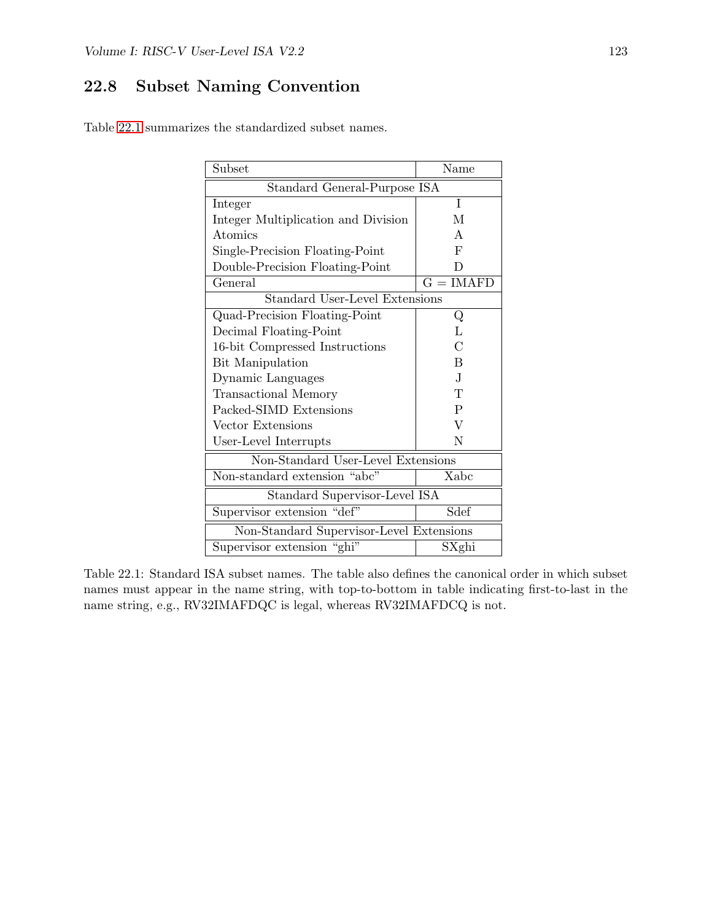## 22.8 Subset Naming Convention

Table 22.1 summarizes the standardized subset names.

| Subset | Name |
|---|---|
| Standard General-Purpose ISA | |
| Integer | I |
| Integer Multiplication and Division | M |
| Atomics | A |
| Single-Precision Floating-Point | F |
| Double-Precision Floating-Point | D |
| General | G = IMAFD |
| Standard User-Level Extensions | |
| Quad-Precision Floating-Point | Q |
| Decimal Floating-Point | L |
| 16-bit Compressed Instructions | C |
| Bit Manipulation | B |
| Dynamic Languages | J |
| Transactional Memory | T |
| Packed-SIMD Extensions | P |
| Vector Extensions | V |
| User-Level Interrupts | N |
| Non-Standard User-Level Extensions | |
| Non-standard extension "abc" | Xabc |
| Standard Supervisor-Level ISA | |
| Supervisor extension "def" | Sdef |
| Non-Standard Supervisor-Level Extensions | |
| Supervisor extension "ghi" | SXghi |

Table 22.1: Standard ISA subset names. The table also defines the canonical order in which subset names must appear in the name string, with top-to-bottom in table indicating first-to-last in the name string, e.g., RV32IMAFDQC is legal, whereas RV32IMAFDCQ is not.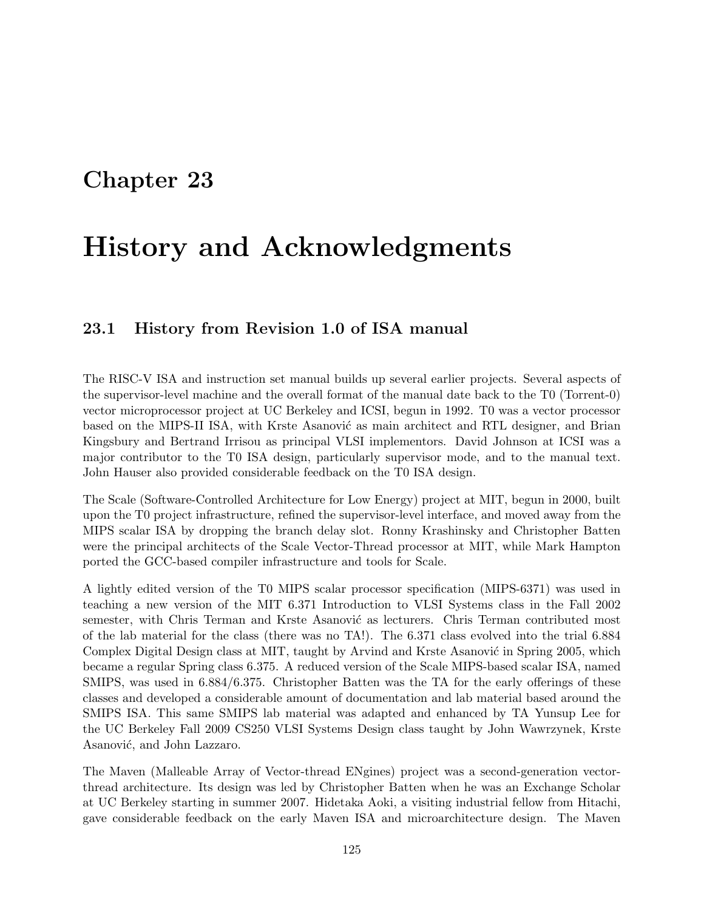# Chapter 23

# History and Acknowledgments

## 23.1 History from Revision 1.0 of ISA manual

The RISC-V ISA and instruction set manual builds up several earlier projects. Several aspects of the supervisor-level machine and the overall format of the manual date back to the T0 (Torrent-0) vector microprocessor project at UC Berkeley and ICSI, begun in 1992. T0 was a vector processor based on the MIPS-II ISA, with Krste Asanović as main architect and RTL designer, and Brian Kingsbury and Bertrand Irrisou as principal VLSI implementors. David Johnson at ICSI was a major contributor to the T0 ISA design, particularly supervisor mode, and to the manual text. John Hauser also provided considerable feedback on the T0 ISA design.

The Scale (Software-Controlled Architecture for Low Energy) project at MIT, begun in 2000, built upon the T0 project infrastructure, refined the supervisor-level interface, and moved away from the MIPS scalar ISA by dropping the branch delay slot. Ronny Krashinsky and Christopher Batten were the principal architects of the Scale Vector-Thread processor at MIT, while Mark Hampton ported the GCC-based compiler infrastructure and tools for Scale.

A lightly edited version of the T0 MIPS scalar processor specification (MIPS-6371) was used in teaching a new version of the MIT 6.371 Introduction to VLSI Systems class in the Fall 2002 semester, with Chris Terman and Krste Asanović as lecturers. Chris Terman contributed most of the lab material for the class (there was no TA!). The 6.371 class evolved into the trial 6.884 Complex Digital Design class at MIT, taught by Arvind and Krste Asanović in Spring 2005, which became a regular Spring class 6.375. A reduced version of the Scale MIPS-based scalar ISA, named SMIPS, was used in 6.884/6.375. Christopher Batten was the TA for the early offerings of these classes and developed a considerable amount of documentation and lab material based around the SMIPS ISA. This same SMIPS lab material was adapted and enhanced by TA Yunsup Lee for the UC Berkeley Fall 2009 CS250 VLSI Systems Design class taught by John Wawrzynek, Krste Asanović, and John Lazzaro.

The Maven (Malleable Array of Vector-thread ENgines) project was a second-generation vector-thread architecture. Its design was led by Christopher Batten when he was an Exchange Scholar at UC Berkeley starting in summer 2007. Hidetaka Aoki, a visiting industrial fellow from Hitachi, gave considerable feedback on the early Maven ISA and microarchitecture design. The Maven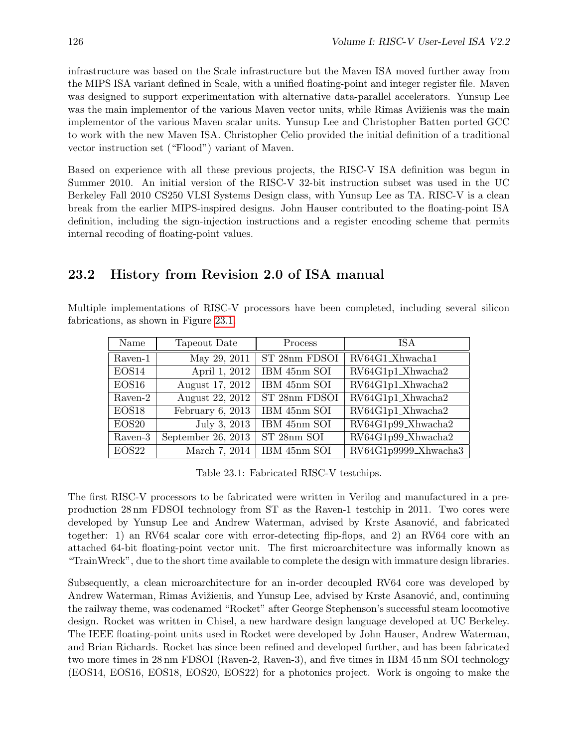infrastructure was based on the Scale infrastructure but the Maven ISA moved further away from the MIPS ISA variant defined in Scale, with a unified floating-point and integer register file. Maven was designed to support experimentation with alternative data-parallel accelerators. Yunsup Lee was the main implementor of the various Maven vector units, while Rimas Avižienis was the main implementor of the various Maven scalar units. Yunsup Lee and Christopher Batten ported GCC to work with the new Maven ISA. Christopher Celio provided the initial definition of a traditional vector instruction set ("Flood") variant of Maven.

Based on experience with all these previous projects, the RISC-V ISA definition was begun in Summer 2010. An initial version of the RISC-V 32-bit instruction subset was used in the UC Berkeley Fall 2010 CS250 VLSI Systems Design class, with Yunsup Lee as TA. RISC-V is a clean break from the earlier MIPS-inspired designs. John Hauser contributed to the floating-point ISA definition, including the sign-injection instructions and a register encoding scheme that permits internal recoding of floating-point values.

## 23.2 History from Revision 2.0 of ISA manual

Multiple implementations of RISC-V processors have been completed, including several silicon fabrications, as shown in Figure 23.1.

| Name | Tapeout Date | Process | ISA |
|---|---|---|---|
| Raven-1 | May 29, 2011 | ST 28nm FDSOI | RV64G1_Xhwacha1 |
| EOS14 | April 1, 2012 | IBM 45nm SOI | RV64G1p1_Xhwacha2 |
| EOS16 | August 17, 2012 | IBM 45nm SOI | RV64G1p1_Xhwacha2 |
| Raven-2 | August 22, 2012 | ST 28nm FDSOI | RV64G1p1_Xhwacha2 |
| EOS18 | February 6, 2013 | IBM 45nm SOI | RV64G1p1_Xhwacha2 |
| EOS20 | July 3, 2013 | IBM 45nm SOI | RV64G1p99_Xhwacha2 |
| Raven-3 | September 26, 2013 | ST 28nm SOI | RV64G1p99_Xhwacha2 |
| EOS22 | March 7, 2014 | IBM 45nm SOI | RV64G1p9999_Xhwacha3 |

Table 23.1: Fabricated RISC-V testchips.

The first RISC-V processors to be fabricated were written in Verilog and manufactured in a pre-production 28 nm FDSOI technology from ST as the Raven-1 testchip in 2011. Two cores were developed by Yunsup Lee and Andrew Waterman, advised by Krste Asanović, and fabricated together: 1) an RV64 scalar core with error-detecting flip-flops, and 2) an RV64 core with an attached 64-bit floating-point vector unit. The first microarchitecture was informally known as "TrainWreck", due to the short time available to complete the design with immature design libraries.

Subsequently, a clean microarchitecture for an in-order decoupled RV64 core was developed by Andrew Waterman, Rimas Avižienis, and Yunsup Lee, advised by Krste Asanović, and, continuing the railway theme, was codenamed "Rocket" after George Stephenson's successful steam locomotive design. Rocket was written in Chisel, a new hardware design language developed at UC Berkeley. The IEEE floating-point units used in Rocket were developed by John Hauser, Andrew Waterman, and Brian Richards. Rocket has since been refined and developed further, and has been fabricated two more times in 28 nm FDSOI (Raven-2, Raven-3), and five times in IBM 45 nm SOI technology (EOS14, EOS16, EOS18, EOS20, EOS22) for a photonics project. Work is ongoing to make the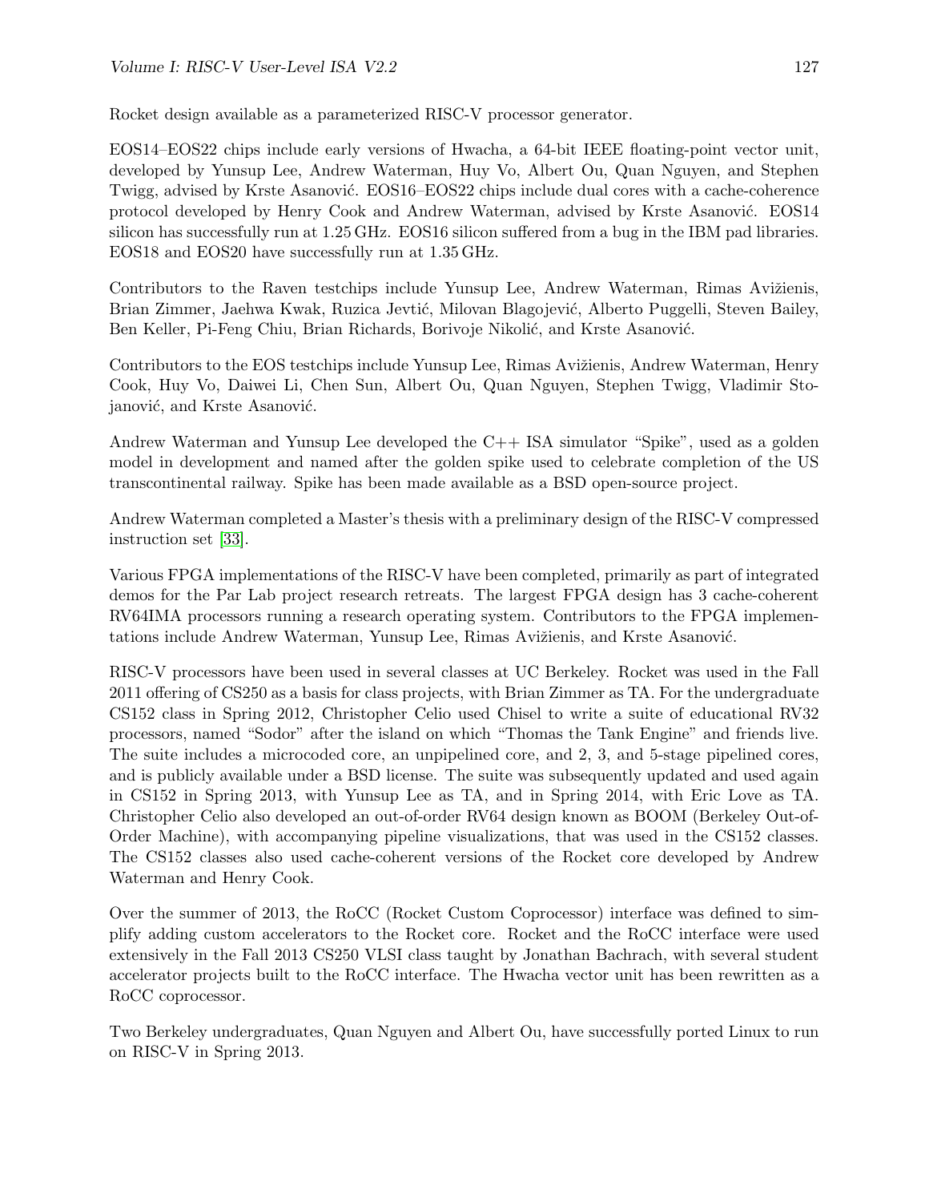Rocket design available as a parameterized RISC-V processor generator.

EOS14–EOS22 chips include early versions of Hwacha, a 64-bit IEEE floating-point vector unit, developed by Yunsup Lee, Andrew Waterman, Huy Vo, Albert Ou, Quan Nguyen, and Stephen Twigg, advised by Krste Asanović. EOS16–EOS22 chips include dual cores with a cache-coherence protocol developed by Henry Cook and Andrew Waterman, advised by Krste Asanović. EOS14 silicon has successfully run at 1.25 GHz. EOS16 silicon suffered from a bug in the IBM pad libraries. EOS18 and EOS20 have successfully run at 1.35 GHz.

Contributors to the Raven testchips include Yunsup Lee, Andrew Waterman, Rimas Avižienis, Brian Zimmer, Jaehwa Kwak, Ruzica Jevtić, Milovan Blagojević, Alberto Puggelli, Steven Bailey, Ben Keller, Pi-Feng Chiu, Brian Richards, Borivoje Nikolić, and Krste Asanović.

Contributors to the EOS testchips include Yunsup Lee, Rimas Avižienis, Andrew Waterman, Henry Cook, Huy Vo, Daiwei Li, Chen Sun, Albert Ou, Quan Nguyen, Stephen Twigg, Vladimir Stojanović, and Krste Asanović.

Andrew Waterman and Yunsup Lee developed the C++ ISA simulator "Spike", used as a golden model in development and named after the golden spike used to celebrate completion of the US transcontinental railway. Spike has been made available as a BSD open-source project.

Andrew Waterman completed a Master's thesis with a preliminary design of the RISC-V compressed instruction set [33].

Various FPGA implementations of the RISC-V have been completed, primarily as part of integrated demos for the Par Lab project research retreats. The largest FPGA design has 3 cache-coherent RV64IMA processors running a research operating system. Contributors to the FPGA implementations include Andrew Waterman, Yunsup Lee, Rimas Avižienis, and Krste Asanović.

RISC-V processors have been used in several classes at UC Berkeley. Rocket was used in the Fall 2011 offering of CS250 as a basis for class projects, with Brian Zimmer as TA. For the undergraduate CS152 class in Spring 2012, Christopher Celio used Chisel to write a suite of educational RV32 processors, named "Sodor" after the island on which "Thomas the Tank Engine" and friends live. The suite includes a microcoded core, an unpipelined core, and 2, 3, and 5-stage pipelined cores, and is publicly available under a BSD license. The suite was subsequently updated and used again in CS152 in Spring 2013, with Yunsup Lee as TA, and in Spring 2014, with Eric Love as TA. Christopher Celio also developed an out-of-order RV64 design known as BOOM (Berkeley Out-of-Order Machine), with accompanying pipeline visualizations, that was used in the CS152 classes. The CS152 classes also used cache-coherent versions of the Rocket core developed by Andrew Waterman and Henry Cook.

Over the summer of 2013, the RoCC (Rocket Custom Coprocessor) interface was defined to simplify adding custom accelerators to the Rocket core. Rocket and the RoCC interface were used extensively in the Fall 2013 CS250 VLSI class taught by Jonathan Bachrach, with several student accelerator projects built to the RoCC interface. The Hwacha vector unit has been rewritten as a RoCC coprocessor.

Two Berkeley undergraduates, Quan Nguyen and Albert Ou, have successfully ported Linux to run on RISC-V in Spring 2013.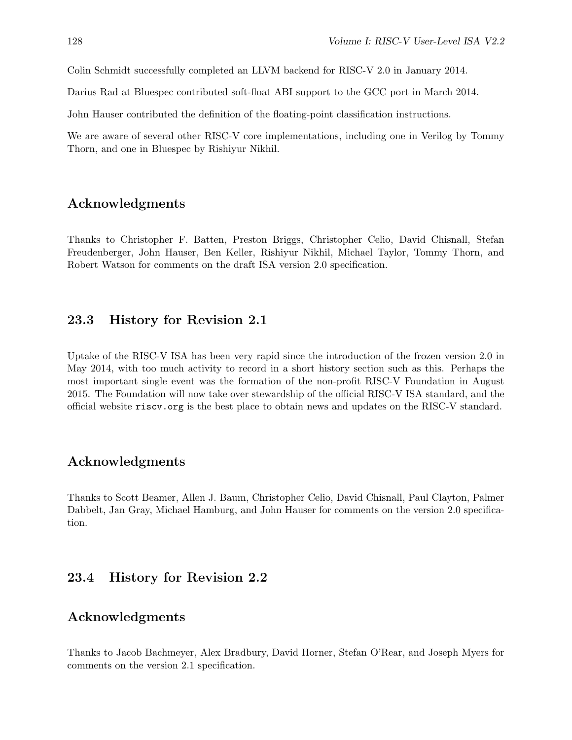Colin Schmidt successfully completed an LLVM backend for RISC-V 2.0 in January 2014.

Darius Rad at Bluespec contributed soft-float ABI support to the GCC port in March 2014.

John Hauser contributed the definition of the floating-point classification instructions.

We are aware of several other RISC-V core implementations, including one in Verilog by Tommy Thorn, and one in Bluespec by Rishiyur Nikhil.

## Acknowledgments

Thanks to Christopher F. Batten, Preston Briggs, Christopher Celio, David Chisnall, Stefan Freudenberger, John Hauser, Ben Keller, Rishiyur Nikhil, Michael Taylor, Tommy Thorn, and Robert Watson for comments on the draft ISA version 2.0 specification.

## 23.3 History for Revision 2.1

Uptake of the RISC-V ISA has been very rapid since the introduction of the frozen version 2.0 in May 2014, with too much activity to record in a short history section such as this. Perhaps the most important single event was the formation of the non-profit RISC-V Foundation in August 2015. The Foundation will now take over stewardship of the official RISC-V ISA standard, and the official website `riscv.org` is the best place to obtain news and updates on the RISC-V standard.

## Acknowledgments

Thanks to Scott Beamer, Allen J. Baum, Christopher Celio, David Chisnall, Paul Clayton, Palmer Dabbelt, Jan Gray, Michael Hamburg, and John Hauser for comments on the version 2.0 specification.

## 23.4 History for Revision 2.2

## Acknowledgments

Thanks to Jacob Bachmeyer, Alex Bradbury, David Horner, Stefan O'Rear, and Joseph Myers for comments on the version 2.1 specification.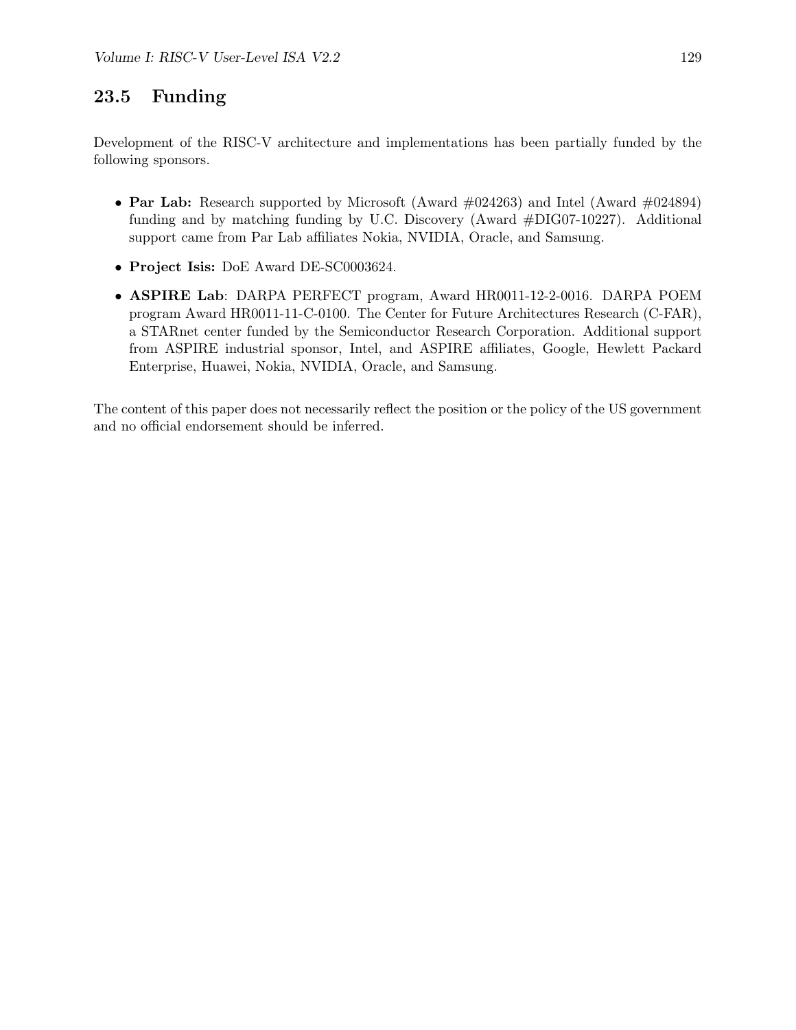## 23.5 Funding

Development of the RISC-V architecture and implementations has been partially funded by the following sponsors.

- **Par Lab:** Research supported by Microsoft (Award #024263) and Intel (Award #024894) funding and by matching funding by U.C. Discovery (Award #DIG07-10227). Additional support came from Par Lab affiliates Nokia, NVIDIA, Oracle, and Samsung.
- **Project Isis:** DoE Award DE-SC0003624.
- **ASPIRE Lab**: DARPA PERFECT program, Award HR0011-12-2-0016. DARPA POEM program Award HR0011-11-C-0100. The Center for Future Architectures Research (C-FAR), a STARnet center funded by the Semiconductor Research Corporation. Additional support from ASPIRE industrial sponsor, Intel, and ASPIRE affiliates, Google, Hewlett Packard Enterprise, Huawei, Nokia, NVIDIA, Oracle, and Samsung.

The content of this paper does not necessarily reflect the position or the policy of the US government and no official endorsement should be inferred.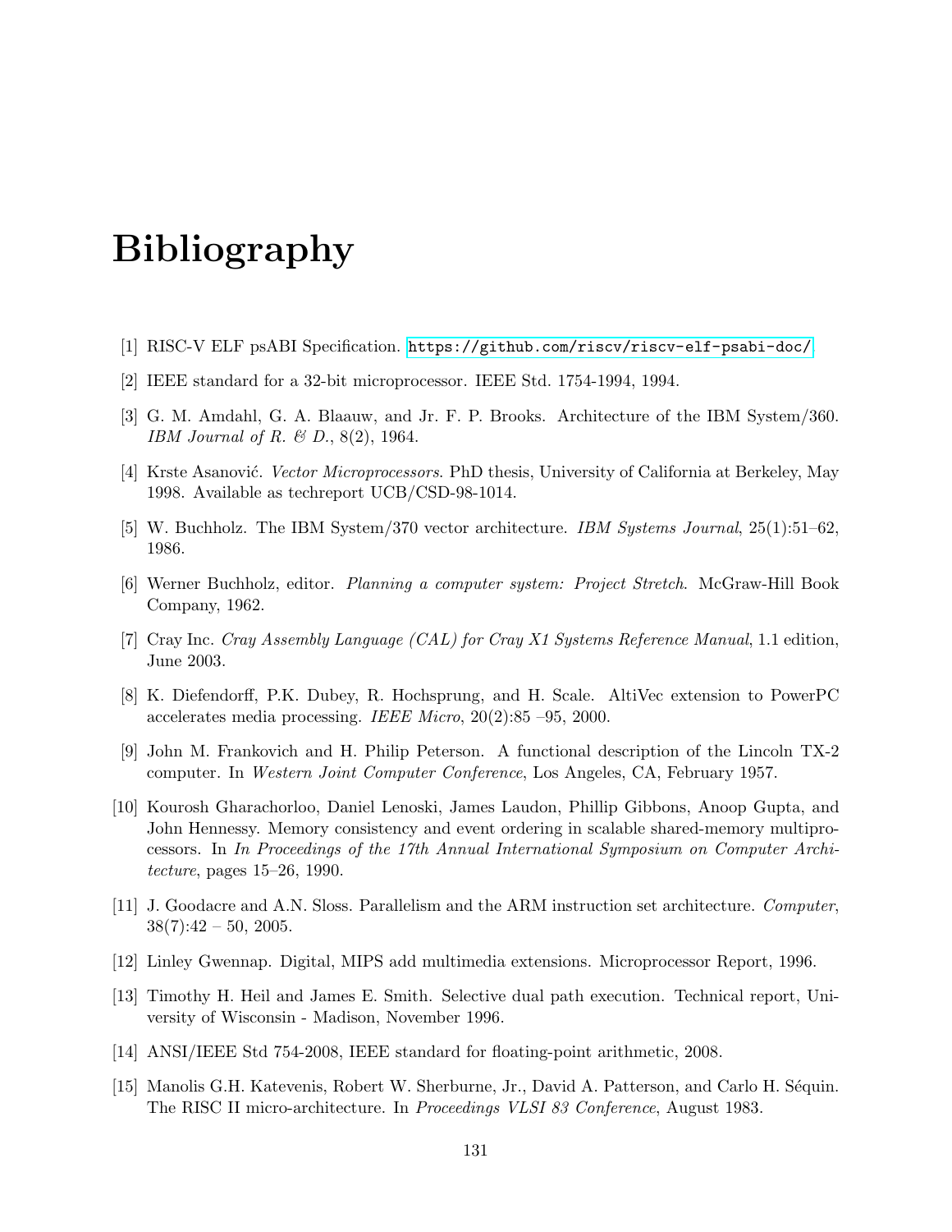# Bibliography

[1] RISC-V ELF psABI Specification. https://github.com/riscv/riscv-elf-psabi-doc/.

[2] IEEE standard for a 32-bit microprocessor. IEEE Std. 1754-1994, 1994.

[3] G. M. Amdahl, G. A. Blaauw, and Jr. F. P. Brooks. Architecture of the IBM System/360. *IBM Journal of R. & D.*, 8(2), 1964.

[4] Krste Asanović. *Vector Microprocessors*. PhD thesis, University of California at Berkeley, May 1998. Available as techreport UCB/CSD-98-1014.

[5] W. Buchholz. The IBM System/370 vector architecture. *IBM Systems Journal*, 25(1):51–62, 1986.

[6] Werner Buchholz, editor. *Planning a computer system: Project Stretch*. McGraw-Hill Book Company, 1962.

[7] Cray Inc. *Cray Assembly Language (CAL) for Cray X1 Systems Reference Manual*, 1.1 edition, June 2003.

[8] K. Diefendorff, P.K. Dubey, R. Hochsprung, and H. Scale. AltiVec extension to PowerPC accelerates media processing. *IEEE Micro*, 20(2):85 –95, 2000.

[9] John M. Frankovich and H. Philip Peterson. A functional description of the Lincoln TX-2 computer. In *Western Joint Computer Conference*, Los Angeles, CA, February 1957.

[10] Kourosh Gharachorloo, Daniel Lenoski, James Laudon, Phillip Gibbons, Anoop Gupta, and John Hennessy. Memory consistency and event ordering in scalable shared-memory multiprocessors. In *In Proceedings of the 17th Annual International Symposium on Computer Architecture*, pages 15–26, 1990.

[11] J. Goodacre and A.N. Sloss. Parallelism and the ARM instruction set architecture. *Computer*, 38(7):42 – 50, 2005.

[12] Linley Gwennap. Digital, MIPS add multimedia extensions. Microprocessor Report, 1996.

[13] Timothy H. Heil and James E. Smith. Selective dual path execution. Technical report, University of Wisconsin - Madison, November 1996.

[14] ANSI/IEEE Std 754-2008, IEEE standard for floating-point arithmetic, 2008.

[15] Manolis G.H. Katevenis, Robert W. Sherburne, Jr., David A. Patterson, and Carlo H. Séquin. The RISC II micro-architecture. In *Proceedings VLSI 83 Conference*, August 1983.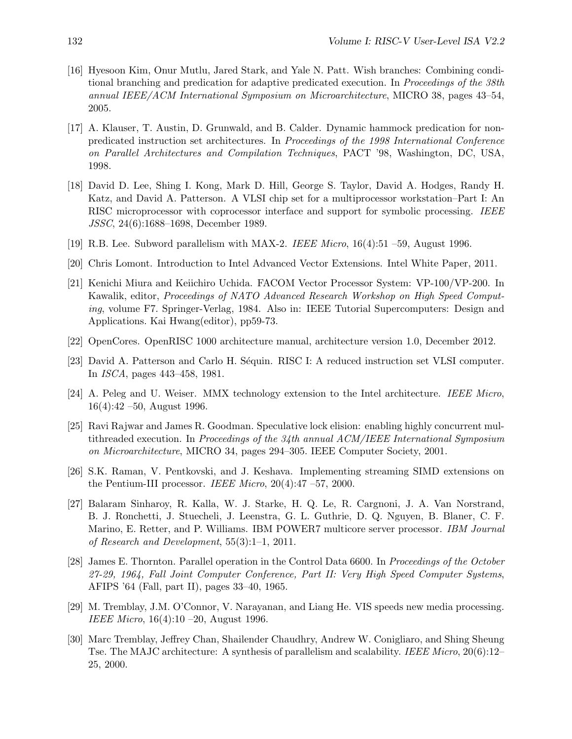[16] Hyesoon Kim, Onur Mutlu, Jared Stark, and Yale N. Patt. Wish branches: Combining conditional branching and predication for adaptive predicated execution. In *Proceedings of the 38th annual IEEE/ACM International Symposium on Microarchitecture*, MICRO 38, pages 43–54, 2005.

[17] A. Klauser, T. Austin, D. Grunwald, and B. Calder. Dynamic hammock predication for non-predicated instruction set architectures. In *Proceedings of the 1998 International Conference on Parallel Architectures and Compilation Techniques*, PACT '98, Washington, DC, USA, 1998.

[18] David D. Lee, Shing I. Kong, Mark D. Hill, George S. Taylor, David A. Hodges, Randy H. Katz, and David A. Patterson. A VLSI chip set for a multiprocessor workstation–Part I: An RISC microprocessor with coprocessor interface and support for symbolic processing. *IEEE JSSC*, 24(6):1688–1698, December 1989.

[19] R.B. Lee. Subword parallelism with MAX-2. *IEEE Micro*, 16(4):51 –59, August 1996.

[20] Chris Lomont. Introduction to Intel Advanced Vector Extensions. Intel White Paper, 2011.

[21] Kenichi Miura and Keiichiro Uchida. FACOM Vector Processor System: VP-100/VP-200. In Kawalik, editor, *Proceedings of NATO Advanced Research Workshop on High Speed Computing*, volume F7. Springer-Verlag, 1984. Also in: IEEE Tutorial Supercomputers: Design and Applications. Kai Hwang(editor), pp59-73.

[22] OpenCores. OpenRISC 1000 architecture manual, architecture version 1.0, December 2012.

[23] David A. Patterson and Carlo H. Séquin. RISC I: A reduced instruction set VLSI computer. In *ISCA*, pages 443–458, 1981.

[24] A. Peleg and U. Weiser. MMX technology extension to the Intel architecture. *IEEE Micro*, 16(4):42 –50, August 1996.

[25] Ravi Rajwar and James R. Goodman. Speculative lock elision: enabling highly concurrent multithreaded execution. In *Proceedings of the 34th annual ACM/IEEE International Symposium on Microarchitecture*, MICRO 34, pages 294–305. IEEE Computer Society, 2001.

[26] S.K. Raman, V. Pentkovski, and J. Keshava. Implementing streaming SIMD extensions on the Pentium-III processor. *IEEE Micro*, 20(4):47 –57, 2000.

[27] Balaram Sinharoy, R. Kalla, W. J. Starke, H. Q. Le, R. Cargnoni, J. A. Van Norstrand, B. J. Ronchetti, J. Stuecheli, J. Leenstra, G. L. Guthrie, D. Q. Nguyen, B. Blaner, C. F. Marino, E. Retter, and P. Williams. IBM POWER7 multicore server processor. *IBM Journal of Research and Development*, 55(3):1–1, 2011.

[28] James E. Thornton. Parallel operation in the Control Data 6600. In *Proceedings of the October 27-29, 1964, Fall Joint Computer Conference, Part II: Very High Speed Computer Systems*, AFIPS '64 (Fall, part II), pages 33–40, 1965.

[29] M. Tremblay, J.M. O'Connor, V. Narayanan, and Liang He. VIS speeds new media processing. *IEEE Micro*, 16(4):10 –20, August 1996.

[30] Marc Tremblay, Jeffrey Chan, Shailender Chaudhry, Andrew W. Conigliaro, and Shing Sheung Tse. The MAJC architecture: A synthesis of parallelism and scalability. *IEEE Micro*, 20(6):12–25, 2000.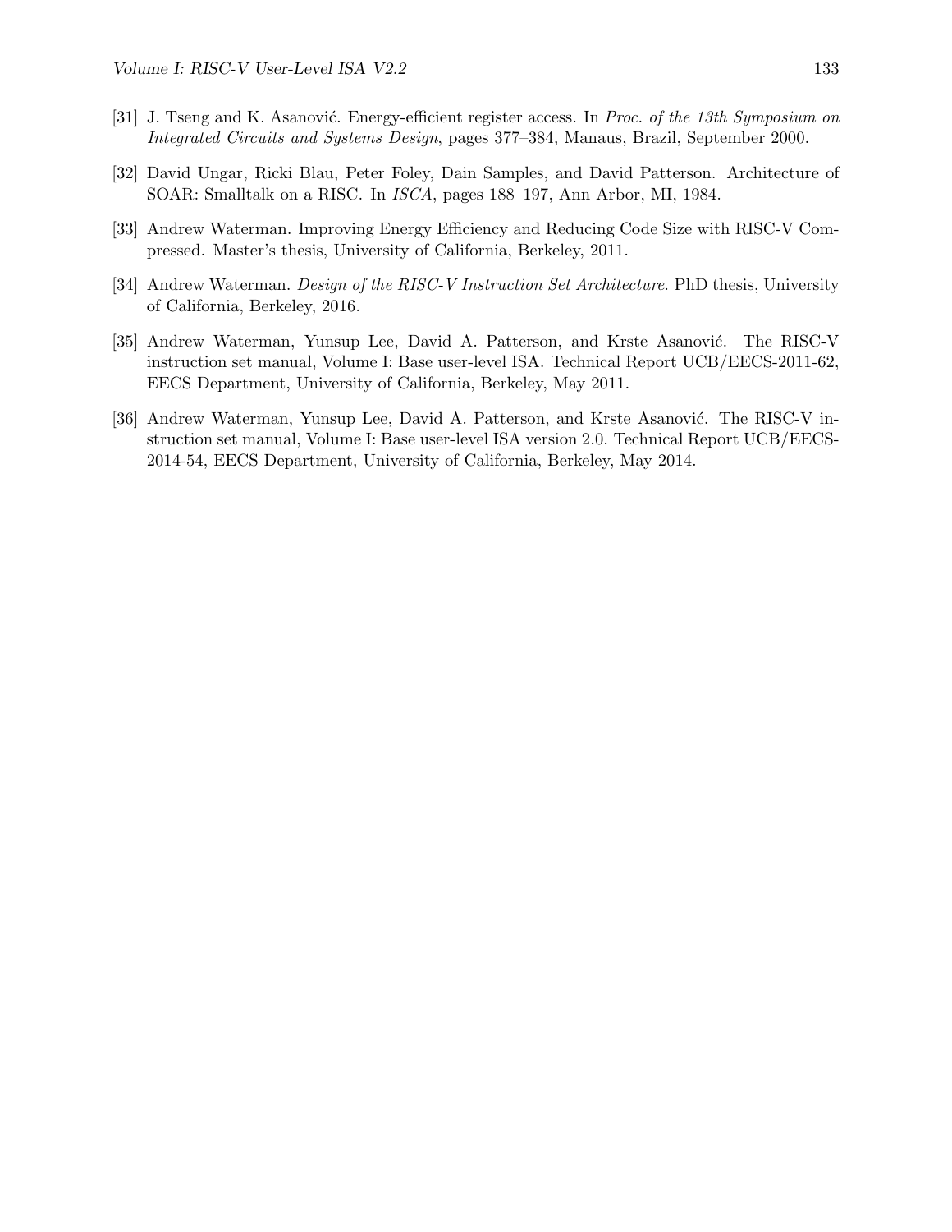[31] J. Tseng and K. Asanović. Energy-efficient register access. In *Proc. of the 13th Symposium on Integrated Circuits and Systems Design*, pages 377–384, Manaus, Brazil, September 2000.

[32] David Ungar, Ricki Blau, Peter Foley, Dain Samples, and David Patterson. Architecture of SOAR: Smalltalk on a RISC. In *ISCA*, pages 188–197, Ann Arbor, MI, 1984.

[33] Andrew Waterman. Improving Energy Efficiency and Reducing Code Size with RISC-V Compressed. Master's thesis, University of California, Berkeley, 2011.

[34] Andrew Waterman. *Design of the RISC-V Instruction Set Architecture*. PhD thesis, University of California, Berkeley, 2016.

[35] Andrew Waterman, Yunsup Lee, David A. Patterson, and Krste Asanović. The RISC-V instruction set manual, Volume I: Base user-level ISA. Technical Report UCB/EECS-2011-62, EECS Department, University of California, Berkeley, May 2011.

[36] Andrew Waterman, Yunsup Lee, David A. Patterson, and Krste Asanović. The RISC-V instruction set manual, Volume I: Base user-level ISA version 2.0. Technical Report UCB/EECS-2014-54, EECS Department, University of California, Berkeley, May 2014.